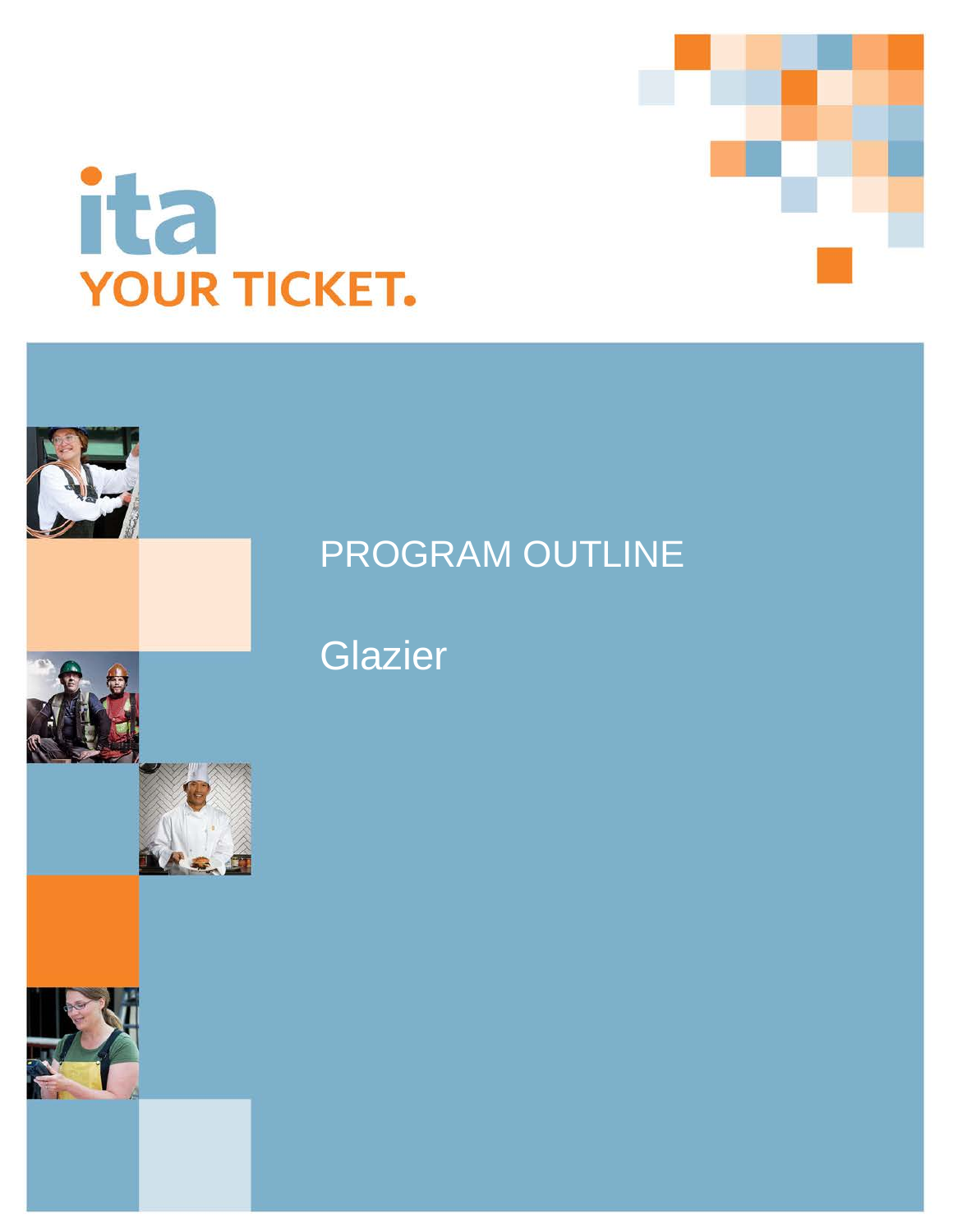ita

YOUR TICKET.

# PROGRAM OUTLINE

## Glazier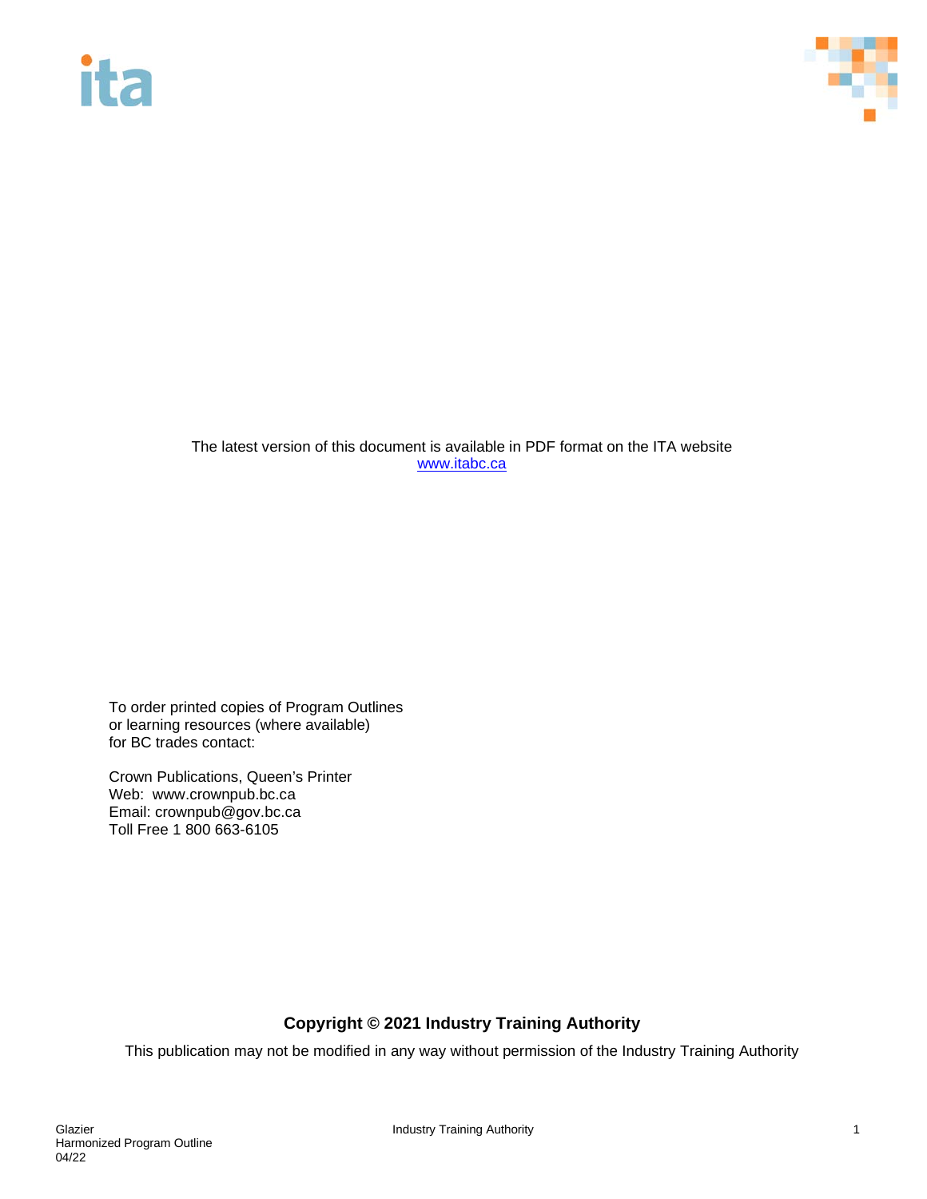The latest version of this document is available in PDF format on the ITA website
[www.itabc.ca](http://www.itabc.ca)

To order printed copies of Program Outlines
or learning resources (where available)
for BC trades contact:

Crown Publications, Queen's Printer
Web: www.crownpub.bc.ca
Email: crownpub@gov.bc.ca
Toll Free 1 800 663-6105

**Copyright © 2021 Industry Training Authority**

This publication may not be modified in any way without permission of the Industry Training Authority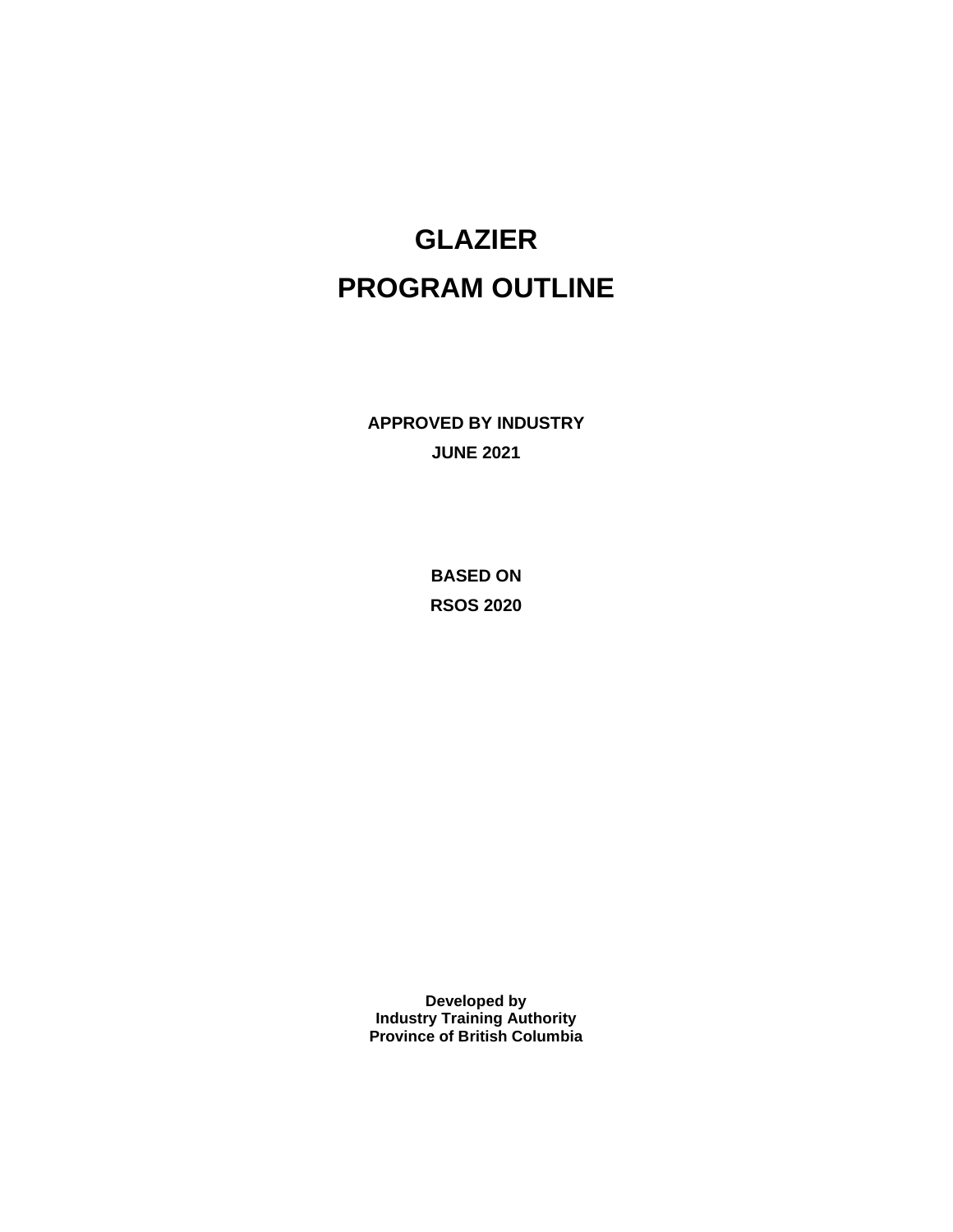# GLAZIER

# PROGRAM OUTLINE

**APPROVED BY INDUSTRY**

**JUNE 2021**

**BASED ON**

**RSOS 2020**

**Developed by**
**Industry Training Authority**
**Province of British Columbia**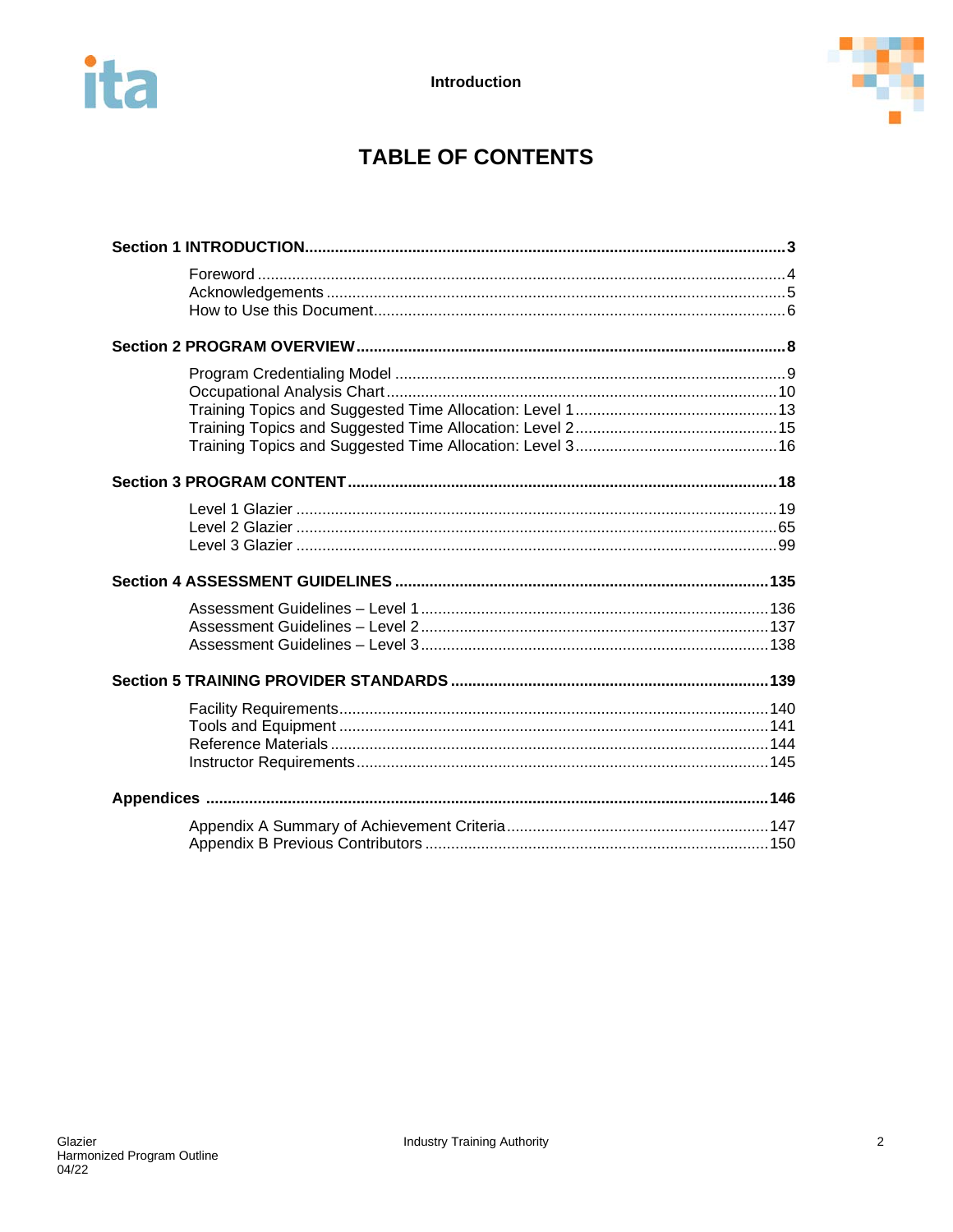# TABLE OF CONTENTS

**Section 1 INTRODUCTION** .......... **3**

- Foreword .......... 4
- Acknowledgements .......... 5
- How to Use this Document .......... 6

**Section 2 PROGRAM OVERVIEW** .......... **8**

- Program Credentialing Model .......... 9
- Occupational Analysis Chart .......... 10
- Training Topics and Suggested Time Allocation: Level 1 .......... 13
- Training Topics and Suggested Time Allocation: Level 2 .......... 15
- Training Topics and Suggested Time Allocation: Level 3 .......... 16

**Section 3 PROGRAM CONTENT** .......... **18**

- Level 1 Glazier .......... 19
- Level 2 Glazier .......... 65
- Level 3 Glazier .......... 99

**Section 4 ASSESSMENT GUIDELINES** .......... **135**

- Assessment Guidelines – Level 1 .......... 136
- Assessment Guidelines – Level 2 .......... 137
- Assessment Guidelines – Level 3 .......... 138

**Section 5 TRAINING PROVIDER STANDARDS** .......... **139**

- Facility Requirements .......... 140
- Tools and Equipment .......... 141
- Reference Materials .......... 144
- Instructor Requirements .......... 145

**Appendices** .......... **146**

- Appendix A Summary of Achievement Criteria .......... 147
- Appendix B Previous Contributors .......... 150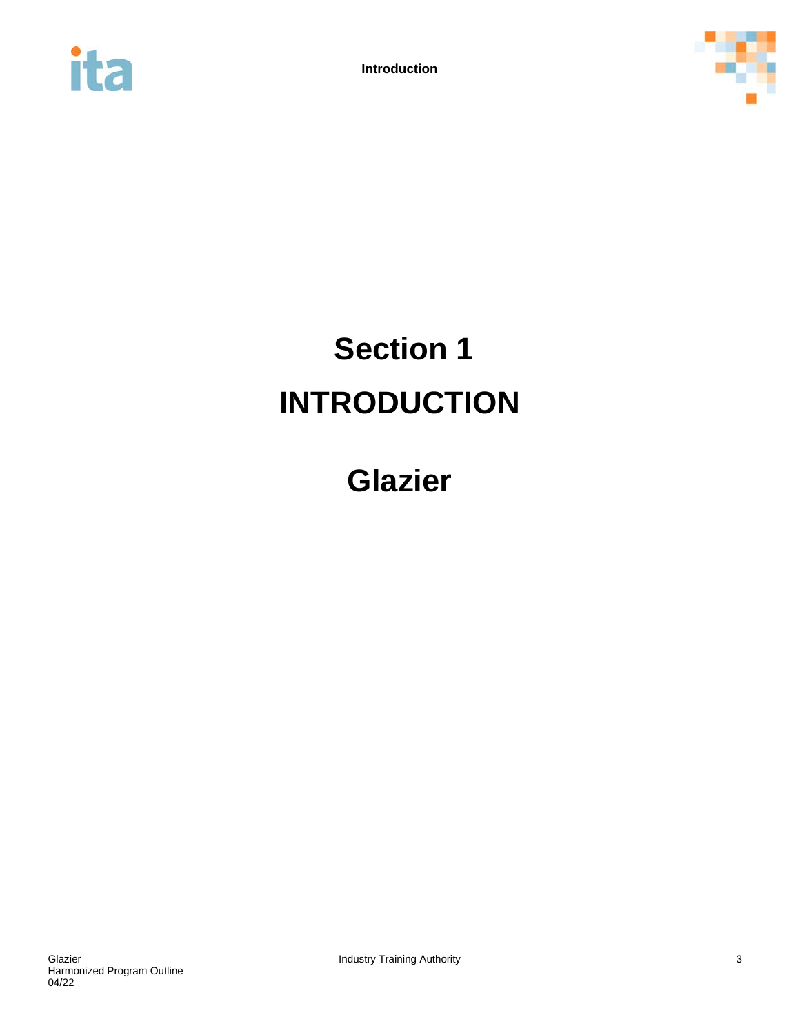# Section 1

# INTRODUCTION

# Glazier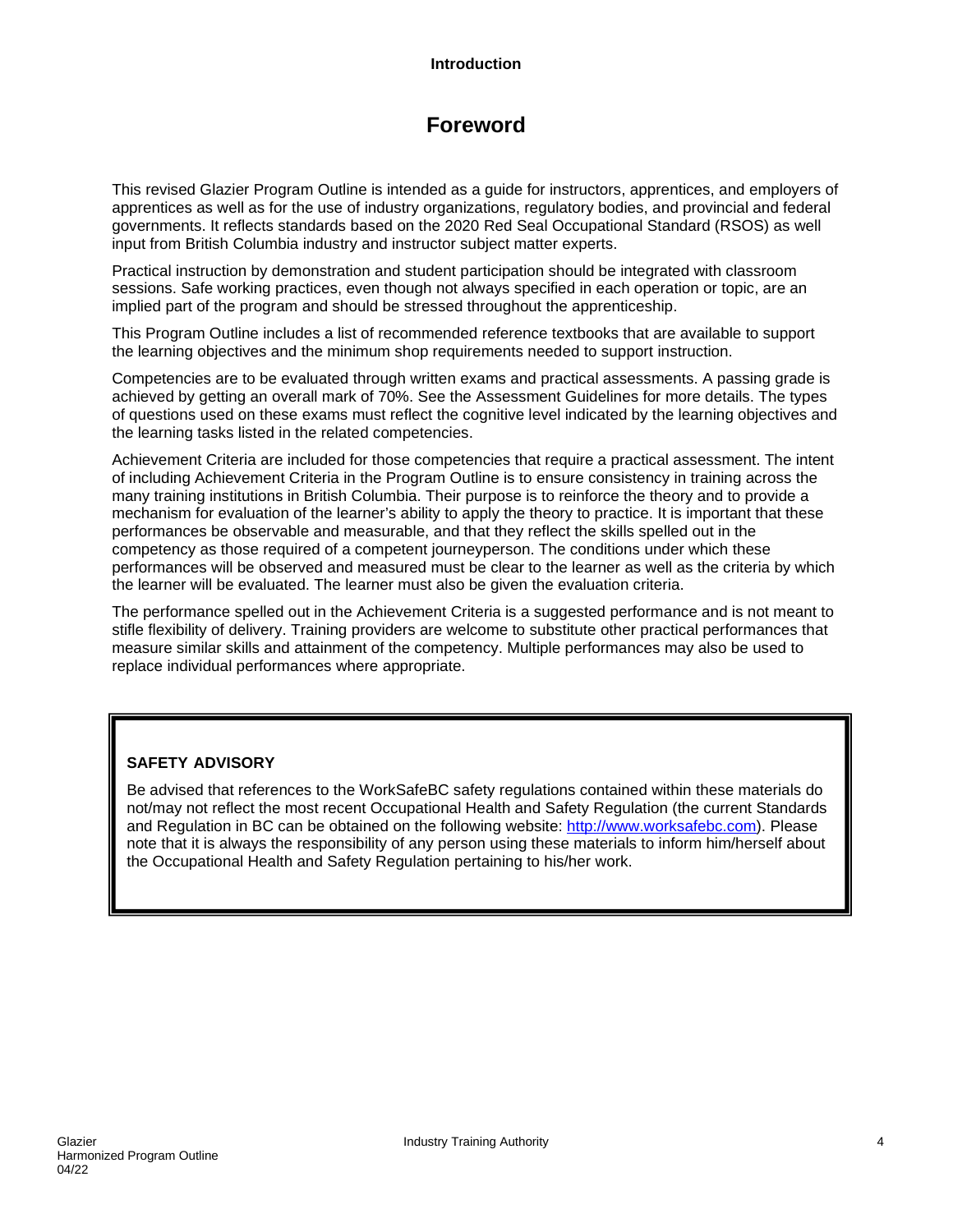# Foreword

This revised Glazier Program Outline is intended as a guide for instructors, apprentices, and employers of apprentices as well as for the use of industry organizations, regulatory bodies, and provincial and federal governments. It reflects standards based on the 2020 Red Seal Occupational Standard (RSOS) as well input from British Columbia industry and instructor subject matter experts.

Practical instruction by demonstration and student participation should be integrated with classroom sessions. Safe working practices, even though not always specified in each operation or topic, are an implied part of the program and should be stressed throughout the apprenticeship.

This Program Outline includes a list of recommended reference textbooks that are available to support the learning objectives and the minimum shop requirements needed to support instruction.

Competencies are to be evaluated through written exams and practical assessments. A passing grade is achieved by getting an overall mark of 70%. See the Assessment Guidelines for more details. The types of questions used on these exams must reflect the cognitive level indicated by the learning objectives and the learning tasks listed in the related competencies.

Achievement Criteria are included for those competencies that require a practical assessment. The intent of including Achievement Criteria in the Program Outline is to ensure consistency in training across the many training institutions in British Columbia. Their purpose is to reinforce the theory and to provide a mechanism for evaluation of the learner's ability to apply the theory to practice. It is important that these performances be observable and measurable, and that they reflect the skills spelled out in the competency as those required of a competent journeyperson. The conditions under which these performances will be observed and measured must be clear to the learner as well as the criteria by which the learner will be evaluated. The learner must also be given the evaluation criteria.

The performance spelled out in the Achievement Criteria is a suggested performance and is not meant to stifle flexibility of delivery. Training providers are welcome to substitute other practical performances that measure similar skills and attainment of the competency. Multiple performances may also be used to replace individual performances where appropriate.

**SAFETY ADVISORY**

Be advised that references to the WorkSafeBC safety regulations contained within these materials do not/may not reflect the most recent Occupational Health and Safety Regulation (the current Standards and Regulation in BC can be obtained on the following website: http://www.worksafebc.com). Please note that it is always the responsibility of any person using these materials to inform him/herself about the Occupational Health and Safety Regulation pertaining to his/her work.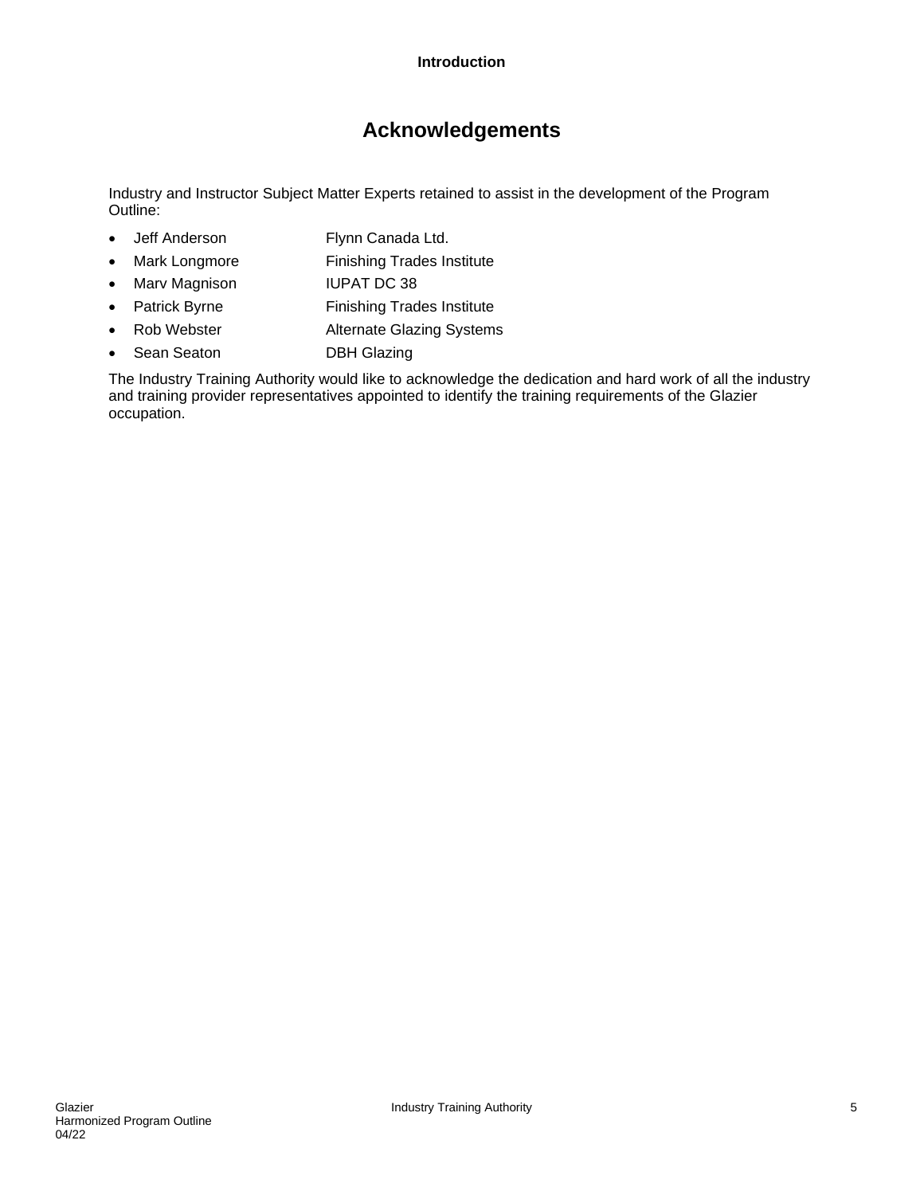# Acknowledgements

Industry and Instructor Subject Matter Experts retained to assist in the development of the Program Outline:

- Jeff Anderson — Flynn Canada Ltd.
- Mark Longmore — Finishing Trades Institute
- Marv Magnison — IUPAT DC 38
- Patrick Byrne — Finishing Trades Institute
- Rob Webster — Alternate Glazing Systems
- Sean Seaton — DBH Glazing

The Industry Training Authority would like to acknowledge the dedication and hard work of all the industry and training provider representatives appointed to identify the training requirements of the Glazier occupation.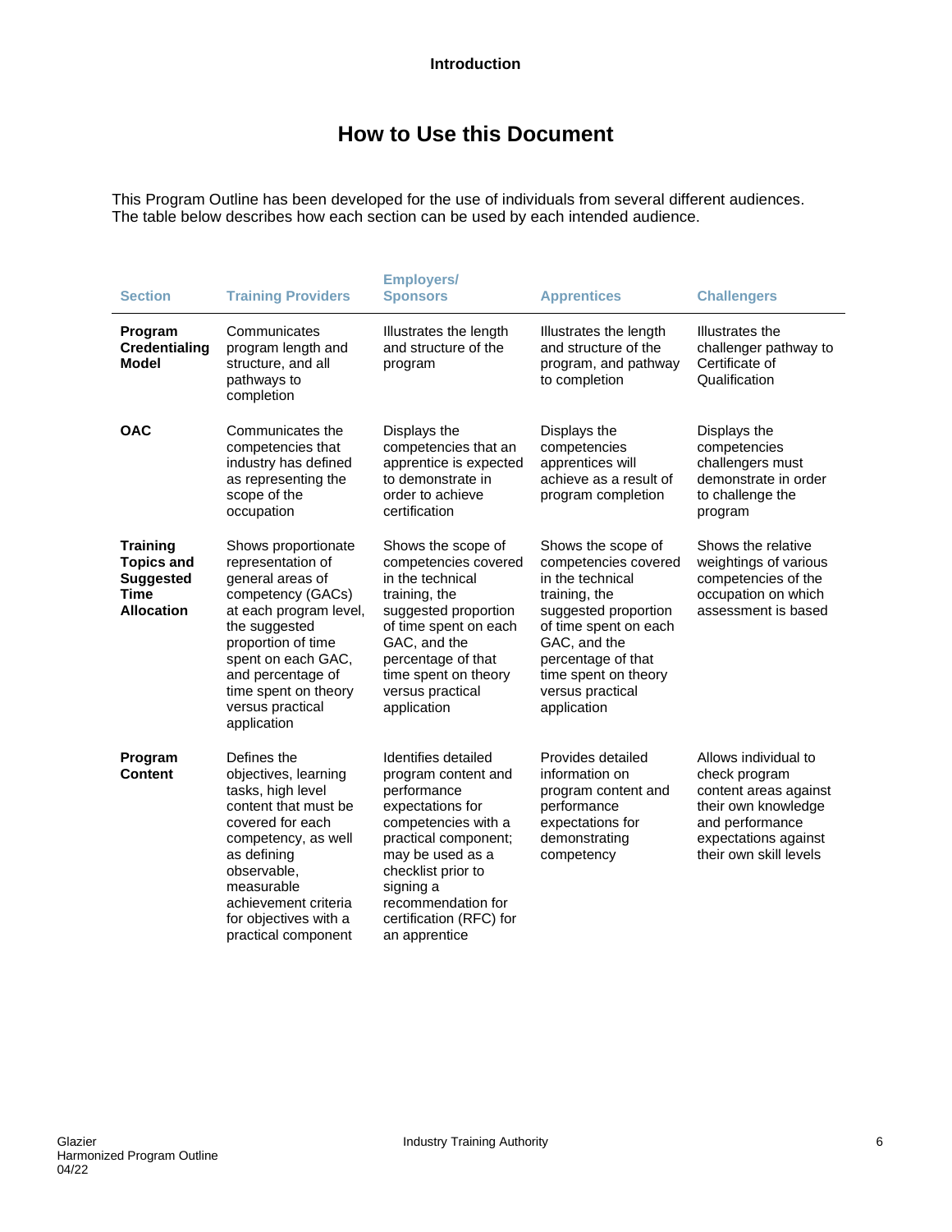# How to Use this Document

This Program Outline has been developed for the use of individuals from several different audiences. The table below describes how each section can be used by each intended audience.

| Section | Training Providers | Employers/ Sponsors | Apprentices | Challengers |
|---|---|---|---|---|
| **Program Credentialing Model** | Communicates program length and structure, and all pathways to completion | Illustrates the length and structure of the program | Illustrates the length and structure of the program, and pathway to completion | Illustrates the challenger pathway to Certificate of Qualification |
| **OAC** | Communicates the competencies that industry has defined as representing the scope of the occupation | Displays the competencies that an apprentice is expected to demonstrate in order to achieve certification | Displays the competencies apprentices will achieve as a result of program completion | Displays the competencies challengers must demonstrate in order to challenge the program |
| **Training Topics and Suggested Time Allocation** | Shows proportionate representation of general areas of competency (GACs) at each program level, the suggested proportion of time spent on each GAC, and percentage of time spent on theory versus practical application | Shows the scope of competencies covered in the technical training, the suggested proportion of time spent on each GAC, and the percentage of that time spent on theory versus practical application | Shows the scope of competencies covered in the technical training, the suggested proportion of time spent on each GAC, and the percentage of that time spent on theory versus practical application | Shows the relative weightings of various competencies of the occupation on which assessment is based |
| **Program Content** | Defines the objectives, learning tasks, high level content that must be covered for each competency, as well as defining observable, measurable achievement criteria for objectives with a practical component | Identifies detailed program content and performance expectations for competencies with a practical component; may be used as a checklist prior to signing a recommendation for certification (RFC) for an apprentice | Provides detailed information on program content and performance expectations for demonstrating competency | Allows individual to check program content areas against their own knowledge and performance expectations against their own skill levels |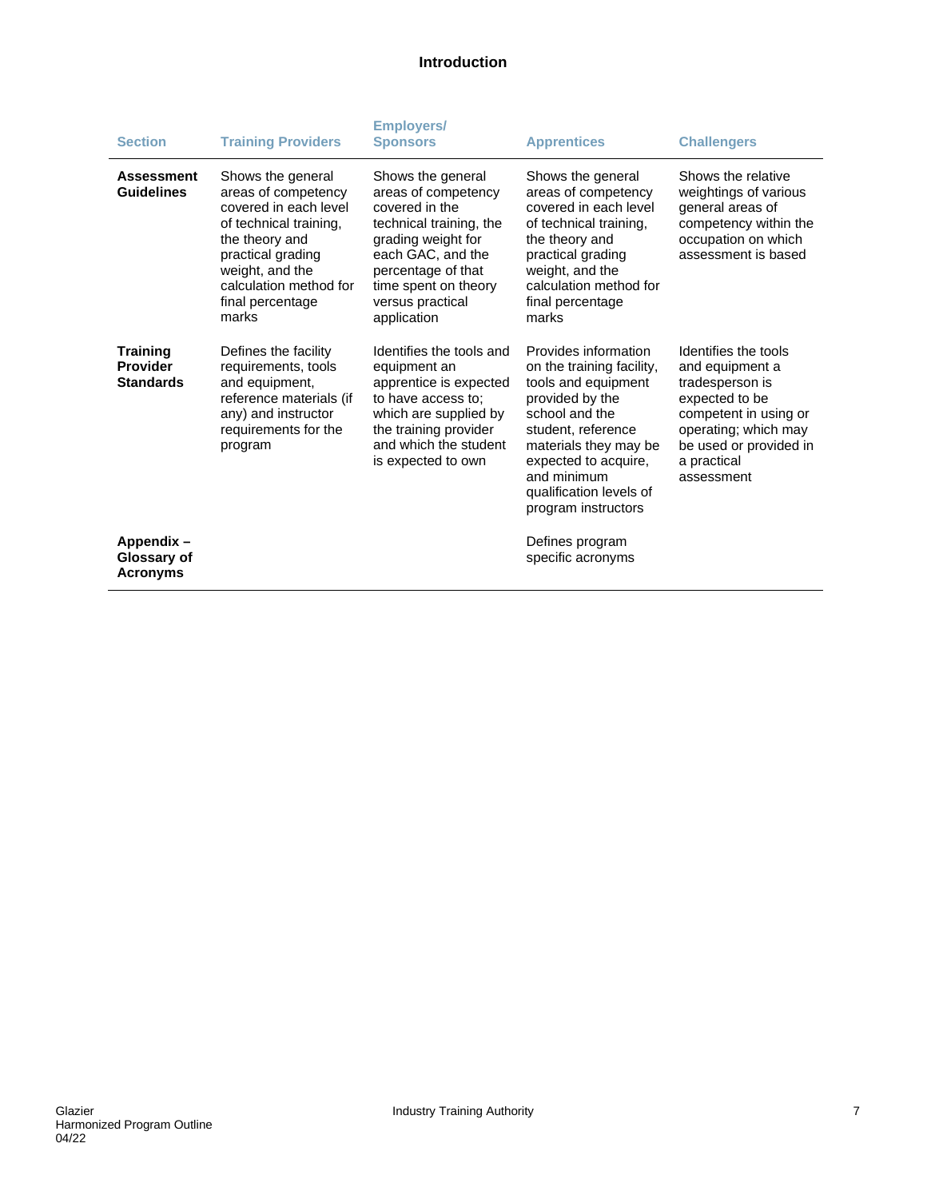## Introduction

| Section | Training Providers | Employers/ Sponsors | Apprentices | Challengers |
|---|---|---|---|---|
| **Assessment Guidelines** | Shows the general areas of competency covered in each level of technical training, the theory and practical grading weight, and the calculation method for final percentage marks | Shows the general areas of competency covered in the technical training, the grading weight for each GAC, and the percentage of that time spent on theory versus practical application | Shows the general areas of competency covered in each level of technical training, the theory and practical grading weight, and the calculation method for final percentage marks | Shows the relative weightings of various general areas of competency within the occupation on which assessment is based |
| **Training Provider Standards** | Defines the facility requirements, tools and equipment, reference materials (if any) and instructor requirements for the program | Identifies the tools and equipment an apprentice is expected to have access to; which are supplied by the training provider and which the student is expected to own | Provides information on the training facility, tools and equipment provided by the school and the student, reference materials they may be expected to acquire, and minimum qualification levels of program instructors | Identifies the tools and equipment a tradesperson is expected to be competent in using or operating; which may be used or provided in a practical assessment |
| **Appendix – Glossary of Acronyms** | | | Defines program specific acronyms | |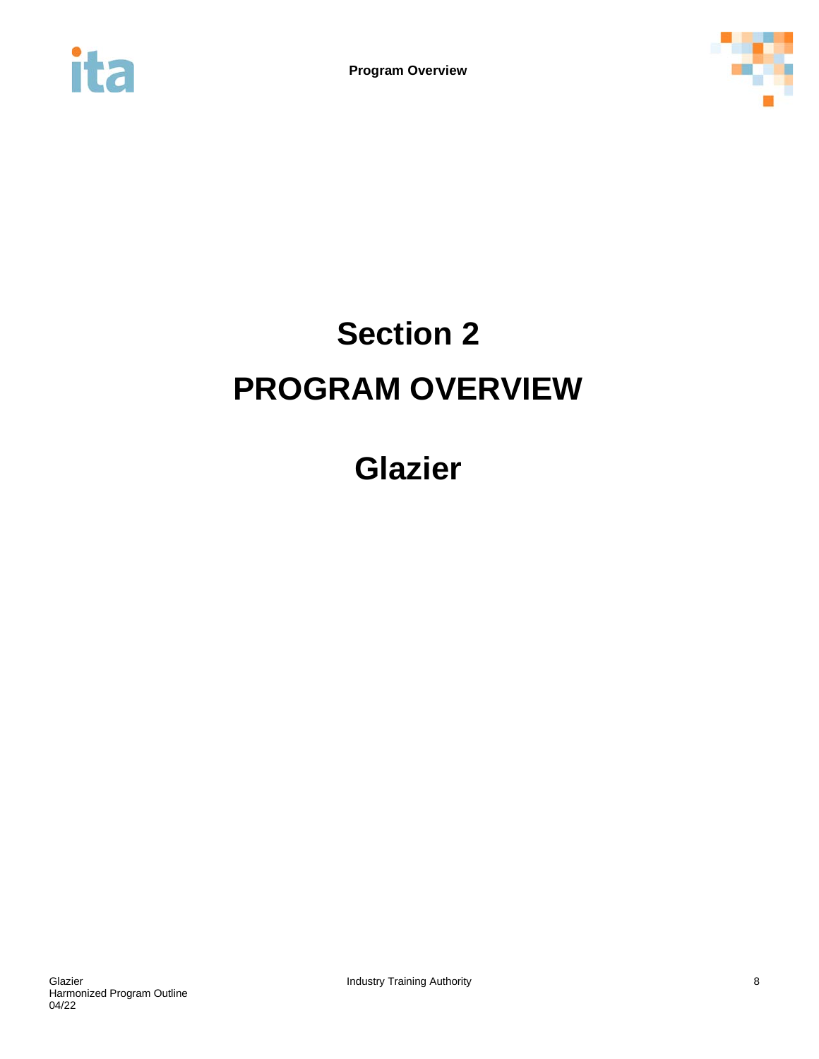# Section 2

# PROGRAM OVERVIEW

# Glazier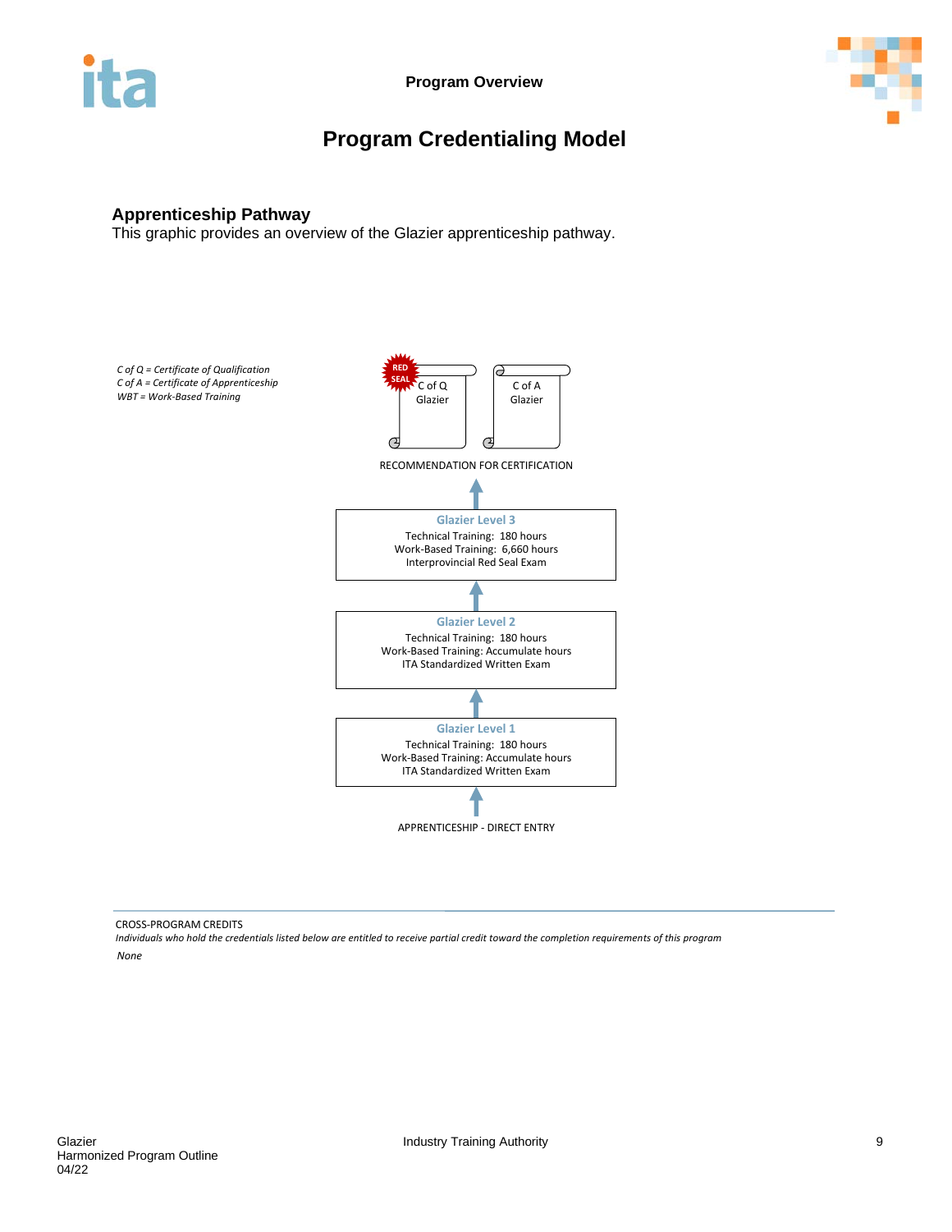# Program Credentialing Model

## Apprenticeship Pathway

This graphic provides an overview of the Glazier apprenticeship pathway.

*C of Q = Certificate of Qualification*
*C of A = Certificate of Apprenticeship*
*WBT = Work-Based Training*

RED SEAL C of Q Glazier

C of A Glazier

RECOMMENDATION FOR CERTIFICATION

**Glazier Level 3**
Technical Training: 180 hours
Work-Based Training: 6,660 hours
Interprovincial Red Seal Exam

**Glazier Level 2**
Technical Training: 180 hours
Work-Based Training: Accumulate hours
ITA Standardized Written Exam

**Glazier Level 1**
Technical Training: 180 hours
Work-Based Training: Accumulate hours
ITA Standardized Written Exam

APPRENTICESHIP - DIRECT ENTRY

---

CROSS-PROGRAM CREDITS

*Individuals who hold the credentials listed below are entitled to receive partial credit toward the completion requirements of this program*

*None*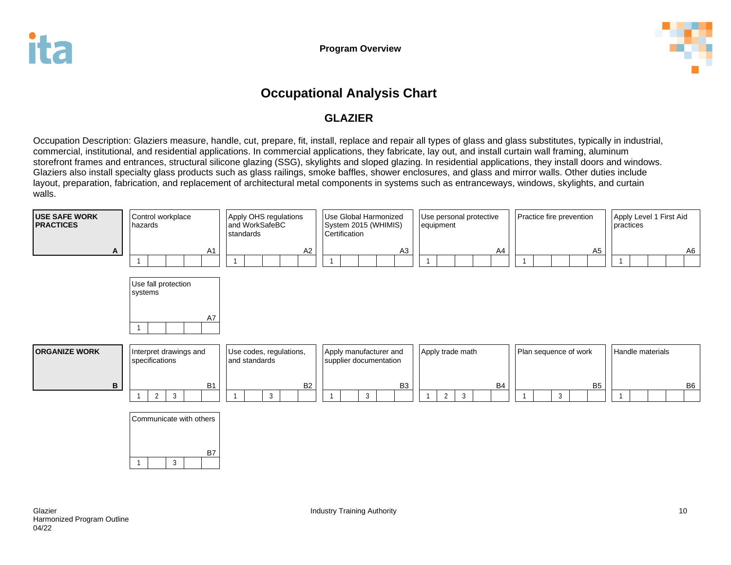# Occupational Analysis Chart

## GLAZIER

Occupation Description: Glaziers measure, handle, cut, prepare, fit, install, replace and repair all types of glass and glass substitutes, typically in industrial, commercial, institutional, and residential applications. In commercial applications, they fabricate, lay out, and install curtain wall framing, aluminum storefront frames and entrances, structural silicone glazing (SSG), skylights and sloped glazing. In residential applications, they install doors and windows. Glaziers also install specialty glass products such as glass railings, smoke baffles, shower enclosures, and glass and mirror walls. Other duties include layout, preparation, fabrication, and replacement of architectural metal components in systems such as entranceways, windows, skylights, and curtain walls.

**USE SAFE WORK PRACTICES — A**

| Code | Competency | Levels |
|---|---|---|
| A1 | Control workplace hazards | 1 |
| A2 | Apply OHS regulations and WorkSafeBC standards | 1 |
| A3 | Use Global Harmonized System 2015 (WHIMIS) Certification | 1 |
| A4 | Use personal protective equipment | 1 |
| A5 | Practice fire prevention | 1 |
| A6 | Apply Level 1 First Aid practices | 1 |
| A7 | Use fall protection systems | 1 |

**ORGANIZE WORK — B**

| Code | Competency | Levels |
|---|---|---|
| B1 | Interpret drawings and specifications | 1, 2, 3 |
| B2 | Use codes, regulations, and standards | 1, 3 |
| B3 | Apply manufacturer and supplier documentation | 1, 3 |
| B4 | Apply trade math | 1, 2, 3 |
| B5 | Plan sequence of work | 1, 3 |
| B6 | Handle materials | 1 |
| B7 | Communicate with others | 1, 3 |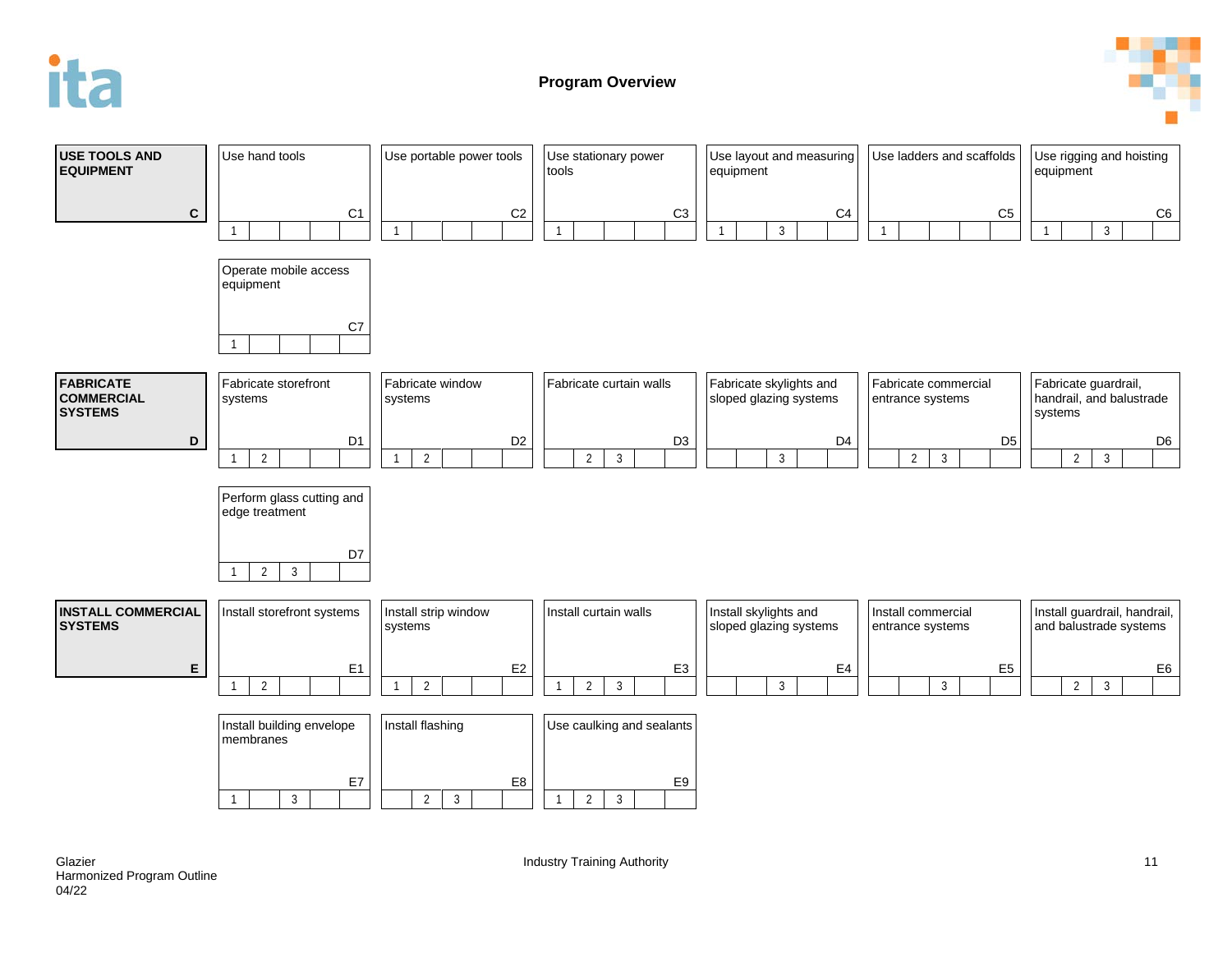# Program Overview

| Line | Competency | Code | Levels |
|---|---|---|---|
| **USE TOOLS AND EQUIPMENT** (C) | Use hand tools | C1 | 1 |
| | Use portable power tools | C2 | 1 |
| | Use stationary power tools | C3 | 1 |
| | Use layout and measuring equipment | C4 | 1, 3 |
| | Use ladders and scaffolds | C5 | 1 |
| | Use rigging and hoisting equipment | C6 | 1, 3 |
| | Operate mobile access equipment | C7 | 1 |
| **FABRICATE COMMERCIAL SYSTEMS** (D) | Fabricate storefront systems | D1 | 1, 2 |
| | Fabricate window systems | D2 | 1, 2 |
| | Fabricate curtain walls | D3 | 2, 3 |
| | Fabricate skylights and sloped glazing systems | D4 | 3 |
| | Fabricate commercial entrance systems | D5 | 2, 3 |
| | Fabricate guardrail, handrail, and balustrade systems | D6 | 2, 3 |
| | Perform glass cutting and edge treatment | D7 | 1, 2, 3 |
| **INSTALL COMMERCIAL SYSTEMS** (E) | Install storefront systems | E1 | 1, 2 |
| | Install strip window systems | E2 | 1, 2 |
| | Install curtain walls | E3 | 1, 2, 3 |
| | Install skylights and sloped glazing systems | E4 | 3 |
| | Install commercial entrance systems | E5 | 3 |
| | Install guardrail, handrail, and balustrade systems | E6 | 2, 3 |
| | Install building envelope membranes | E7 | 1, 3 |
| | Install flashing | E8 | 2, 3 |
| | Use caulking and sealants | E9 | 1, 2, 3 |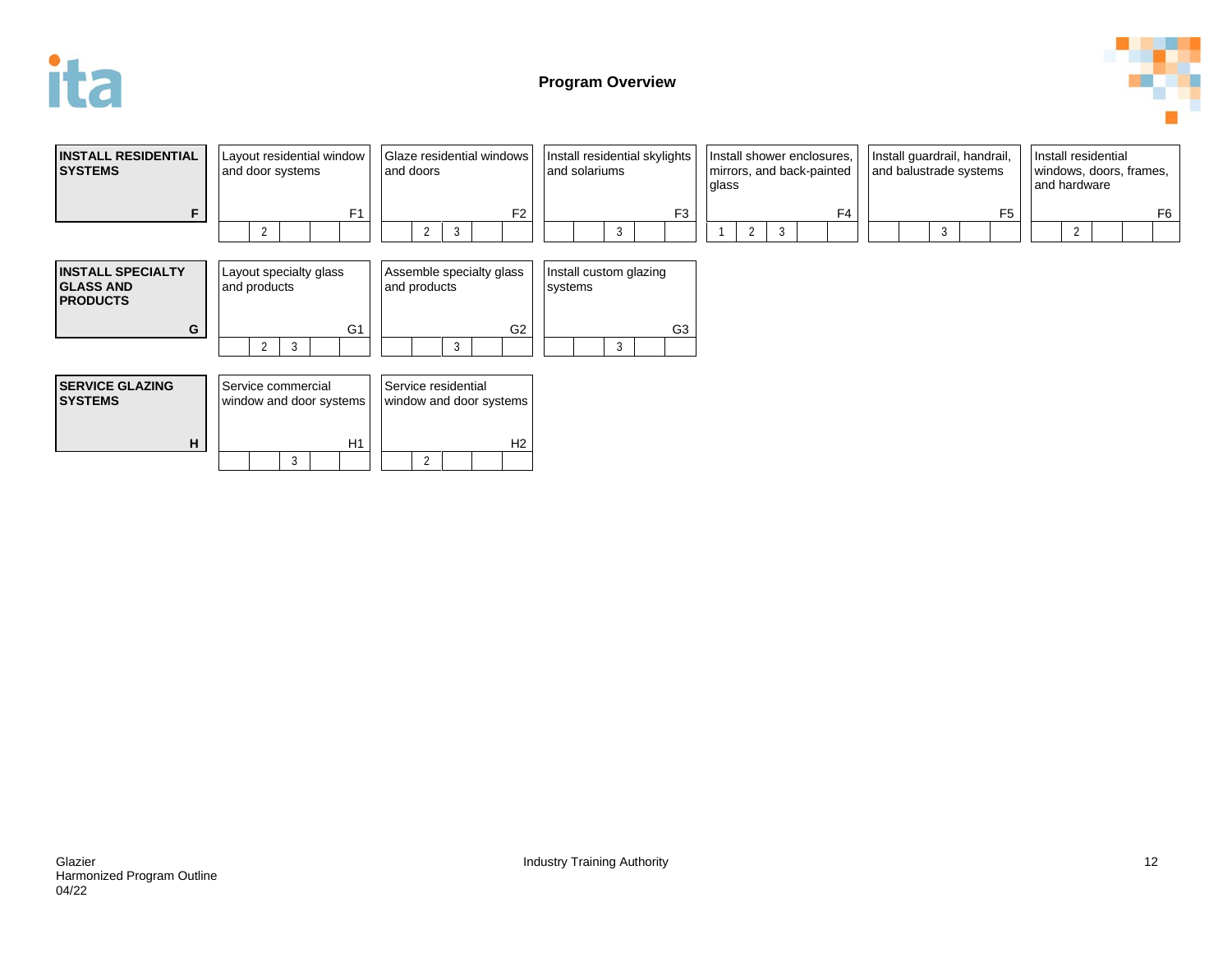# Program Overview

| | | | | | | |
|---|---|---|---|---|---|---|
| **INSTALL RESIDENTIAL SYSTEMS** **F** | Layout residential window and door systems F1 (Levels: 2) | Glaze residential windows and doors F2 (Levels: 2, 3) | Install residential skylights and solariums F3 (Levels: 3) | Install shower enclosures, mirrors, and back-painted glass F4 (Levels: 1, 2, 3) | Install guardrail, handrail, and balustrade systems F5 (Levels: 3) | Install residential windows, doors, frames, and hardware F6 (Levels: 2) |
| **INSTALL SPECIALTY GLASS AND PRODUCTS** **G** | Layout specialty glass and products G1 (Levels: 2, 3) | Assemble specialty glass and products G2 (Levels: 3) | Install custom glazing systems G3 (Levels: 3) | | | |
| **SERVICE GLAZING SYSTEMS** **H** | Service commercial window and door systems H1 (Levels: 3) | Service residential window and door systems H2 (Levels: 2) | | | | |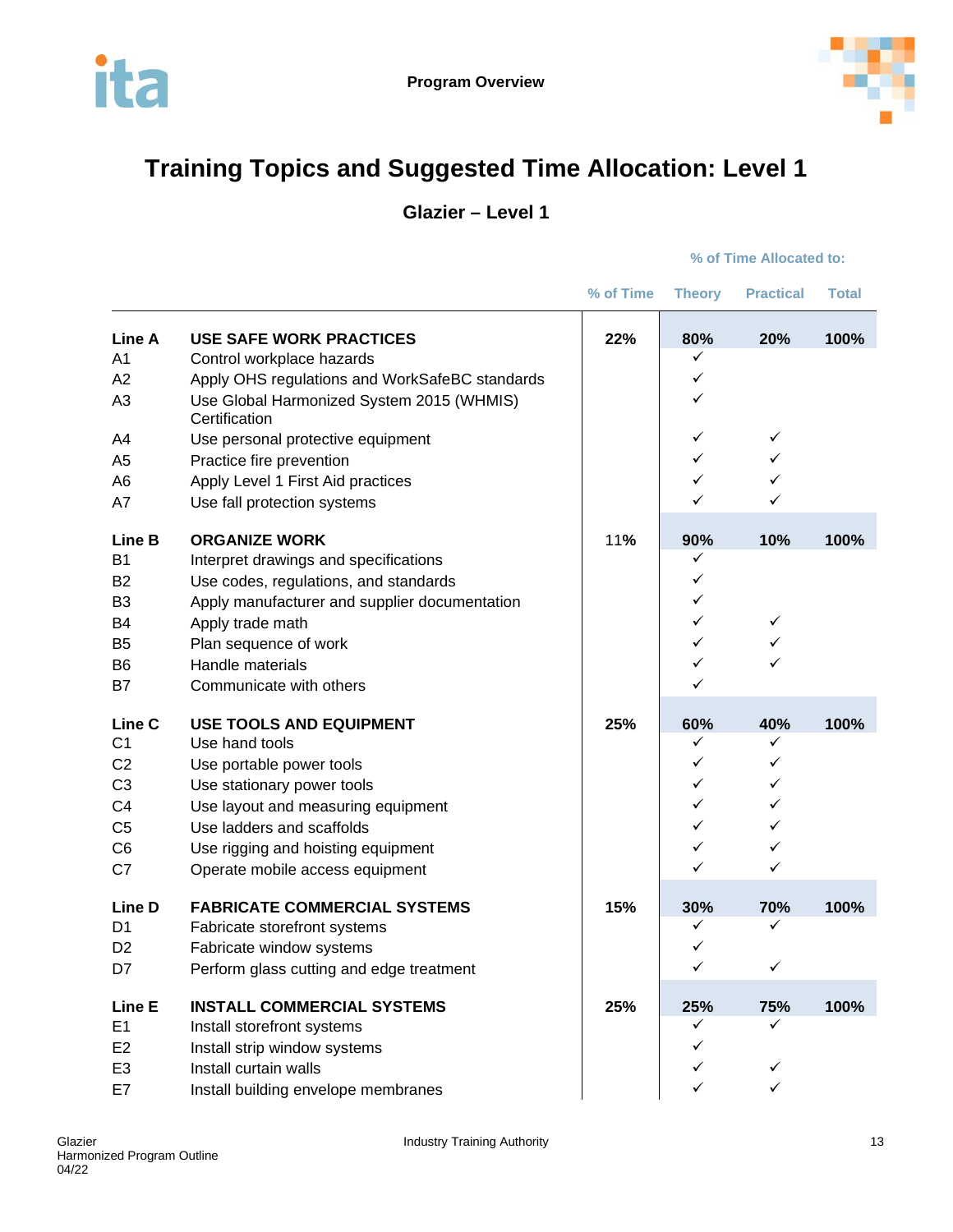# Training Topics and Suggested Time Allocation: Level 1

## Glazier – Level 1

| | | % of Time | Theory | Practical | Total |
|---|---|---|---|---|---|
| | | | % of Time Allocated to: | | |
| **Line A** | **USE SAFE WORK PRACTICES** | **22%** | **80%** | **20%** | **100%** |
| A1 | Control workplace hazards | | ✓ | | |
| A2 | Apply OHS regulations and WorkSafeBC standards | | ✓ | | |
| A3 | Use Global Harmonized System 2015 (WHMIS) Certification | | ✓ | | |
| A4 | Use personal protective equipment | | ✓ | ✓ | |
| A5 | Practice fire prevention | | ✓ | ✓ | |
| A6 | Apply Level 1 First Aid practices | | ✓ | ✓ | |
| A7 | Use fall protection systems | | ✓ | ✓ | |
| **Line B** | **ORGANIZE WORK** | 11% | **90%** | **10%** | **100%** |
| B1 | Interpret drawings and specifications | | ✓ | | |
| B2 | Use codes, regulations, and standards | | ✓ | | |
| B3 | Apply manufacturer and supplier documentation | | ✓ | | |
| B4 | Apply trade math | | ✓ | ✓ | |
| B5 | Plan sequence of work | | ✓ | ✓ | |
| B6 | Handle materials | | ✓ | ✓ | |
| B7 | Communicate with others | | ✓ | | |
| **Line C** | **USE TOOLS AND EQUIPMENT** | **25%** | **60%** | **40%** | **100%** |
| C1 | Use hand tools | | ✓ | ✓ | |
| C2 | Use portable power tools | | ✓ | ✓ | |
| C3 | Use stationary power tools | | ✓ | ✓ | |
| C4 | Use layout and measuring equipment | | ✓ | ✓ | |
| C5 | Use ladders and scaffolds | | ✓ | ✓ | |
| C6 | Use rigging and hoisting equipment | | ✓ | ✓ | |
| C7 | Operate mobile access equipment | | ✓ | ✓ | |
| **Line D** | **FABRICATE COMMERCIAL SYSTEMS** | **15%** | **30%** | **70%** | **100%** |
| D1 | Fabricate storefront systems | | ✓ | ✓ | |
| D2 | Fabricate window systems | | ✓ | | |
| D7 | Perform glass cutting and edge treatment | | ✓ | ✓ | |
| **Line E** | **INSTALL COMMERCIAL SYSTEMS** | **25%** | **25%** | **75%** | **100%** |
| E1 | Install storefront systems | | ✓ | ✓ | |
| E2 | Install strip window systems | | ✓ | | |
| E3 | Install curtain walls | | ✓ | ✓ | |
| E7 | Install building envelope membranes | | ✓ | ✓ | |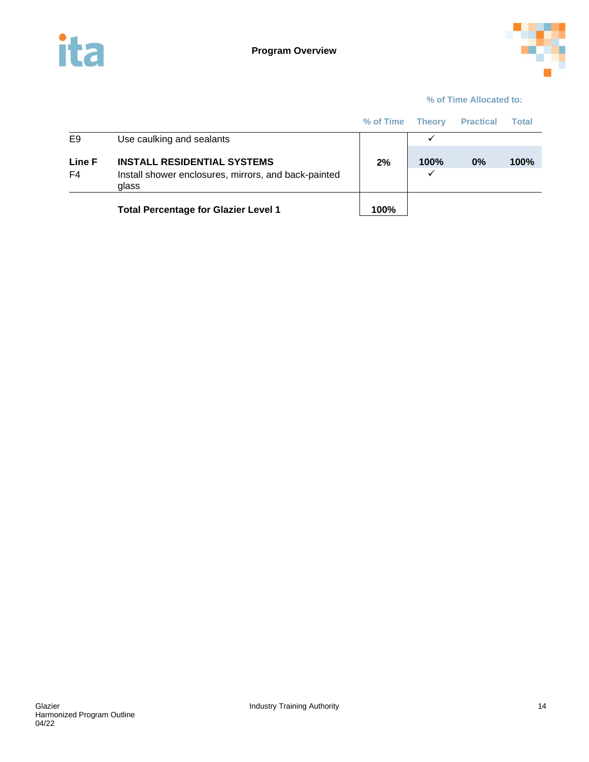| | | % of Time | % of Time Allocated to: | | |
|---|---|---|---|---|---|
| | | | Theory | Practical | Total |
| E9 | Use caulking and sealants | | ✓ | | |
| **Line F** | **INSTALL RESIDENTIAL SYSTEMS** | **2%** | **100%** | **0%** | **100%** |
| F4 | Install shower enclosures, mirrors, and back-painted glass | | ✓ | | |
| | **Total Percentage for Glazier Level 1** | **100%** | | | |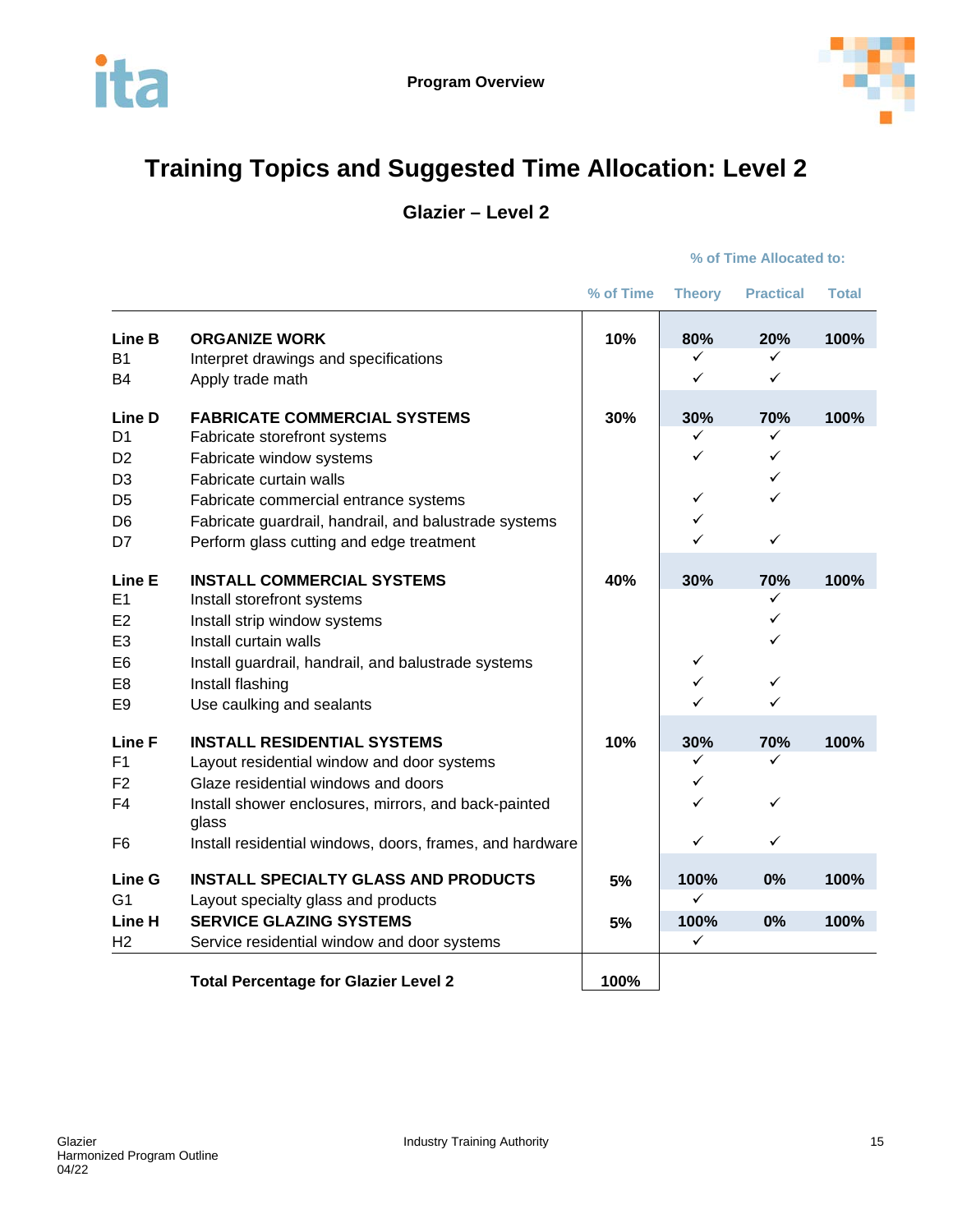# Training Topics and Suggested Time Allocation: Level 2

## Glazier – Level 2

| | | % of Time | % of Time Allocated to: Theory | Practical | Total |
|---|---|---|---|---|---|
| **Line B** | **ORGANIZE WORK** | **10%** | **80%** | **20%** | **100%** |
| B1 | Interpret drawings and specifications | | ✓ | ✓ | |
| B4 | Apply trade math | | ✓ | ✓ | |
| **Line D** | **FABRICATE COMMERCIAL SYSTEMS** | **30%** | **30%** | **70%** | **100%** |
| D1 | Fabricate storefront systems | | ✓ | ✓ | |
| D2 | Fabricate window systems | | ✓ | ✓ | |
| D3 | Fabricate curtain walls | | | ✓ | |
| D5 | Fabricate commercial entrance systems | | ✓ | ✓ | |
| D6 | Fabricate guardrail, handrail, and balustrade systems | | ✓ | | |
| D7 | Perform glass cutting and edge treatment | | ✓ | ✓ | |
| **Line E** | **INSTALL COMMERCIAL SYSTEMS** | **40%** | **30%** | **70%** | **100%** |
| E1 | Install storefront systems | | | ✓ | |
| E2 | Install strip window systems | | | ✓ | |
| E3 | Install curtain walls | | | ✓ | |
| E6 | Install guardrail, handrail, and balustrade systems | | ✓ | | |
| E8 | Install flashing | | ✓ | ✓ | |
| E9 | Use caulking and sealants | | ✓ | ✓ | |
| **Line F** | **INSTALL RESIDENTIAL SYSTEMS** | **10%** | **30%** | **70%** | **100%** |
| F1 | Layout residential window and door systems | | ✓ | ✓ | |
| F2 | Glaze residential windows and doors | | ✓ | | |
| F4 | Install shower enclosures, mirrors, and back-painted glass | | ✓ | ✓ | |
| F6 | Install residential windows, doors, frames, and hardware | | ✓ | ✓ | |
| **Line G** | **INSTALL SPECIALTY GLASS AND PRODUCTS** | **5%** | **100%** | **0%** | **100%** |
| G1 | Layout specialty glass and products | | ✓ | | |
| **Line H** | **SERVICE GLAZING SYSTEMS** | **5%** | **100%** | **0%** | **100%** |
| H2 | Service residential window and door systems | | ✓ | | |
| | **Total Percentage for Glazier Level 2** | **100%** | | | |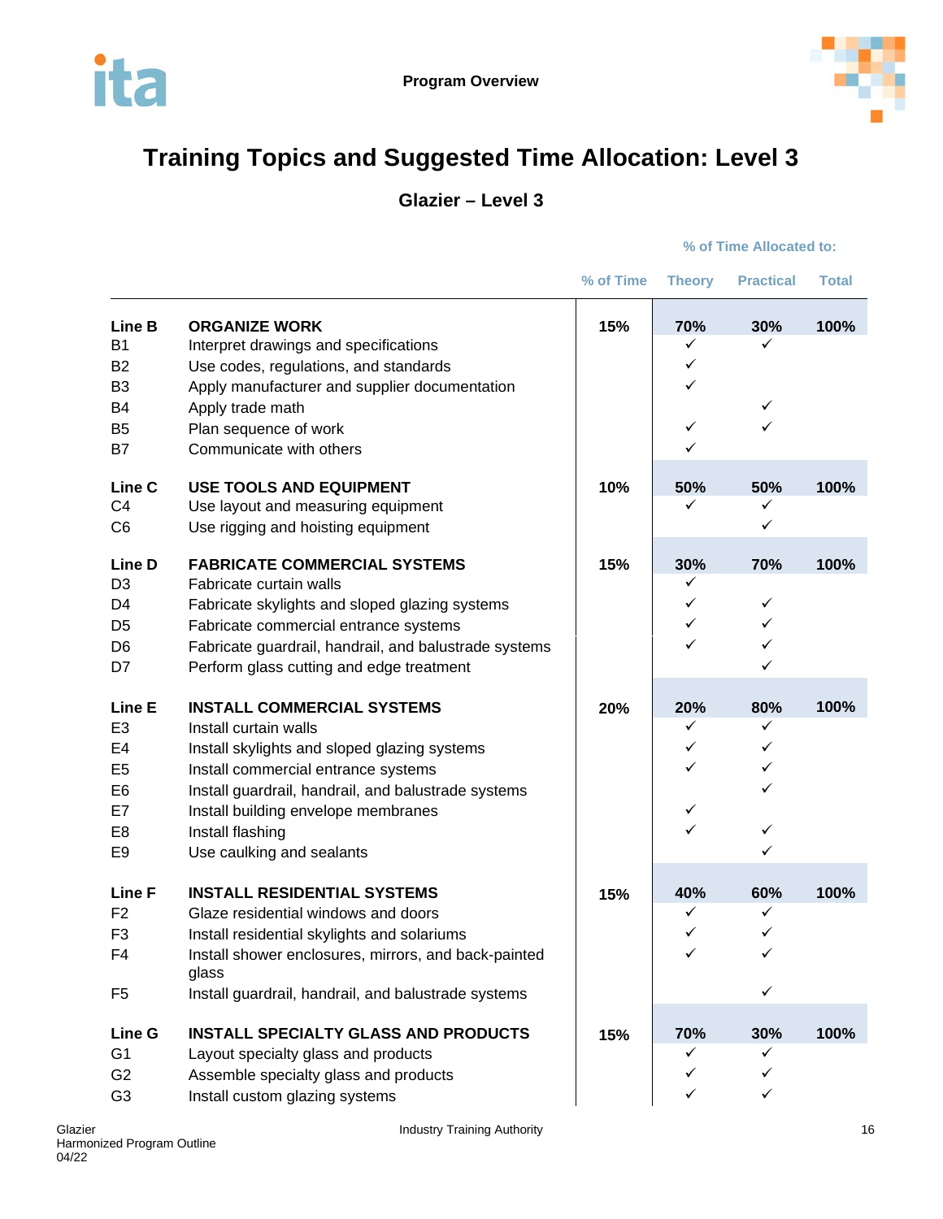# Training Topics and Suggested Time Allocation: Level 3

## Glazier – Level 3

| | | % of Time | Theory | Practical | Total |
|---|---|---|---|---|---|
| | | | % of Time Allocated to: | | |
| **Line B** | **ORGANIZE WORK** | **15%** | **70%** | **30%** | **100%** |
| B1 | Interpret drawings and specifications | | ✓ | ✓ | |
| B2 | Use codes, regulations, and standards | | ✓ | | |
| B3 | Apply manufacturer and supplier documentation | | ✓ | | |
| B4 | Apply trade math | | | ✓ | |
| B5 | Plan sequence of work | | ✓ | ✓ | |
| B7 | Communicate with others | | ✓ | | |
| **Line C** | **USE TOOLS AND EQUIPMENT** | **10%** | **50%** | **50%** | **100%** |
| C4 | Use layout and measuring equipment | | ✓ | ✓ | |
| C6 | Use rigging and hoisting equipment | | | ✓ | |
| **Line D** | **FABRICATE COMMERCIAL SYSTEMS** | **15%** | **30%** | **70%** | **100%** |
| D3 | Fabricate curtain walls | | ✓ | | |
| D4 | Fabricate skylights and sloped glazing systems | | ✓ | ✓ | |
| D5 | Fabricate commercial entrance systems | | ✓ | ✓ | |
| D6 | Fabricate guardrail, handrail, and balustrade systems | | ✓ | ✓ | |
| D7 | Perform glass cutting and edge treatment | | | ✓ | |
| **Line E** | **INSTALL COMMERCIAL SYSTEMS** | **20%** | **20%** | **80%** | **100%** |
| E3 | Install curtain walls | | ✓ | ✓ | |
| E4 | Install skylights and sloped glazing systems | | ✓ | ✓ | |
| E5 | Install commercial entrance systems | | ✓ | ✓ | |
| E6 | Install guardrail, handrail, and balustrade systems | | | ✓ | |
| E7 | Install building envelope membranes | | ✓ | | |
| E8 | Install flashing | | ✓ | ✓ | |
| E9 | Use caulking and sealants | | | ✓ | |
| **Line F** | **INSTALL RESIDENTIAL SYSTEMS** | **15%** | **40%** | **60%** | **100%** |
| F2 | Glaze residential windows and doors | | ✓ | ✓ | |
| F3 | Install residential skylights and solariums | | ✓ | ✓ | |
| F4 | Install shower enclosures, mirrors, and back-painted glass | | ✓ | ✓ | |
| F5 | Install guardrail, handrail, and balustrade systems | | | ✓ | |
| **Line G** | **INSTALL SPECIALTY GLASS AND PRODUCTS** | **15%** | **70%** | **30%** | **100%** |
| G1 | Layout specialty glass and products | | ✓ | ✓ | |
| G2 | Assemble specialty glass and products | | ✓ | ✓ | |
| G3 | Install custom glazing systems | | ✓ | ✓ | |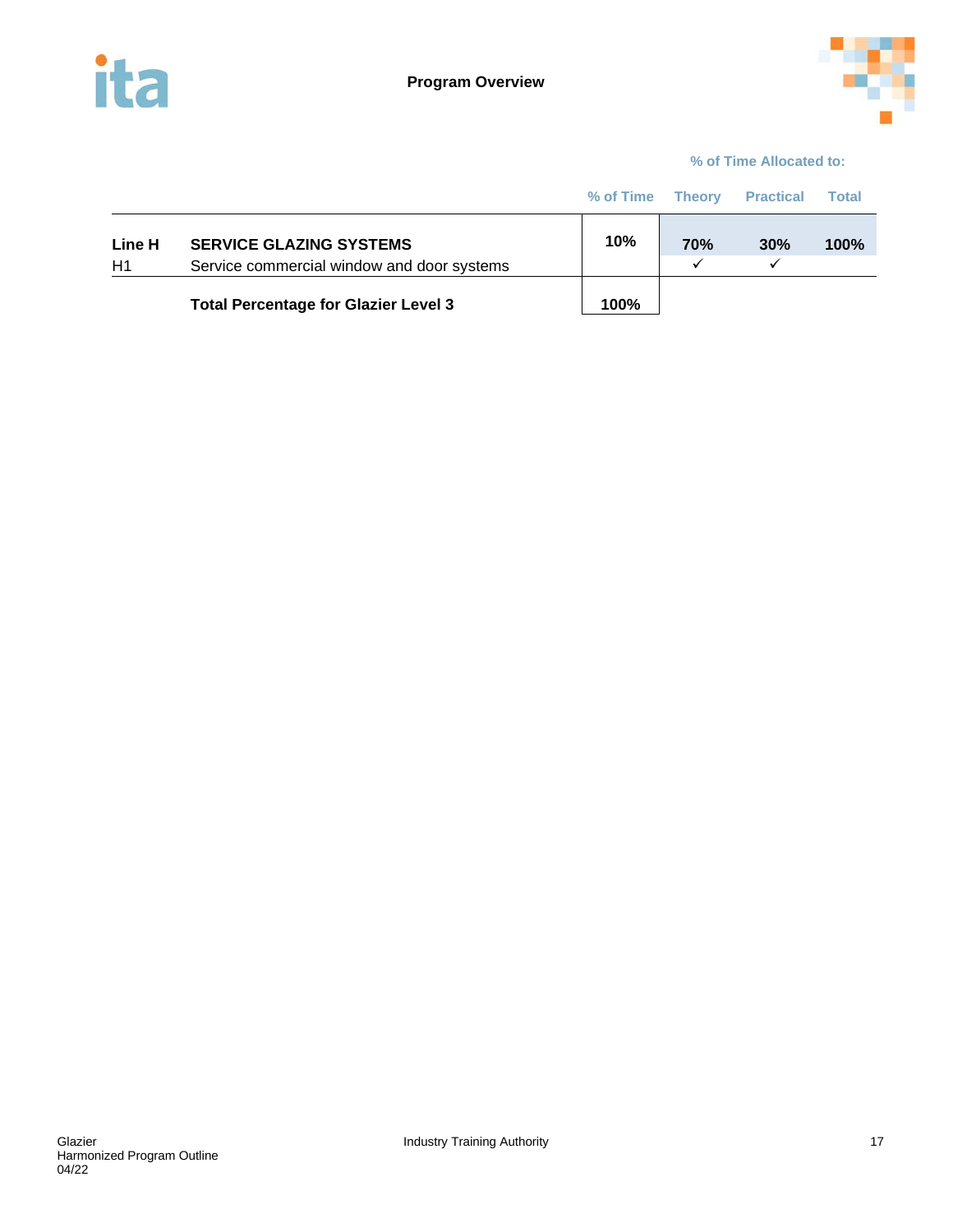|  |  |  | % of Time Allocated to: |  |  |
|---|---|---|---|---|---|
|  |  | % of Time | Theory | Practical | Total |
| **Line H** | **SERVICE GLAZING SYSTEMS** | **10%** | **70%** | **30%** | **100%** |
| H1 | Service commercial window and door systems |  | ✓ | ✓ |  |
|  | **Total Percentage for Glazier Level 3** | **100%** |  |  |  |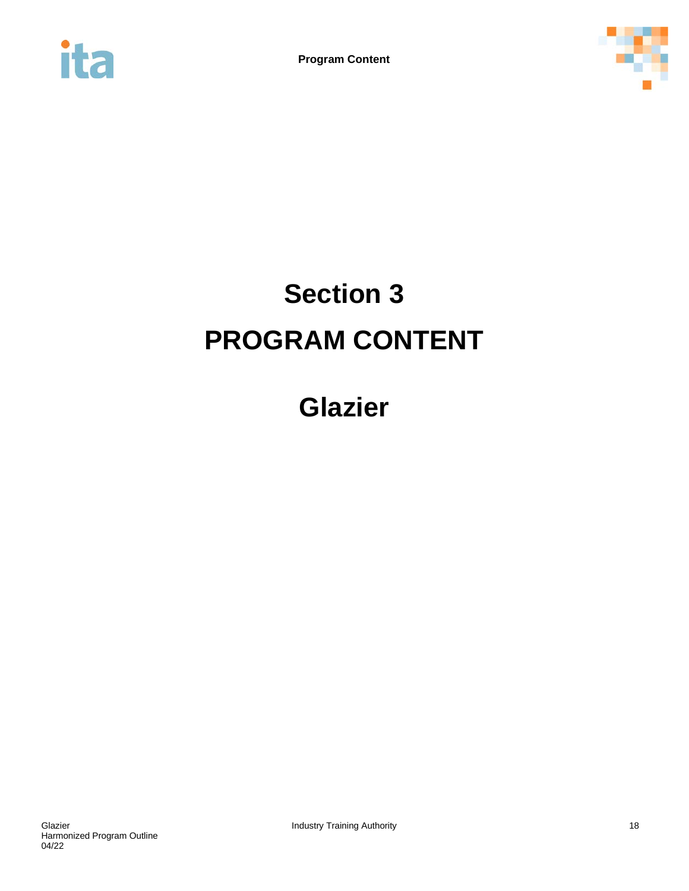# Section 3

# PROGRAM CONTENT

# Glazier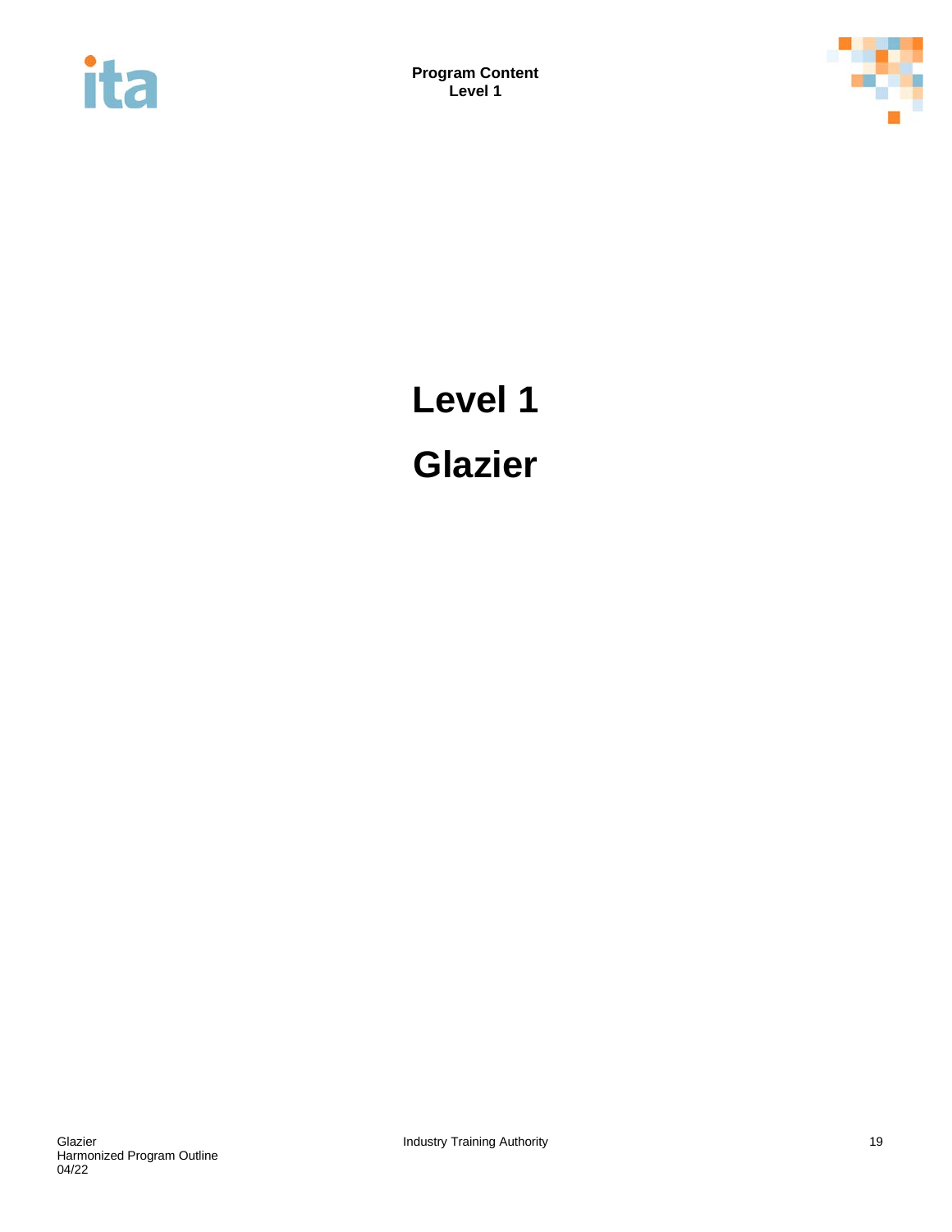# Level 1

# Glazier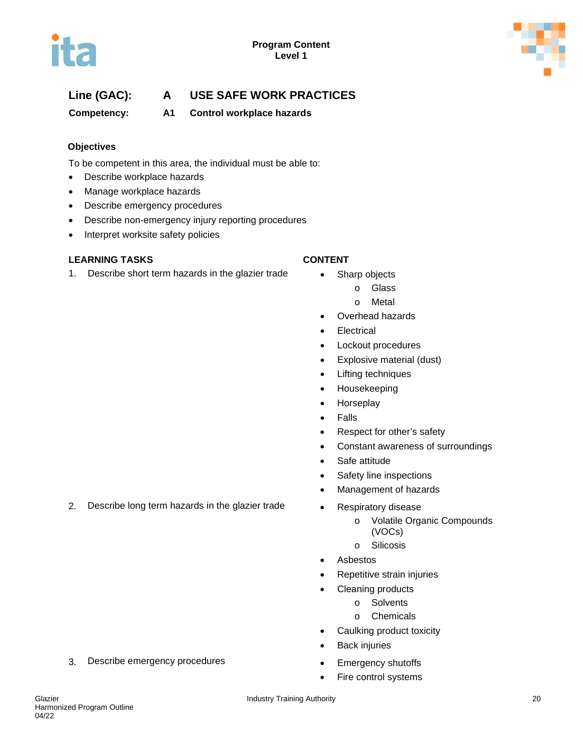**Program Content**
**Level 1**

## Line (GAC): A USE SAFE WORK PRACTICES

### Competency: A1 Control workplace hazards

**Objectives**

To be competent in this area, the individual must be able to:

- Describe workplace hazards
- Manage workplace hazards
- Describe emergency procedures
- Describe non-emergency injury reporting procedures
- Interpret worksite safety policies

| LEARNING TASKS | CONTENT |
|---|---|
| 1. Describe short term hazards in the glazier trade | • Sharp objects<br>  o Glass<br>  o Metal<br>• Overhead hazards<br>• Electrical<br>• Lockout procedures<br>• Explosive material (dust)<br>• Lifting techniques<br>• Housekeeping<br>• Horseplay<br>• Falls<br>• Respect for other's safety<br>• Constant awareness of surroundings<br>• Safe attitude<br>• Safety line inspections<br>• Management of hazards |
| 2. Describe long term hazards in the glazier trade | • Respiratory disease<br>  o Volatile Organic Compounds (VOCs)<br>  o Silicosis<br>• Asbestos<br>• Repetitive strain injuries<br>• Cleaning products<br>  o Solvents<br>  o Chemicals<br>• Caulking product toxicity<br>• Back injuries |
| 3. Describe emergency procedures | • Emergency shutoffs<br>• Fire control systems |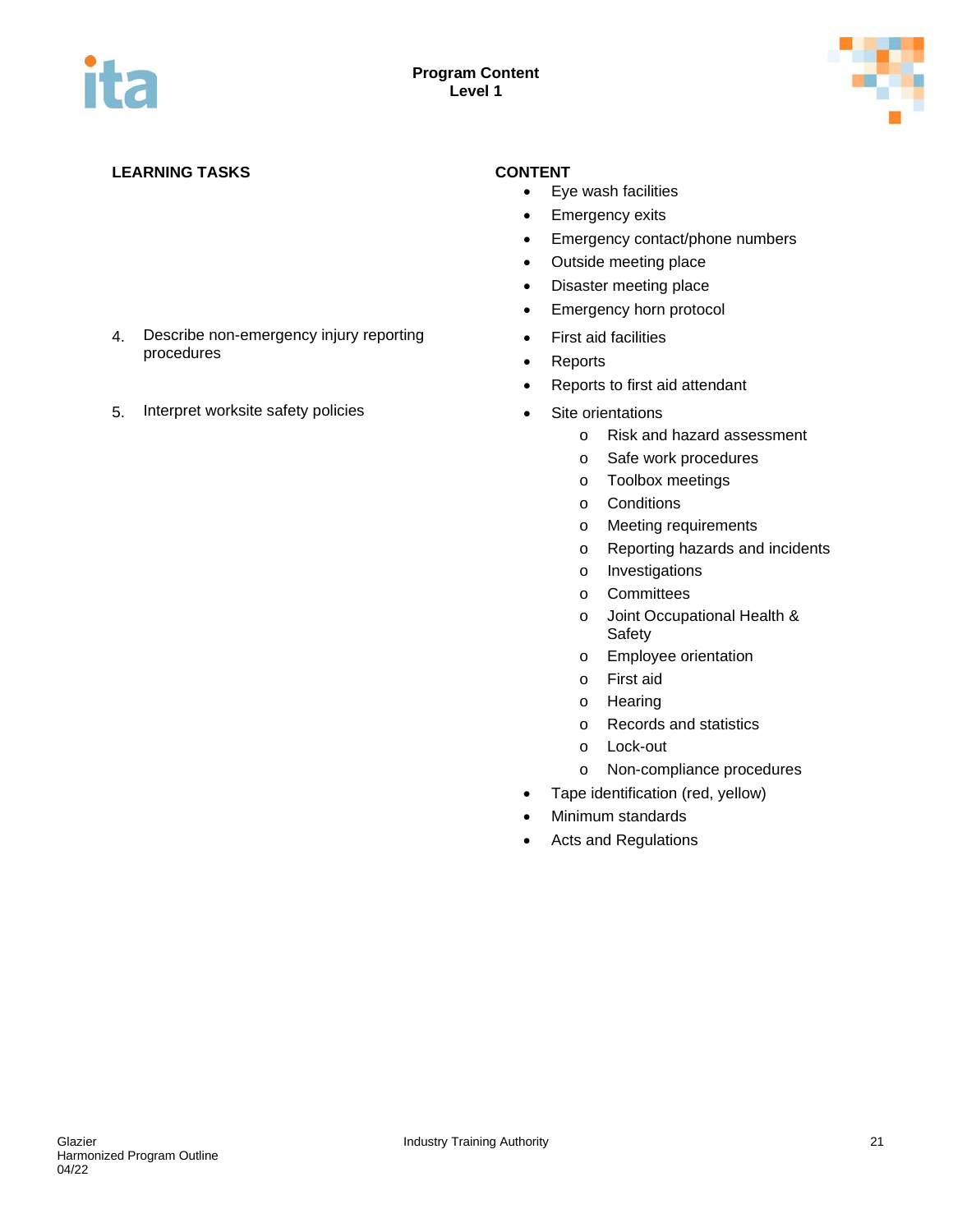| LEARNING TASKS | CONTENT |
|---|---|
| | • Eye wash facilities<br>• Emergency exits<br>• Emergency contact/phone numbers<br>• Outside meeting place<br>• Disaster meeting place<br>• Emergency horn protocol |
| 4. Describe non-emergency injury reporting procedures | • First aid facilities<br>• Reports<br>• Reports to first aid attendant |
| 5. Interpret worksite safety policies | • Site orientations<br>&nbsp;&nbsp;&nbsp;&nbsp;o Risk and hazard assessment<br>&nbsp;&nbsp;&nbsp;&nbsp;o Safe work procedures<br>&nbsp;&nbsp;&nbsp;&nbsp;o Toolbox meetings<br>&nbsp;&nbsp;&nbsp;&nbsp;o Conditions<br>&nbsp;&nbsp;&nbsp;&nbsp;o Meeting requirements<br>&nbsp;&nbsp;&nbsp;&nbsp;o Reporting hazards and incidents<br>&nbsp;&nbsp;&nbsp;&nbsp;o Investigations<br>&nbsp;&nbsp;&nbsp;&nbsp;o Committees<br>&nbsp;&nbsp;&nbsp;&nbsp;o Joint Occupational Health & Safety<br>&nbsp;&nbsp;&nbsp;&nbsp;o Employee orientation<br>&nbsp;&nbsp;&nbsp;&nbsp;o First aid<br>&nbsp;&nbsp;&nbsp;&nbsp;o Hearing<br>&nbsp;&nbsp;&nbsp;&nbsp;o Records and statistics<br>&nbsp;&nbsp;&nbsp;&nbsp;o Lock-out<br>&nbsp;&nbsp;&nbsp;&nbsp;o Non-compliance procedures<br>• Tape identification (red, yellow)<br>• Minimum standards<br>• Acts and Regulations |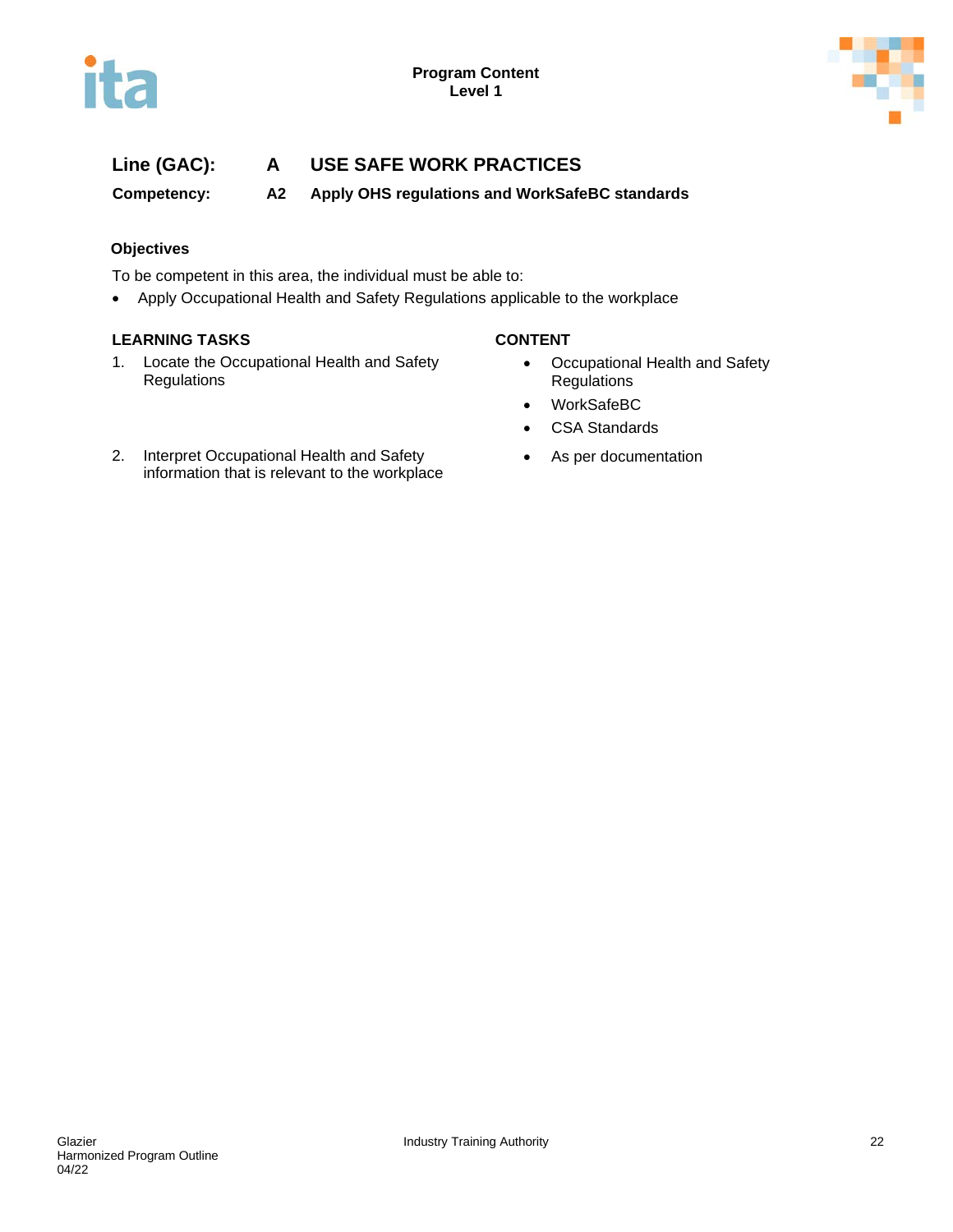**Line (GAC):** **A USE SAFE WORK PRACTICES**

**Competency:** **A2 Apply OHS regulations and WorkSafeBC standards**

**Objectives**

To be competent in this area, the individual must be able to:

- Apply Occupational Health and Safety Regulations applicable to the workplace

| LEARNING TASKS | CONTENT |
| --- | --- |
| 1. Locate the Occupational Health and Safety Regulations | • Occupational Health and Safety Regulations<br>• WorkSafeBC<br>• CSA Standards |
| 2. Interpret Occupational Health and Safety information that is relevant to the workplace | • As per documentation |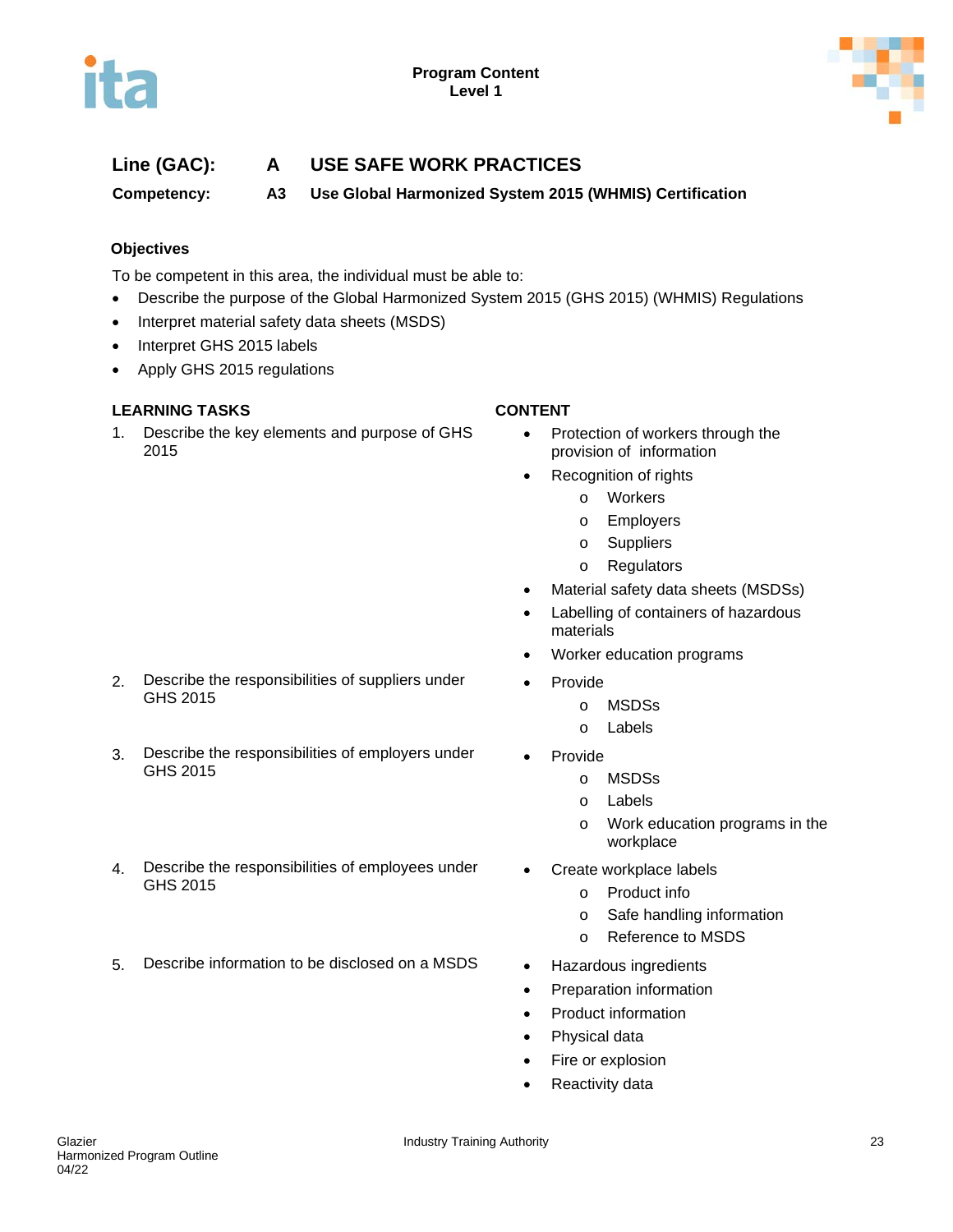**Program Content**
**Level 1**

## Line (GAC): A USE SAFE WORK PRACTICES

### Competency: A3 Use Global Harmonized System 2015 (WHMIS) Certification

#### Objectives

To be competent in this area, the individual must be able to:

- Describe the purpose of the Global Harmonized System 2015 (GHS 2015) (WHMIS) Regulations
- Interpret material safety data sheets (MSDS)
- Interpret GHS 2015 labels
- Apply GHS 2015 regulations

| LEARNING TASKS | CONTENT |
|---|---|
| 1. Describe the key elements and purpose of GHS 2015 | • Protection of workers through the provision of information<br>• Recognition of rights<br>  o Workers<br>  o Employers<br>  o Suppliers<br>  o Regulators<br>• Material safety data sheets (MSDSs)<br>• Labelling of containers of hazardous materials<br>• Worker education programs |
| 2. Describe the responsibilities of suppliers under GHS 2015 | • Provide<br>  o MSDSs<br>  o Labels |
| 3. Describe the responsibilities of employers under GHS 2015 | • Provide<br>  o MSDSs<br>  o Labels<br>  o Work education programs in the workplace |
| 4. Describe the responsibilities of employees under GHS 2015 | • Create workplace labels<br>  o Product info<br>  o Safe handling information<br>  o Reference to MSDS |
| 5. Describe information to be disclosed on a MSDS | • Hazardous ingredients<br>• Preparation information<br>• Product information<br>• Physical data<br>• Fire or explosion<br>• Reactivity data |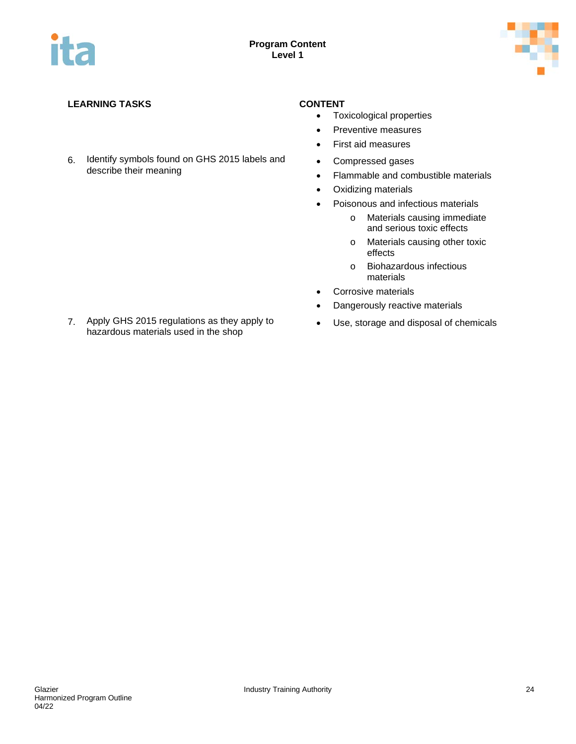| LEARNING TASKS | CONTENT |
| --- | --- |
| | • Toxicological properties<br>• Preventive measures<br>• First aid measures |
| 6. Identify symbols found on GHS 2015 labels and describe their meaning | • Compressed gases<br>• Flammable and combustible materials<br>• Oxidizing materials<br>• Poisonous and infectious materials<br>  o Materials causing immediate and serious toxic effects<br>  o Materials causing other toxic effects<br>  o Biohazardous infectious materials<br>• Corrosive materials<br>• Dangerously reactive materials |
| 7. Apply GHS 2015 regulations as they apply to hazardous materials used in the shop | • Use, storage and disposal of chemicals |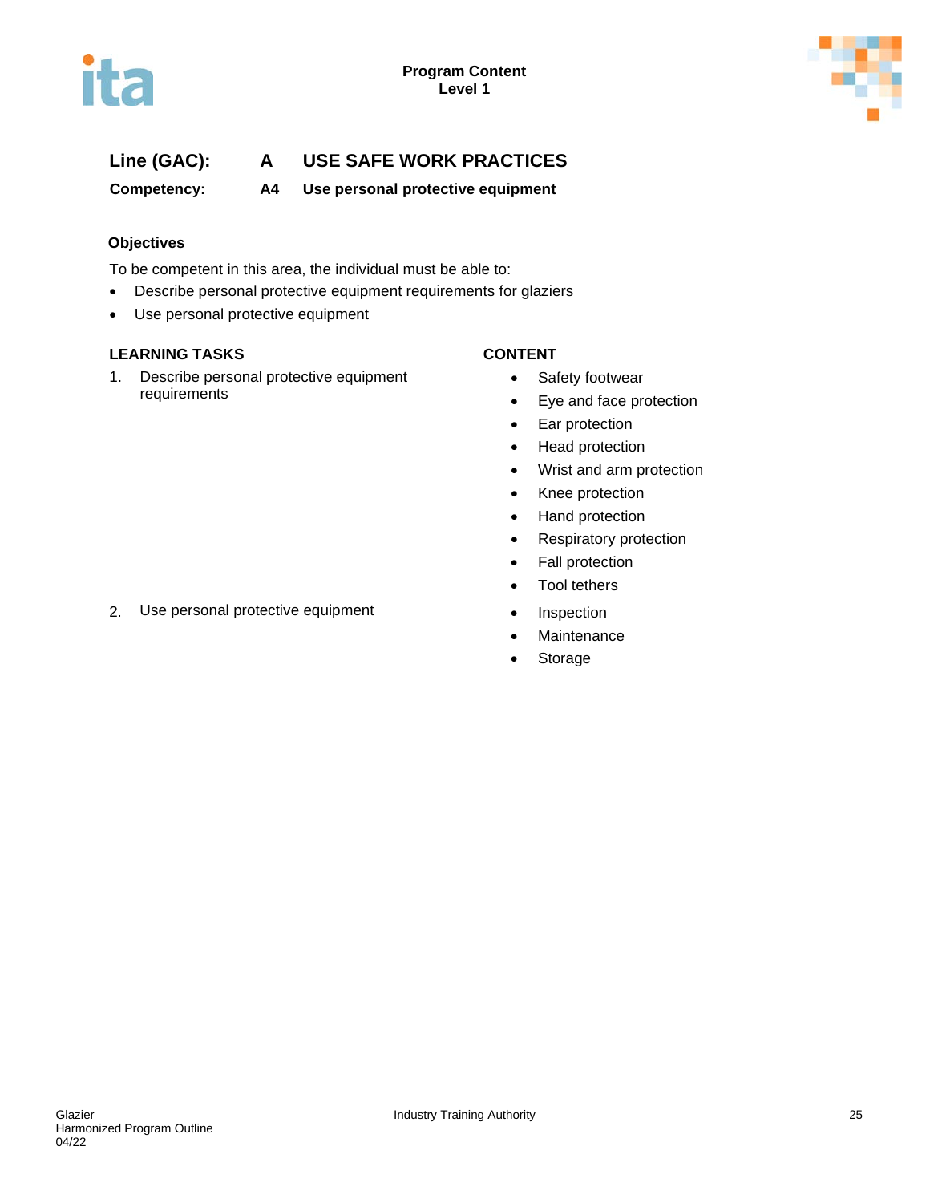**Program Content**
**Level 1**

## Line (GAC): A USE SAFE WORK PRACTICES

**Competency: A4 Use personal protective equipment**

### Objectives

To be competent in this area, the individual must be able to:

- Describe personal protective equipment requirements for glaziers
- Use personal protective equipment

| LEARNING TASKS | CONTENT |
|---|---|
| 1. Describe personal protective equipment requirements | • Safety footwear<br>• Eye and face protection<br>• Ear protection<br>• Head protection<br>• Wrist and arm protection<br>• Knee protection<br>• Hand protection<br>• Respiratory protection<br>• Fall protection<br>• Tool tethers |
| 2. Use personal protective equipment | • Inspection<br>• Maintenance<br>• Storage |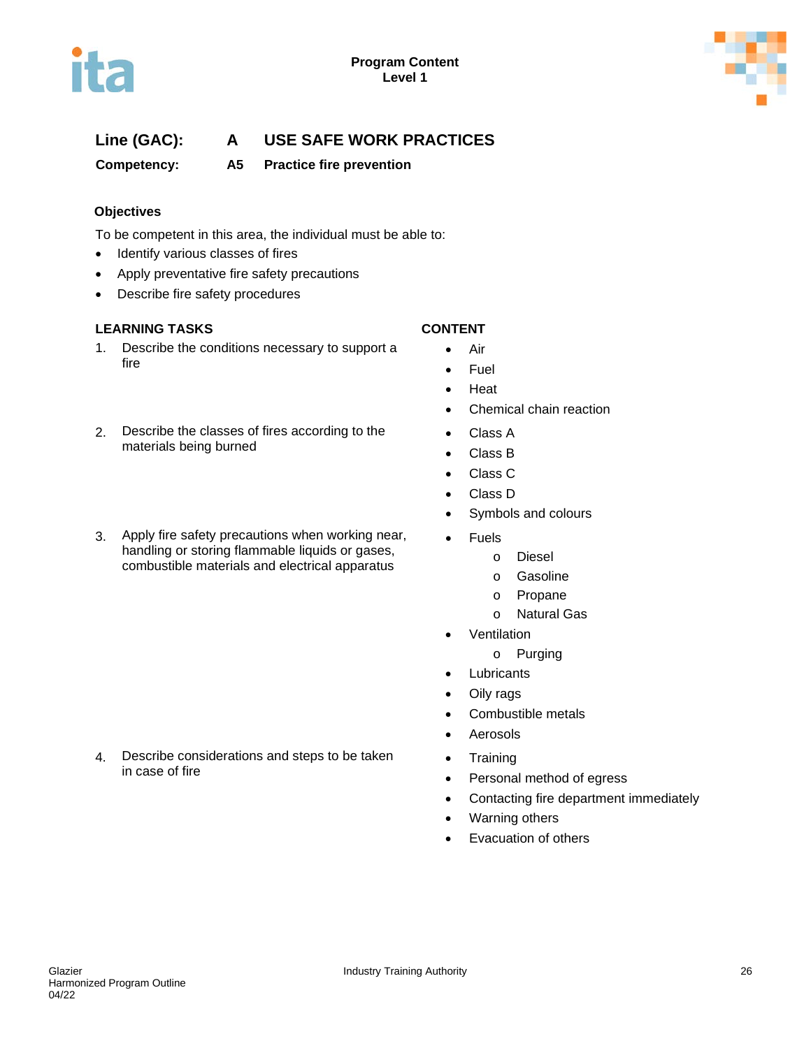**Program Content**
**Level 1**

## Line (GAC): A USE SAFE WORK PRACTICES

### Competency: A5 Practice fire prevention

**Objectives**

To be competent in this area, the individual must be able to:

- Identify various classes of fires
- Apply preventative fire safety precautions
- Describe fire safety procedures

| LEARNING TASKS | CONTENT |
|---|---|
| 1. Describe the conditions necessary to support a fire | • Air<br>• Fuel<br>• Heat<br>• Chemical chain reaction |
| 2. Describe the classes of fires according to the materials being burned | • Class A<br>• Class B<br>• Class C<br>• Class D<br>• Symbols and colours |
| 3. Apply fire safety precautions when working near, handling or storing flammable liquids or gases, combustible materials and electrical apparatus | • Fuels<br>&nbsp;&nbsp;&nbsp;&nbsp;o Diesel<br>&nbsp;&nbsp;&nbsp;&nbsp;o Gasoline<br>&nbsp;&nbsp;&nbsp;&nbsp;o Propane<br>&nbsp;&nbsp;&nbsp;&nbsp;o Natural Gas<br>• Ventilation<br>&nbsp;&nbsp;&nbsp;&nbsp;o Purging<br>• Lubricants<br>• Oily rags<br>• Combustible metals<br>• Aerosols |
| 4. Describe considerations and steps to be taken in case of fire | • Training<br>• Personal method of egress<br>• Contacting fire department immediately<br>• Warning others<br>• Evacuation of others |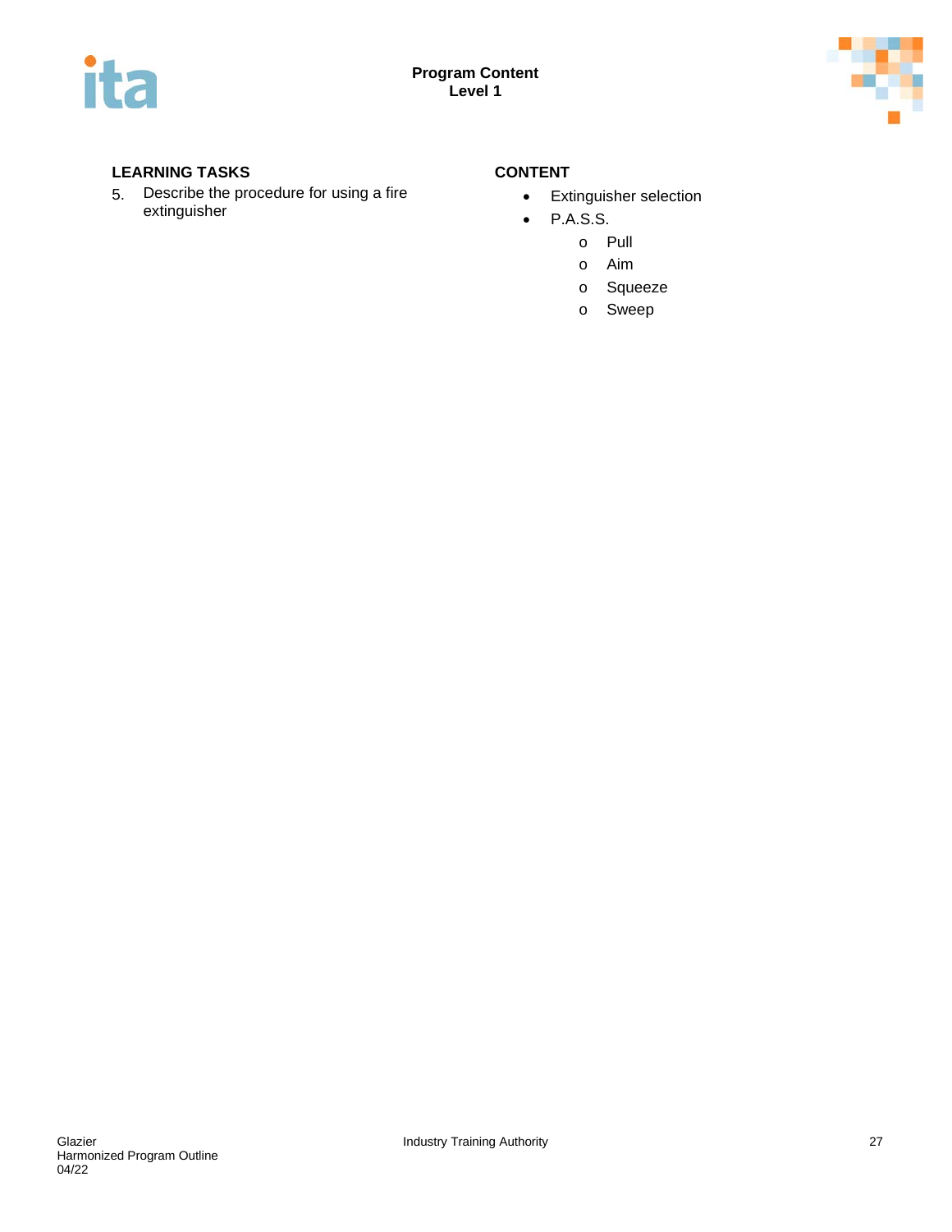| LEARNING TASKS | CONTENT |
| --- | --- |
| 5. Describe the procedure for using a fire extinguisher | • Extinguisher selection<br>• P.A.S.S.<br>  o Pull<br>  o Aim<br>  o Squeeze<br>  o Sweep |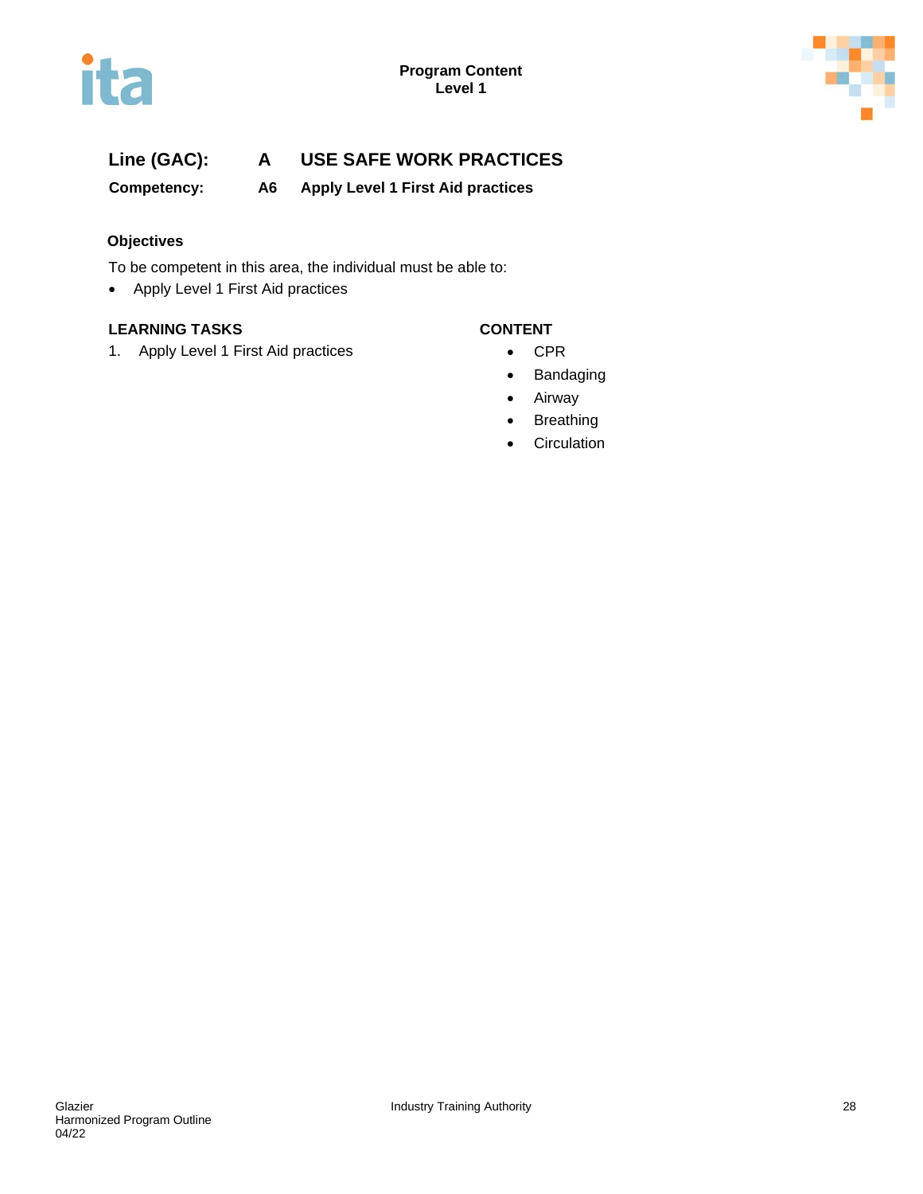## Line (GAC): A USE SAFE WORK PRACTICES

**Competency: A6 Apply Level 1 First Aid practices**

### Objectives

To be competent in this area, the individual must be able to:

- Apply Level 1 First Aid practices

| LEARNING TASKS | CONTENT |
| --- | --- |
| 1. Apply Level 1 First Aid practices | • CPR<br>• Bandaging<br>• Airway<br>• Breathing<br>• Circulation |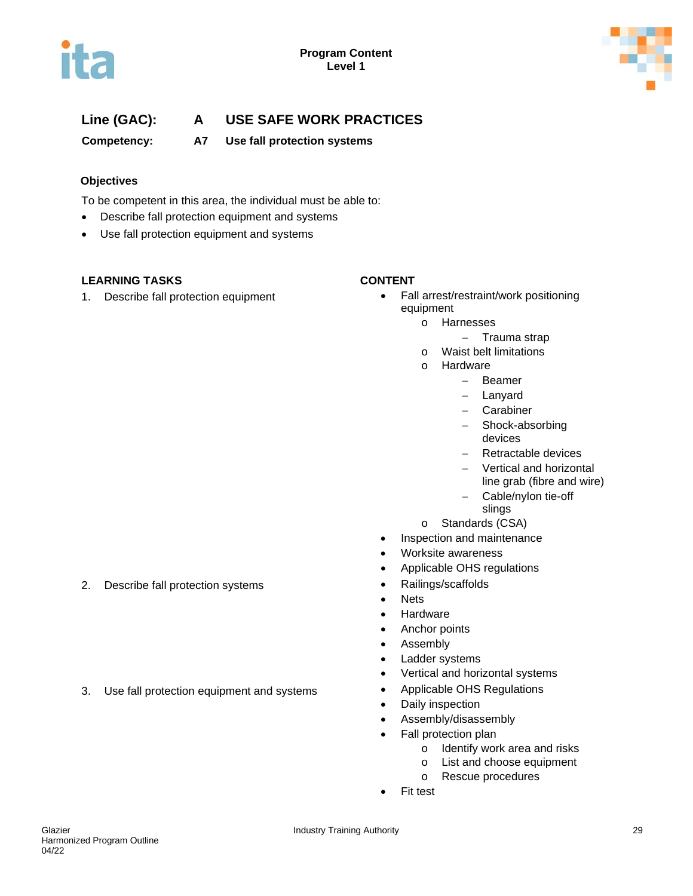**Program Content**
**Level 1**

## Line (GAC): A USE SAFE WORK PRACTICES

**Competency: A7 Use fall protection systems**

### Objectives

To be competent in this area, the individual must be able to:

- Describe fall protection equipment and systems
- Use fall protection equipment and systems

| LEARNING TASKS | CONTENT |
|---|---|
| 1. Describe fall protection equipment | • Fall arrest/restraint/work positioning equipment<br>&nbsp;&nbsp;o Harnesses<br>&nbsp;&nbsp;&nbsp;&nbsp;– Trauma strap<br>&nbsp;&nbsp;o Waist belt limitations<br>&nbsp;&nbsp;o Hardware<br>&nbsp;&nbsp;&nbsp;&nbsp;– Beamer<br>&nbsp;&nbsp;&nbsp;&nbsp;– Lanyard<br>&nbsp;&nbsp;&nbsp;&nbsp;– Carabiner<br>&nbsp;&nbsp;&nbsp;&nbsp;– Shock-absorbing devices<br>&nbsp;&nbsp;&nbsp;&nbsp;– Retractable devices<br>&nbsp;&nbsp;&nbsp;&nbsp;– Vertical and horizontal line grab (fibre and wire)<br>&nbsp;&nbsp;&nbsp;&nbsp;– Cable/nylon tie-off slings<br>&nbsp;&nbsp;o Standards (CSA)<br>• Inspection and maintenance<br>• Worksite awareness<br>• Applicable OHS regulations |
| 2. Describe fall protection systems | • Railings/scaffolds<br>• Nets<br>• Hardware<br>• Anchor points<br>• Assembly<br>• Ladder systems<br>• Vertical and horizontal systems |
| 3. Use fall protection equipment and systems | • Applicable OHS Regulations<br>• Daily inspection<br>• Assembly/disassembly<br>• Fall protection plan<br>&nbsp;&nbsp;o Identify work area and risks<br>&nbsp;&nbsp;o List and choose equipment<br>&nbsp;&nbsp;o Rescue procedures<br>• Fit test |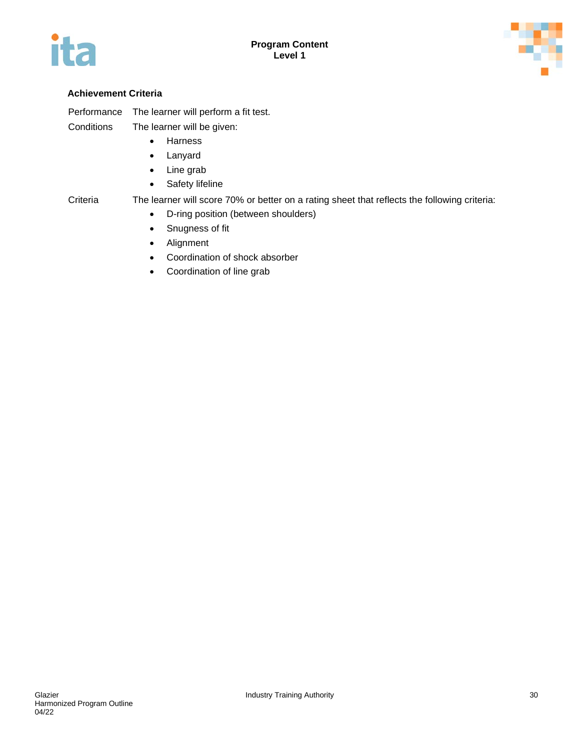#### Achievement Criteria

Performance The learner will perform a fit test.

Conditions The learner will be given:

- Harness
- Lanyard
- Line grab
- Safety lifeline

Criteria The learner will score 70% or better on a rating sheet that reflects the following criteria:

- D-ring position (between shoulders)
- Snugness of fit
- Alignment
- Coordination of shock absorber
- Coordination of line grab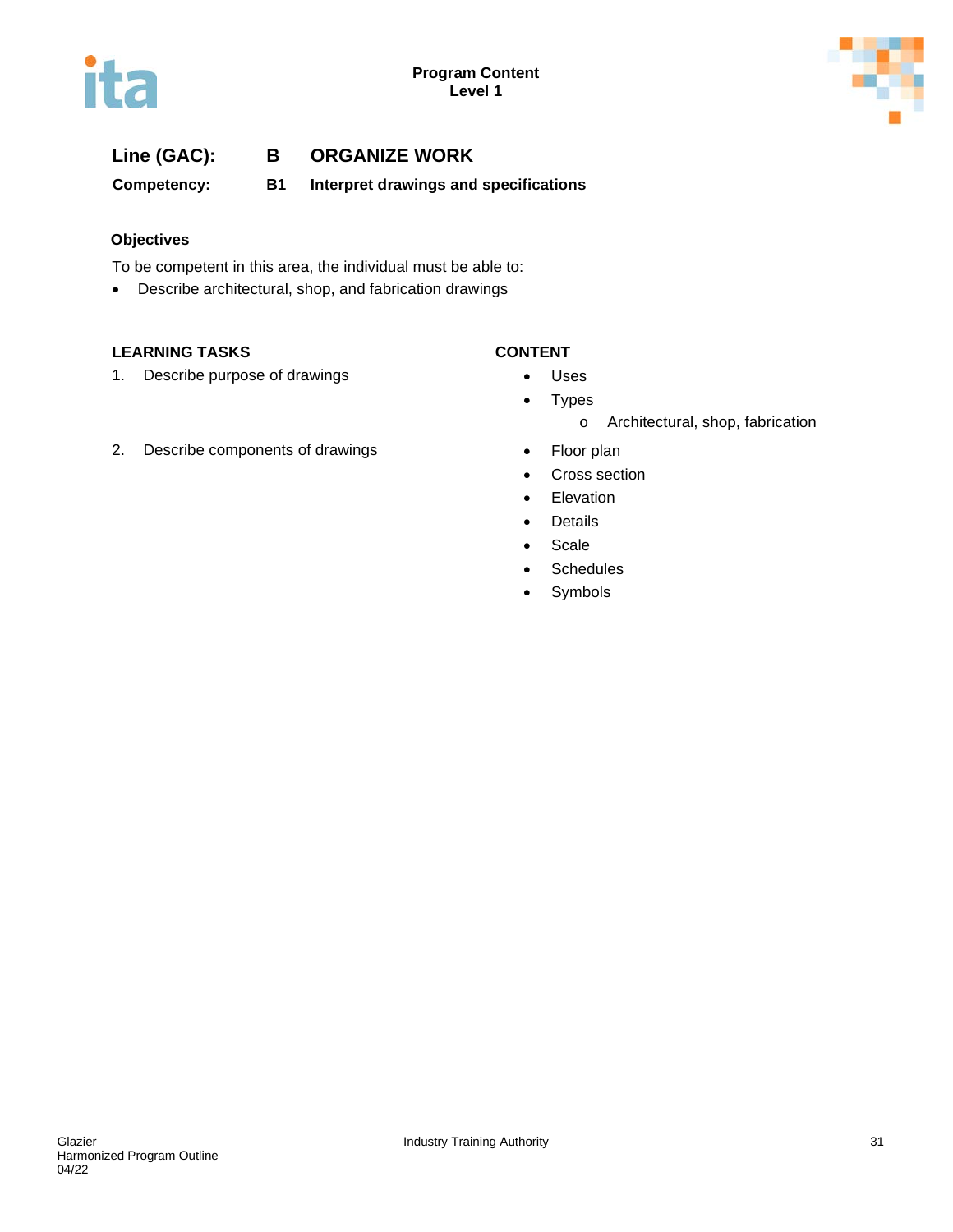**Line (GAC):** **B** **ORGANIZE WORK**

**Competency:** **B1** **Interpret drawings and specifications**

### Objectives

To be competent in this area, the individual must be able to:

- Describe architectural, shop, and fabrication drawings

| LEARNING TASKS | CONTENT |
|---|---|
| 1. Describe purpose of drawings | • Uses<br>• Types<br>  o Architectural, shop, fabrication |
| 2. Describe components of drawings | • Floor plan<br>• Cross section<br>• Elevation<br>• Details<br>• Scale<br>• Schedules<br>• Symbols |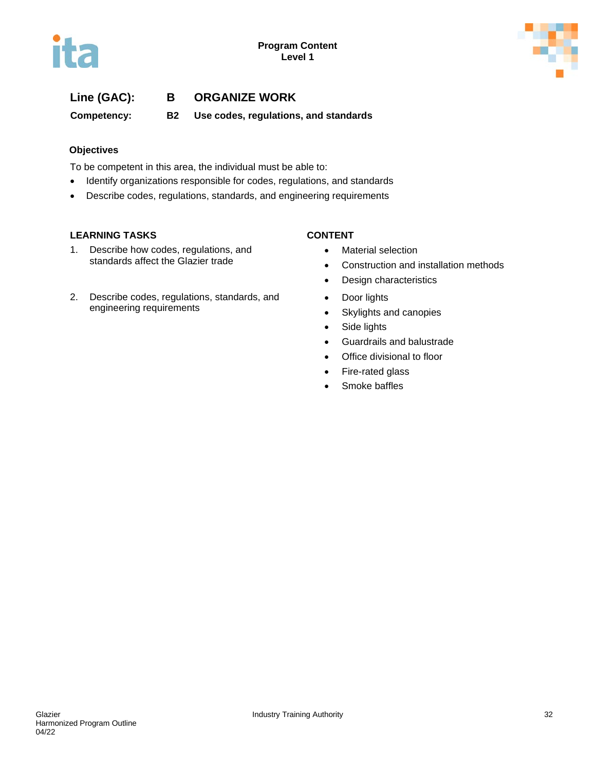**Line (GAC):** **B** **ORGANIZE WORK**

**Competency:** **B2** **Use codes, regulations, and standards**

### Objectives

To be competent in this area, the individual must be able to:

- Identify organizations responsible for codes, regulations, and standards
- Describe codes, regulations, standards, and engineering requirements

| LEARNING TASKS | CONTENT |
|---|---|
| 1. Describe how codes, regulations, and standards affect the Glazier trade | • Material selection<br>• Construction and installation methods<br>• Design characteristics |
| 2. Describe codes, regulations, standards, and engineering requirements | • Door lights<br>• Skylights and canopies<br>• Side lights<br>• Guardrails and balustrade<br>• Office divisional to floor<br>• Fire-rated glass<br>• Smoke baffles |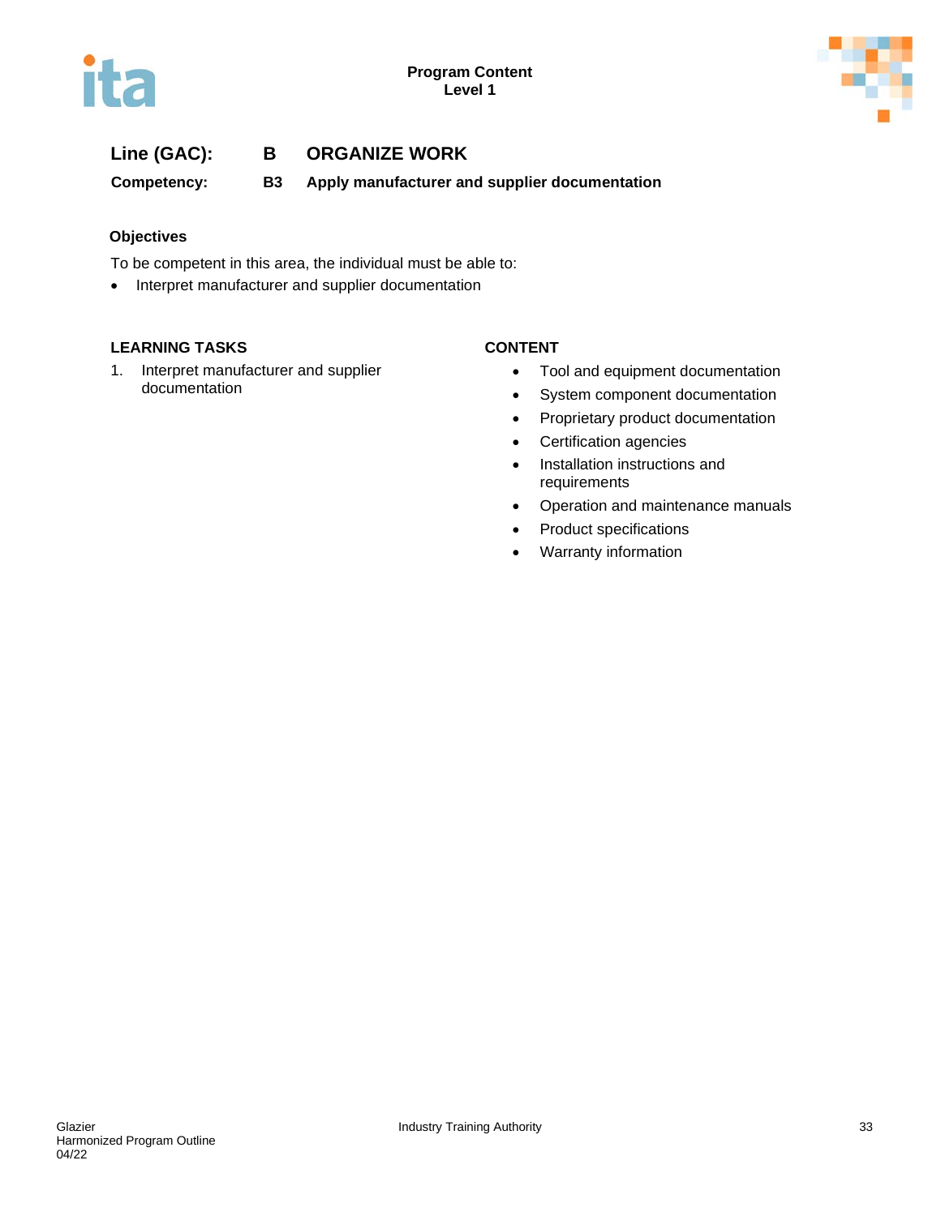**Line (GAC):** **B** **ORGANIZE WORK**

**Competency:** **B3** **Apply manufacturer and supplier documentation**

### Objectives

To be competent in this area, the individual must be able to:

- Interpret manufacturer and supplier documentation

| LEARNING TASKS | CONTENT |
|---|---|
| 1. Interpret manufacturer and supplier documentation | • Tool and equipment documentation<br>• System component documentation<br>• Proprietary product documentation<br>• Certification agencies<br>• Installation instructions and requirements<br>• Operation and maintenance manuals<br>• Product specifications<br>• Warranty information |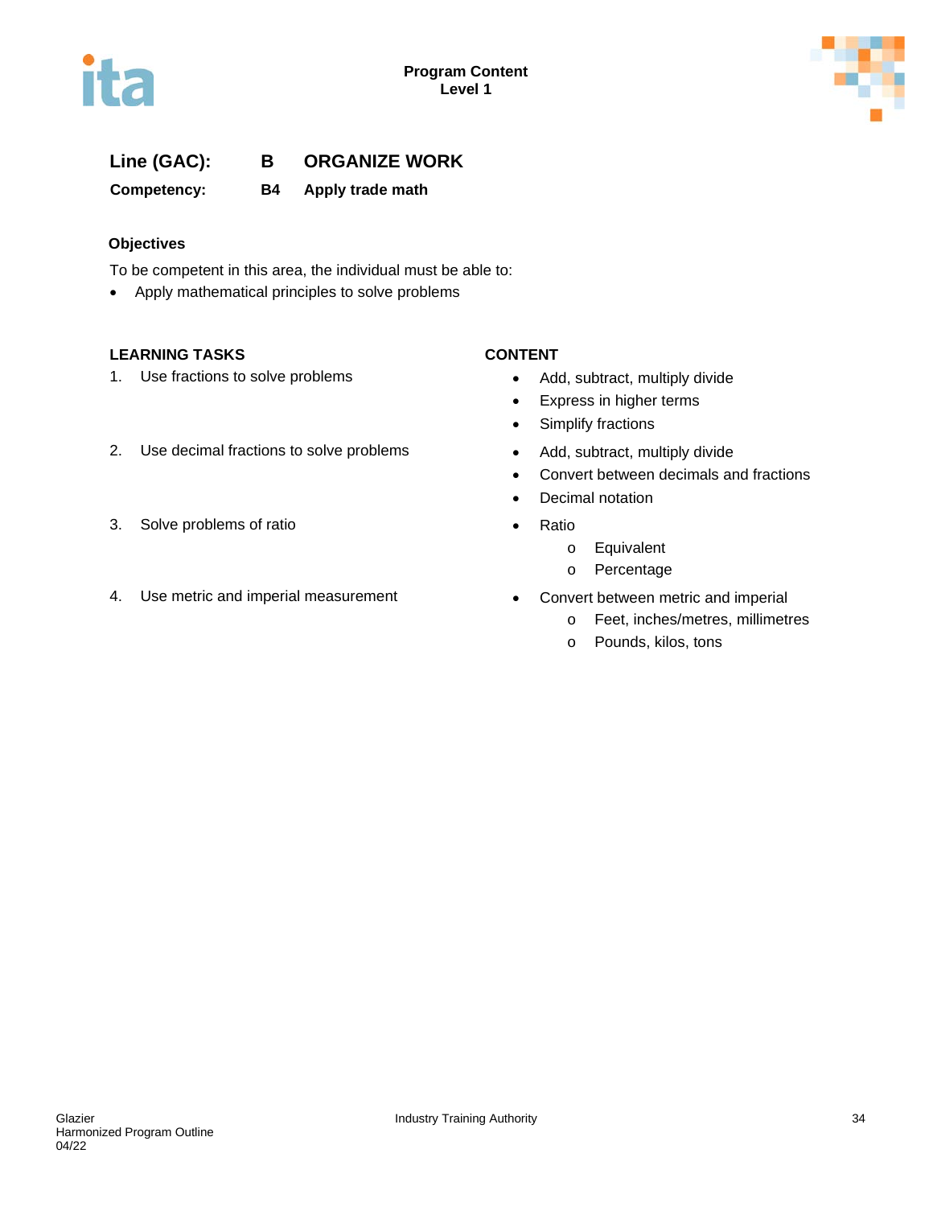Program Content
Level 1

**Line (GAC):** **B** **ORGANIZE WORK**

**Competency:** **B4** **Apply trade math**

**Objectives**

To be competent in this area, the individual must be able to:

- Apply mathematical principles to solve problems

| LEARNING TASKS | CONTENT |
| --- | --- |
| 1. Use fractions to solve problems | • Add, subtract, multiply divide<br>• Express in higher terms<br>• Simplify fractions |
| 2. Use decimal fractions to solve problems | • Add, subtract, multiply divide<br>• Convert between decimals and fractions<br>• Decimal notation |
| 3. Solve problems of ratio | • Ratio<br>  o Equivalent<br>  o Percentage |
| 4. Use metric and imperial measurement | • Convert between metric and imperial<br>  o Feet, inches/metres, millimetres<br>  o Pounds, kilos, tons |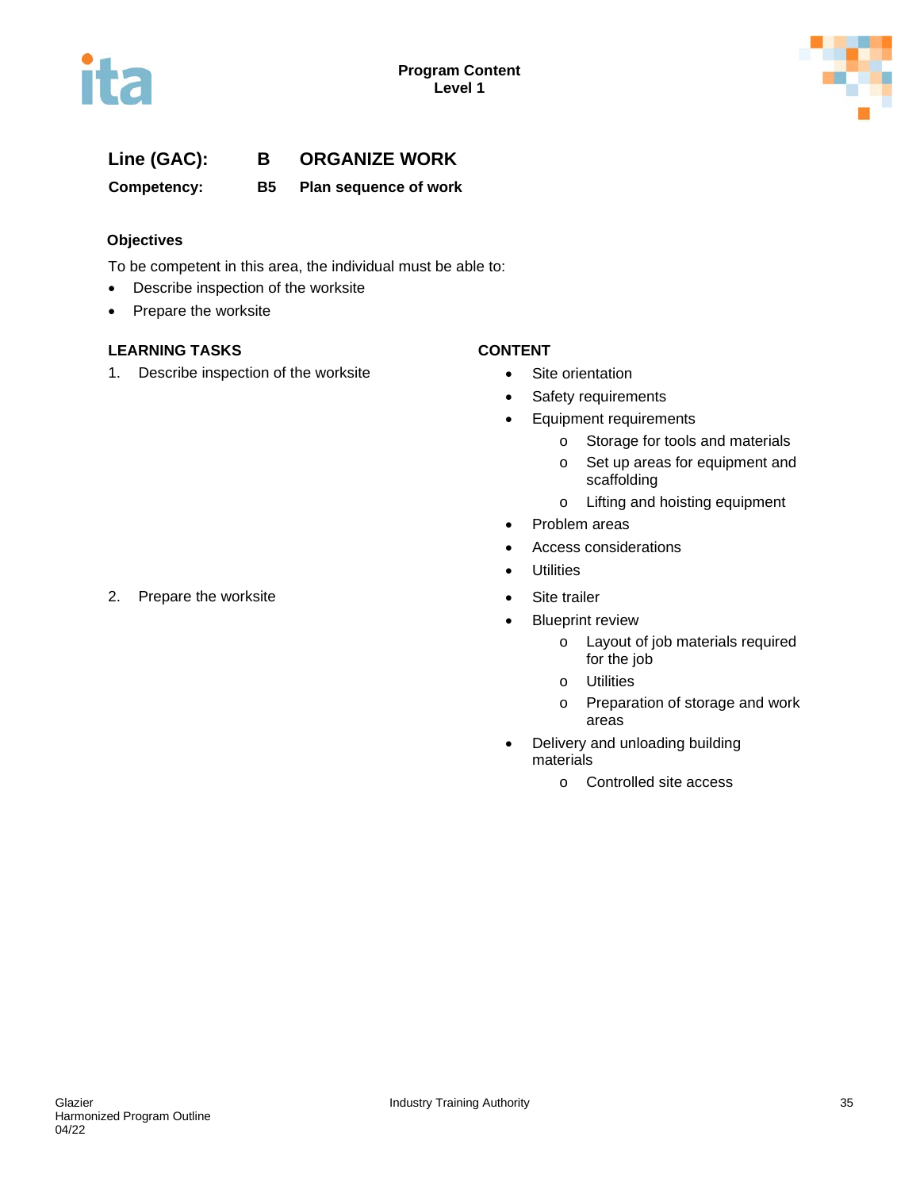**Line (GAC): B ORGANIZE WORK**

**Competency: B5 Plan sequence of work**

**Objectives**

To be competent in this area, the individual must be able to:

- Describe inspection of the worksite
- Prepare the worksite

| LEARNING TASKS | CONTENT |
|---|---|
| 1. Describe inspection of the worksite | • Site orientation<br>• Safety requirements<br>• Equipment requirements<br>  o Storage for tools and materials<br>  o Set up areas for equipment and scaffolding<br>  o Lifting and hoisting equipment<br>• Problem areas<br>• Access considerations<br>• Utilities |
| 2. Prepare the worksite | • Site trailer<br>• Blueprint review<br>  o Layout of job materials required for the job<br>  o Utilities<br>  o Preparation of storage and work areas<br>• Delivery and unloading building materials<br>  o Controlled site access |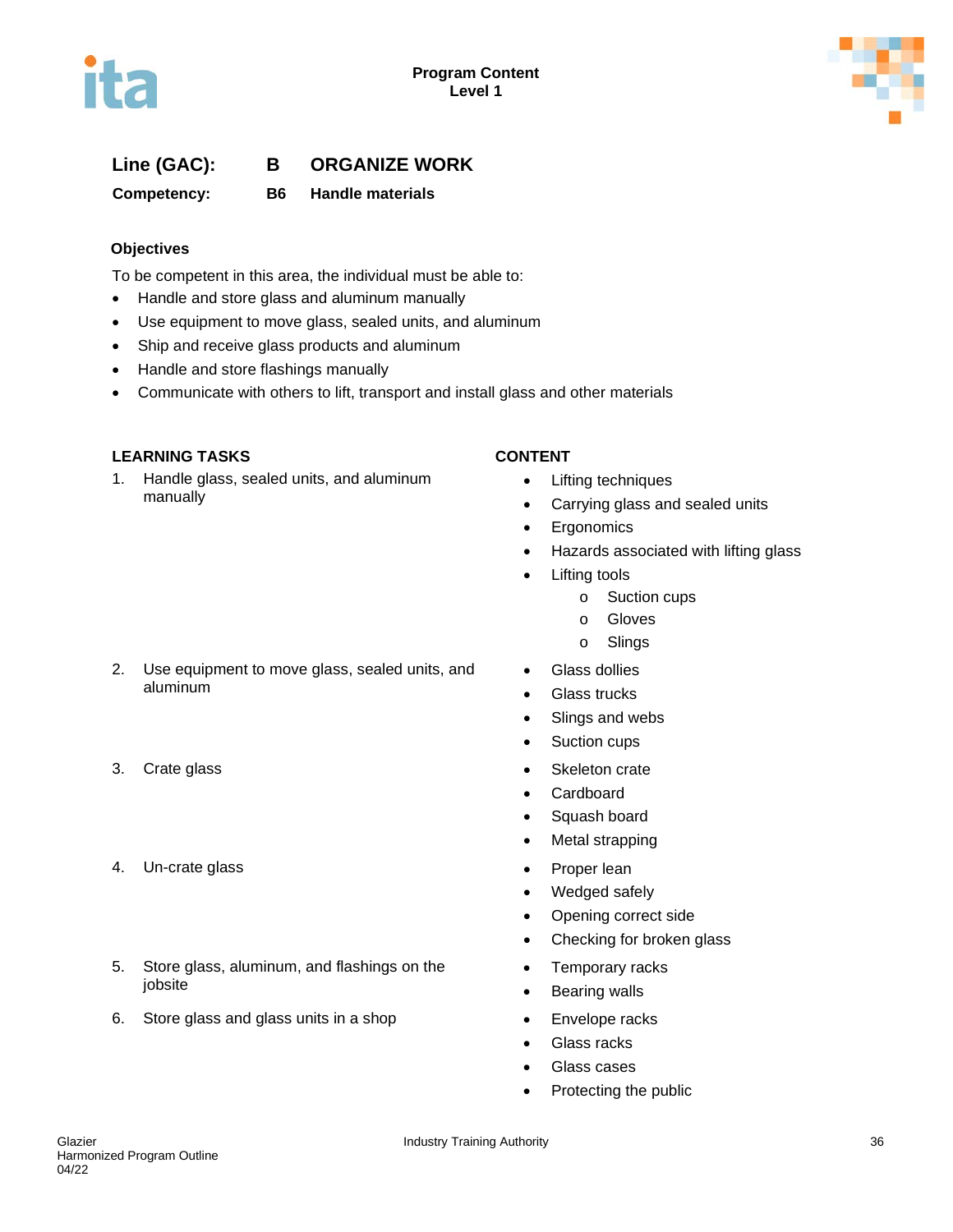**Line (GAC):** **B** **ORGANIZE WORK**

**Competency:** **B6** **Handle materials**

### Objectives

To be competent in this area, the individual must be able to:

- Handle and store glass and aluminum manually
- Use equipment to move glass, sealed units, and aluminum
- Ship and receive glass products and aluminum
- Handle and store flashings manually
- Communicate with others to lift, transport and install glass and other materials

| LEARNING TASKS | CONTENT |
|---|---|
| 1. Handle glass, sealed units, and aluminum manually | • Lifting techniques<br>• Carrying glass and sealed units<br>• Ergonomics<br>• Hazards associated with lifting glass<br>• Lifting tools<br>  o Suction cups<br>  o Gloves<br>  o Slings |
| 2. Use equipment to move glass, sealed units, and aluminum | • Glass dollies<br>• Glass trucks<br>• Slings and webs<br>• Suction cups |
| 3. Crate glass | • Skeleton crate<br>• Cardboard<br>• Squash board<br>• Metal strapping |
| 4. Un-crate glass | • Proper lean<br>• Wedged safely<br>• Opening correct side<br>• Checking for broken glass |
| 5. Store glass, aluminum, and flashings on the jobsite | • Temporary racks<br>• Bearing walls |
| 6. Store glass and glass units in a shop | • Envelope racks<br>• Glass racks<br>• Glass cases<br>• Protecting the public |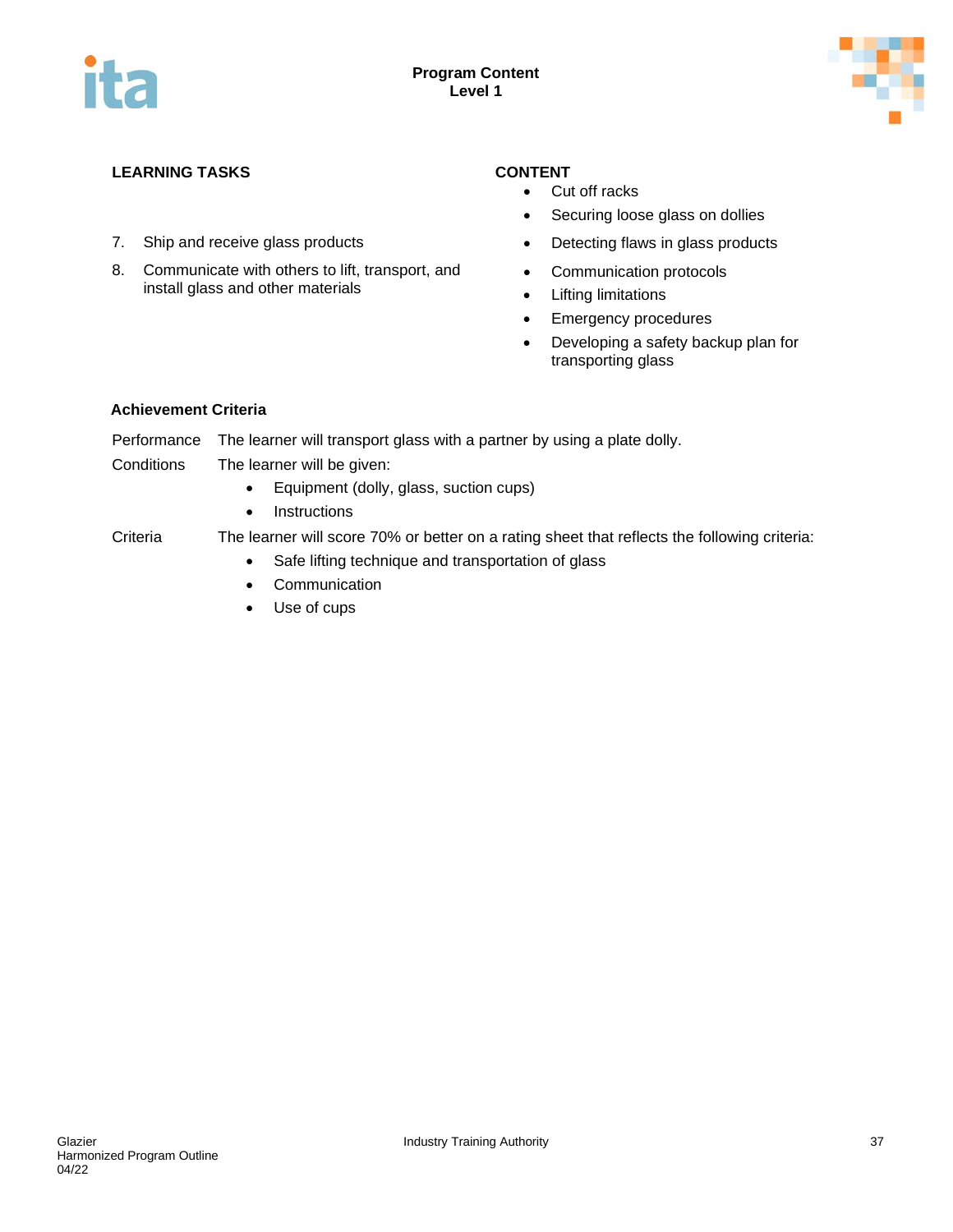| LEARNING TASKS | CONTENT |
|---|---|
| | • Cut off racks<br>• Securing loose glass on dollies |
| 7. Ship and receive glass products | • Detecting flaws in glass products |
| 8. Communicate with others to lift, transport, and install glass and other materials | • Communication protocols<br>• Lifting limitations<br>• Emergency procedures<br>• Developing a safety backup plan for transporting glass |

**Achievement Criteria**

Performance — The learner will transport glass with a partner by using a plate dolly.

Conditions — The learner will be given:

- Equipment (dolly, glass, suction cups)
- Instructions

Criteria — The learner will score 70% or better on a rating sheet that reflects the following criteria:

- Safe lifting technique and transportation of glass
- Communication
- Use of cups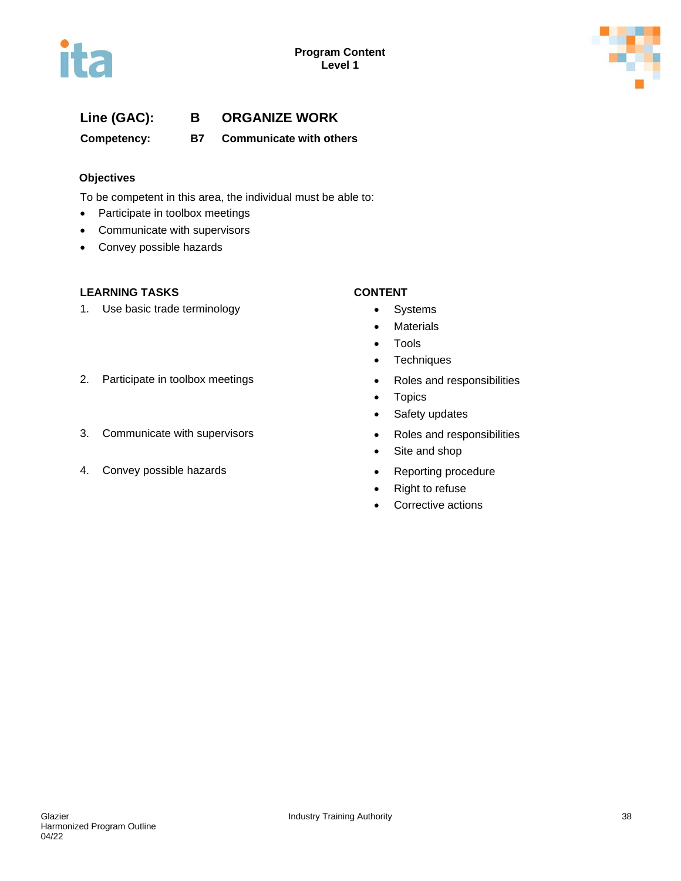**Line (GAC):** **B ORGANIZE WORK**

**Competency:** **B7 Communicate with others**

### Objectives

To be competent in this area, the individual must be able to:

- Participate in toolbox meetings
- Communicate with supervisors
- Convey possible hazards

| LEARNING TASKS | CONTENT |
|---|---|
| 1. Use basic trade terminology | • Systems<br>• Materials<br>• Tools<br>• Techniques |
| 2. Participate in toolbox meetings | • Roles and responsibilities<br>• Topics<br>• Safety updates |
| 3. Communicate with supervisors | • Roles and responsibilities<br>• Site and shop |
| 4. Convey possible hazards | • Reporting procedure<br>• Right to refuse<br>• Corrective actions |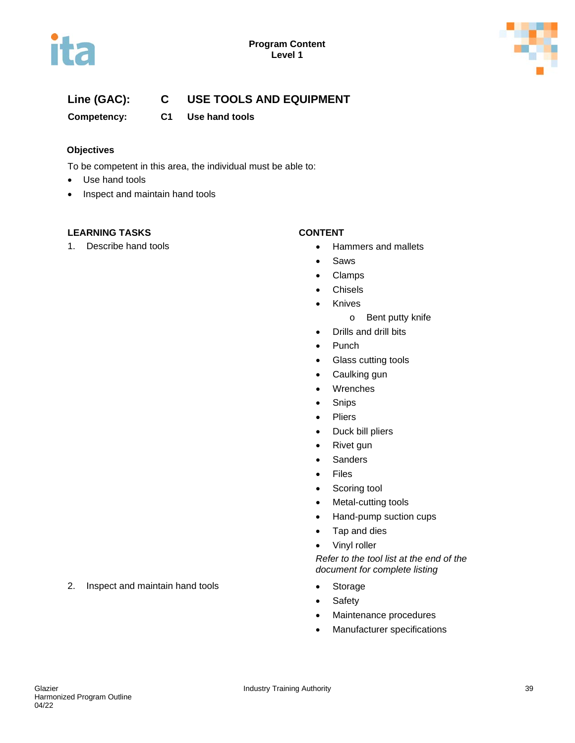**Program Content**
**Level 1**

## Line (GAC): C USE TOOLS AND EQUIPMENT

**Competency: C1 Use hand tools**

### Objectives

To be competent in this area, the individual must be able to:

- Use hand tools
- Inspect and maintain hand tools

| LEARNING TASKS | CONTENT |
|---|---|
| 1. Describe hand tools | • Hammers and mallets<br>• Saws<br>• Clamps<br>• Chisels<br>• Knives<br>  o Bent putty knife<br>• Drills and drill bits<br>• Punch<br>• Glass cutting tools<br>• Caulking gun<br>• Wrenches<br>• Snips<br>• Pliers<br>• Duck bill pliers<br>• Rivet gun<br>• Sanders<br>• Files<br>• Scoring tool<br>• Metal-cutting tools<br>• Hand-pump suction cups<br>• Tap and dies<br>• Vinyl roller<br>*Refer to the tool list at the end of the document for complete listing* |
| 2. Inspect and maintain hand tools | • Storage<br>• Safety<br>• Maintenance procedures<br>• Manufacturer specifications |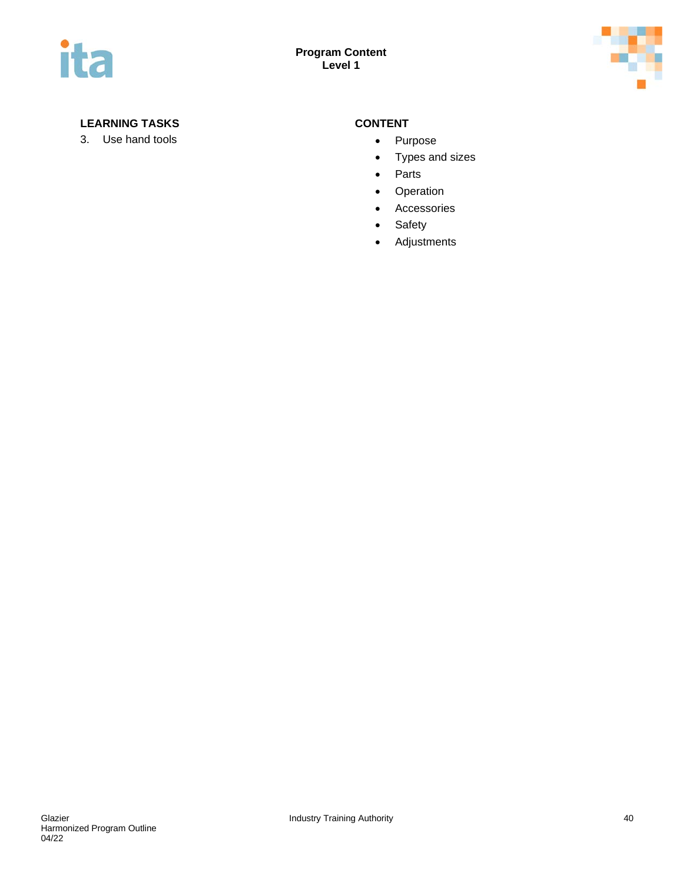| LEARNING TASKS | CONTENT |
| --- | --- |
| 3. Use hand tools | • Purpose<br>• Types and sizes<br>• Parts<br>• Operation<br>• Accessories<br>• Safety<br>• Adjustments |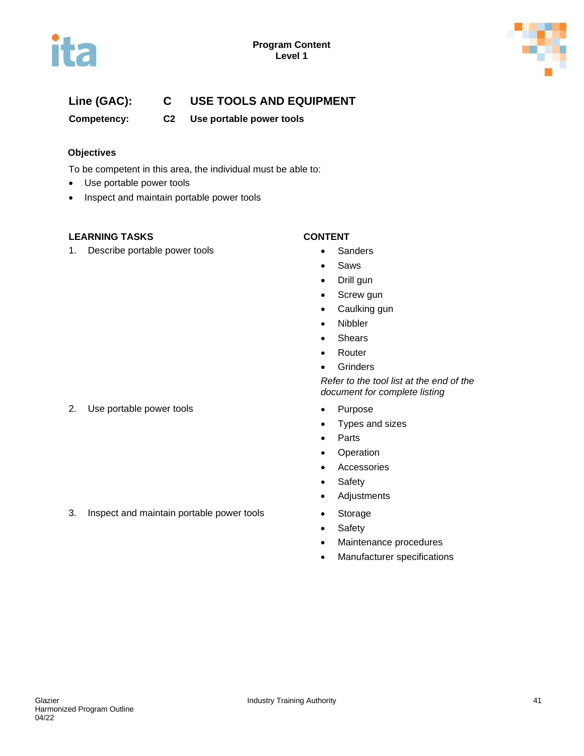**Line (GAC):** C USE TOOLS AND EQUIPMENT

**Competency:** C2 Use portable power tools

### Objectives

To be competent in this area, the individual must be able to:

- Use portable power tools
- Inspect and maintain portable power tools

| LEARNING TASKS | CONTENT |
|---|---|
| 1. Describe portable power tools | • Sanders<br>• Saws<br>• Drill gun<br>• Screw gun<br>• Caulking gun<br>• Nibbler<br>• Shears<br>• Router<br>• Grinders<br>*Refer to the tool list at the end of the document for complete listing* |
| 2. Use portable power tools | • Purpose<br>• Types and sizes<br>• Parts<br>• Operation<br>• Accessories<br>• Safety<br>• Adjustments |
| 3. Inspect and maintain portable power tools | • Storage<br>• Safety<br>• Maintenance procedures<br>• Manufacturer specifications |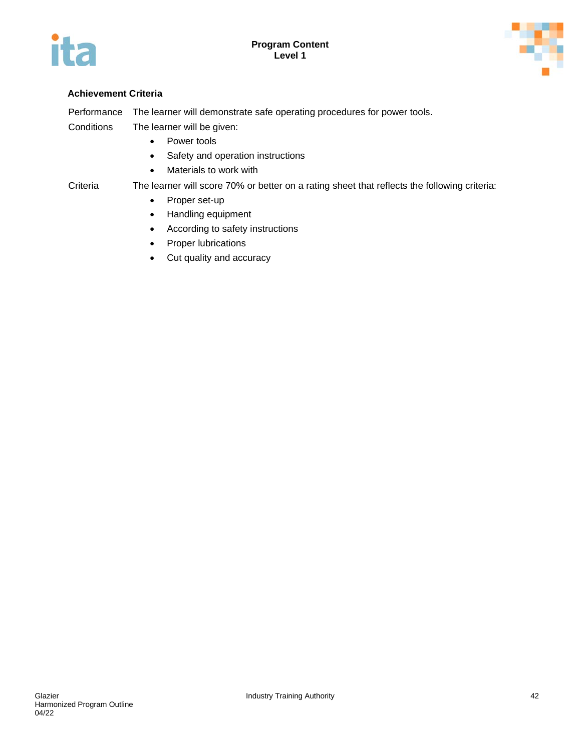### Achievement Criteria

Performance The learner will demonstrate safe operating procedures for power tools.

Conditions The learner will be given:

- Power tools
- Safety and operation instructions
- Materials to work with

Criteria The learner will score 70% or better on a rating sheet that reflects the following criteria:

- Proper set-up
- Handling equipment
- According to safety instructions
- Proper lubrications
- Cut quality and accuracy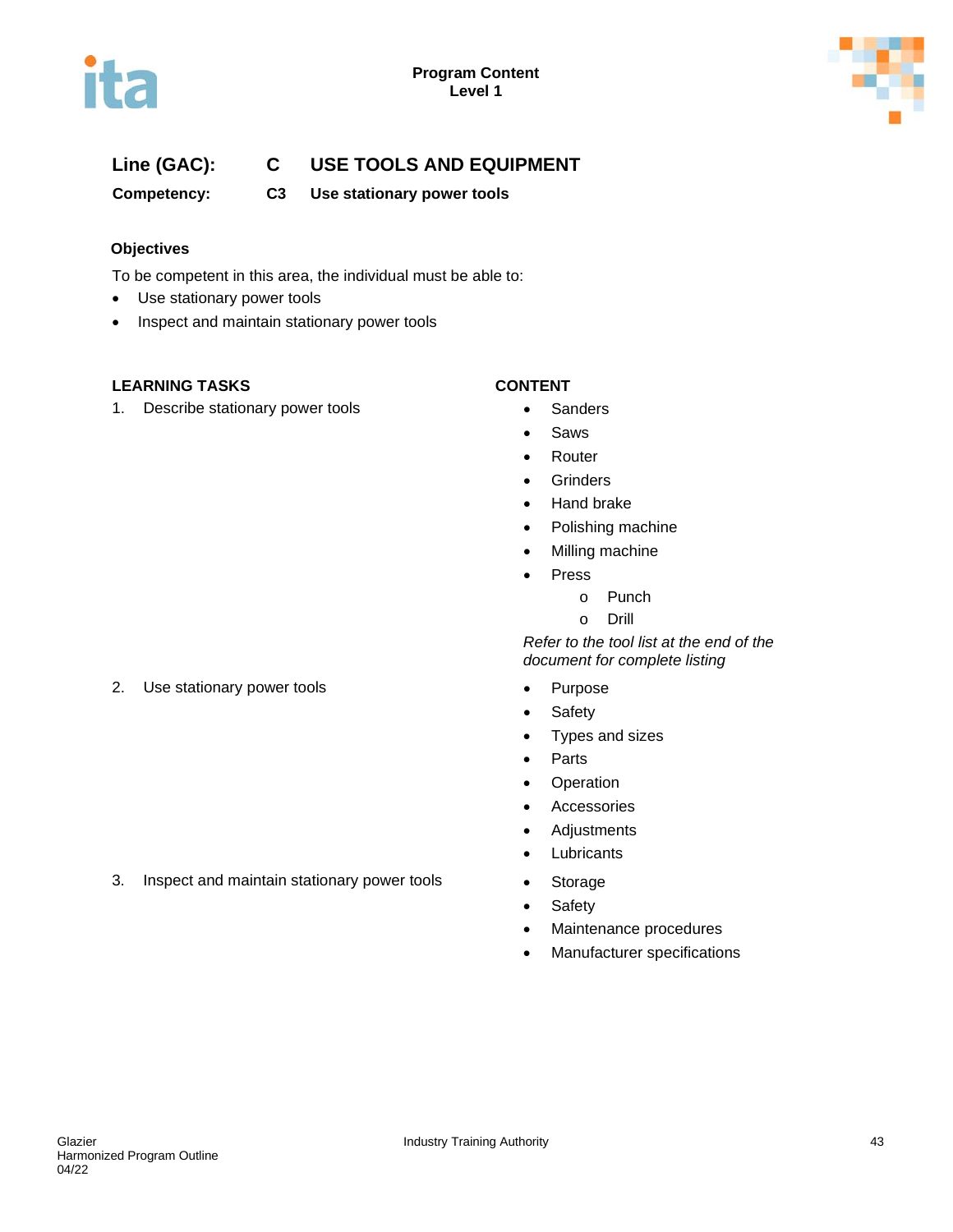**Line (GAC):** C USE TOOLS AND EQUIPMENT

**Competency:** C3 Use stationary power tools

**Objectives**

To be competent in this area, the individual must be able to:

- Use stationary power tools
- Inspect and maintain stationary power tools

| LEARNING TASKS | CONTENT |
|---|---|
| 1. Describe stationary power tools | • Sanders<br>• Saws<br>• Router<br>• Grinders<br>• Hand brake<br>• Polishing machine<br>• Milling machine<br>• Press<br>o Punch<br>o Drill<br>*Refer to the tool list at the end of the document for complete listing* |
| 2. Use stationary power tools | • Purpose<br>• Safety<br>• Types and sizes<br>• Parts<br>• Operation<br>• Accessories<br>• Adjustments<br>• Lubricants |
| 3. Inspect and maintain stationary power tools | • Storage<br>• Safety<br>• Maintenance procedures<br>• Manufacturer specifications |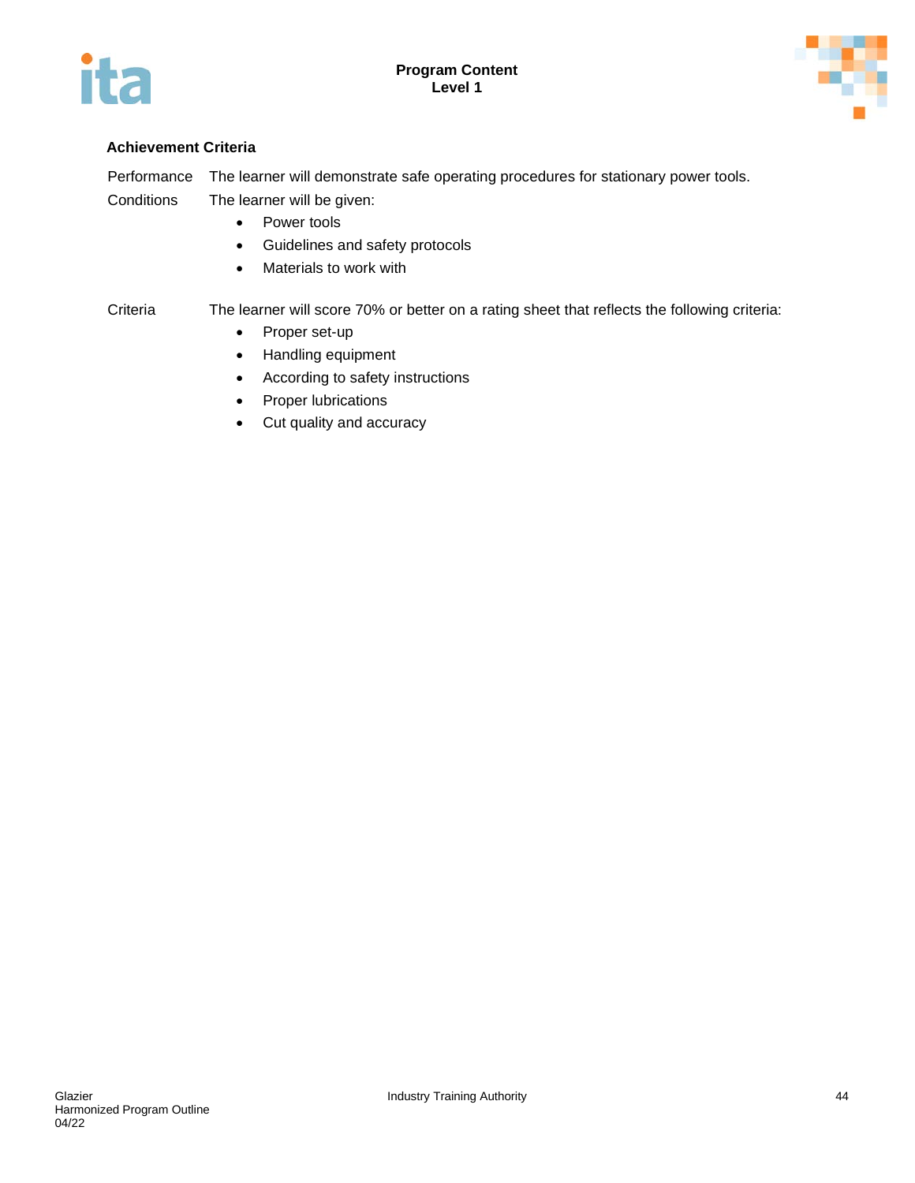**Achievement Criteria**

Performance The learner will demonstrate safe operating procedures for stationary power tools.

Conditions The learner will be given:

- Power tools
- Guidelines and safety protocols
- Materials to work with

Criteria The learner will score 70% or better on a rating sheet that reflects the following criteria:

- Proper set-up
- Handling equipment
- According to safety instructions
- Proper lubrications
- Cut quality and accuracy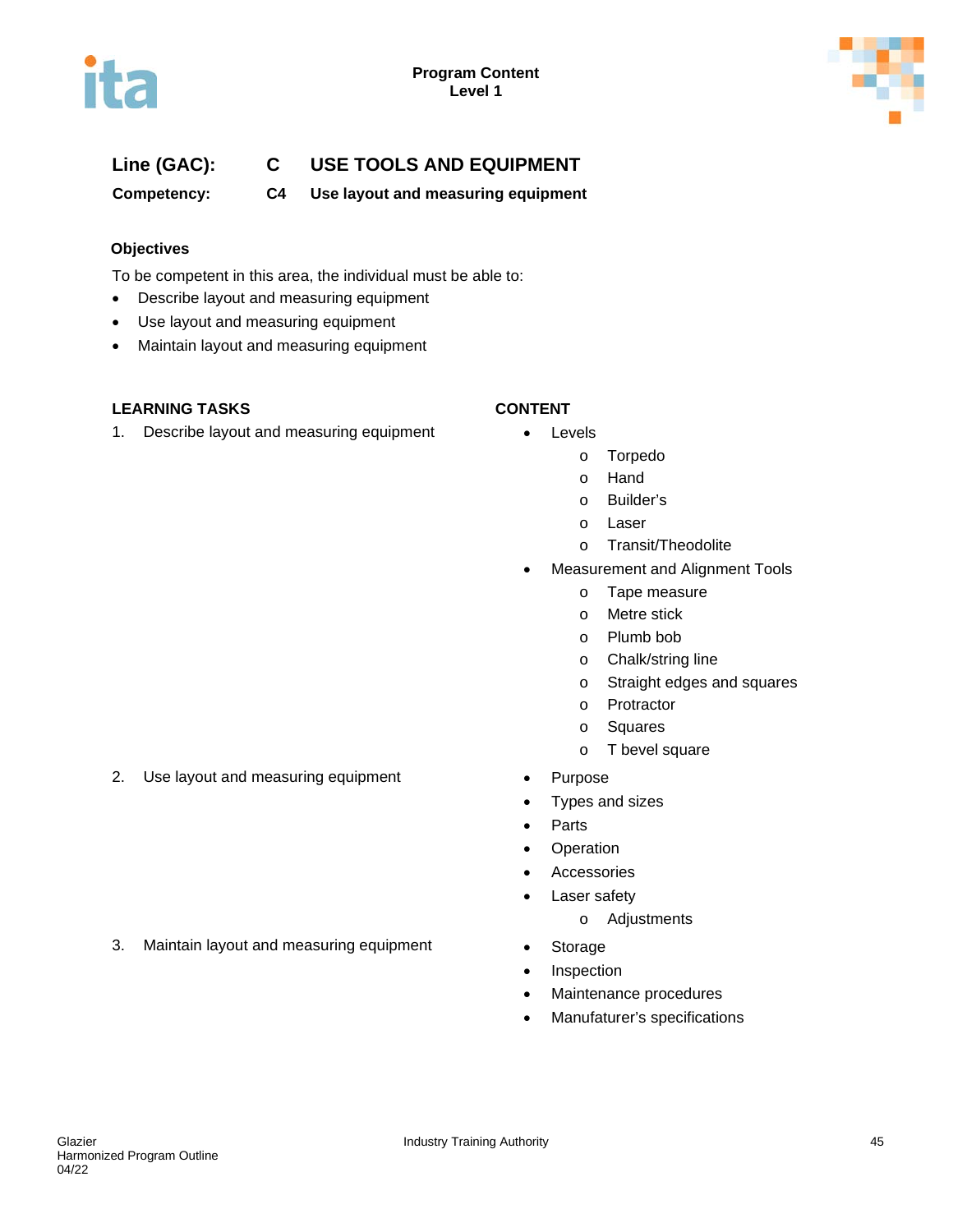**Line (GAC):** **C** **USE TOOLS AND EQUIPMENT**

**Competency:** **C4** **Use layout and measuring equipment**

### Objectives

To be competent in this area, the individual must be able to:

- Describe layout and measuring equipment
- Use layout and measuring equipment
- Maintain layout and measuring equipment

| LEARNING TASKS | CONTENT |
|---|---|
| 1. Describe layout and measuring equipment | • Levels<br>  o Torpedo<br>  o Hand<br>  o Builder's<br>  o Laser<br>  o Transit/Theodolite<br>• Measurement and Alignment Tools<br>  o Tape measure<br>  o Metre stick<br>  o Plumb bob<br>  o Chalk/string line<br>  o Straight edges and squares<br>  o Protractor<br>  o Squares<br>  o T bevel square |
| 2. Use layout and measuring equipment | • Purpose<br>• Types and sizes<br>• Parts<br>• Operation<br>• Accessories<br>• Laser safety<br>  o Adjustments |
| 3. Maintain layout and measuring equipment | • Storage<br>• Inspection<br>• Maintenance procedures<br>• Manufacturer's specifications |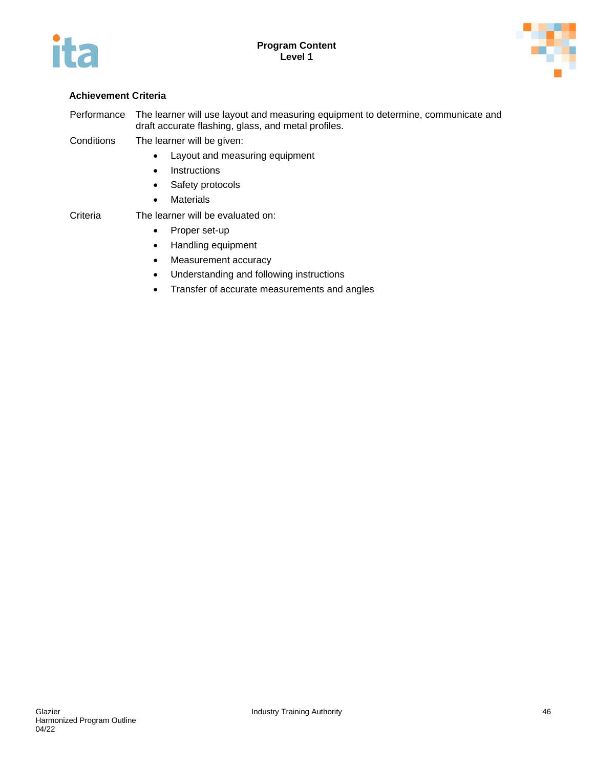### Achievement Criteria

| | |
|---|---|
| Performance | The learner will use layout and measuring equipment to determine, communicate and draft accurate flashing, glass, and metal profiles. |
| Conditions | The learner will be given:<br>• Layout and measuring equipment<br>• Instructions<br>• Safety protocols<br>• Materials |
| Criteria | The learner will be evaluated on:<br>• Proper set-up<br>• Handling equipment<br>• Measurement accuracy<br>• Understanding and following instructions<br>• Transfer of accurate measurements and angles |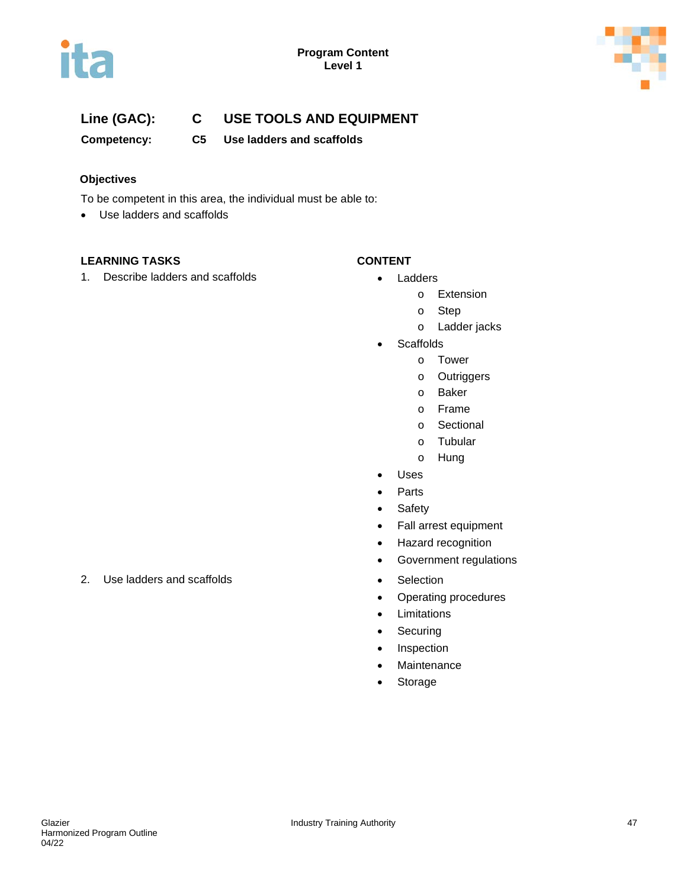**Line (GAC):** **C USE TOOLS AND EQUIPMENT**

**Competency:** **C5 Use ladders and scaffolds**

**Objectives**

To be competent in this area, the individual must be able to:

- Use ladders and scaffolds

| LEARNING TASKS | CONTENT |
|---|---|
| 1. Describe ladders and scaffolds | • Ladders<br>  o Extension<br>  o Step<br>  o Ladder jacks<br>• Scaffolds<br>  o Tower<br>  o Outriggers<br>  o Baker<br>  o Frame<br>  o Sectional<br>  o Tubular<br>  o Hung<br>• Uses<br>• Parts<br>• Safety<br>• Fall arrest equipment<br>• Hazard recognition<br>• Government regulations |
| 2. Use ladders and scaffolds | • Selection<br>• Operating procedures<br>• Limitations<br>• Securing<br>• Inspection<br>• Maintenance<br>• Storage |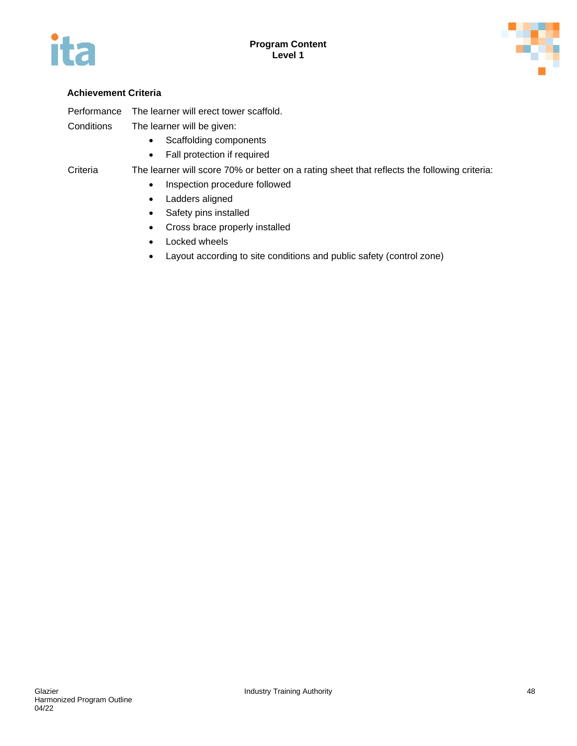#### Achievement Criteria

Performance The learner will erect tower scaffold.

Conditions The learner will be given:

- Scaffolding components
- Fall protection if required

Criteria The learner will score 70% or better on a rating sheet that reflects the following criteria:

- Inspection procedure followed
- Ladders aligned
- Safety pins installed
- Cross brace properly installed
- Locked wheels
- Layout according to site conditions and public safety (control zone)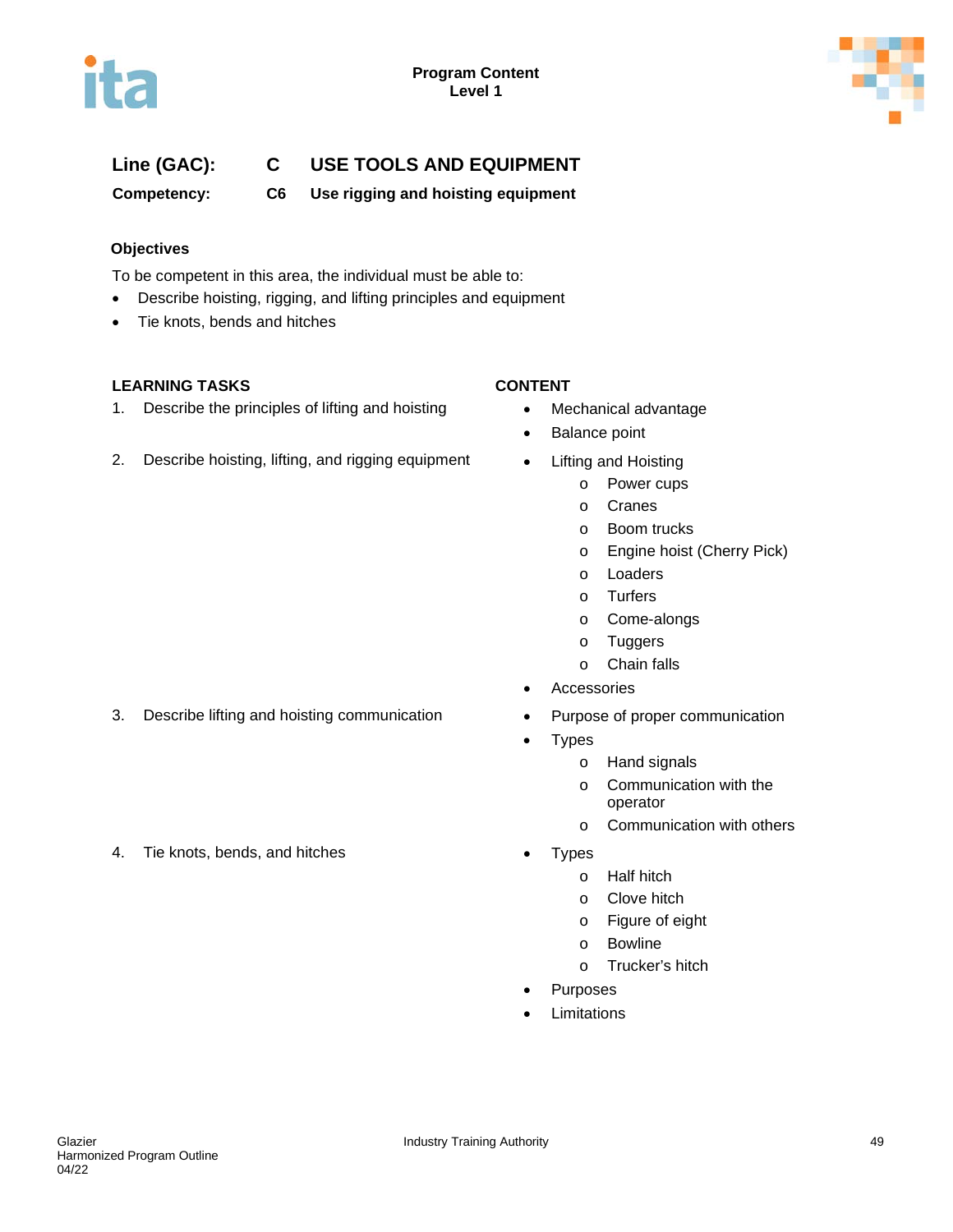**Line (GAC):** **C** **USE TOOLS AND EQUIPMENT**

**Competency:** **C6** **Use rigging and hoisting equipment**

**Objectives**

To be competent in this area, the individual must be able to:

- Describe hoisting, rigging, and lifting principles and equipment
- Tie knots, bends and hitches

| LEARNING TASKS | CONTENT |
|---|---|
| 1. Describe the principles of lifting and hoisting | • Mechanical advantage<br>• Balance point |
| 2. Describe hoisting, lifting, and rigging equipment | • Lifting and Hoisting<br>o Power cups<br>o Cranes<br>o Boom trucks<br>o Engine hoist (Cherry Pick)<br>o Loaders<br>o Turfers<br>o Come-alongs<br>o Tuggers<br>o Chain falls<br>• Accessories |
| 3. Describe lifting and hoisting communication | • Purpose of proper communication<br>• Types<br>o Hand signals<br>o Communication with the operator<br>o Communication with others |
| 4. Tie knots, bends, and hitches | • Types<br>o Half hitch<br>o Clove hitch<br>o Figure of eight<br>o Bowline<br>o Trucker's hitch<br>• Purposes<br>• Limitations |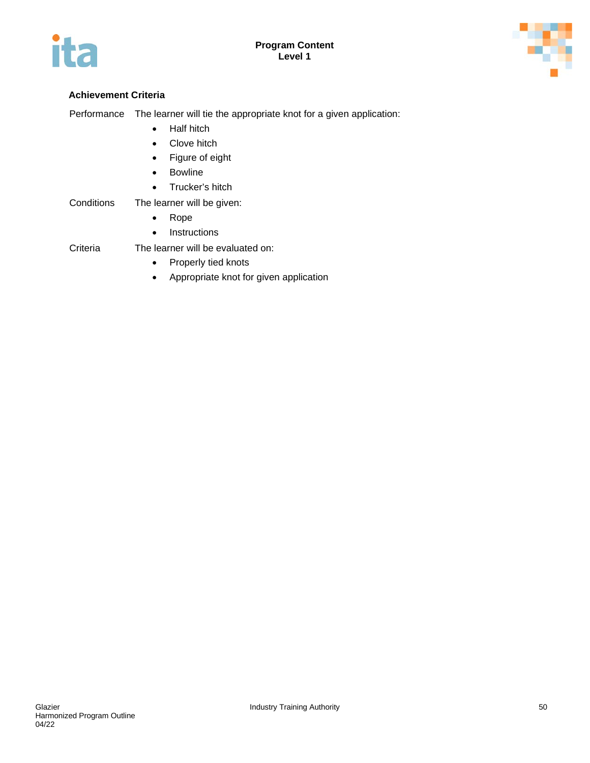### Achievement Criteria

Performance — The learner will tie the appropriate knot for a given application:

- Half hitch
- Clove hitch
- Figure of eight
- Bowline
- Trucker's hitch

Conditions — The learner will be given:

- Rope
- Instructions

Criteria — The learner will be evaluated on:

- Properly tied knots
- Appropriate knot for given application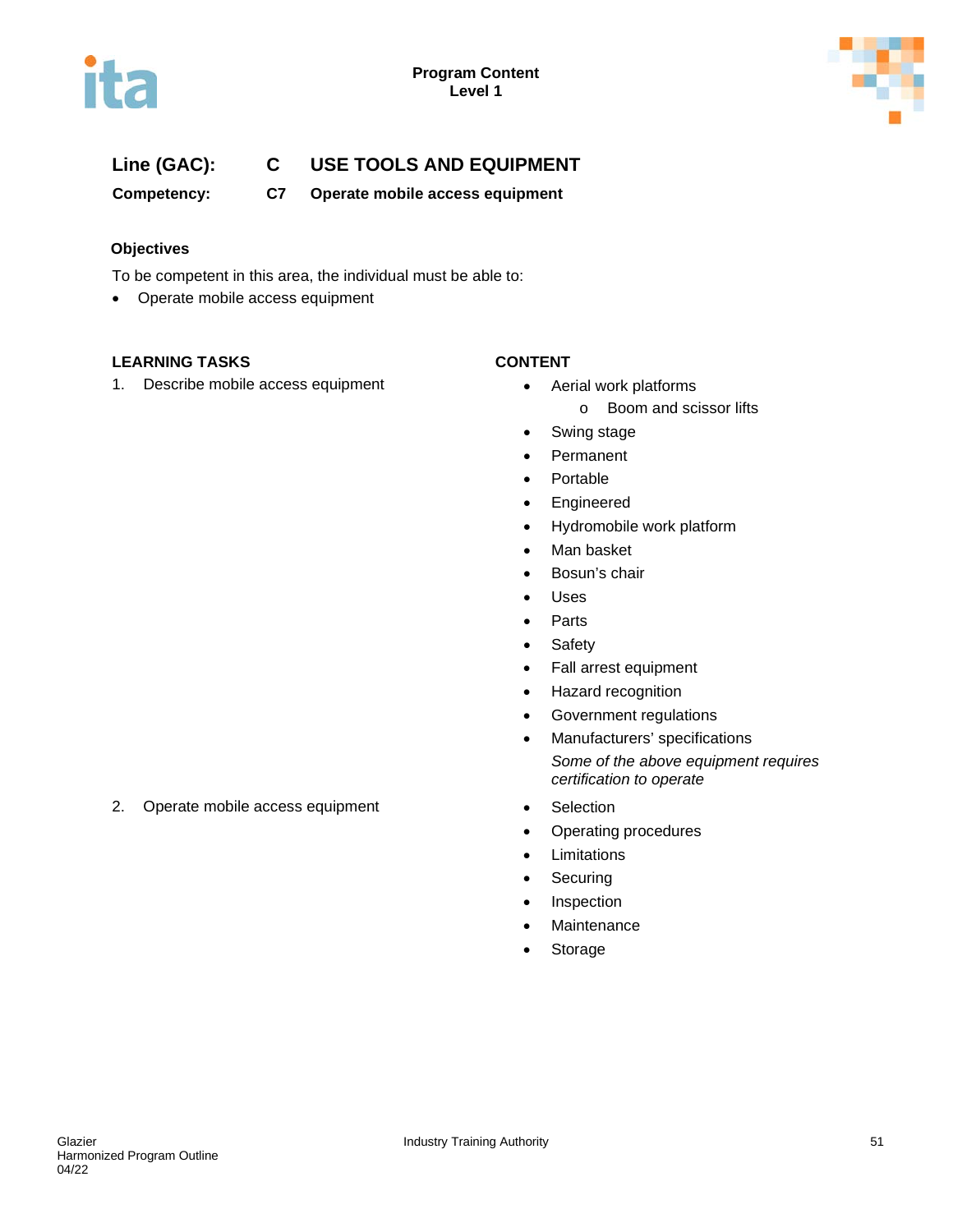**Program Content**
**Level 1**

## Line (GAC): C USE TOOLS AND EQUIPMENT

**Competency: C7 Operate mobile access equipment**

### Objectives

To be competent in this area, the individual must be able to:

- Operate mobile access equipment

| LEARNING TASKS | CONTENT |
|---|---|
| 1. Describe mobile access equipment | • Aerial work platforms<br>  o Boom and scissor lifts<br>• Swing stage<br>• Permanent<br>• Portable<br>• Engineered<br>• Hydromobile work platform<br>• Man basket<br>• Bosun's chair<br>• Uses<br>• Parts<br>• Safety<br>• Fall arrest equipment<br>• Hazard recognition<br>• Government regulations<br>• Manufacturers' specifications<br>*Some of the above equipment requires certification to operate* |
| 2. Operate mobile access equipment | • Selection<br>• Operating procedures<br>• Limitations<br>• Securing<br>• Inspection<br>• Maintenance<br>• Storage |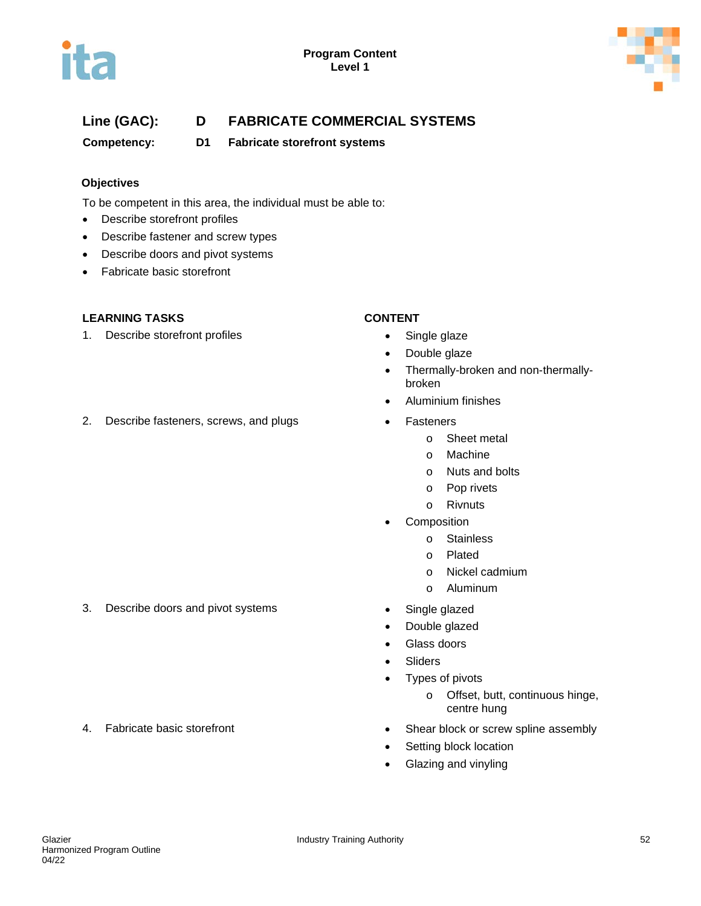**Program Content**
**Level 1**

## Line (GAC): D FABRICATE COMMERCIAL SYSTEMS

### Competency: D1 Fabricate storefront systems

**Objectives**

To be competent in this area, the individual must be able to:

- Describe storefront profiles
- Describe fastener and screw types
- Describe doors and pivot systems
- Fabricate basic storefront

| LEARNING TASKS | CONTENT |
|---|---|
| 1. Describe storefront profiles | • Single glaze<br>• Double glaze<br>• Thermally-broken and non-thermally-broken<br>• Aluminium finishes |
| 2. Describe fasteners, screws, and plugs | • Fasteners<br>  o Sheet metal<br>  o Machine<br>  o Nuts and bolts<br>  o Pop rivets<br>  o Rivnuts<br>• Composition<br>  o Stainless<br>  o Plated<br>  o Nickel cadmium<br>  o Aluminum |
| 3. Describe doors and pivot systems | • Single glazed<br>• Double glazed<br>• Glass doors<br>• Sliders<br>• Types of pivots<br>  o Offset, butt, continuous hinge, centre hung |
| 4. Fabricate basic storefront | • Shear block or screw spline assembly<br>• Setting block location<br>• Glazing and vinyling |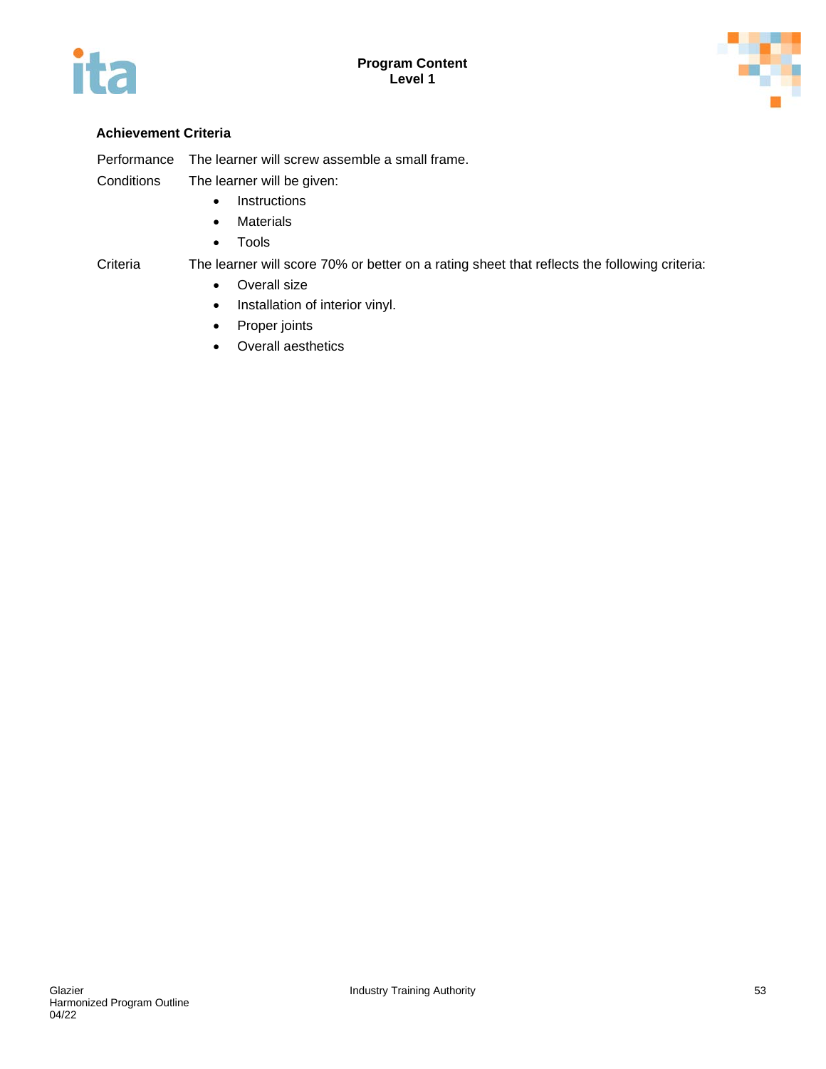### Achievement Criteria

| | |
|---|---|
| Performance | The learner will screw assemble a small frame. |
| Conditions | The learner will be given:<br>• Instructions<br>• Materials<br>• Tools |
| Criteria | The learner will score 70% or better on a rating sheet that reflects the following criteria:<br>• Overall size<br>• Installation of interior vinyl.<br>• Proper joints<br>• Overall aesthetics |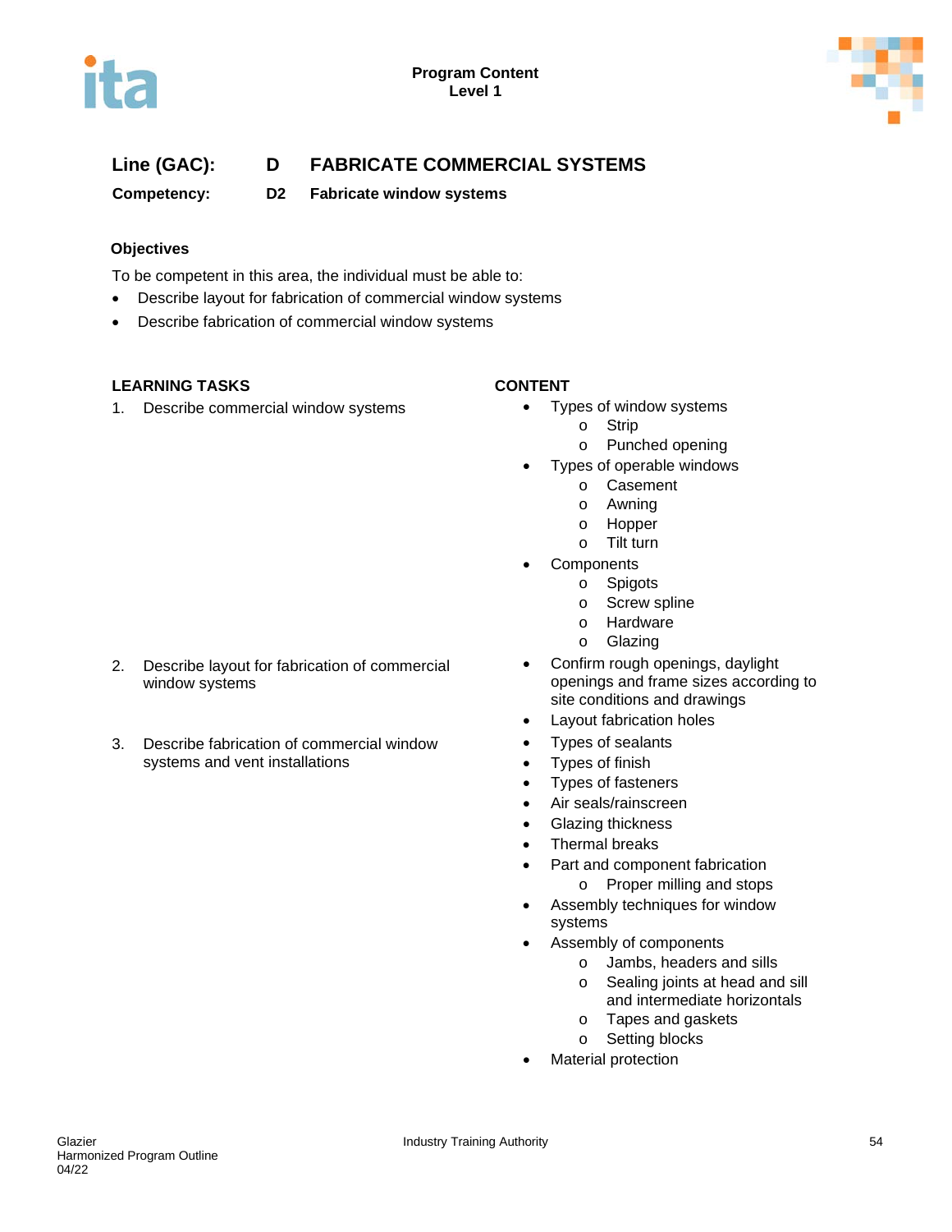Program Content
Level 1

**Line (GAC):** D FABRICATE COMMERCIAL SYSTEMS

**Competency:** D2 Fabricate window systems

**Objectives**

To be competent in this area, the individual must be able to:

- Describe layout for fabrication of commercial window systems
- Describe fabrication of commercial window systems

| LEARNING TASKS | CONTENT |
|---|---|
| 1. Describe commercial window systems | • Types of window systems<br>  o Strip<br>  o Punched opening<br>• Types of operable windows<br>  o Casement<br>  o Awning<br>  o Hopper<br>  o Tilt turn<br>• Components<br>  o Spigots<br>  o Screw spline<br>  o Hardware<br>  o Glazing |
| 2. Describe layout for fabrication of commercial window systems | • Confirm rough openings, daylight openings and frame sizes according to site conditions and drawings<br>• Layout fabrication holes |
| 3. Describe fabrication of commercial window systems and vent installations | • Types of sealants<br>• Types of finish<br>• Types of fasteners<br>• Air seals/rainscreen<br>• Glazing thickness<br>• Thermal breaks<br>• Part and component fabrication<br>  o Proper milling and stops<br>• Assembly techniques for window systems<br>• Assembly of components<br>  o Jambs, headers and sills<br>  o Sealing joints at head and sill and intermediate horizontals<br>  o Tapes and gaskets<br>  o Setting blocks<br>• Material protection |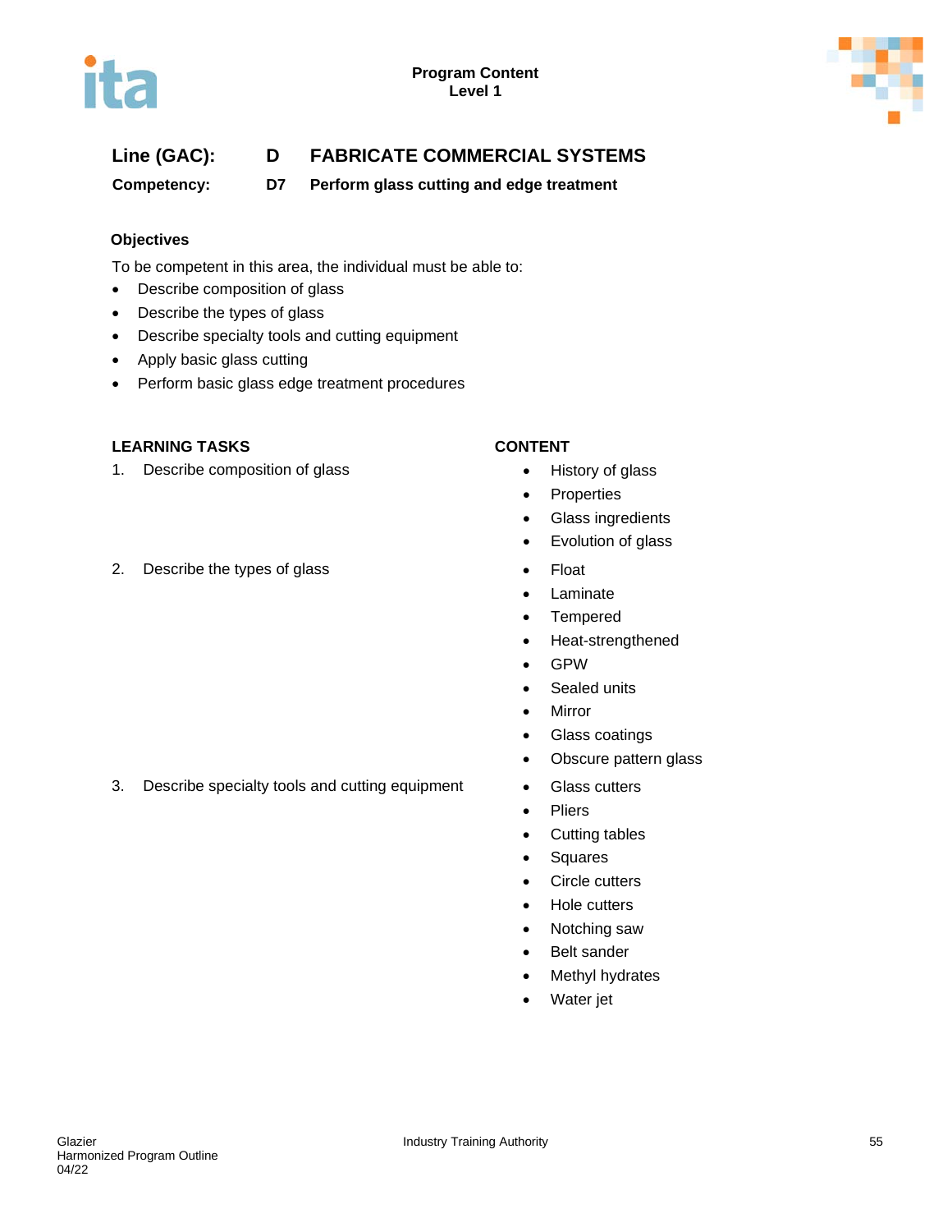**Line (GAC):** **D** **FABRICATE COMMERCIAL SYSTEMS**

**Competency:** **D7** **Perform glass cutting and edge treatment**

**Objectives**

To be competent in this area, the individual must be able to:

- Describe composition of glass
- Describe the types of glass
- Describe specialty tools and cutting equipment
- Apply basic glass cutting
- Perform basic glass edge treatment procedures

| LEARNING TASKS | CONTENT |
|---|---|
| 1. Describe composition of glass | • History of glass<br>• Properties<br>• Glass ingredients<br>• Evolution of glass |
| 2. Describe the types of glass | • Float<br>• Laminate<br>• Tempered<br>• Heat-strengthened<br>• GPW<br>• Sealed units<br>• Mirror<br>• Glass coatings<br>• Obscure pattern glass |
| 3. Describe specialty tools and cutting equipment | • Glass cutters<br>• Pliers<br>• Cutting tables<br>• Squares<br>• Circle cutters<br>• Hole cutters<br>• Notching saw<br>• Belt sander<br>• Methyl hydrates<br>• Water jet |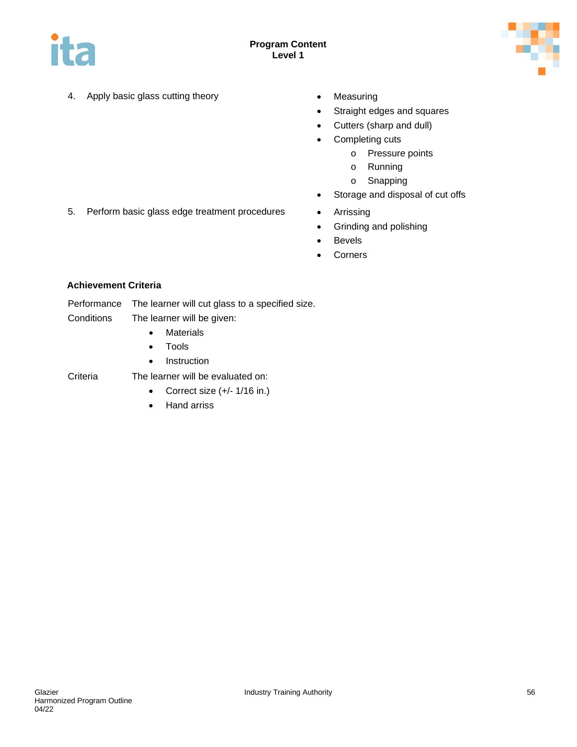| | |
|---|---|
| 4. Apply basic glass cutting theory | <ul><li>Measuring</li><li>Straight edges and squares</li><li>Cutters (sharp and dull)</li><li>Completing cuts<ul><li>Pressure points</li><li>Running</li><li>Snapping</li></ul></li><li>Storage and disposal of cut offs</li></ul> |
| 5. Perform basic glass edge treatment procedures | <ul><li>Arrissing</li><li>Grinding and polishing</li><li>Bevels</li><li>Corners</li></ul> |

**Achievement Criteria**

Performance   The learner will cut glass to a specified size.

Conditions   The learner will be given:

- Materials
- Tools
- Instruction

Criteria   The learner will be evaluated on:

- Correct size (+/- 1/16 in.)
- Hand arriss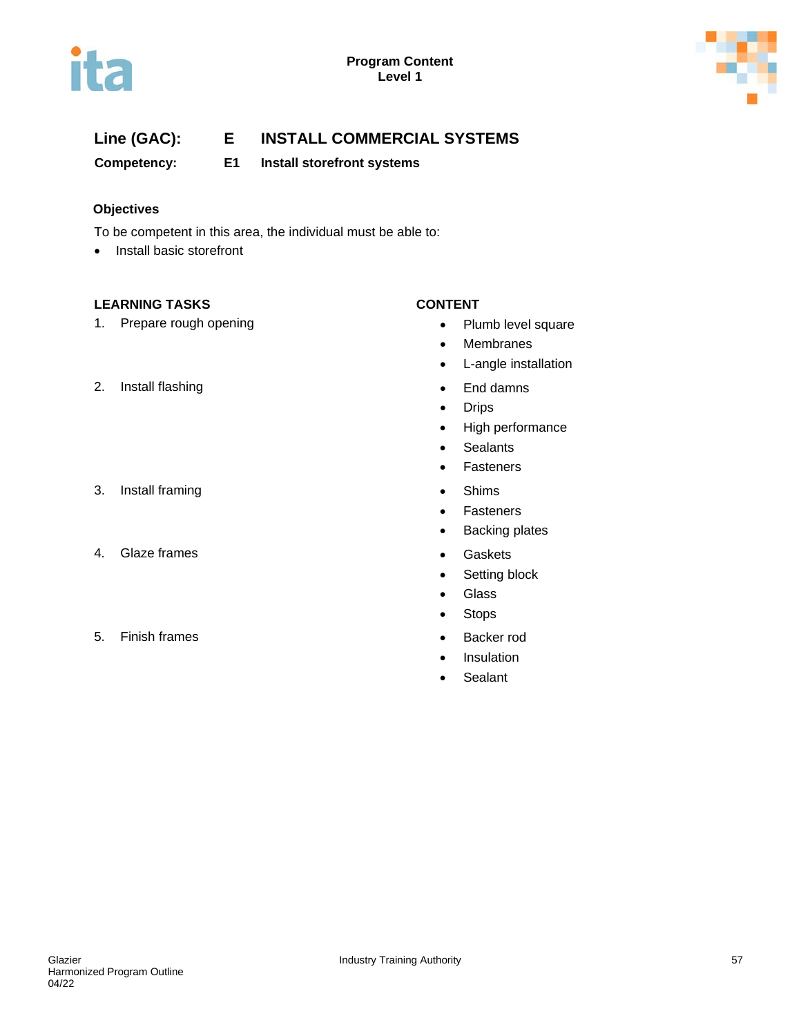**Program Content**
**Level 1**

## Line (GAC): E INSTALL COMMERCIAL SYSTEMS

### Competency: E1 Install storefront systems

#### Objectives

To be competent in this area, the individual must be able to:

- Install basic storefront

| LEARNING TASKS | CONTENT |
|---|---|
| 1. Prepare rough opening | • Plumb level square<br>• Membranes<br>• L-angle installation |
| 2. Install flashing | • End damns<br>• Drips<br>• High performance<br>• Sealants<br>• Fasteners |
| 3. Install framing | • Shims<br>• Fasteners<br>• Backing plates |
| 4. Glaze frames | • Gaskets<br>• Setting block<br>• Glass<br>• Stops |
| 5. Finish frames | • Backer rod<br>• Insulation<br>• Sealant |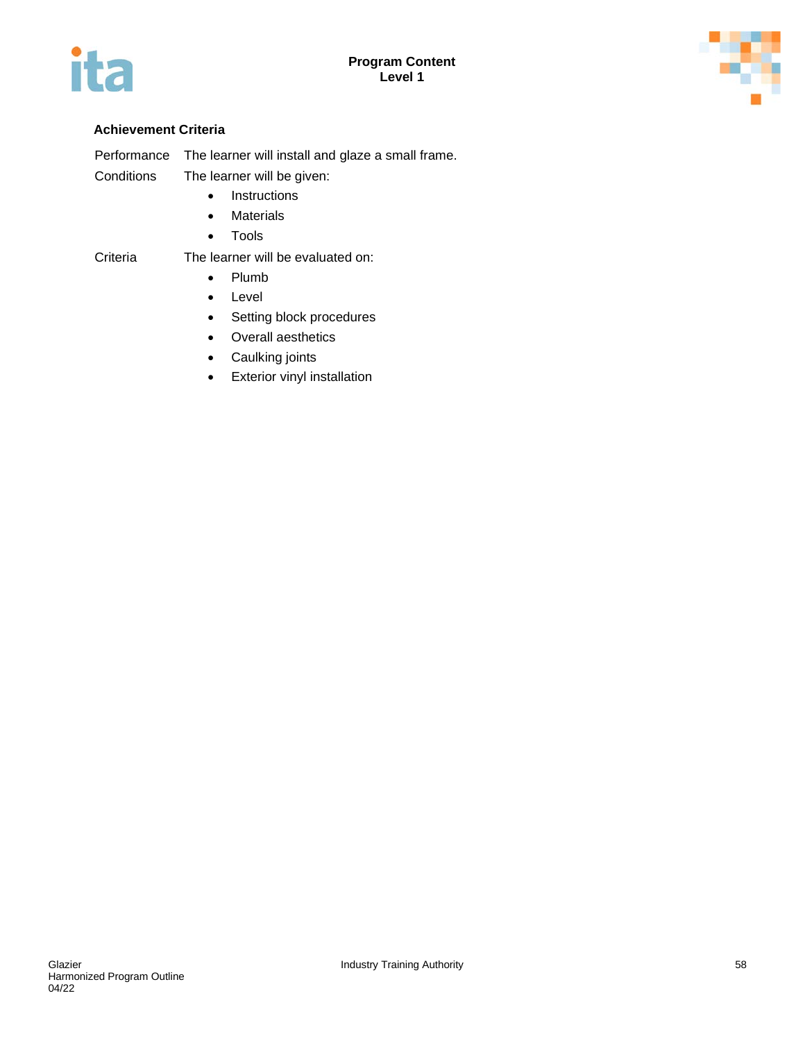### Achievement Criteria

| | |
|---|---|
| Performance | The learner will install and glaze a small frame. |
| Conditions | The learner will be given:<br>• Instructions<br>• Materials<br>• Tools |
| Criteria | The learner will be evaluated on:<br>• Plumb<br>• Level<br>• Setting block procedures<br>• Overall aesthetics<br>• Caulking joints<br>• Exterior vinyl installation |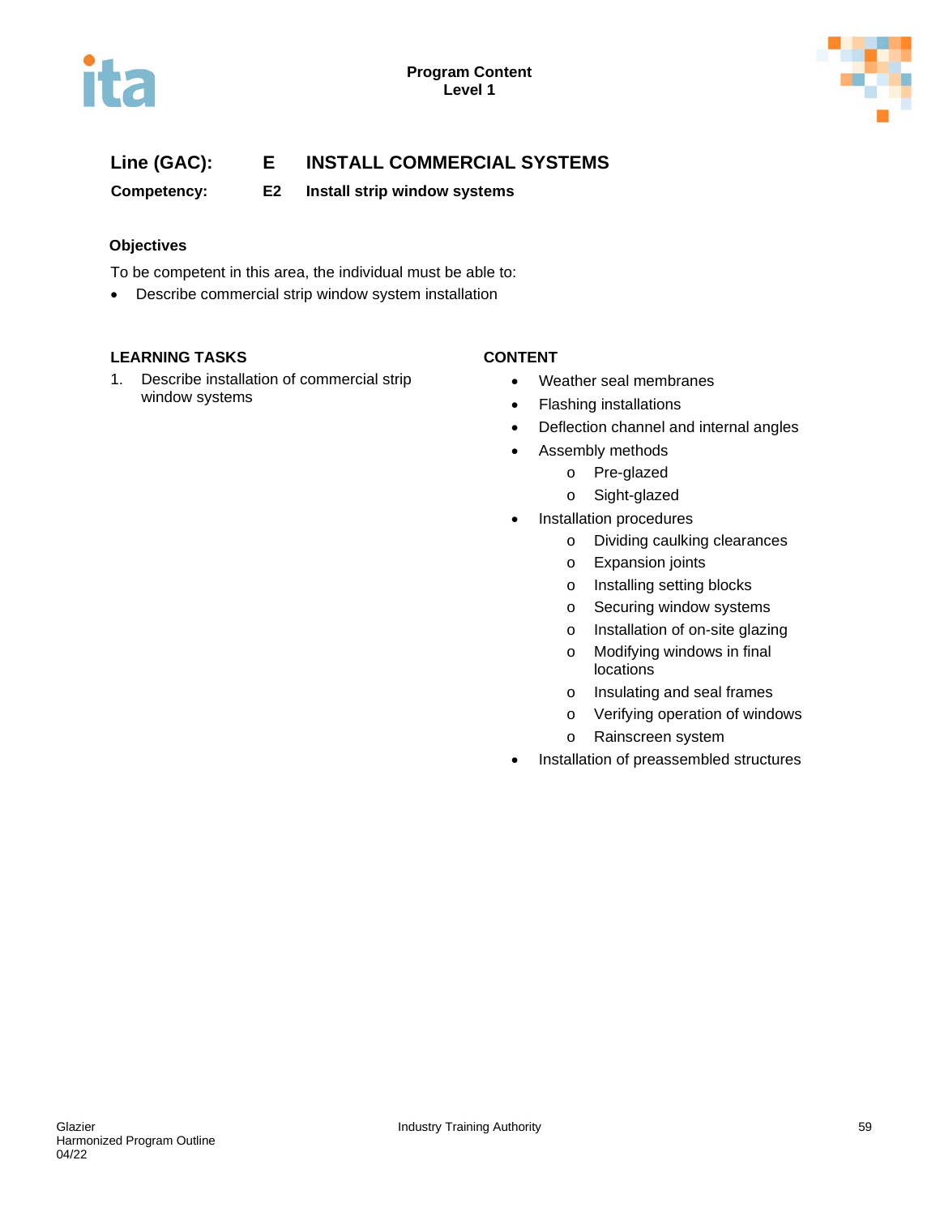**Line (GAC):** **E INSTALL COMMERCIAL SYSTEMS**

**Competency:** **E2 Install strip window systems**

### Objectives

To be competent in this area, the individual must be able to:

- Describe commercial strip window system installation

| LEARNING TASKS | CONTENT |
|---|---|
| 1. Describe installation of commercial strip window systems | • Weather seal membranes<br>• Flashing installations<br>• Deflection channel and internal angles<br>• Assembly methods<br>  o Pre-glazed<br>  o Sight-glazed<br>• Installation procedures<br>  o Dividing caulking clearances<br>  o Expansion joints<br>  o Installing setting blocks<br>  o Securing window systems<br>  o Installation of on-site glazing<br>  o Modifying windows in final locations<br>  o Insulating and seal frames<br>  o Verifying operation of windows<br>  o Rainscreen system<br>• Installation of preassembled structures |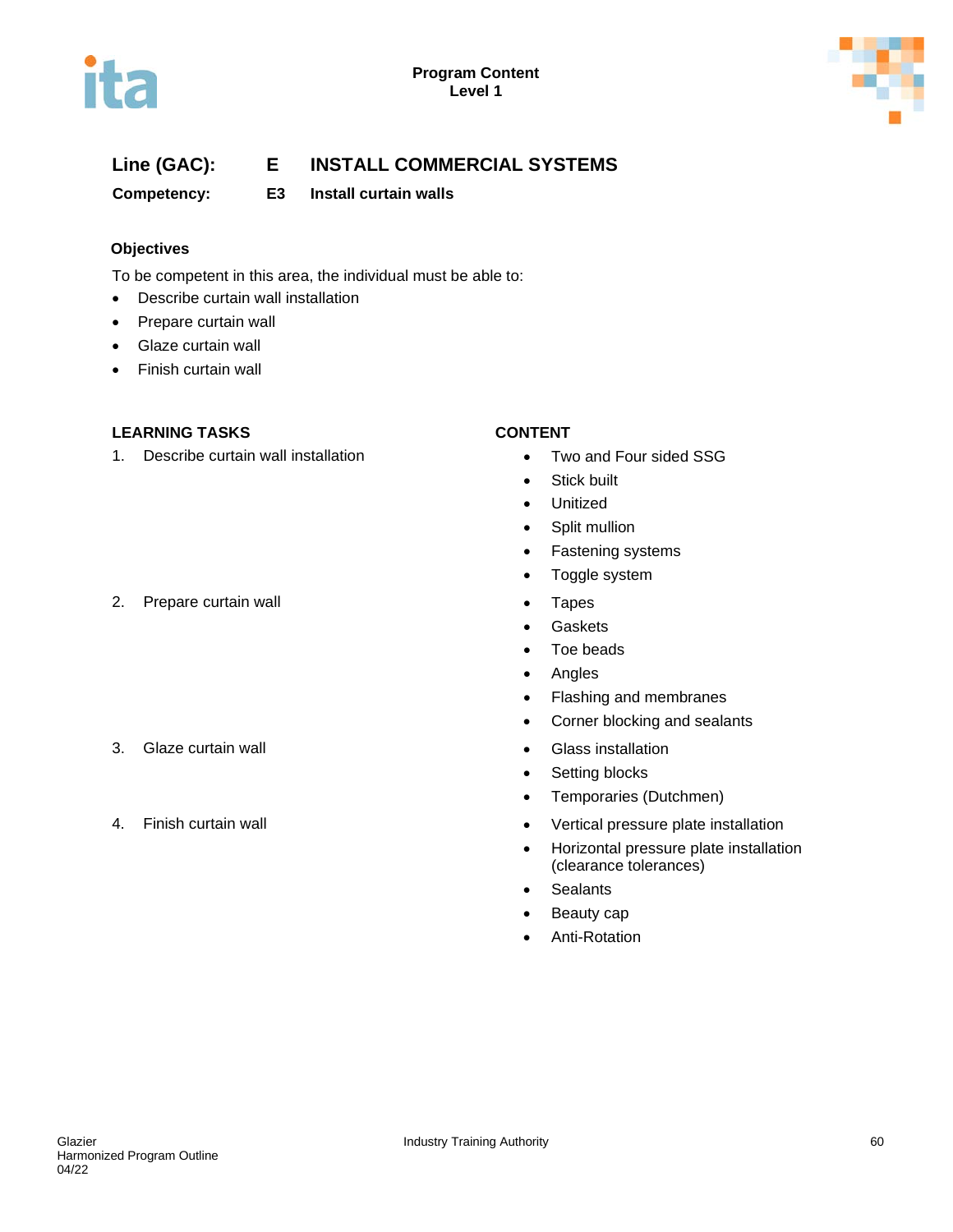**Program Content**
**Level 1**

## Line (GAC): E INSTALL COMMERCIAL SYSTEMS

### Competency: E3 Install curtain walls

**Objectives**

To be competent in this area, the individual must be able to:

- Describe curtain wall installation
- Prepare curtain wall
- Glaze curtain wall
- Finish curtain wall

| LEARNING TASKS | CONTENT |
|---|---|
| 1. Describe curtain wall installation | • Two and Four sided SSG<br>• Stick built<br>• Unitized<br>• Split mullion<br>• Fastening systems<br>• Toggle system |
| 2. Prepare curtain wall | • Tapes<br>• Gaskets<br>• Toe beads<br>• Angles<br>• Flashing and membranes<br>• Corner blocking and sealants |
| 3. Glaze curtain wall | • Glass installation<br>• Setting blocks<br>• Temporaries (Dutchmen) |
| 4. Finish curtain wall | • Vertical pressure plate installation<br>• Horizontal pressure plate installation (clearance tolerances)<br>• Sealants<br>• Beauty cap<br>• Anti-Rotation |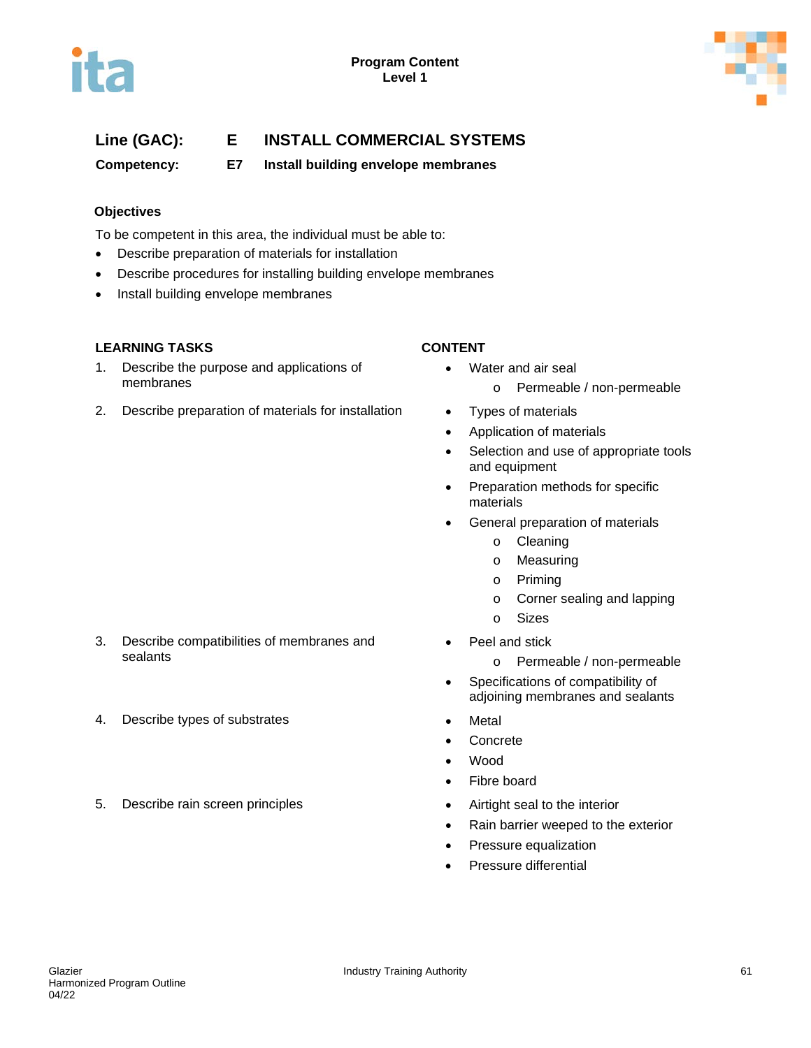## Line (GAC): E INSTALL COMMERCIAL SYSTEMS

### Competency: E7 Install building envelope membranes

**Objectives**

To be competent in this area, the individual must be able to:

- Describe preparation of materials for installation
- Describe procedures for installing building envelope membranes
- Install building envelope membranes

| LEARNING TASKS | CONTENT |
|---|---|
| 1. Describe the purpose and applications of membranes | • Water and air seal<br>  o Permeable / non-permeable |
| 2. Describe preparation of materials for installation | • Types of materials<br>• Application of materials<br>• Selection and use of appropriate tools and equipment<br>• Preparation methods for specific materials<br>• General preparation of materials<br>  o Cleaning<br>  o Measuring<br>  o Priming<br>  o Corner sealing and lapping<br>  o Sizes |
| 3. Describe compatibilities of membranes and sealants | • Peel and stick<br>  o Permeable / non-permeable<br>• Specifications of compatibility of adjoining membranes and sealants |
| 4. Describe types of substrates | • Metal<br>• Concrete<br>• Wood<br>• Fibre board |
| 5. Describe rain screen principles | • Airtight seal to the interior<br>• Rain barrier weeped to the exterior<br>• Pressure equalization<br>• Pressure differential |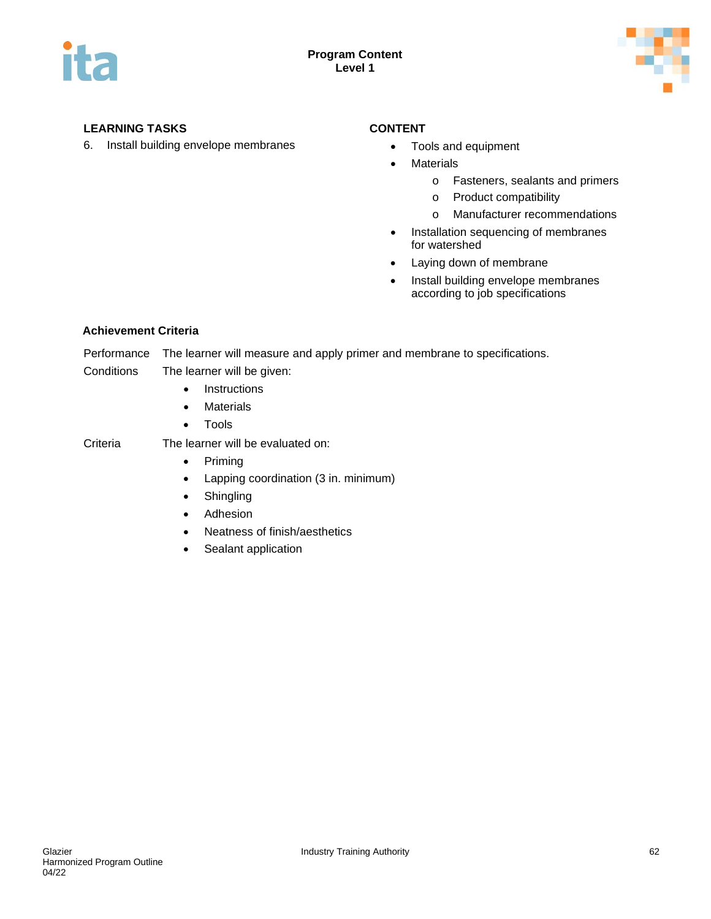**LEARNING TASKS**

6. Install building envelope membranes

**CONTENT**

- Tools and equipment
- Materials
  - Fasteners, sealants and primers
  - Product compatibility
  - Manufacturer recommendations
- Installation sequencing of membranes for watershed
- Laying down of membrane
- Install building envelope membranes according to job specifications

**Achievement Criteria**

Performance The learner will measure and apply primer and membrane to specifications.

Conditions The learner will be given:

- Instructions
- Materials
- Tools

Criteria The learner will be evaluated on:

- Priming
- Lapping coordination (3 in. minimum)
- Shingling
- Adhesion
- Neatness of finish/aesthetics
- Sealant application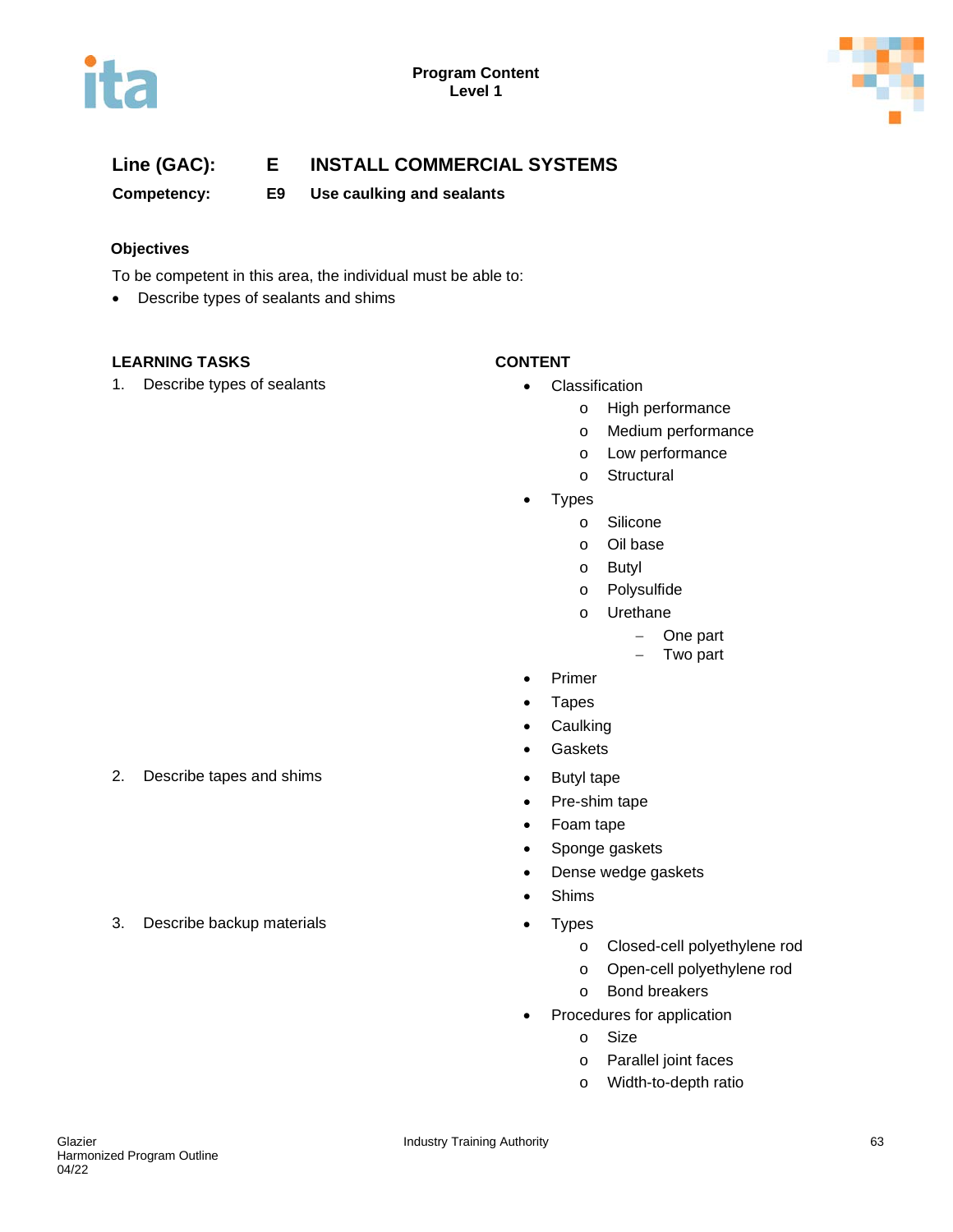**Program Content**
**Level 1**

## Line (GAC): E INSTALL COMMERCIAL SYSTEMS

### Competency: E9 Use caulking and sealants

### Objectives

To be competent in this area, the individual must be able to:

- Describe types of sealants and shims

| LEARNING TASKS | CONTENT |
|---|---|
| 1. Describe types of sealants | • Classification<br>  o High performance<br>  o Medium performance<br>  o Low performance<br>  o Structural<br>• Types<br>  o Silicone<br>  o Oil base<br>  o Butyl<br>  o Polysulfide<br>  o Urethane<br>    – One part<br>    – Two part<br>• Primer<br>• Tapes<br>• Caulking<br>• Gaskets |
| 2. Describe tapes and shims | • Butyl tape<br>• Pre-shim tape<br>• Foam tape<br>• Sponge gaskets<br>• Dense wedge gaskets<br>• Shims |
| 3. Describe backup materials | • Types<br>  o Closed-cell polyethylene rod<br>  o Open-cell polyethylene rod<br>  o Bond breakers<br>• Procedures for application<br>  o Size<br>  o Parallel joint faces<br>  o Width-to-depth ratio |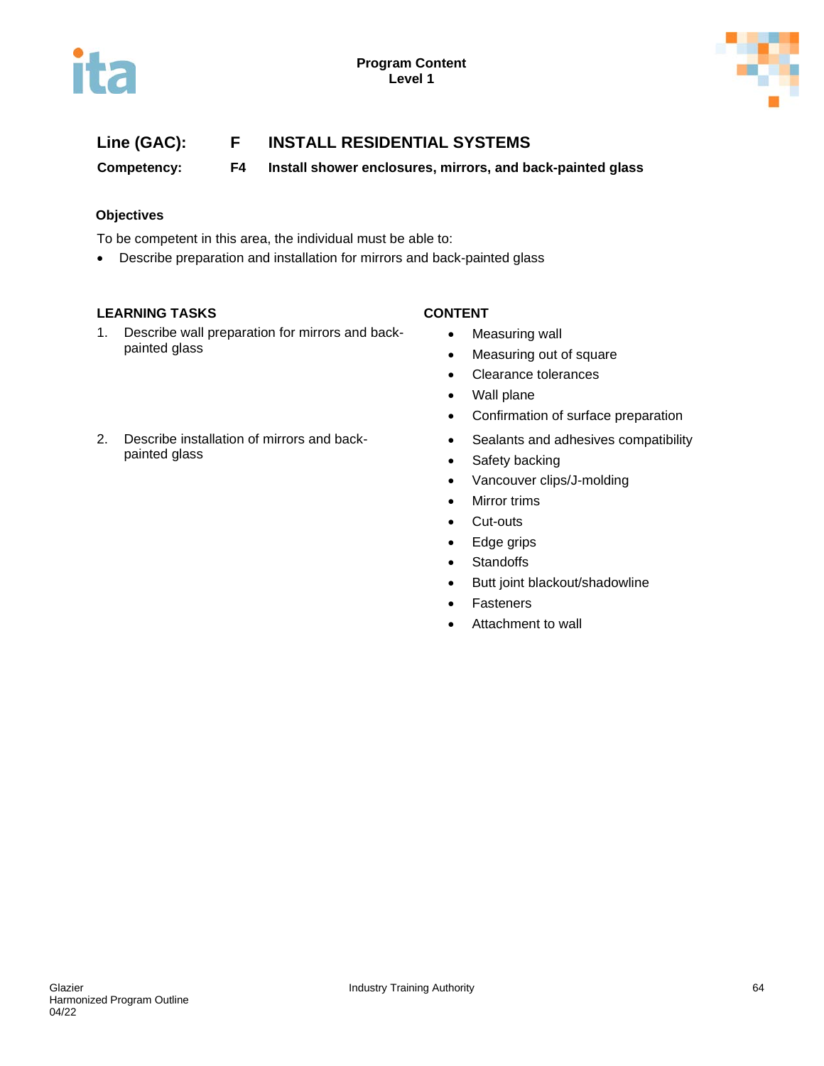**Line (GAC):** **F** **INSTALL RESIDENTIAL SYSTEMS**

**Competency:** **F4** **Install shower enclosures, mirrors, and back-painted glass**

**Objectives**

To be competent in this area, the individual must be able to:

- Describe preparation and installation for mirrors and back-painted glass

| LEARNING TASKS | CONTENT |
| --- | --- |
| 1. Describe wall preparation for mirrors and back-painted glass | • Measuring wall<br>• Measuring out of square<br>• Clearance tolerances<br>• Wall plane<br>• Confirmation of surface preparation |
| 2. Describe installation of mirrors and back-painted glass | • Sealants and adhesives compatibility<br>• Safety backing<br>• Vancouver clips/J-molding<br>• Mirror trims<br>• Cut-outs<br>• Edge grips<br>• Standoffs<br>• Butt joint blackout/shadowline<br>• Fasteners<br>• Attachment to wall |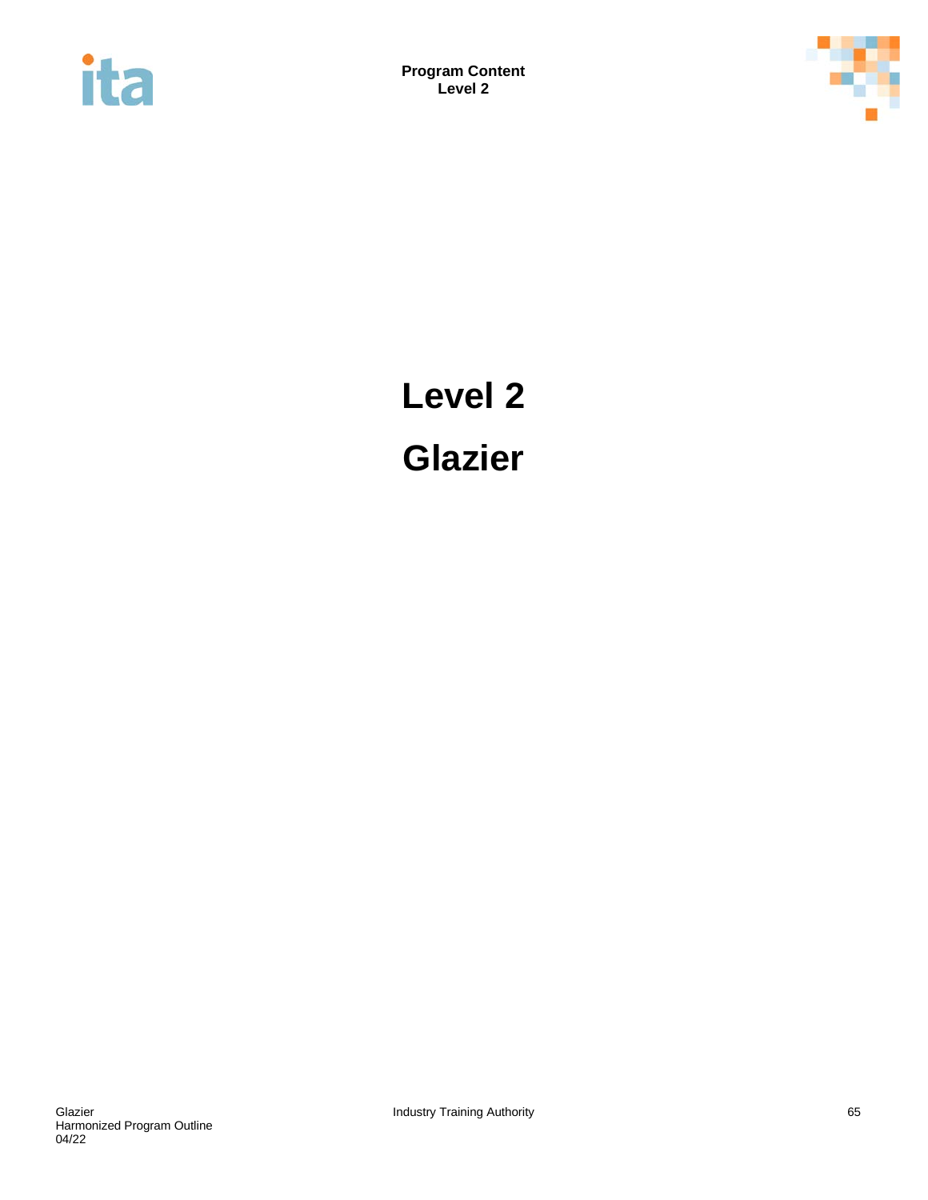# Level 2

# Glazier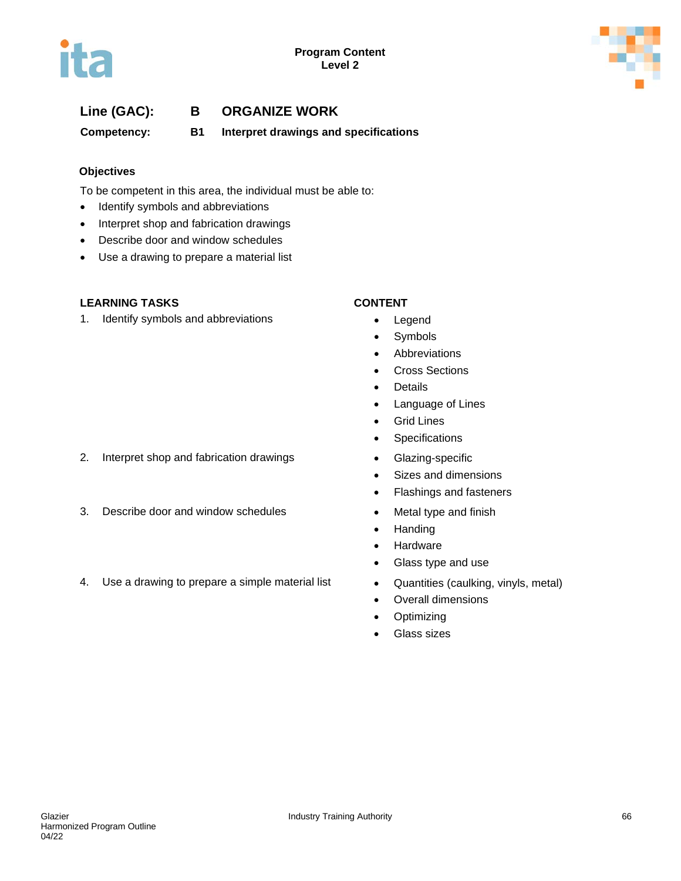**Program Content**
**Level 2**

## Line (GAC): B ORGANIZE WORK

### Competency: B1 Interpret drawings and specifications

#### Objectives

To be competent in this area, the individual must be able to:

- Identify symbols and abbreviations
- Interpret shop and fabrication drawings
- Describe door and window schedules
- Use a drawing to prepare a material list

| LEARNING TASKS | CONTENT |
|---|---|
| 1. Identify symbols and abbreviations | • Legend<br>• Symbols<br>• Abbreviations<br>• Cross Sections<br>• Details<br>• Language of Lines<br>• Grid Lines<br>• Specifications |
| 2. Interpret shop and fabrication drawings | • Glazing-specific<br>• Sizes and dimensions<br>• Flashings and fasteners |
| 3. Describe door and window schedules | • Metal type and finish<br>• Handing<br>• Hardware<br>• Glass type and use |
| 4. Use a drawing to prepare a simple material list | • Quantities (caulking, vinyls, metal)<br>• Overall dimensions<br>• Optimizing<br>• Glass sizes |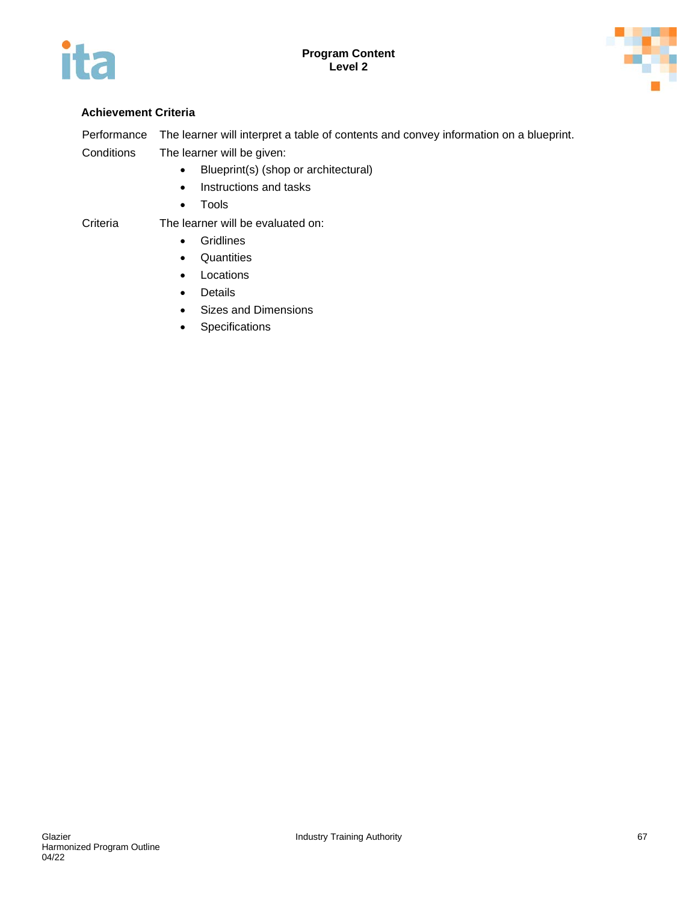### Achievement Criteria

| | |
|---|---|
| Performance | The learner will interpret a table of contents and convey information on a blueprint. |
| Conditions | The learner will be given:<br>• Blueprint(s) (shop or architectural)<br>• Instructions and tasks<br>• Tools |
| Criteria | The learner will be evaluated on:<br>• Gridlines<br>• Quantities<br>• Locations<br>• Details<br>• Sizes and Dimensions<br>• Specifications |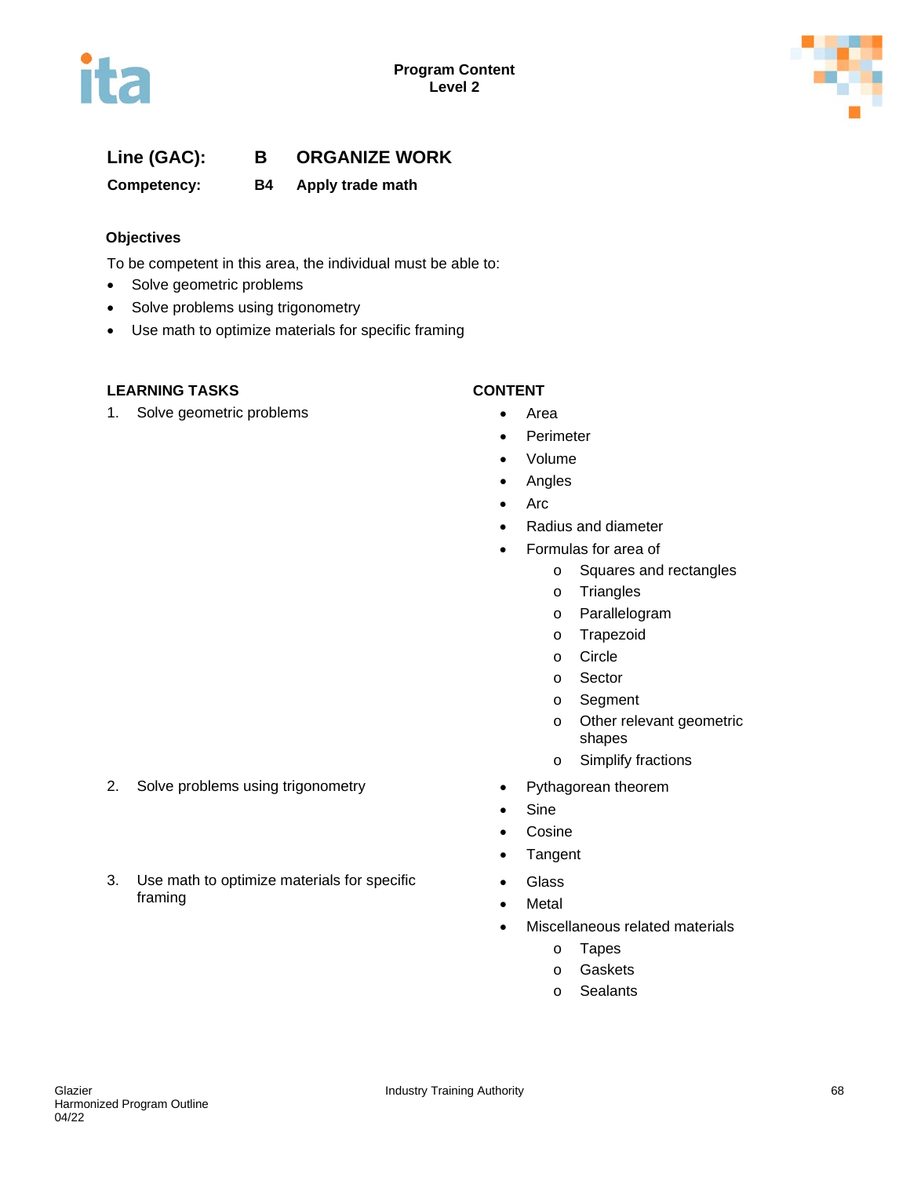**Line (GAC):** **B** **ORGANIZE WORK**

**Competency:** **B4** **Apply trade math**

### Objectives

To be competent in this area, the individual must be able to:

- Solve geometric problems
- Solve problems using trigonometry
- Use math to optimize materials for specific framing

| LEARNING TASKS | CONTENT |
|---|---|
| 1. Solve geometric problems | • Area<br>• Perimeter<br>• Volume<br>• Angles<br>• Arc<br>• Radius and diameter<br>• Formulas for area of<br>&nbsp;&nbsp;&nbsp;&nbsp;o Squares and rectangles<br>&nbsp;&nbsp;&nbsp;&nbsp;o Triangles<br>&nbsp;&nbsp;&nbsp;&nbsp;o Parallelogram<br>&nbsp;&nbsp;&nbsp;&nbsp;o Trapezoid<br>&nbsp;&nbsp;&nbsp;&nbsp;o Circle<br>&nbsp;&nbsp;&nbsp;&nbsp;o Sector<br>&nbsp;&nbsp;&nbsp;&nbsp;o Segment<br>&nbsp;&nbsp;&nbsp;&nbsp;o Other relevant geometric shapes<br>&nbsp;&nbsp;&nbsp;&nbsp;o Simplify fractions |
| 2. Solve problems using trigonometry | • Pythagorean theorem<br>• Sine<br>• Cosine<br>• Tangent |
| 3. Use math to optimize materials for specific framing | • Glass<br>• Metal<br>• Miscellaneous related materials<br>&nbsp;&nbsp;&nbsp;&nbsp;o Tapes<br>&nbsp;&nbsp;&nbsp;&nbsp;o Gaskets<br>&nbsp;&nbsp;&nbsp;&nbsp;o Sealants |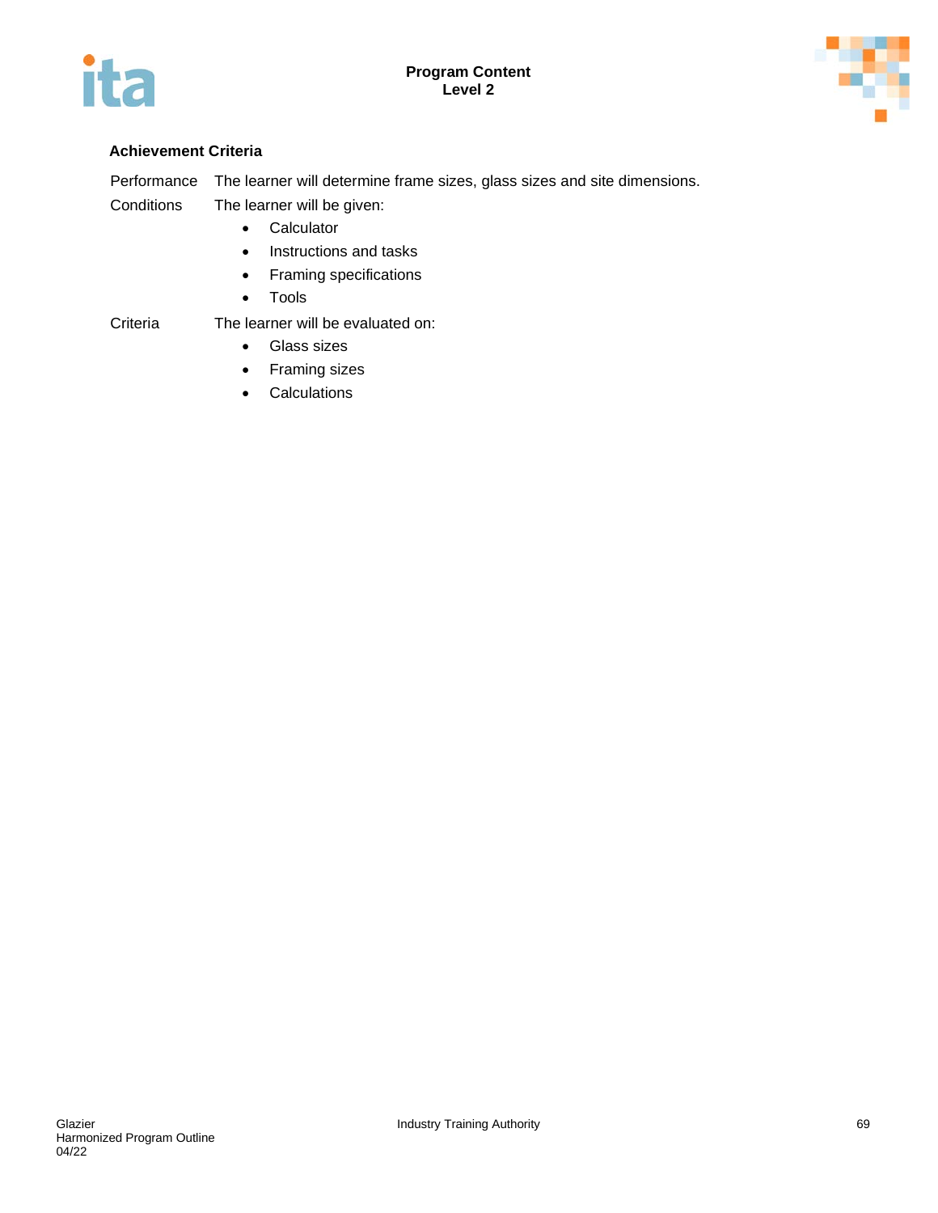**Achievement Criteria**

Performance The learner will determine frame sizes, glass sizes and site dimensions.

Conditions The learner will be given:

- Calculator
- Instructions and tasks
- Framing specifications
- Tools

Criteria The learner will be evaluated on:

- Glass sizes
- Framing sizes
- Calculations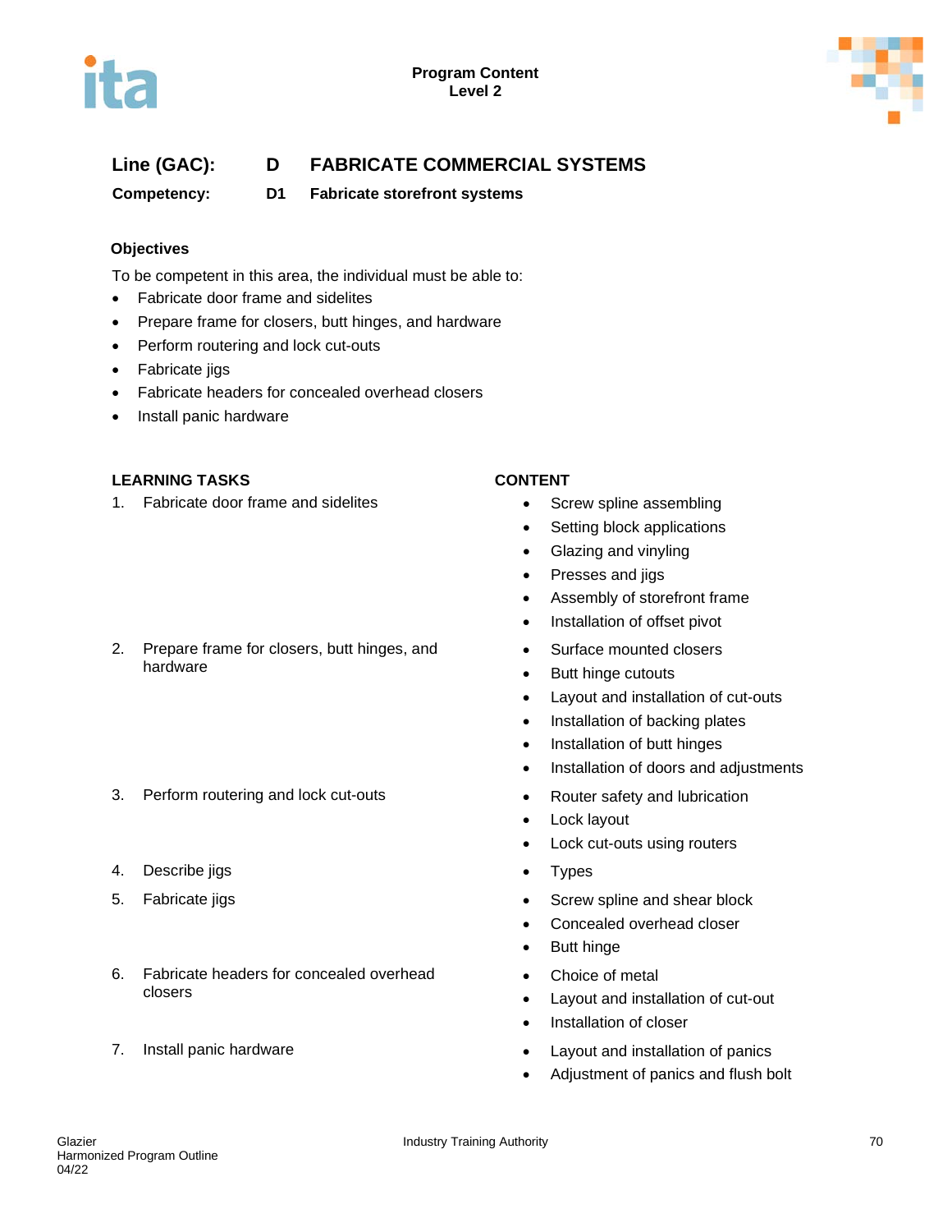## Line (GAC): D FABRICATE COMMERCIAL SYSTEMS

**Competency: D1 Fabricate storefront systems**

### Objectives

To be competent in this area, the individual must be able to:

- Fabricate door frame and sidelites
- Prepare frame for closers, butt hinges, and hardware
- Perform routering and lock cut-outs
- Fabricate jigs
- Fabricate headers for concealed overhead closers
- Install panic hardware

| LEARNING TASKS | CONTENT |
|---|---|
| 1. Fabricate door frame and sidelites | • Screw spline assembling<br>• Setting block applications<br>• Glazing and vinyling<br>• Presses and jigs<br>• Assembly of storefront frame<br>• Installation of offset pivot |
| 2. Prepare frame for closers, butt hinges, and hardware | • Surface mounted closers<br>• Butt hinge cutouts<br>• Layout and installation of cut-outs<br>• Installation of backing plates<br>• Installation of butt hinges<br>• Installation of doors and adjustments |
| 3. Perform routering and lock cut-outs | • Router safety and lubrication<br>• Lock layout<br>• Lock cut-outs using routers |
| 4. Describe jigs | • Types |
| 5. Fabricate jigs | • Screw spline and shear block<br>• Concealed overhead closer<br>• Butt hinge |
| 6. Fabricate headers for concealed overhead closers | • Choice of metal<br>• Layout and installation of cut-out<br>• Installation of closer |
| 7. Install panic hardware | • Layout and installation of panics<br>• Adjustment of panics and flush bolt |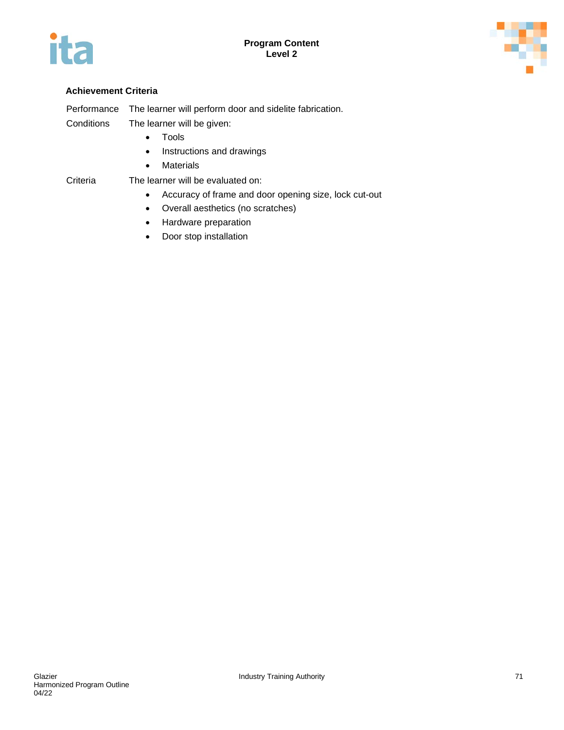**Achievement Criteria**

| | |
|---|---|
| Performance | The learner will perform door and sidelite fabrication. |
| Conditions | The learner will be given:<br>• Tools<br>• Instructions and drawings<br>• Materials |
| Criteria | The learner will be evaluated on:<br>• Accuracy of frame and door opening size, lock cut-out<br>• Overall aesthetics (no scratches)<br>• Hardware preparation<br>• Door stop installation |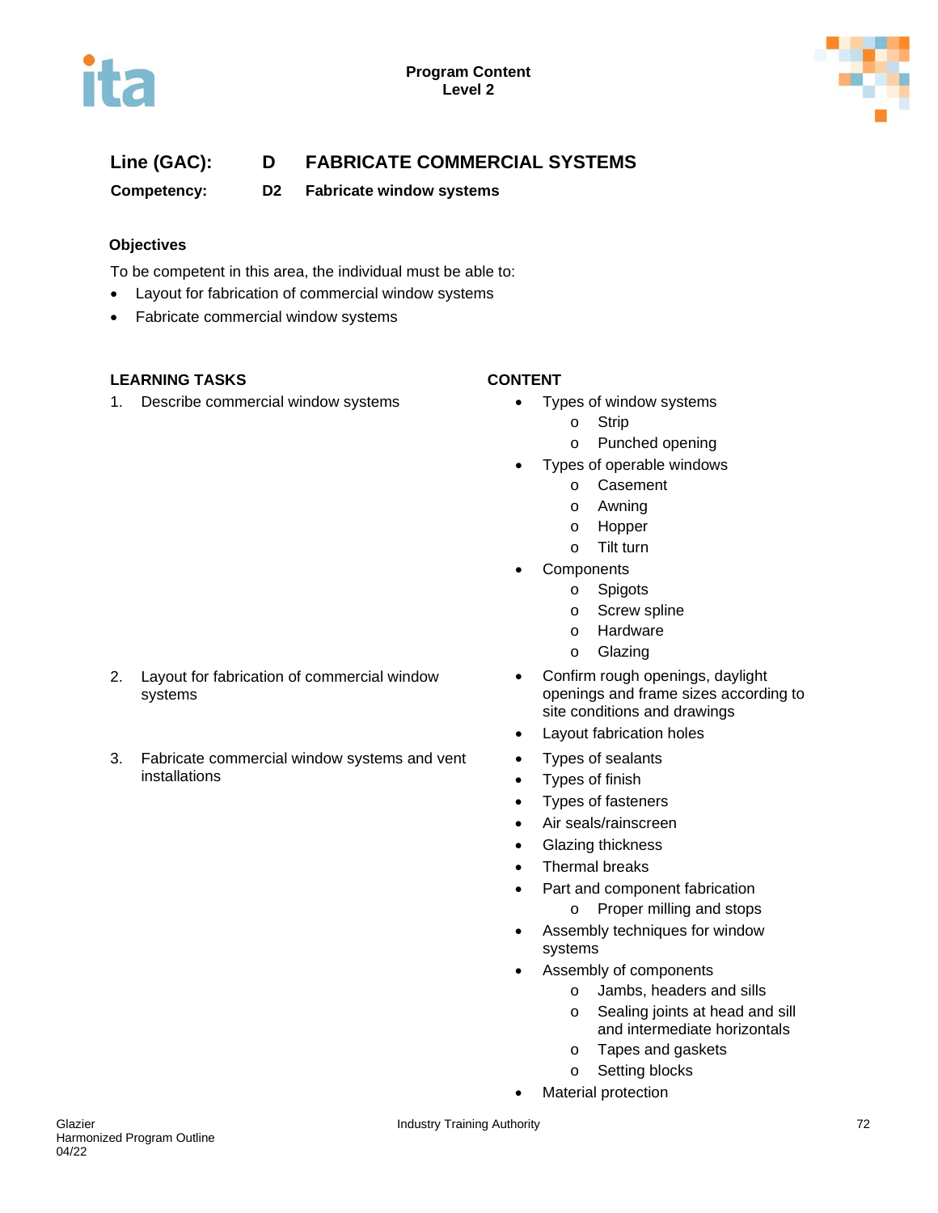**Line (GAC):** D **FABRICATE COMMERCIAL SYSTEMS**

**Competency:** D2 **Fabricate window systems**

**Objectives**

To be competent in this area, the individual must be able to:

- Layout for fabrication of commercial window systems
- Fabricate commercial window systems

| LEARNING TASKS | CONTENT |
|---|---|
| 1. Describe commercial window systems | • Types of window systems<br>  o Strip<br>  o Punched opening<br>• Types of operable windows<br>  o Casement<br>  o Awning<br>  o Hopper<br>  o Tilt turn<br>• Components<br>  o Spigots<br>  o Screw spline<br>  o Hardware<br>  o Glazing |
| 2. Layout for fabrication of commercial window systems | • Confirm rough openings, daylight openings and frame sizes according to site conditions and drawings<br>• Layout fabrication holes |
| 3. Fabricate commercial window systems and vent installations | • Types of sealants<br>• Types of finish<br>• Types of fasteners<br>• Air seals/rainscreen<br>• Glazing thickness<br>• Thermal breaks<br>• Part and component fabrication<br>  o Proper milling and stops<br>• Assembly techniques for window systems<br>• Assembly of components<br>  o Jambs, headers and sills<br>  o Sealing joints at head and sill and intermediate horizontals<br>  o Tapes and gaskets<br>  o Setting blocks<br>• Material protection |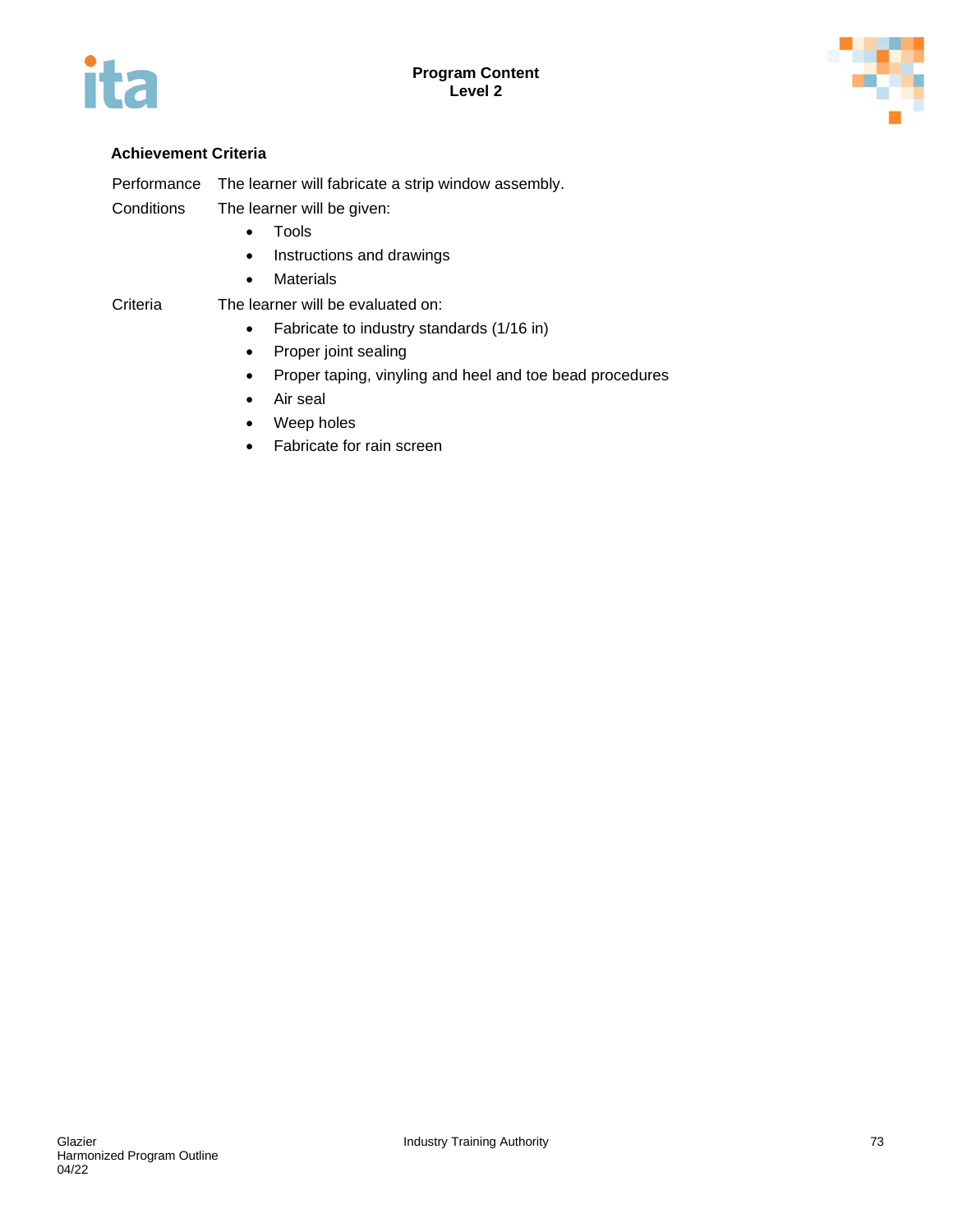### Achievement Criteria

| | |
|---|---|
| Performance | The learner will fabricate a strip window assembly. |
| Conditions | The learner will be given:<br>• Tools<br>• Instructions and drawings<br>• Materials |
| Criteria | The learner will be evaluated on:<br>• Fabricate to industry standards (1/16 in)<br>• Proper joint sealing<br>• Proper taping, vinyling and heel and toe bead procedures<br>• Air seal<br>• Weep holes<br>• Fabricate for rain screen |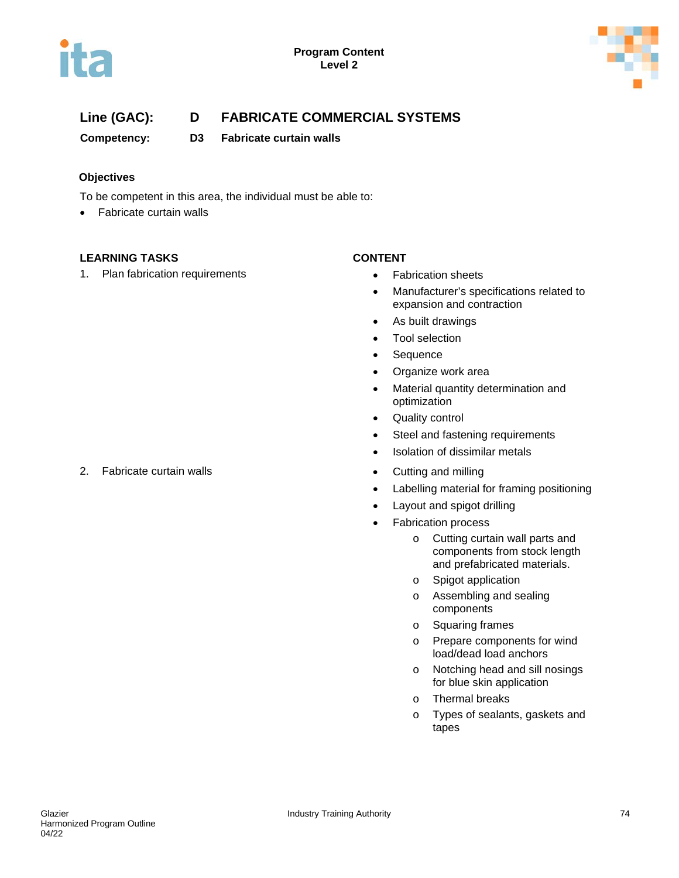**Program Content**
**Level 2**

## Line (GAC): D FABRICATE COMMERCIAL SYSTEMS

### Competency: D3 Fabricate curtain walls

### Objectives

To be competent in this area, the individual must be able to:

- Fabricate curtain walls

| LEARNING TASKS | CONTENT |
|---|---|
| 1. Plan fabrication requirements | • Fabrication sheets<br>• Manufacturer's specifications related to expansion and contraction<br>• As built drawings<br>• Tool selection<br>• Sequence<br>• Organize work area<br>• Material quantity determination and optimization<br>• Quality control<br>• Steel and fastening requirements<br>• Isolation of dissimilar metals |
| 2. Fabricate curtain walls | • Cutting and milling<br>• Labelling material for framing positioning<br>• Layout and spigot drilling<br>• Fabrication process<br>o Cutting curtain wall parts and components from stock length and prefabricated materials.<br>o Spigot application<br>o Assembling and sealing components<br>o Squaring frames<br>o Prepare components for wind load/dead load anchors<br>o Notching head and sill nosings for blue skin application<br>o Thermal breaks<br>o Types of sealants, gaskets and tapes |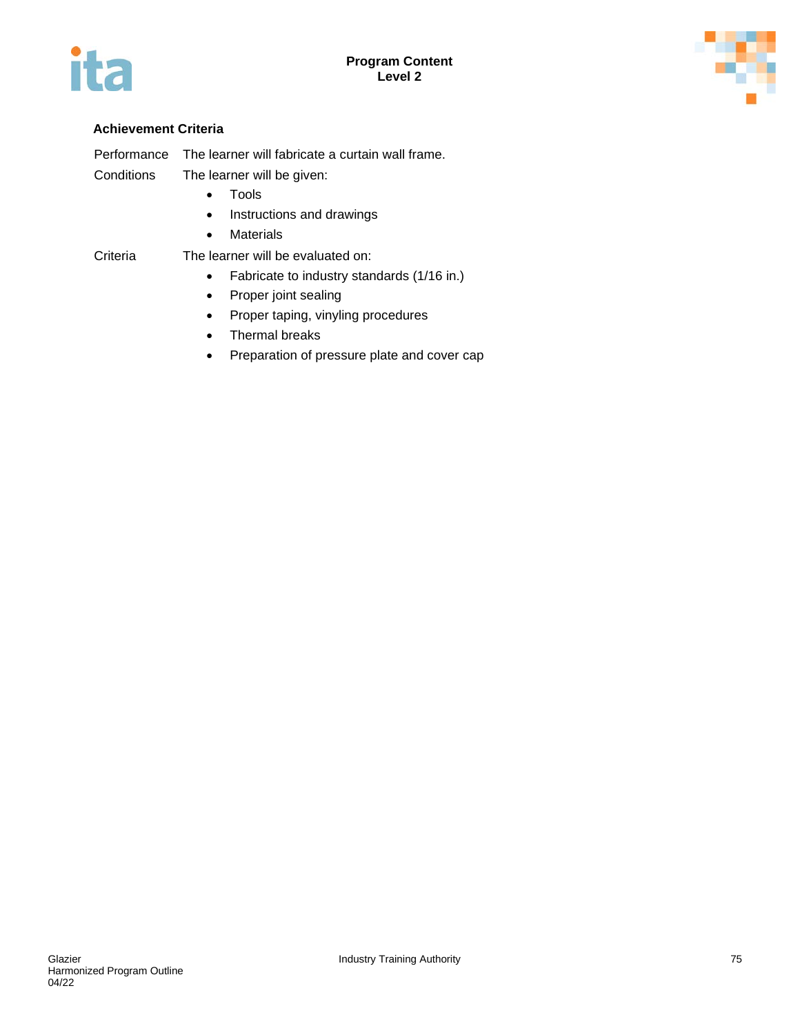### Achievement Criteria

Performance The learner will fabricate a curtain wall frame.

Conditions The learner will be given:

- Tools
- Instructions and drawings
- Materials

Criteria The learner will be evaluated on:

- Fabricate to industry standards (1/16 in.)
- Proper joint sealing
- Proper taping, vinyling procedures
- Thermal breaks
- Preparation of pressure plate and cover cap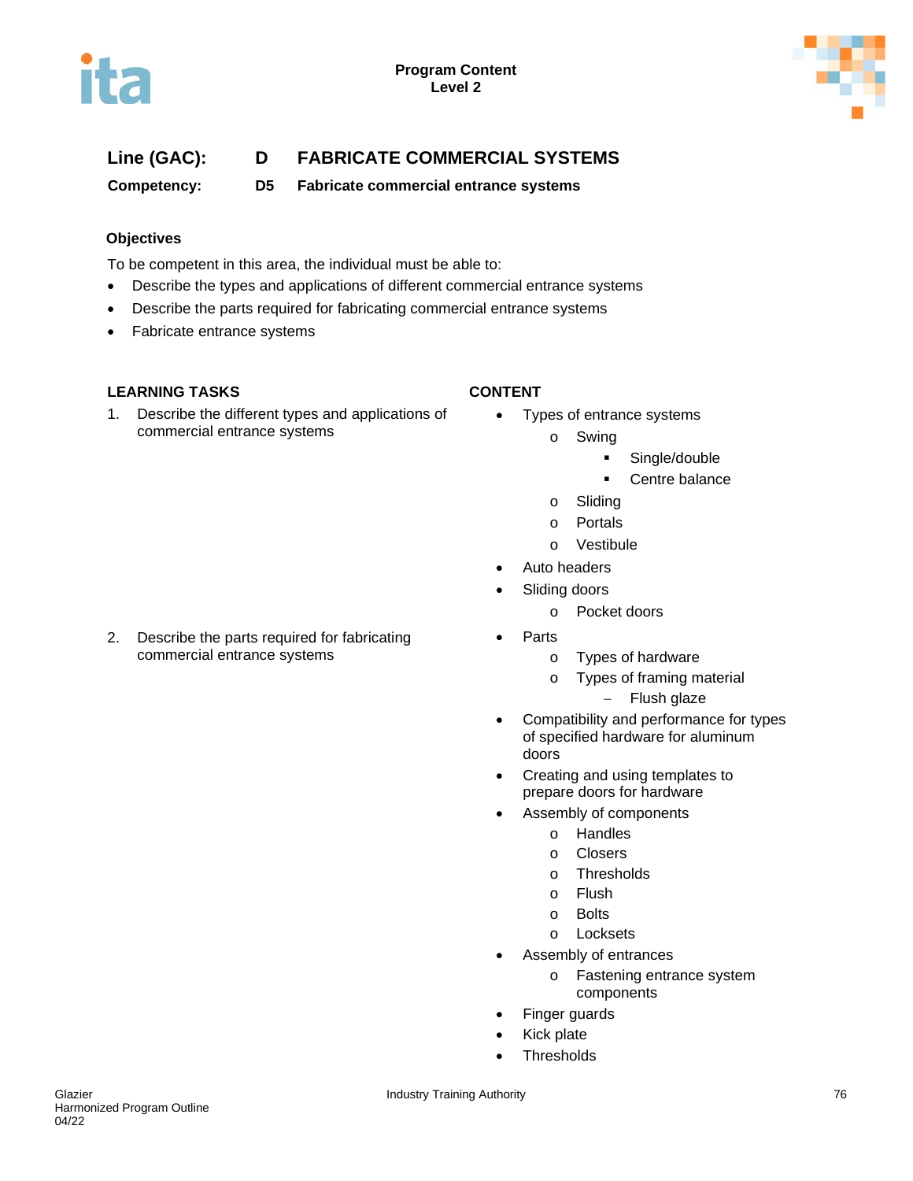Program Content
Level 2

**Line (GAC):** D FABRICATE COMMERCIAL SYSTEMS

**Competency:** D5 Fabricate commercial entrance systems

### Objectives

To be competent in this area, the individual must be able to:

- Describe the types and applications of different commercial entrance systems
- Describe the parts required for fabricating commercial entrance systems
- Fabricate entrance systems

| LEARNING TASKS | CONTENT |
| --- | --- |
| 1. Describe the different types and applications of commercial entrance systems | • Types of entrance systems<br>  o Swing<br>    ▪ Single/double<br>    ▪ Centre balance<br>  o Sliding<br>  o Portals<br>  o Vestibule<br>• Auto headers<br>• Sliding doors<br>  o Pocket doors |
| 2. Describe the parts required for fabricating commercial entrance systems | • Parts<br>  o Types of hardware<br>  o Types of framing material<br>    – Flush glaze<br>• Compatibility and performance for types of specified hardware for aluminum doors<br>• Creating and using templates to prepare doors for hardware<br>• Assembly of components<br>  o Handles<br>  o Closers<br>  o Thresholds<br>  o Flush<br>  o Bolts<br>  o Locksets<br>• Assembly of entrances<br>  o Fastening entrance system components<br>• Finger guards<br>• Kick plate<br>• Thresholds |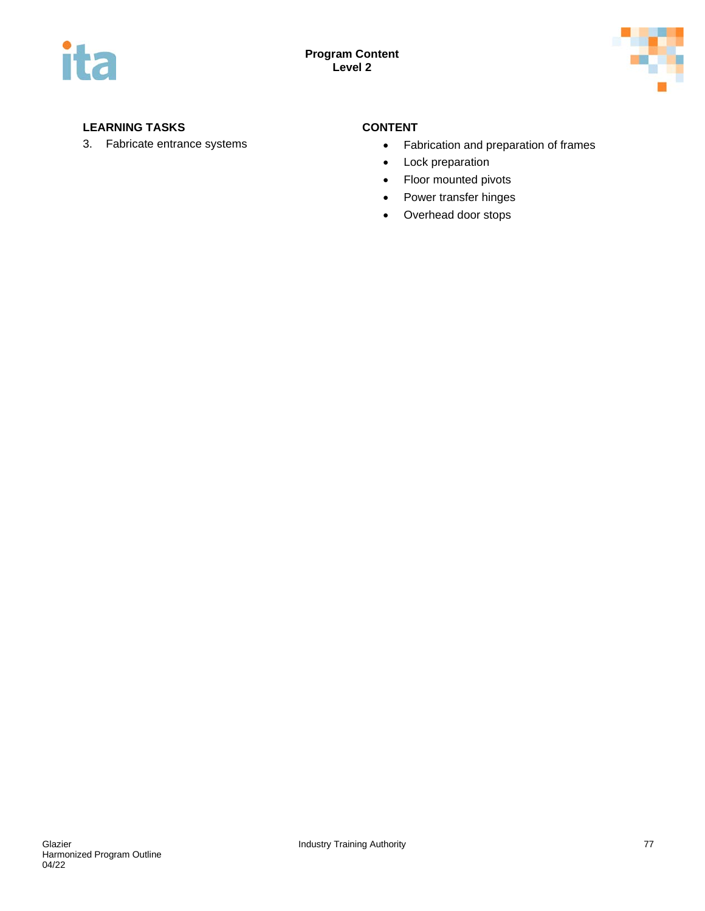| LEARNING TASKS | CONTENT |
| --- | --- |
| 3. Fabricate entrance systems | • Fabrication and preparation of frames<br>• Lock preparation<br>• Floor mounted pivots<br>• Power transfer hinges<br>• Overhead door stops |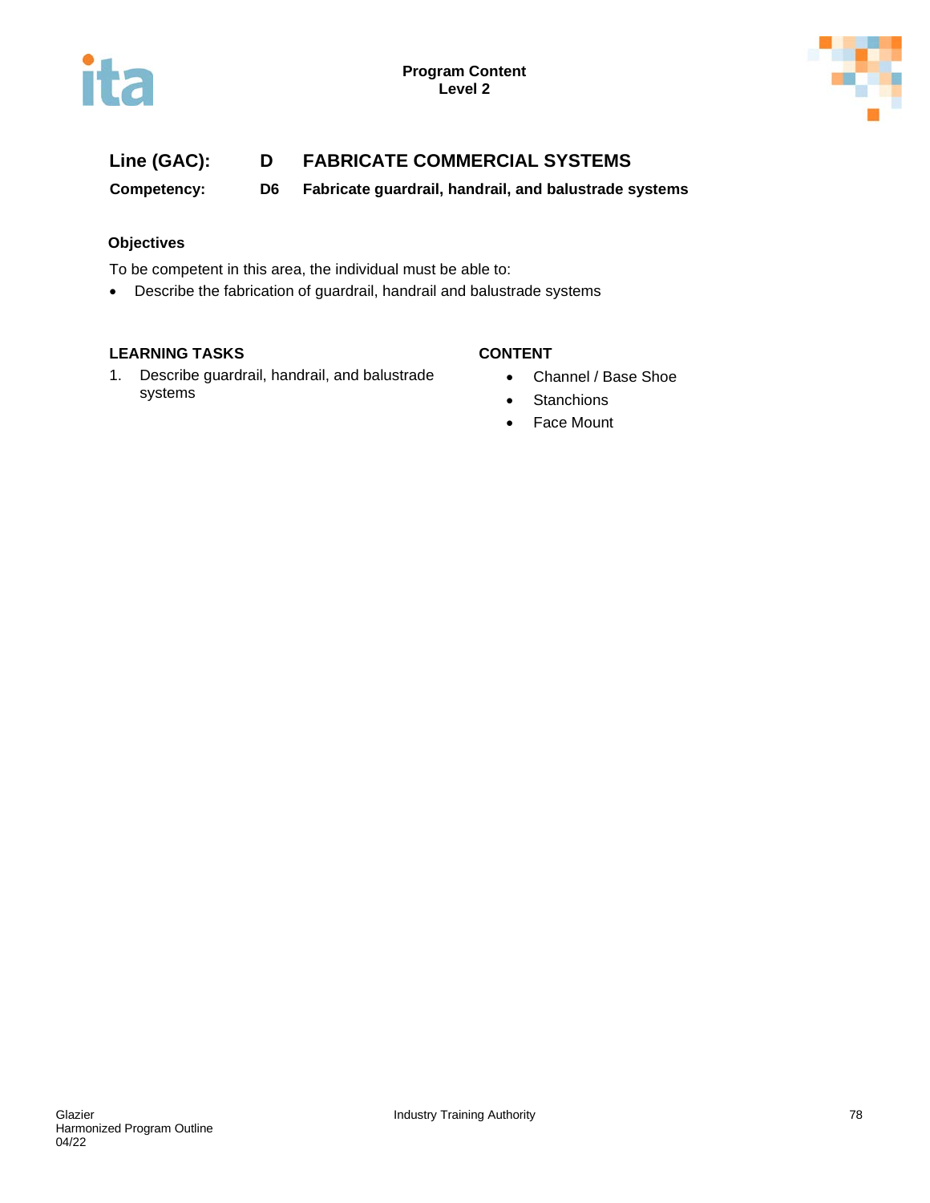**Line (GAC):** **D** **FABRICATE COMMERCIAL SYSTEMS**

**Competency:** **D6** **Fabricate guardrail, handrail, and balustrade systems**

**Objectives**

To be competent in this area, the individual must be able to:

- Describe the fabrication of guardrail, handrail and balustrade systems

| LEARNING TASKS | CONTENT |
|---|---|
| 1. Describe guardrail, handrail, and balustrade systems | • Channel / Base Shoe<br>• Stanchions<br>• Face Mount |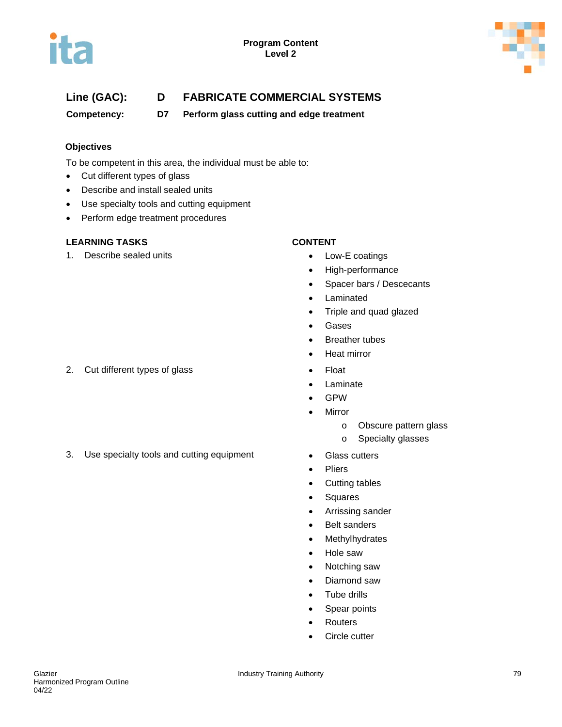## Line (GAC): D FABRICATE COMMERCIAL SYSTEMS

### Competency: D7 Perform glass cutting and edge treatment

**Objectives**

To be competent in this area, the individual must be able to:

- Cut different types of glass
- Describe and install sealed units
- Use specialty tools and cutting equipment
- Perform edge treatment procedures

| LEARNING TASKS | CONTENT |
|---|---|
| 1. Describe sealed units | • Low-E coatings<br>• High-performance<br>• Spacer bars / Descecants<br>• Laminated<br>• Triple and quad glazed<br>• Gases<br>• Breather tubes<br>• Heat mirror |
| 2. Cut different types of glass | • Float<br>• Laminate<br>• GPW<br>• Mirror<br>  o Obscure pattern glass<br>  o Specialty glasses |
| 3. Use specialty tools and cutting equipment | • Glass cutters<br>• Pliers<br>• Cutting tables<br>• Squares<br>• Arrissing sander<br>• Belt sanders<br>• Methylhydrates<br>• Hole saw<br>• Notching saw<br>• Diamond saw<br>• Tube drills<br>• Spear points<br>• Routers<br>• Circle cutter |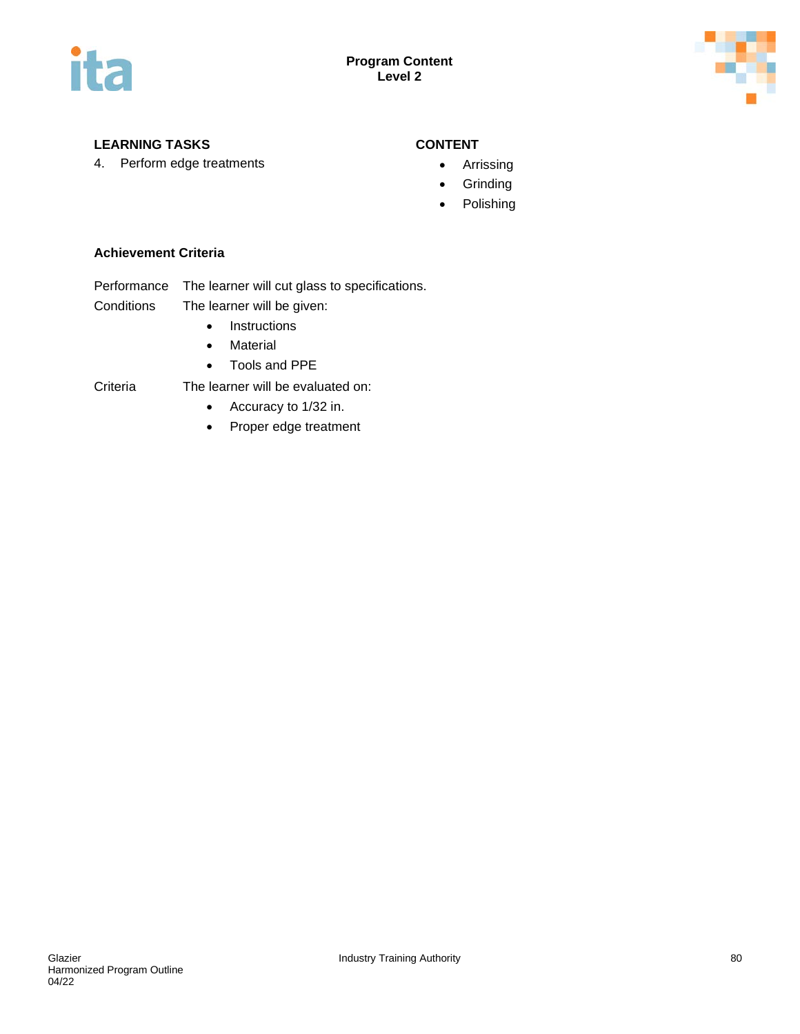**LEARNING TASKS**

4. Perform edge treatments

**CONTENT**

- Arrissing
- Grinding
- Polishing

**Achievement Criteria**

Performance The learner will cut glass to specifications.

Conditions The learner will be given:

- Instructions
- Material
- Tools and PPE

Criteria The learner will be evaluated on:

- Accuracy to 1/32 in.
- Proper edge treatment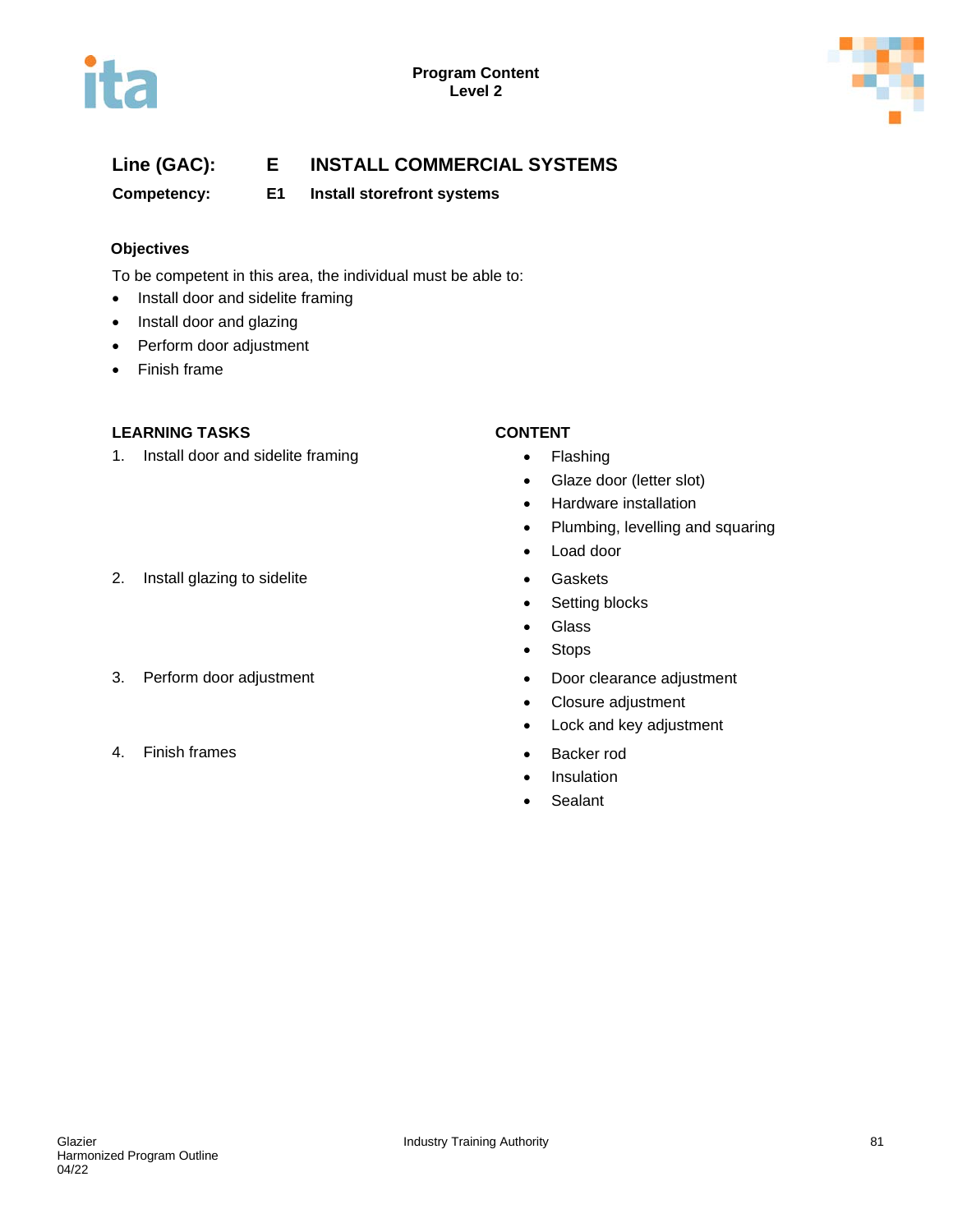## Line (GAC): E INSTALL COMMERCIAL SYSTEMS

**Competency: E1 Install storefront systems**

### Objectives

To be competent in this area, the individual must be able to:

- Install door and sidelite framing
- Install door and glazing
- Perform door adjustment
- Finish frame

| LEARNING TASKS | CONTENT |
|---|---|
| 1. Install door and sidelite framing | • Flashing<br>• Glaze door (letter slot)<br>• Hardware installation<br>• Plumbing, levelling and squaring<br>• Load door |
| 2. Install glazing to sidelite | • Gaskets<br>• Setting blocks<br>• Glass<br>• Stops |
| 3. Perform door adjustment | • Door clearance adjustment<br>• Closure adjustment<br>• Lock and key adjustment |
| 4. Finish frames | • Backer rod<br>• Insulation<br>• Sealant |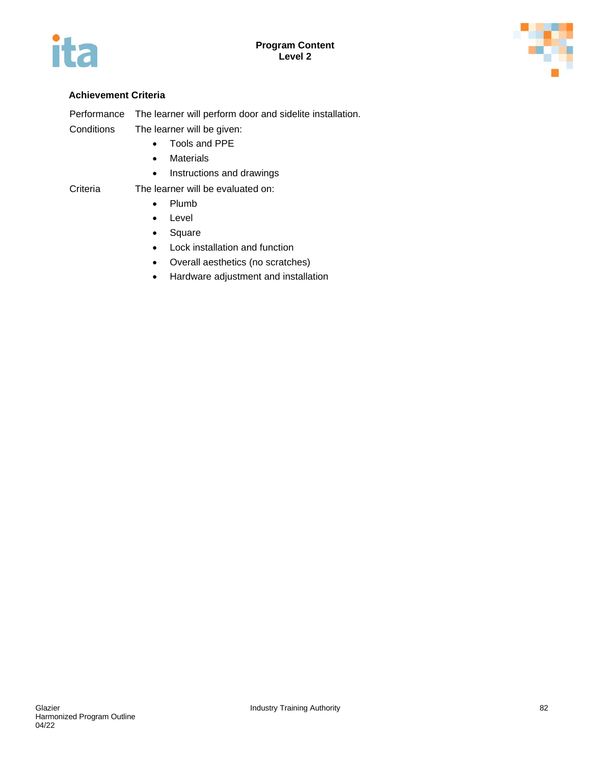### Achievement Criteria

Performance The learner will perform door and sidelite installation.

Conditions The learner will be given:

- Tools and PPE
- Materials
- Instructions and drawings

Criteria The learner will be evaluated on:

- Plumb
- Level
- Square
- Lock installation and function
- Overall aesthetics (no scratches)
- Hardware adjustment and installation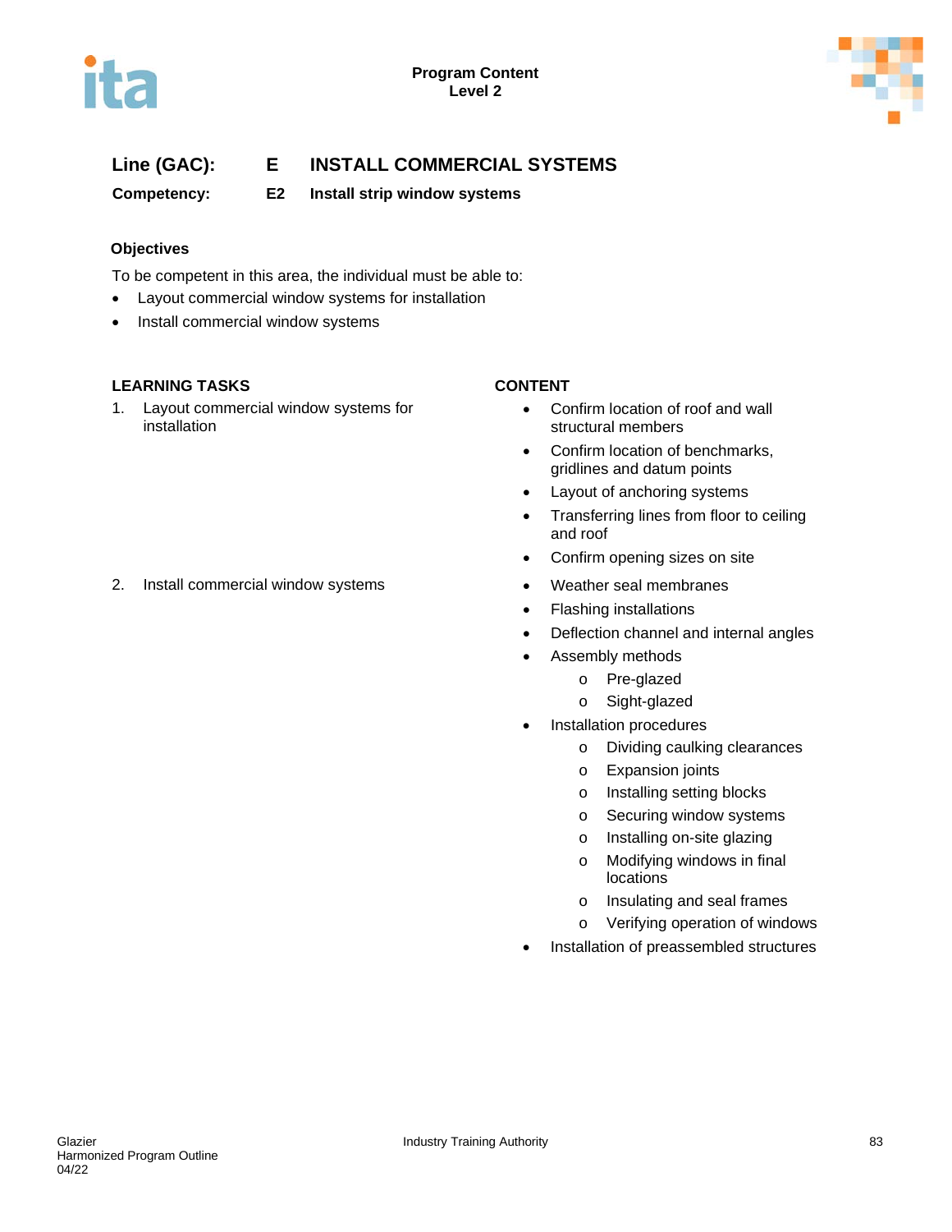**Line (GAC):** **E INSTALL COMMERCIAL SYSTEMS**

**Competency:** **E2 Install strip window systems**

**Objectives**

To be competent in this area, the individual must be able to:

- Layout commercial window systems for installation
- Install commercial window systems

| LEARNING TASKS | CONTENT |
|---|---|
| 1. Layout commercial window systems for installation | • Confirm location of roof and wall structural members<br>• Confirm location of benchmarks, gridlines and datum points<br>• Layout of anchoring systems<br>• Transferring lines from floor to ceiling and roof<br>• Confirm opening sizes on site |
| 2. Install commercial window systems | • Weather seal membranes<br>• Flashing installations<br>• Deflection channel and internal angles<br>• Assembly methods<br>  o Pre-glazed<br>  o Sight-glazed<br>• Installation procedures<br>  o Dividing caulking clearances<br>  o Expansion joints<br>  o Installing setting blocks<br>  o Securing window systems<br>  o Installing on-site glazing<br>  o Modifying windows in final locations<br>  o Insulating and seal frames<br>  o Verifying operation of windows<br>• Installation of preassembled structures |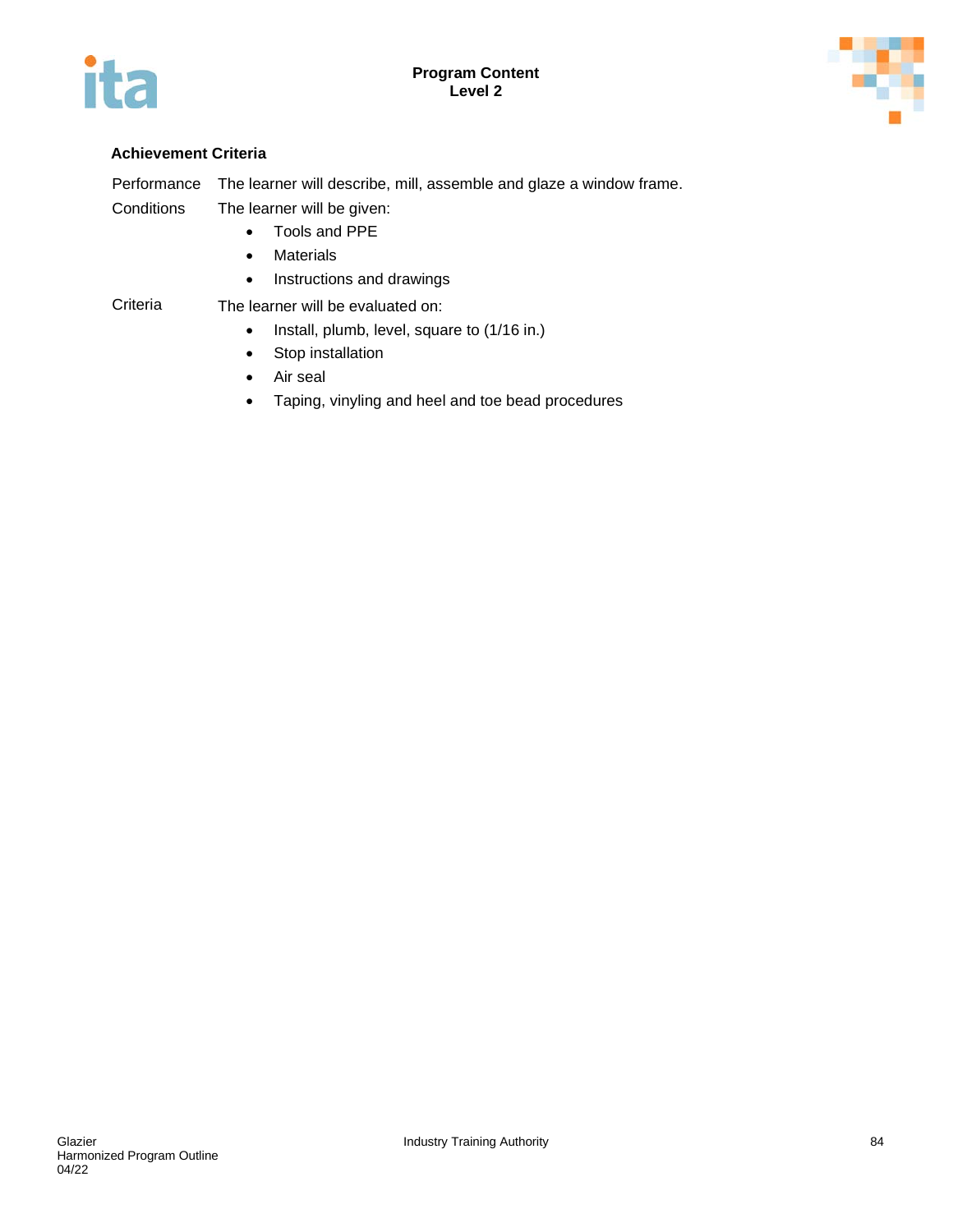### Achievement Criteria

Performance — The learner will describe, mill, assemble and glaze a window frame.

Conditions — The learner will be given:

- Tools and PPE
- Materials
- Instructions and drawings

Criteria — The learner will be evaluated on:

- Install, plumb, level, square to (1/16 in.)
- Stop installation
- Air seal
- Taping, vinyling and heel and toe bead procedures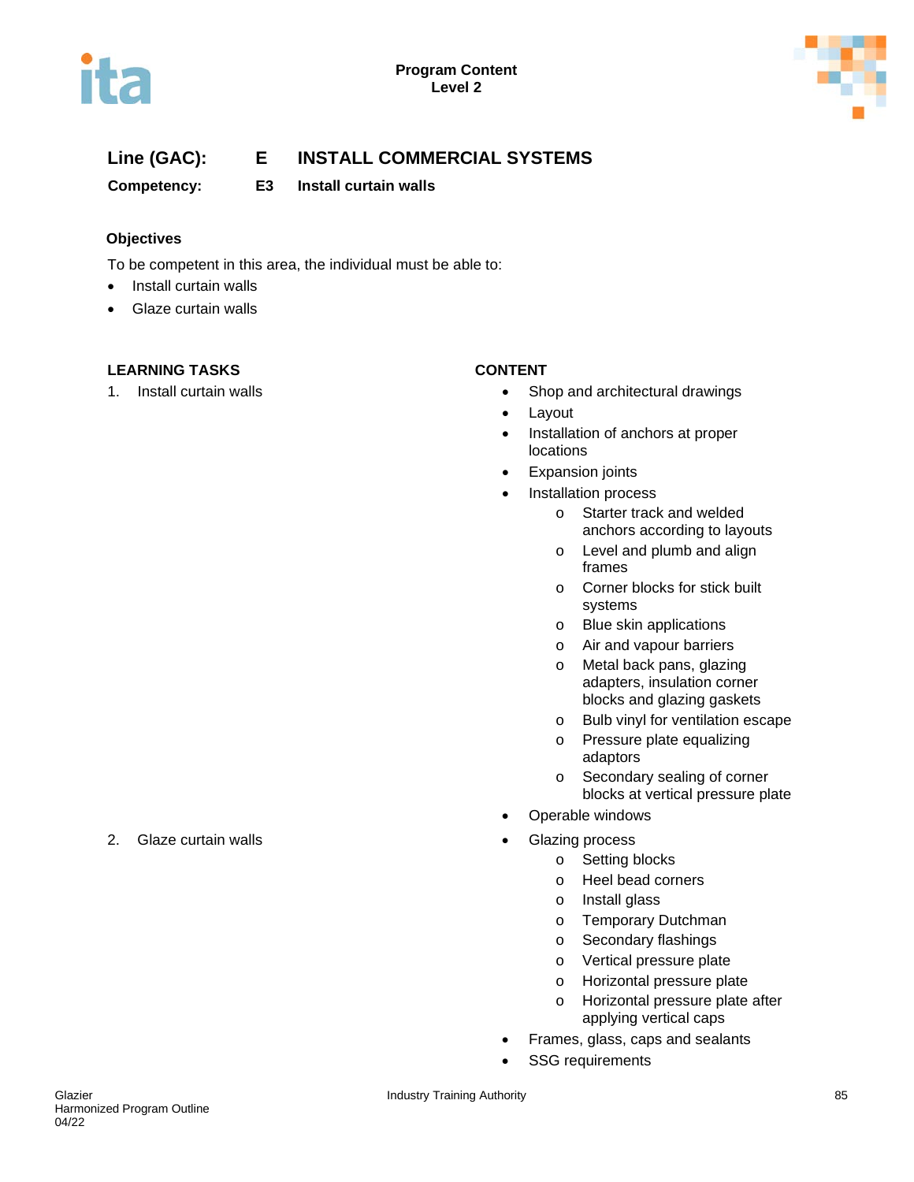**Line (GAC):** **E** **INSTALL COMMERCIAL SYSTEMS**

**Competency:** **E3** **Install curtain walls**

**Objectives**

To be competent in this area, the individual must be able to:

- Install curtain walls
- Glaze curtain walls

| LEARNING TASKS | CONTENT |
|---|---|
| 1. Install curtain walls | • Shop and architectural drawings<br>• Layout<br>• Installation of anchors at proper locations<br>• Expansion joints<br>• Installation process<br>&nbsp;&nbsp;&nbsp;&nbsp;o Starter track and welded anchors according to layouts<br>&nbsp;&nbsp;&nbsp;&nbsp;o Level and plumb and align frames<br>&nbsp;&nbsp;&nbsp;&nbsp;o Corner blocks for stick built systems<br>&nbsp;&nbsp;&nbsp;&nbsp;o Blue skin applications<br>&nbsp;&nbsp;&nbsp;&nbsp;o Air and vapour barriers<br>&nbsp;&nbsp;&nbsp;&nbsp;o Metal back pans, glazing adapters, insulation corner blocks and glazing gaskets<br>&nbsp;&nbsp;&nbsp;&nbsp;o Bulb vinyl for ventilation escape<br>&nbsp;&nbsp;&nbsp;&nbsp;o Pressure plate equalizing adaptors<br>&nbsp;&nbsp;&nbsp;&nbsp;o Secondary sealing of corner blocks at vertical pressure plate<br>• Operable windows |
| 2. Glaze curtain walls | • Glazing process<br>&nbsp;&nbsp;&nbsp;&nbsp;o Setting blocks<br>&nbsp;&nbsp;&nbsp;&nbsp;o Heel bead corners<br>&nbsp;&nbsp;&nbsp;&nbsp;o Install glass<br>&nbsp;&nbsp;&nbsp;&nbsp;o Temporary Dutchman<br>&nbsp;&nbsp;&nbsp;&nbsp;o Secondary flashings<br>&nbsp;&nbsp;&nbsp;&nbsp;o Vertical pressure plate<br>&nbsp;&nbsp;&nbsp;&nbsp;o Horizontal pressure plate<br>&nbsp;&nbsp;&nbsp;&nbsp;o Horizontal pressure plate after applying vertical caps<br>• Frames, glass, caps and sealants<br>• SSG requirements |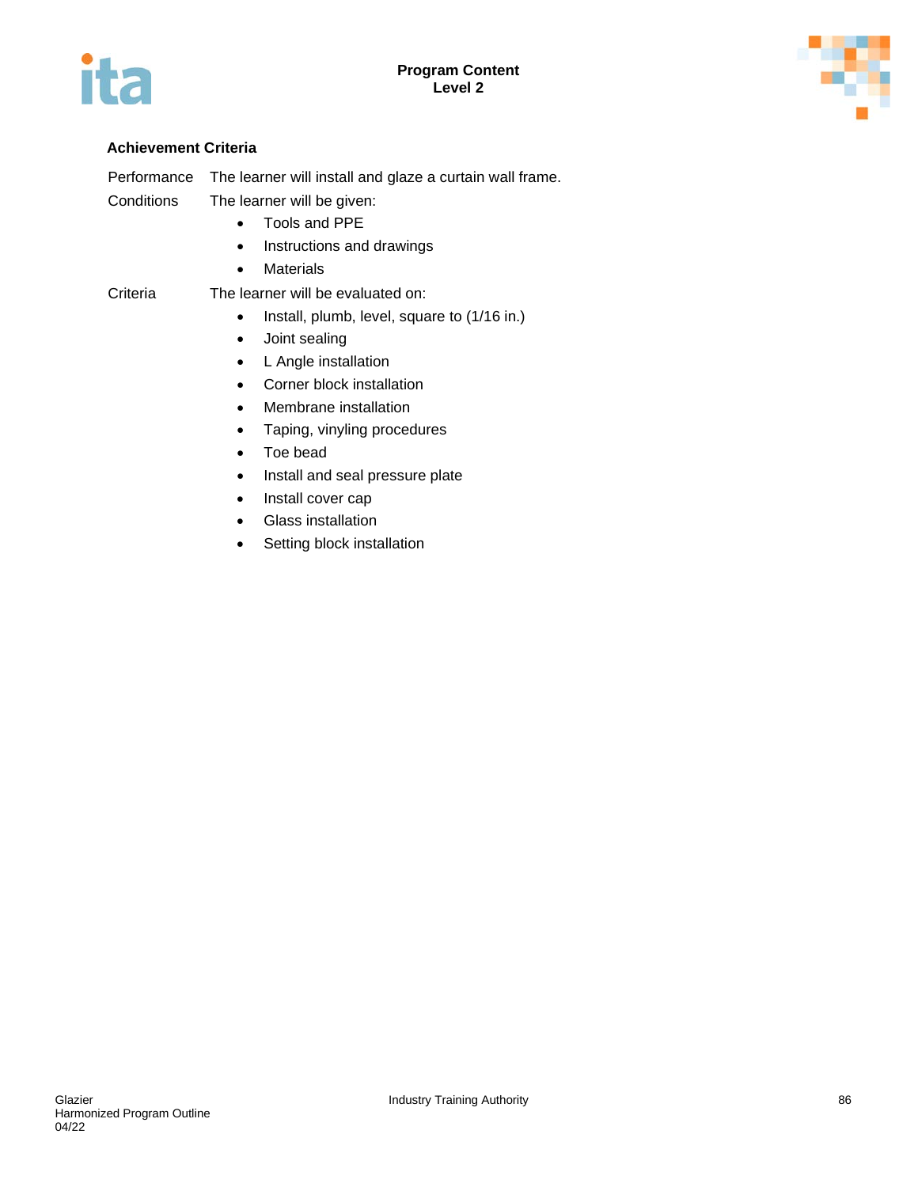### Achievement Criteria

Performance: The learner will install and glaze a curtain wall frame.

Conditions: The learner will be given:

- Tools and PPE
- Instructions and drawings
- Materials

Criteria: The learner will be evaluated on:

- Install, plumb, level, square to (1/16 in.)
- Joint sealing
- L Angle installation
- Corner block installation
- Membrane installation
- Taping, vinyling procedures
- Toe bead
- Install and seal pressure plate
- Install cover cap
- Glass installation
- Setting block installation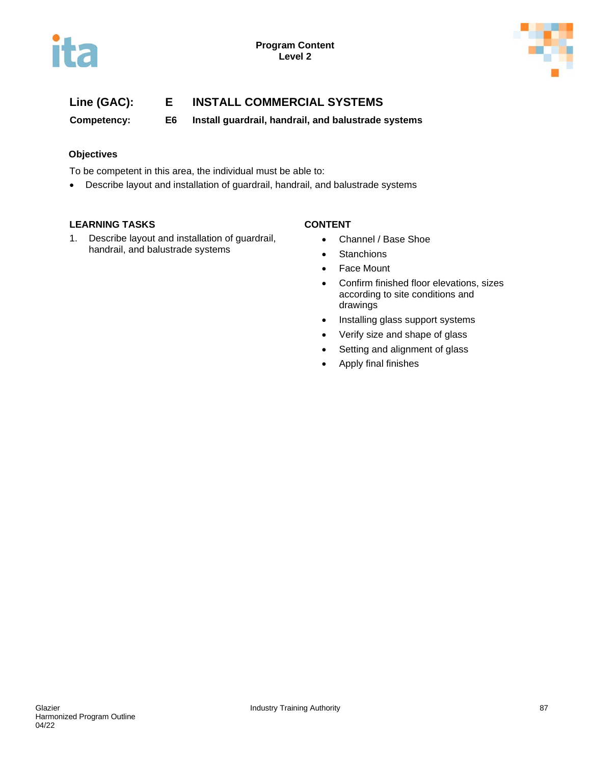## Line (GAC): E INSTALL COMMERCIAL SYSTEMS

**Competency: E6 Install guardrail, handrail, and balustrade systems**

### Objectives

To be competent in this area, the individual must be able to:

- Describe layout and installation of guardrail, handrail, and balustrade systems

| LEARNING TASKS | CONTENT |
|---|---|
| 1. Describe layout and installation of guardrail, handrail, and balustrade systems | • Channel / Base Shoe<br>• Stanchions<br>• Face Mount<br>• Confirm finished floor elevations, sizes according to site conditions and drawings<br>• Installing glass support systems<br>• Verify size and shape of glass<br>• Setting and alignment of glass<br>• Apply final finishes |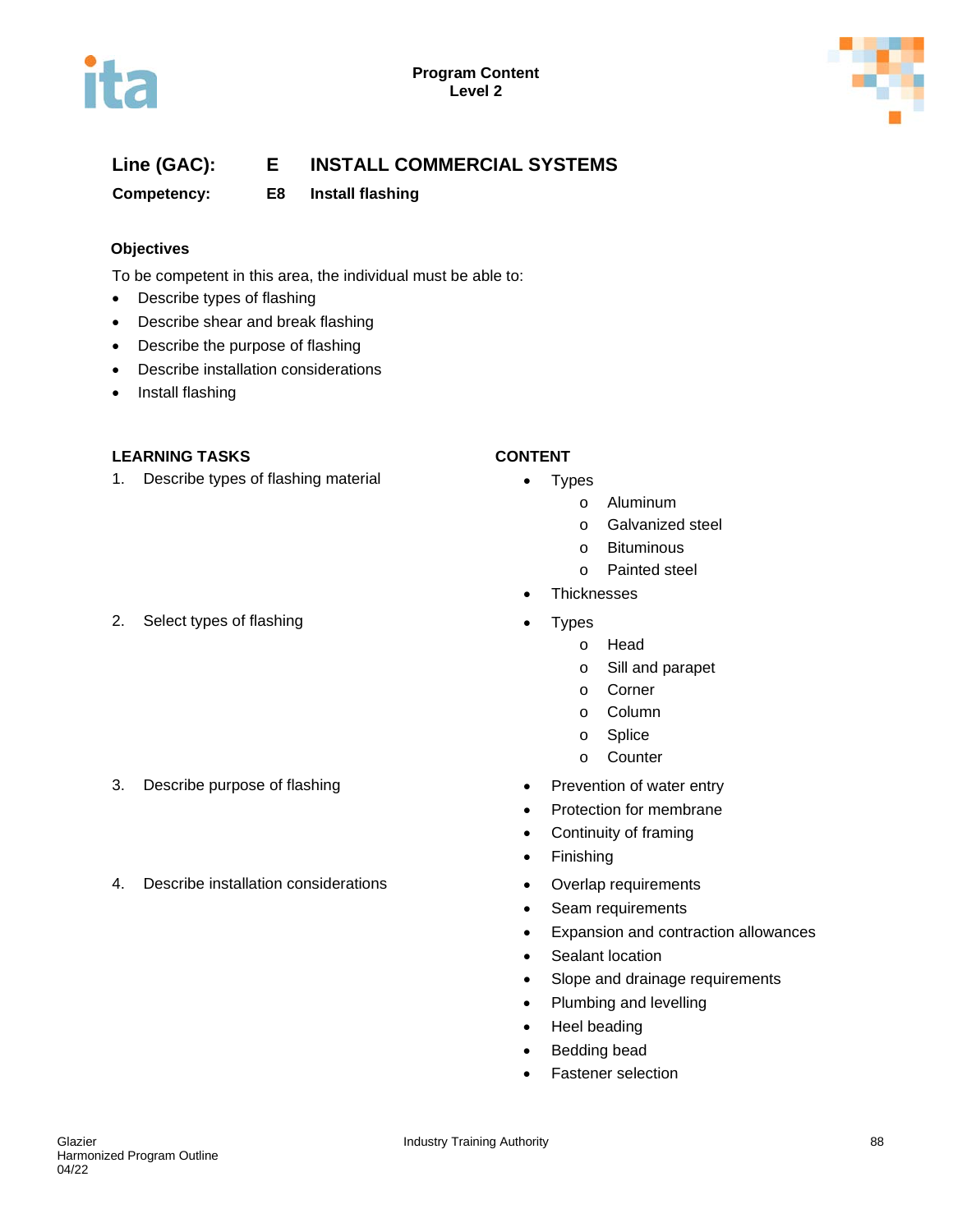**Program Content**
**Level 2**

## Line (GAC): E INSTALL COMMERCIAL SYSTEMS

**Competency: E8 Install flashing**

### Objectives

To be competent in this area, the individual must be able to:

- Describe types of flashing
- Describe shear and break flashing
- Describe the purpose of flashing
- Describe installation considerations
- Install flashing

| LEARNING TASKS | CONTENT |
|---|---|
| 1. Describe types of flashing material | • Types<br>o Aluminum<br>o Galvanized steel<br>o Bituminous<br>o Painted steel<br>• Thicknesses |
| 2. Select types of flashing | • Types<br>o Head<br>o Sill and parapet<br>o Corner<br>o Column<br>o Splice<br>o Counter |
| 3. Describe purpose of flashing | • Prevention of water entry<br>• Protection for membrane<br>• Continuity of framing<br>• Finishing |
| 4. Describe installation considerations | • Overlap requirements<br>• Seam requirements<br>• Expansion and contraction allowances<br>• Sealant location<br>• Slope and drainage requirements<br>• Plumbing and levelling<br>• Heel beading<br>• Bedding bead<br>• Fastener selection |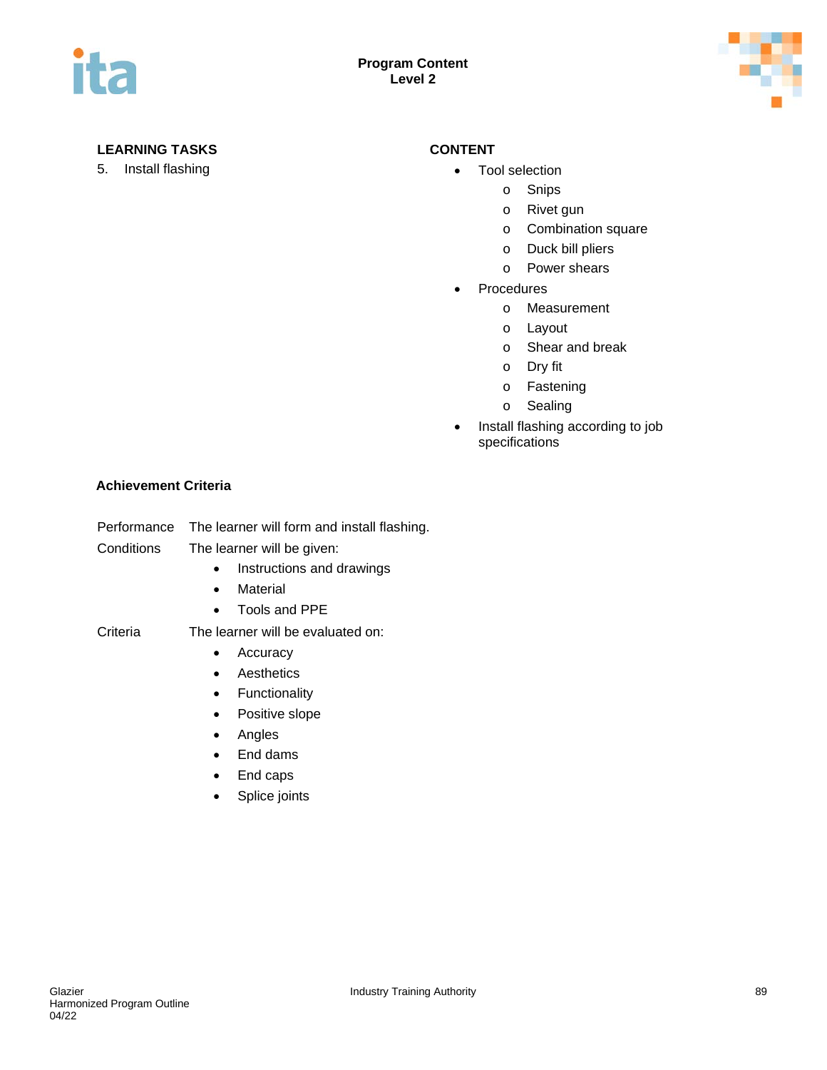**Program Content**
**Level 2**

| LEARNING TASKS | CONTENT |
|---|---|
| 5. Install flashing | • Tool selection<br>  o Snips<br>  o Rivet gun<br>  o Combination square<br>  o Duck bill pliers<br>  o Power shears<br>• Procedures<br>  o Measurement<br>  o Layout<br>  o Shear and break<br>  o Dry fit<br>  o Fastening<br>  o Sealing<br>• Install flashing according to job specifications |

**Achievement Criteria**

Performance The learner will form and install flashing.

Conditions The learner will be given:

- Instructions and drawings
- Material
- Tools and PPE

Criteria The learner will be evaluated on:

- Accuracy
- Aesthetics
- Functionality
- Positive slope
- Angles
- End dams
- End caps
- Splice joints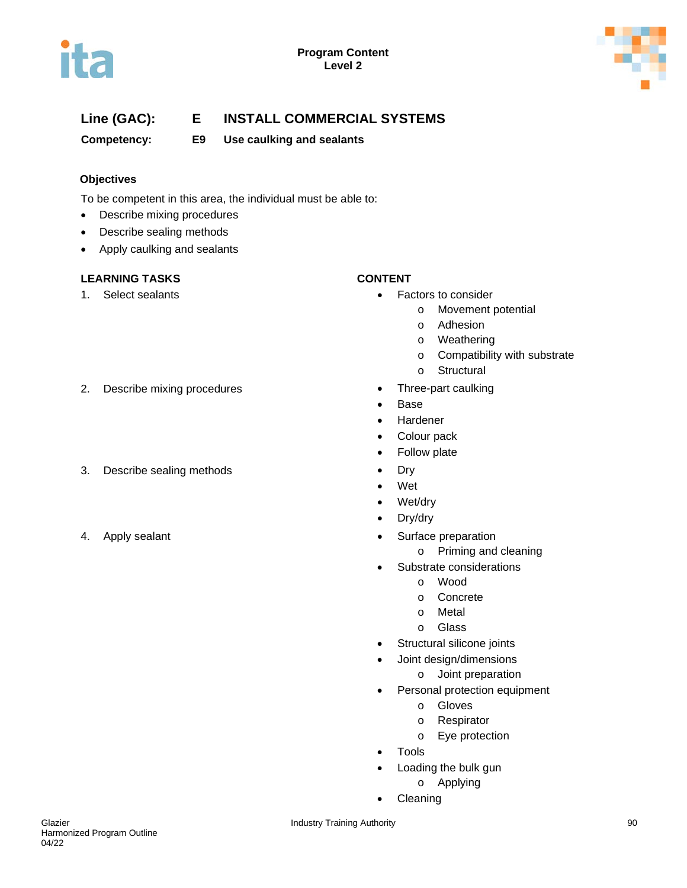Program Content
Level 2

**Line (GAC):** **E** **INSTALL COMMERCIAL SYSTEMS**

**Competency:** **E9** **Use caulking and sealants**

### Objectives

To be competent in this area, the individual must be able to:

- Describe mixing procedures
- Describe sealing methods
- Apply caulking and sealants

| LEARNING TASKS | CONTENT |
|---|---|
| 1. Select sealants | • Factors to consider<br>  o Movement potential<br>  o Adhesion<br>  o Weathering<br>  o Compatibility with substrate<br>  o Structural |
| 2. Describe mixing procedures | • Three-part caulking<br>• Base<br>• Hardener<br>• Colour pack<br>• Follow plate |
| 3. Describe sealing methods | • Dry<br>• Wet<br>• Wet/dry<br>• Dry/dry |
| 4. Apply sealant | • Surface preparation<br>  o Priming and cleaning<br>• Substrate considerations<br>  o Wood<br>  o Concrete<br>  o Metal<br>  o Glass<br>• Structural silicone joints<br>• Joint design/dimensions<br>  o Joint preparation<br>• Personal protection equipment<br>  o Gloves<br>  o Respirator<br>  o Eye protection<br>• Tools<br>• Loading the bulk gun<br>  o Applying<br>• Cleaning |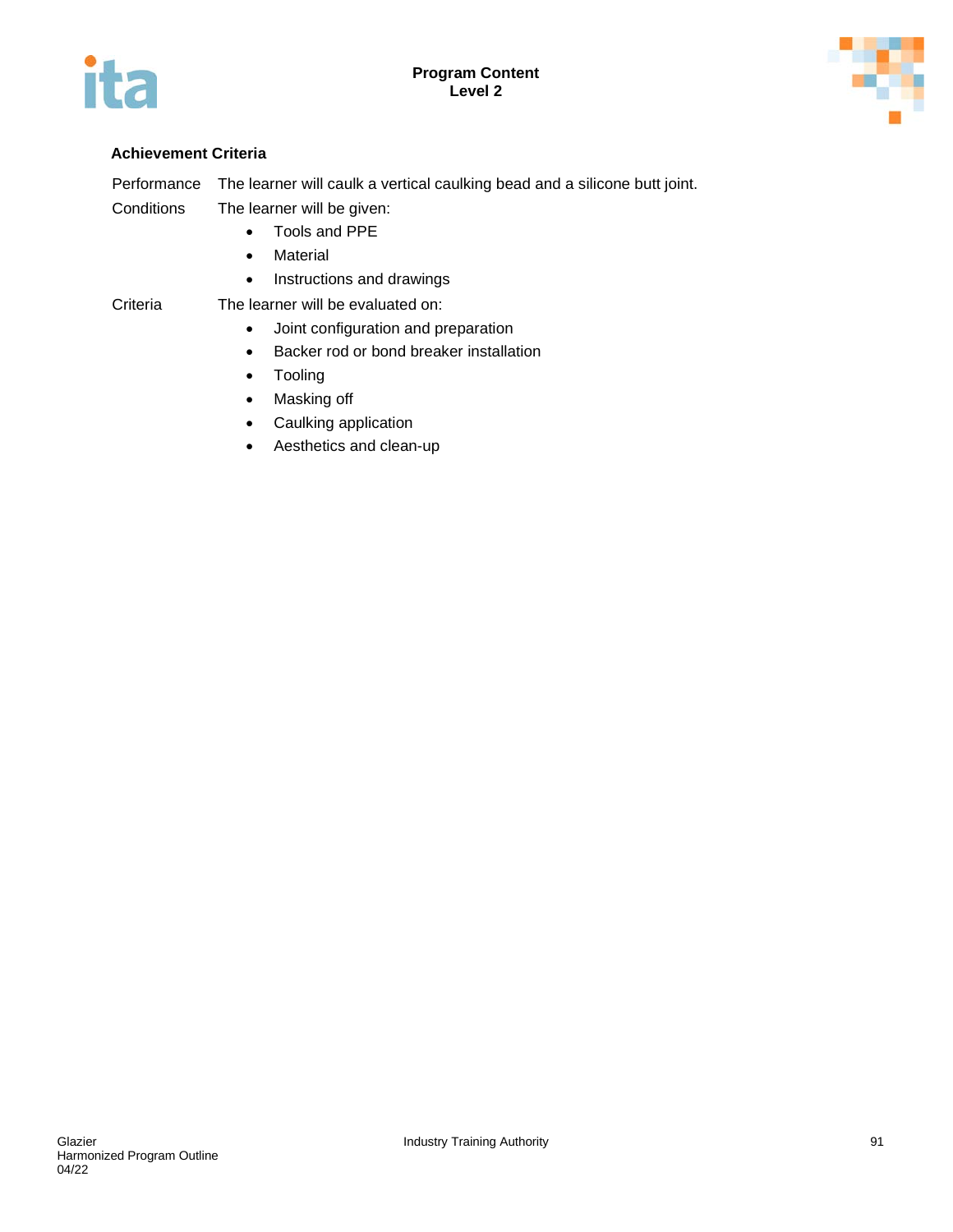### Achievement Criteria

Performance The learner will caulk a vertical caulking bead and a silicone butt joint.

Conditions The learner will be given:

- Tools and PPE
- Material
- Instructions and drawings

Criteria The learner will be evaluated on:

- Joint configuration and preparation
- Backer rod or bond breaker installation
- Tooling
- Masking off
- Caulking application
- Aesthetics and clean-up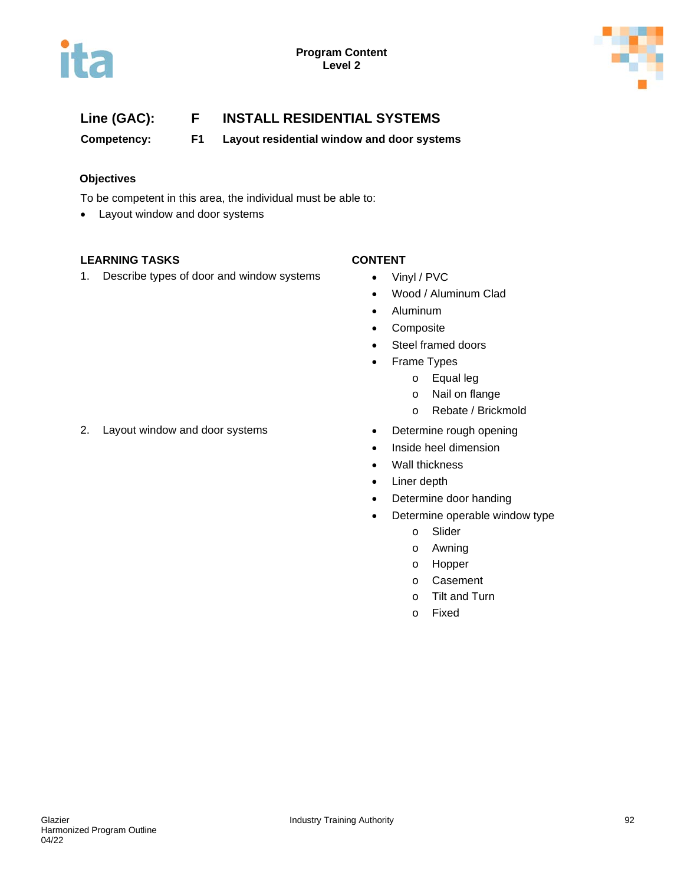**Line (GAC):** **F** **INSTALL RESIDENTIAL SYSTEMS**

**Competency:** **F1** **Layout residential window and door systems**

### Objectives

To be competent in this area, the individual must be able to:

- Layout window and door systems

| LEARNING TASKS | CONTENT |
|---|---|
| 1. Describe types of door and window systems | • Vinyl / PVC<br>• Wood / Aluminum Clad<br>• Aluminum<br>• Composite<br>• Steel framed doors<br>• Frame Types<br>  o Equal leg<br>  o Nail on flange<br>  o Rebate / Brickmold |
| 2. Layout window and door systems | • Determine rough opening<br>• Inside heel dimension<br>• Wall thickness<br>• Liner depth<br>• Determine door handing<br>• Determine operable window type<br>  o Slider<br>  o Awning<br>  o Hopper<br>  o Casement<br>  o Tilt and Turn<br>  o Fixed |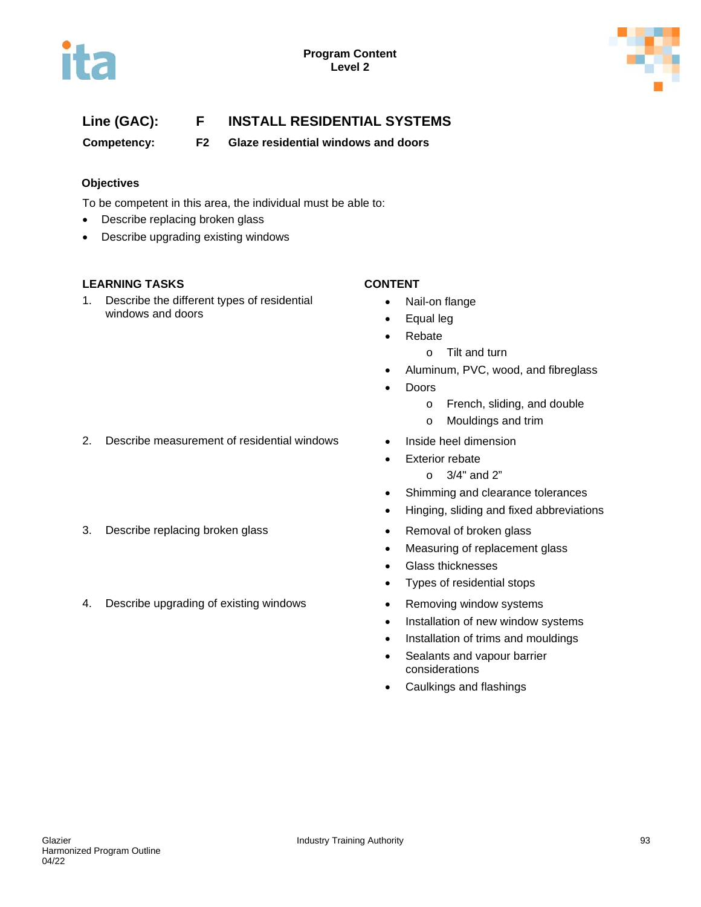**Program Content**
**Level 2**

## Line (GAC): F INSTALL RESIDENTIAL SYSTEMS

**Competency: F2 Glaze residential windows and doors**

### Objectives

To be competent in this area, the individual must be able to:

- Describe replacing broken glass
- Describe upgrading existing windows

| LEARNING TASKS | CONTENT |
|---|---|
| 1. Describe the different types of residential windows and doors | • Nail-on flange<br>• Equal leg<br>• Rebate<br>&nbsp;&nbsp;&nbsp;&nbsp;o Tilt and turn<br>• Aluminum, PVC, wood, and fibreglass<br>• Doors<br>&nbsp;&nbsp;&nbsp;&nbsp;o French, sliding, and double<br>&nbsp;&nbsp;&nbsp;&nbsp;o Mouldings and trim |
| 2. Describe measurement of residential windows | • Inside heel dimension<br>• Exterior rebate<br>&nbsp;&nbsp;&nbsp;&nbsp;o 3/4" and 2”<br>• Shimming and clearance tolerances<br>• Hinging, sliding and fixed abbreviations |
| 3. Describe replacing broken glass | • Removal of broken glass<br>• Measuring of replacement glass<br>• Glass thicknesses<br>• Types of residential stops |
| 4. Describe upgrading of existing windows | • Removing window systems<br>• Installation of new window systems<br>• Installation of trims and mouldings<br>• Sealants and vapour barrier considerations<br>• Caulkings and flashings |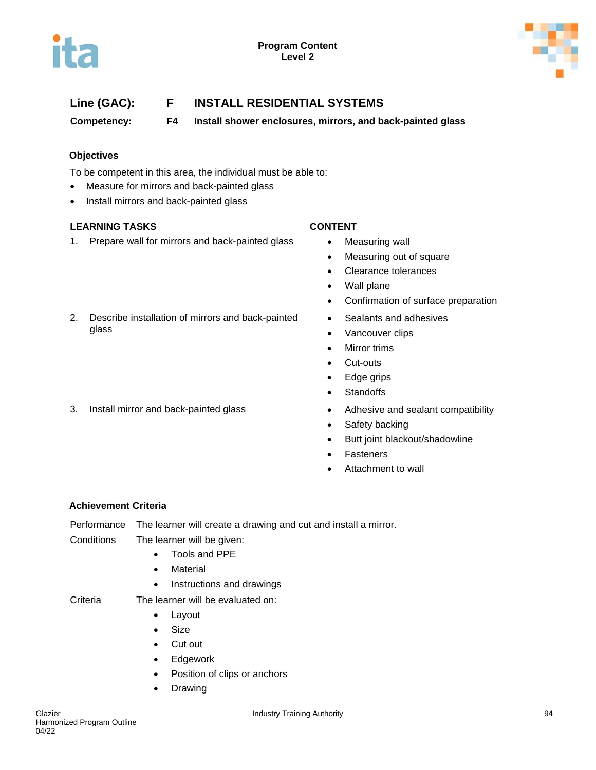**Line (GAC):** F INSTALL RESIDENTIAL SYSTEMS

**Competency:** F4 Install shower enclosures, mirrors, and back-painted glass

### Objectives

To be competent in this area, the individual must be able to:

- Measure for mirrors and back-painted glass
- Install mirrors and back-painted glass

| LEARNING TASKS | CONTENT |
| --- | --- |
| 1. Prepare wall for mirrors and back-painted glass | • Measuring wall<br>• Measuring out of square<br>• Clearance tolerances<br>• Wall plane<br>• Confirmation of surface preparation |
| 2. Describe installation of mirrors and back-painted glass | • Sealants and adhesives<br>• Vancouver clips<br>• Mirror trims<br>• Cut-outs<br>• Edge grips<br>• Standoffs |
| 3. Install mirror and back-painted glass | • Adhesive and sealant compatibility<br>• Safety backing<br>• Butt joint blackout/shadowline<br>• Fasteners<br>• Attachment to wall |

### Achievement Criteria

**Performance** The learner will create a drawing and cut and install a mirror.

**Conditions** The learner will be given:

- Tools and PPE
- Material
- Instructions and drawings

**Criteria** The learner will be evaluated on:

- Layout
- Size
- Cut out
- Edgework
- Position of clips or anchors
- Drawing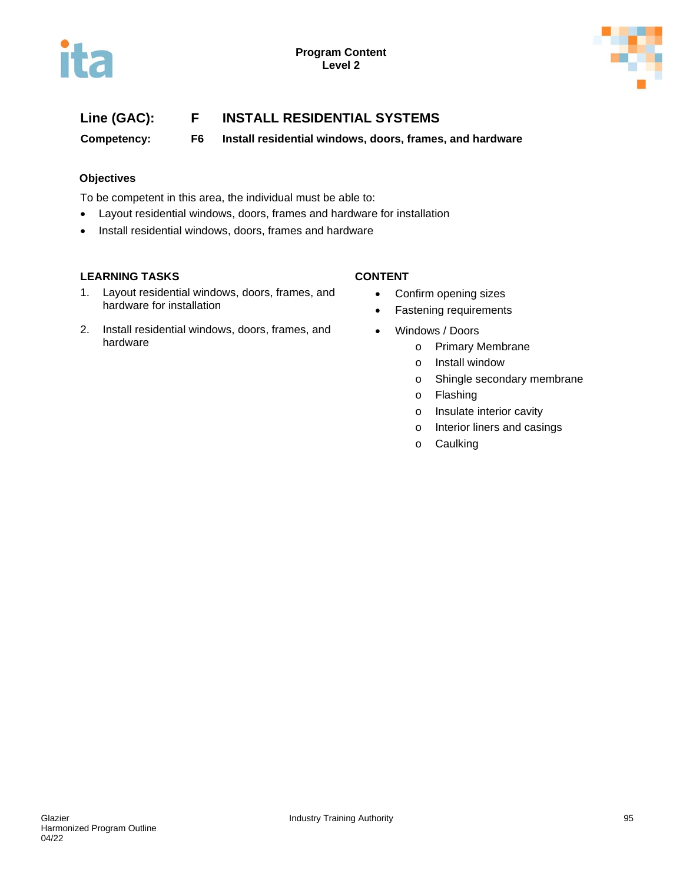**Line (GAC):** **F** **INSTALL RESIDENTIAL SYSTEMS**

**Competency:** **F6** **Install residential windows, doors, frames, and hardware**

**Objectives**

To be competent in this area, the individual must be able to:

- Layout residential windows, doors, frames and hardware for installation
- Install residential windows, doors, frames and hardware

**LEARNING TASKS**

1. Layout residential windows, doors, frames, and hardware for installation
2. Install residential windows, doors, frames, and hardware

**CONTENT**

- Confirm opening sizes
- Fastening requirements
- Windows / Doors
  - Primary Membrane
  - Install window
  - Shingle secondary membrane
  - Flashing
  - Insulate interior cavity
  - Interior liners and casings
  - Caulking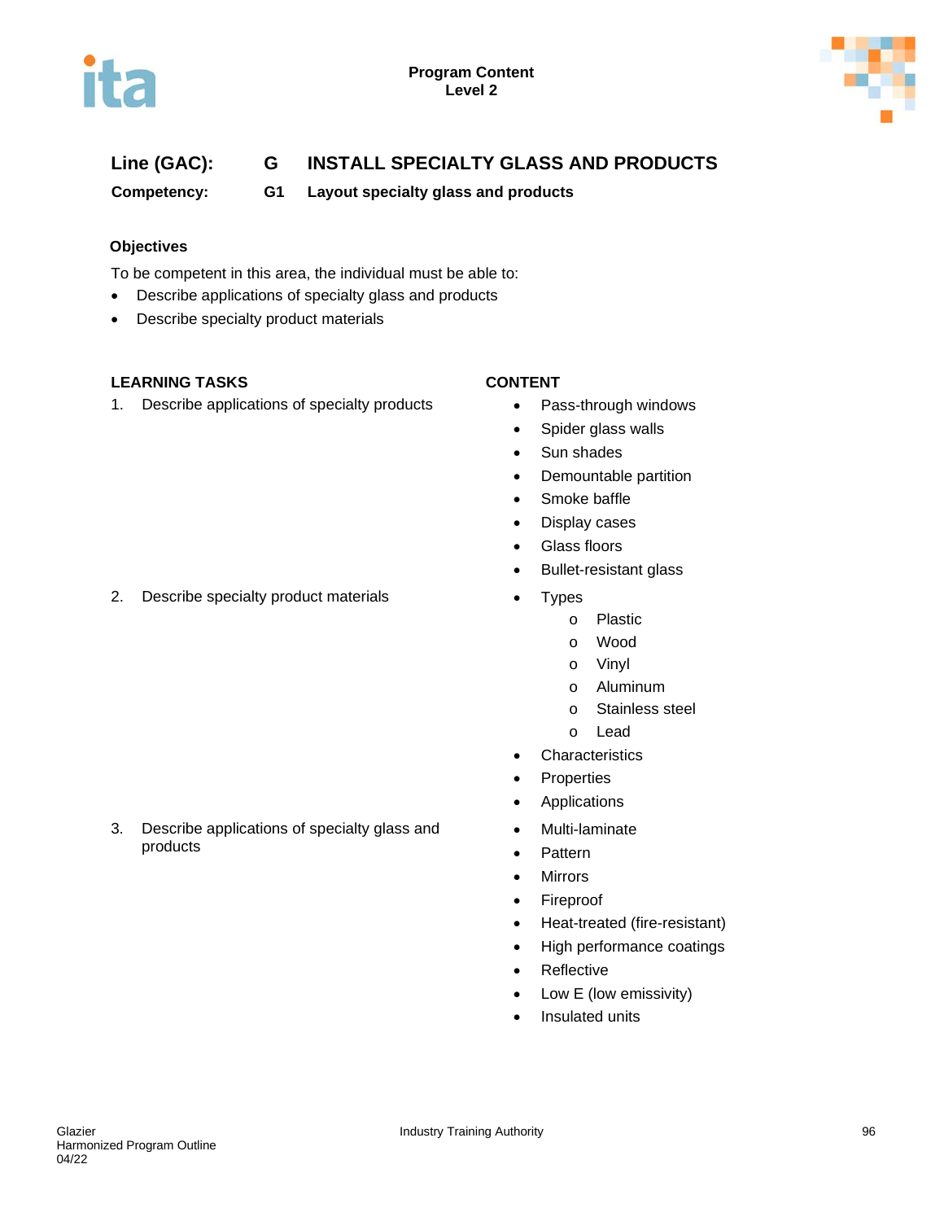## Line (GAC): G INSTALL SPECIALTY GLASS AND PRODUCTS

**Competency: G1 Layout specialty glass and products**

### Objectives

To be competent in this area, the individual must be able to:

- Describe applications of specialty glass and products
- Describe specialty product materials

| LEARNING TASKS | CONTENT |
|---|---|
| 1. Describe applications of specialty products | • Pass-through windows<br>• Spider glass walls<br>• Sun shades<br>• Demountable partition<br>• Smoke baffle<br>• Display cases<br>• Glass floors<br>• Bullet-resistant glass |
| 2. Describe specialty product materials | • Types<br>  o Plastic<br>  o Wood<br>  o Vinyl<br>  o Aluminum<br>  o Stainless steel<br>  o Lead<br>• Characteristics<br>• Properties<br>• Applications |
| 3. Describe applications of specialty glass and products | • Multi-laminate<br>• Pattern<br>• Mirrors<br>• Fireproof<br>• Heat-treated (fire-resistant)<br>• High performance coatings<br>• Reflective<br>• Low E (low emissivity)<br>• Insulated units |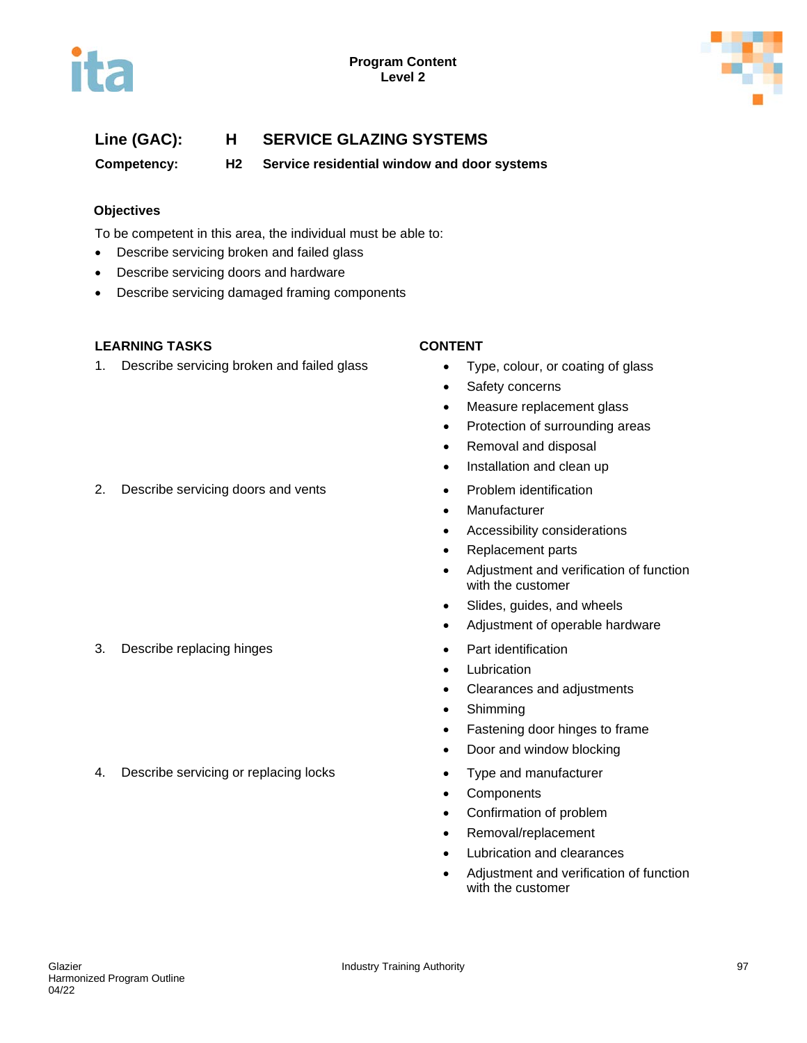Program Content
Level 2

| | | |
|---|---|---|
| **Line (GAC):** | **H** | **SERVICE GLAZING SYSTEMS** |
| **Competency:** | **H2** | **Service residential window and door systems** |

### Objectives

To be competent in this area, the individual must be able to:

- Describe servicing broken and failed glass
- Describe servicing doors and hardware
- Describe servicing damaged framing components

| LEARNING TASKS | CONTENT |
|---|---|
| 1. Describe servicing broken and failed glass | • Type, colour, or coating of glass<br>• Safety concerns<br>• Measure replacement glass<br>• Protection of surrounding areas<br>• Removal and disposal<br>• Installation and clean up |
| 2. Describe servicing doors and vents | • Problem identification<br>• Manufacturer<br>• Accessibility considerations<br>• Replacement parts<br>• Adjustment and verification of function with the customer<br>• Slides, guides, and wheels<br>• Adjustment of operable hardware |
| 3. Describe replacing hinges | • Part identification<br>• Lubrication<br>• Clearances and adjustments<br>• Shimming<br>• Fastening door hinges to frame<br>• Door and window blocking |
| 4. Describe servicing or replacing locks | • Type and manufacturer<br>• Components<br>• Confirmation of problem<br>• Removal/replacement<br>• Lubrication and clearances<br>• Adjustment and verification of function with the customer |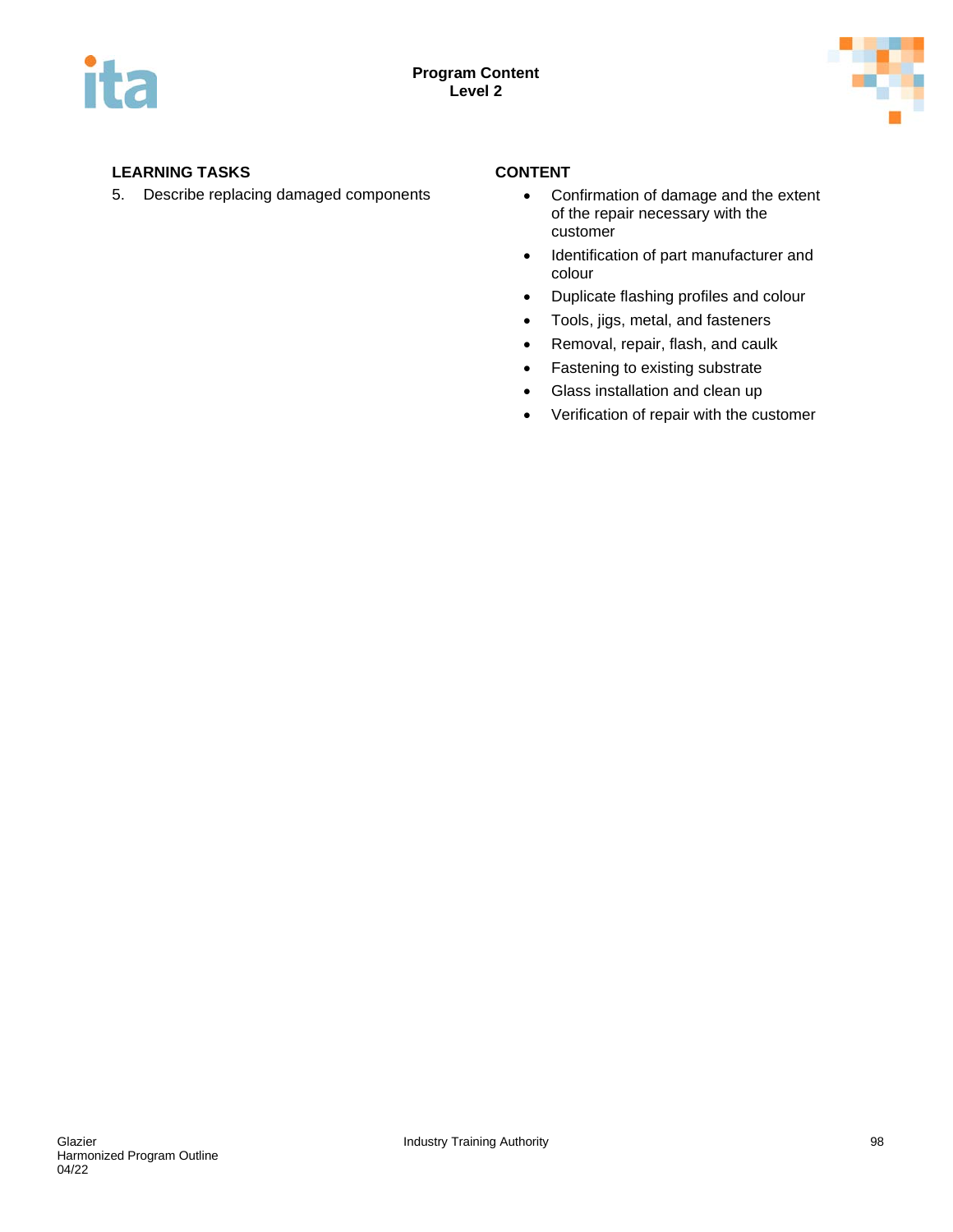| LEARNING TASKS | CONTENT |
|---|---|
| 5. Describe replacing damaged components | • Confirmation of damage and the extent of the repair necessary with the customer<br>• Identification of part manufacturer and colour<br>• Duplicate flashing profiles and colour<br>• Tools, jigs, metal, and fasteners<br>• Removal, repair, flash, and caulk<br>• Fastening to existing substrate<br>• Glass installation and clean up<br>• Verification of repair with the customer |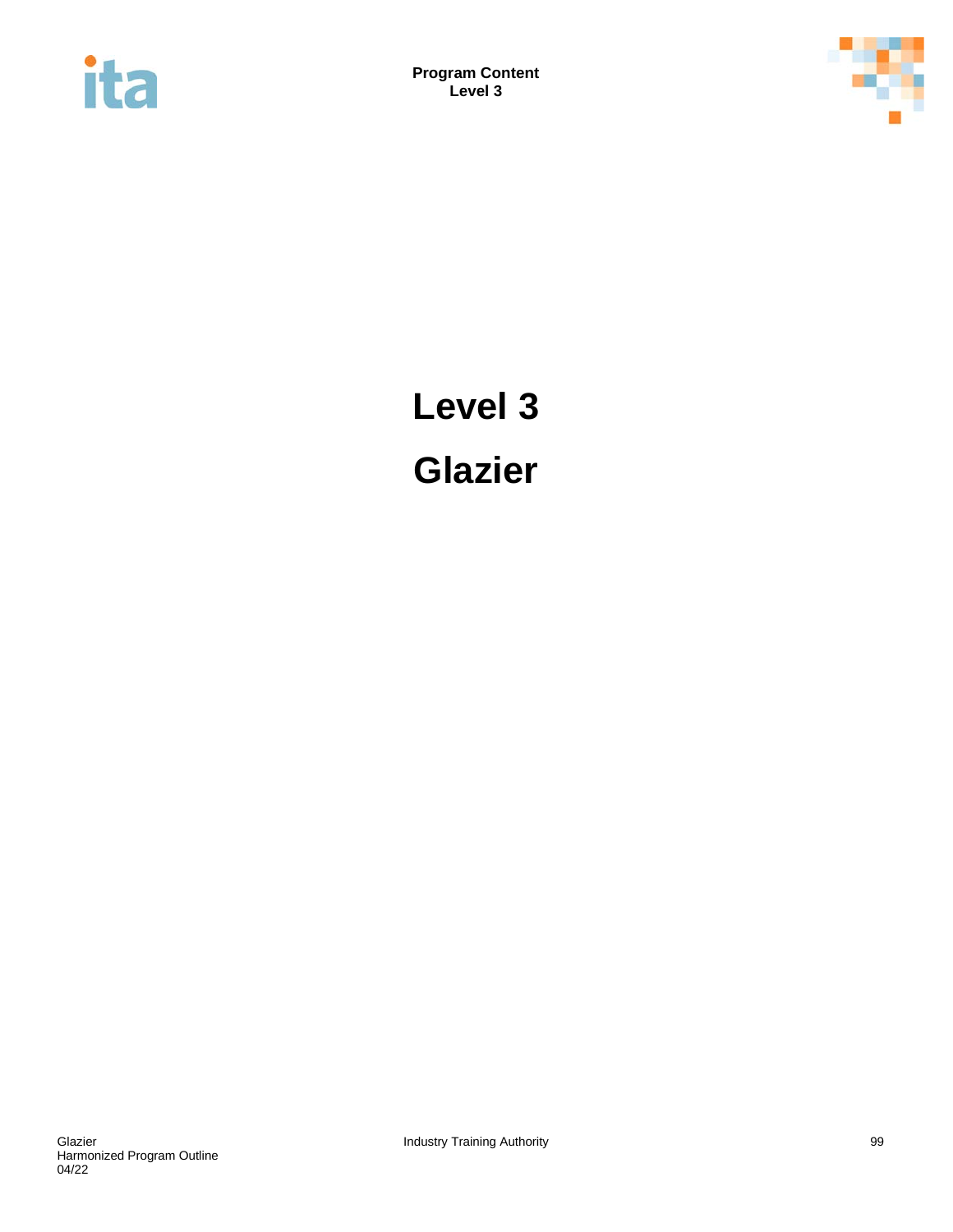# Level 3

# Glazier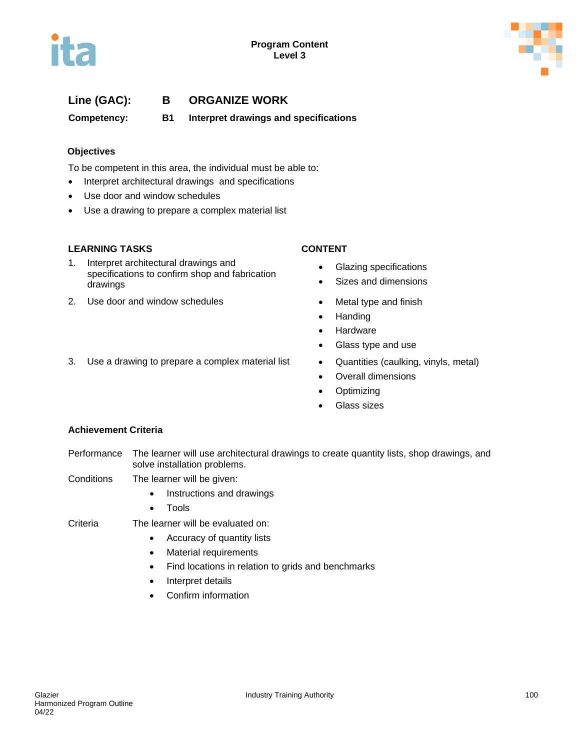**Line (GAC):** **B ORGANIZE WORK**

**Competency:** **B1 Interpret drawings and specifications**

### Objectives

To be competent in this area, the individual must be able to:

- Interpret architectural drawings and specifications
- Use door and window schedules
- Use a drawing to prepare a complex material list

| LEARNING TASKS | CONTENT |
|---|---|
| 1. Interpret architectural drawings and specifications to confirm shop and fabrication drawings | • Glazing specifications<br>• Sizes and dimensions |
| 2. Use door and window schedules | • Metal type and finish<br>• Handing<br>• Hardware<br>• Glass type and use |
| 3. Use a drawing to prepare a complex material list | • Quantities (caulking, vinyls, metal)<br>• Overall dimensions<br>• Optimizing<br>• Glass sizes |

### Achievement Criteria

Performance: The learner will use architectural drawings to create quantity lists, shop drawings, and solve installation problems.

Conditions: The learner will be given:

- Instructions and drawings
- Tools

Criteria: The learner will be evaluated on:

- Accuracy of quantity lists
- Material requirements
- Find locations in relation to grids and benchmarks
- Interpret details
- Confirm information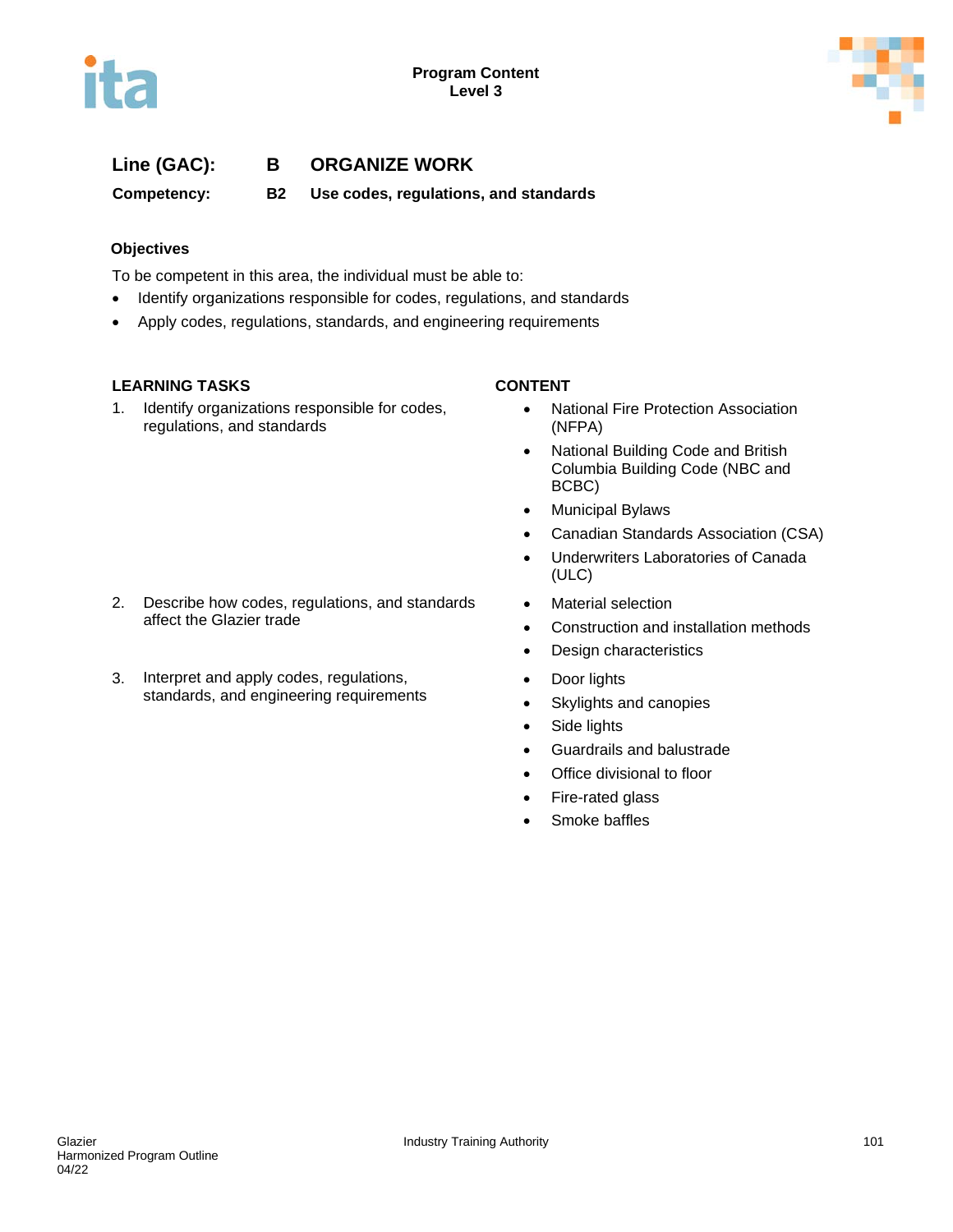## Line (GAC): B ORGANIZE WORK

**Competency: B2 Use codes, regulations, and standards**

### Objectives

To be competent in this area, the individual must be able to:

- Identify organizations responsible for codes, regulations, and standards
- Apply codes, regulations, standards, and engineering requirements

| LEARNING TASKS | CONTENT |
| --- | --- |
| 1. Identify organizations responsible for codes, regulations, and standards | • National Fire Protection Association (NFPA)<br>• National Building Code and British Columbia Building Code (NBC and BCBC)<br>• Municipal Bylaws<br>• Canadian Standards Association (CSA)<br>• Underwriters Laboratories of Canada (ULC) |
| 2. Describe how codes, regulations, and standards affect the Glazier trade | • Material selection<br>• Construction and installation methods<br>• Design characteristics |
| 3. Interpret and apply codes, regulations, standards, and engineering requirements | • Door lights<br>• Skylights and canopies<br>• Side lights<br>• Guardrails and balustrade<br>• Office divisional to floor<br>• Fire-rated glass<br>• Smoke baffles |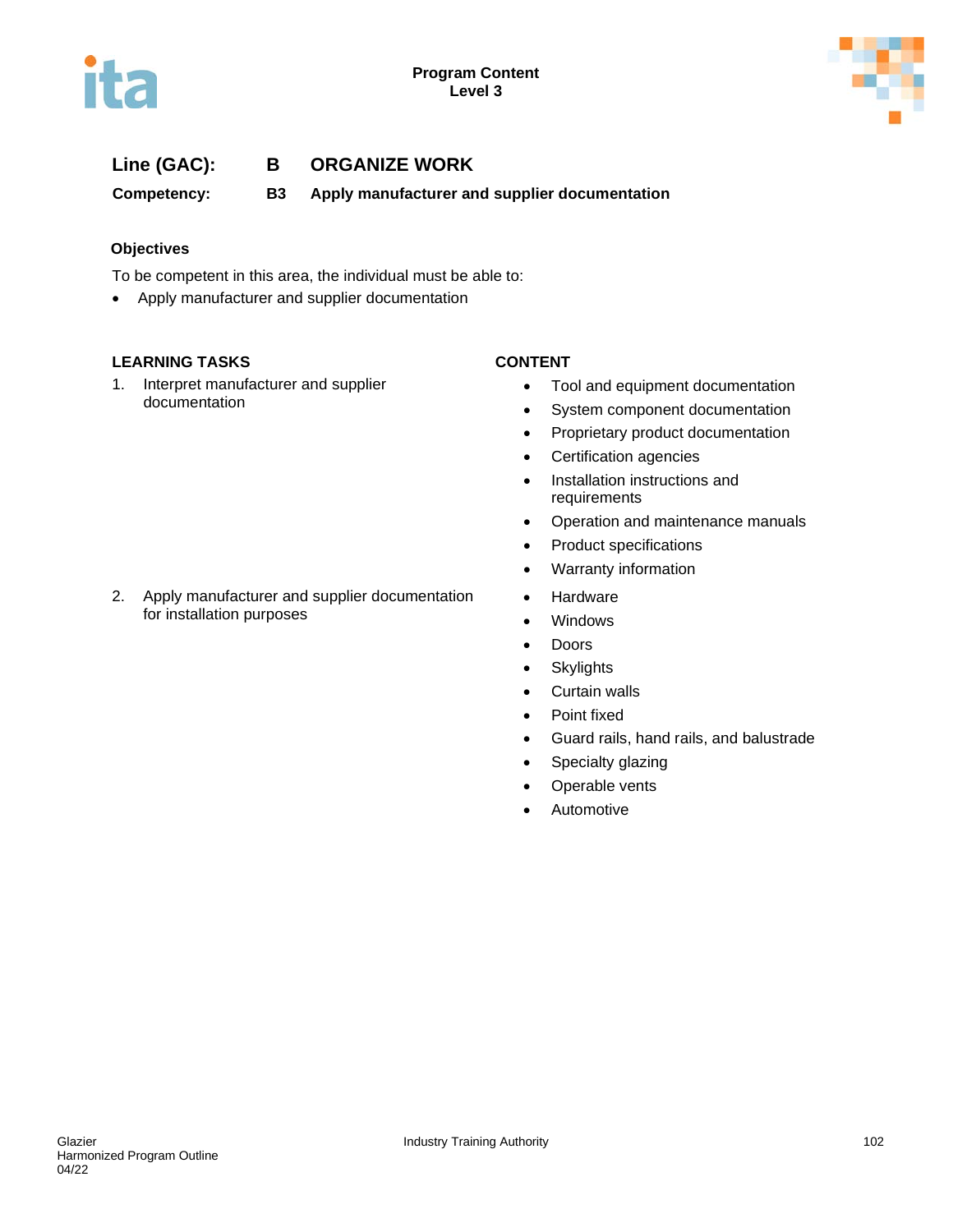**Line (GAC):** **B ORGANIZE WORK**

**Competency:** **B3 Apply manufacturer and supplier documentation**

### Objectives

To be competent in this area, the individual must be able to:

- Apply manufacturer and supplier documentation

| LEARNING TASKS | CONTENT |
|---|---|
| 1. Interpret manufacturer and supplier documentation | • Tool and equipment documentation<br>• System component documentation<br>• Proprietary product documentation<br>• Certification agencies<br>• Installation instructions and requirements<br>• Operation and maintenance manuals<br>• Product specifications<br>• Warranty information |
| 2. Apply manufacturer and supplier documentation for installation purposes | • Hardware<br>• Windows<br>• Doors<br>• Skylights<br>• Curtain walls<br>• Point fixed<br>• Guard rails, hand rails, and balustrade<br>• Specialty glazing<br>• Operable vents<br>• Automotive |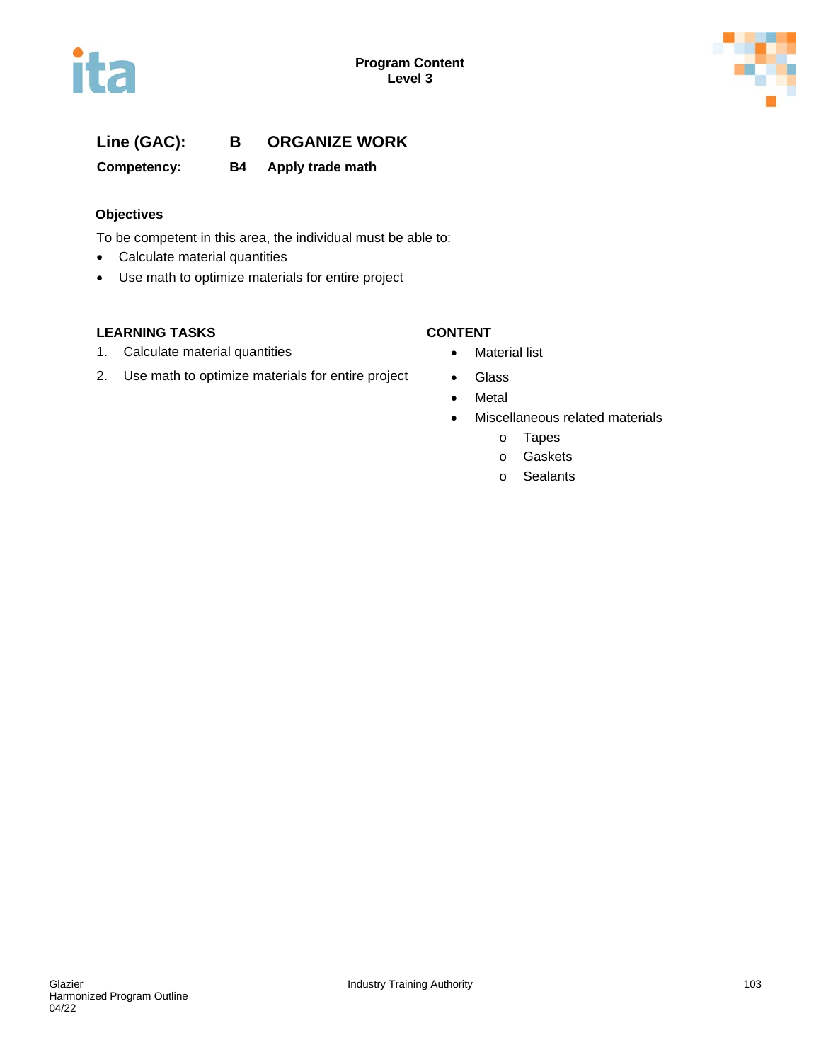**Line (GAC):** **B** **ORGANIZE WORK**

**Competency:** **B4** **Apply trade math**

### Objectives

To be competent in this area, the individual must be able to:

- Calculate material quantities
- Use math to optimize materials for entire project

### LEARNING TASKS

1. Calculate material quantities
2. Use math to optimize materials for entire project

### CONTENT

- Material list
- Glass
- Metal
- Miscellaneous related materials
  - Tapes
  - Gaskets
  - Sealants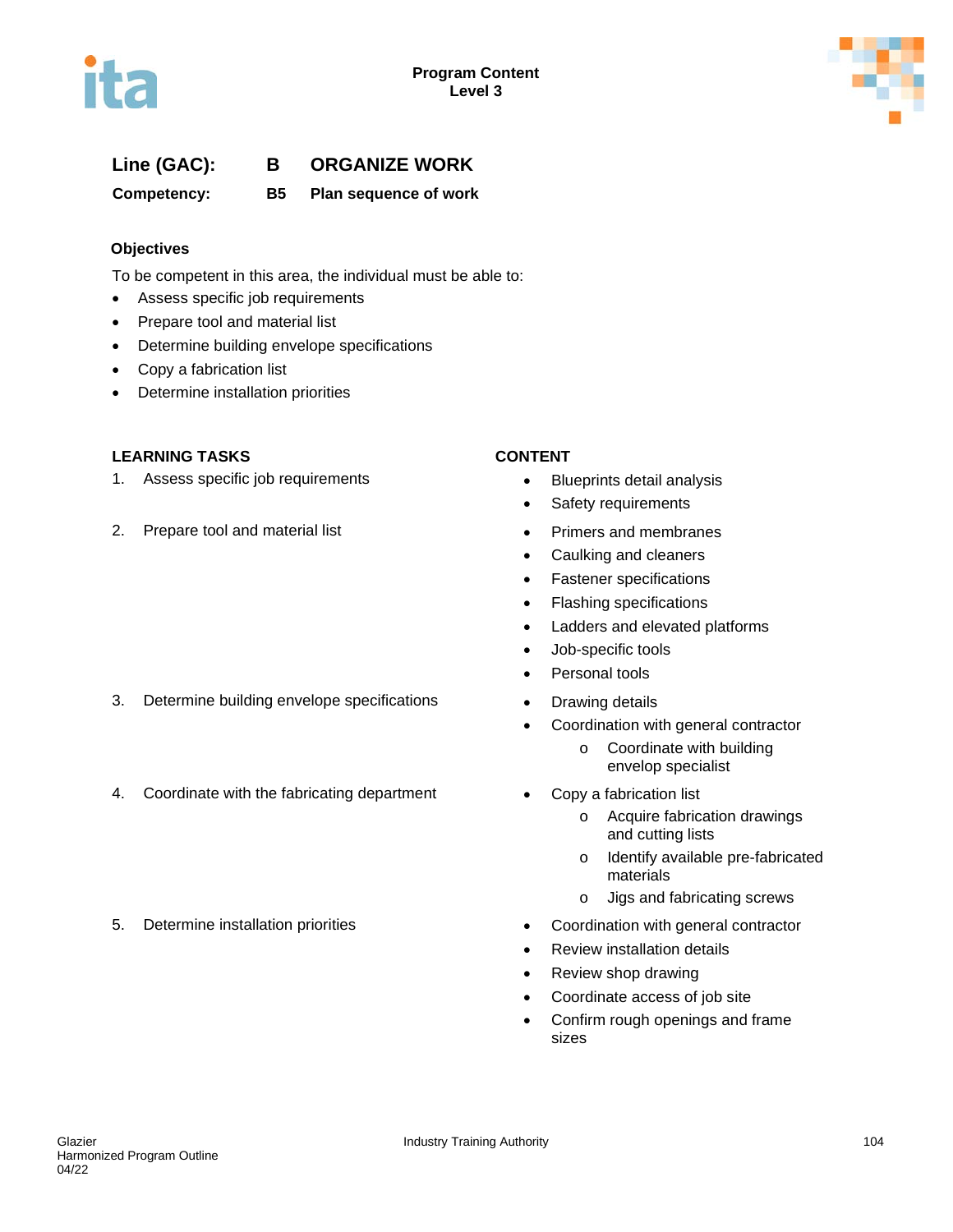**Line (GAC):** **B** **ORGANIZE WORK**

**Competency:** **B5** **Plan sequence of work**

**Objectives**

To be competent in this area, the individual must be able to:

- Assess specific job requirements
- Prepare tool and material list
- Determine building envelope specifications
- Copy a fabrication list
- Determine installation priorities

| LEARNING TASKS | CONTENT |
|---|---|
| 1. Assess specific job requirements | • Blueprints detail analysis<br>• Safety requirements |
| 2. Prepare tool and material list | • Primers and membranes<br>• Caulking and cleaners<br>• Fastener specifications<br>• Flashing specifications<br>• Ladders and elevated platforms<br>• Job-specific tools<br>• Personal tools |
| 3. Determine building envelope specifications | • Drawing details<br>• Coordination with general contractor<br>&nbsp;&nbsp;&nbsp;&nbsp;o Coordinate with building envelop specialist |
| 4. Coordinate with the fabricating department | • Copy a fabrication list<br>&nbsp;&nbsp;&nbsp;&nbsp;o Acquire fabrication drawings and cutting lists<br>&nbsp;&nbsp;&nbsp;&nbsp;o Identify available pre-fabricated materials<br>&nbsp;&nbsp;&nbsp;&nbsp;o Jigs and fabricating screws |
| 5. Determine installation priorities | • Coordination with general contractor<br>• Review installation details<br>• Review shop drawing<br>• Coordinate access of job site<br>• Confirm rough openings and frame sizes |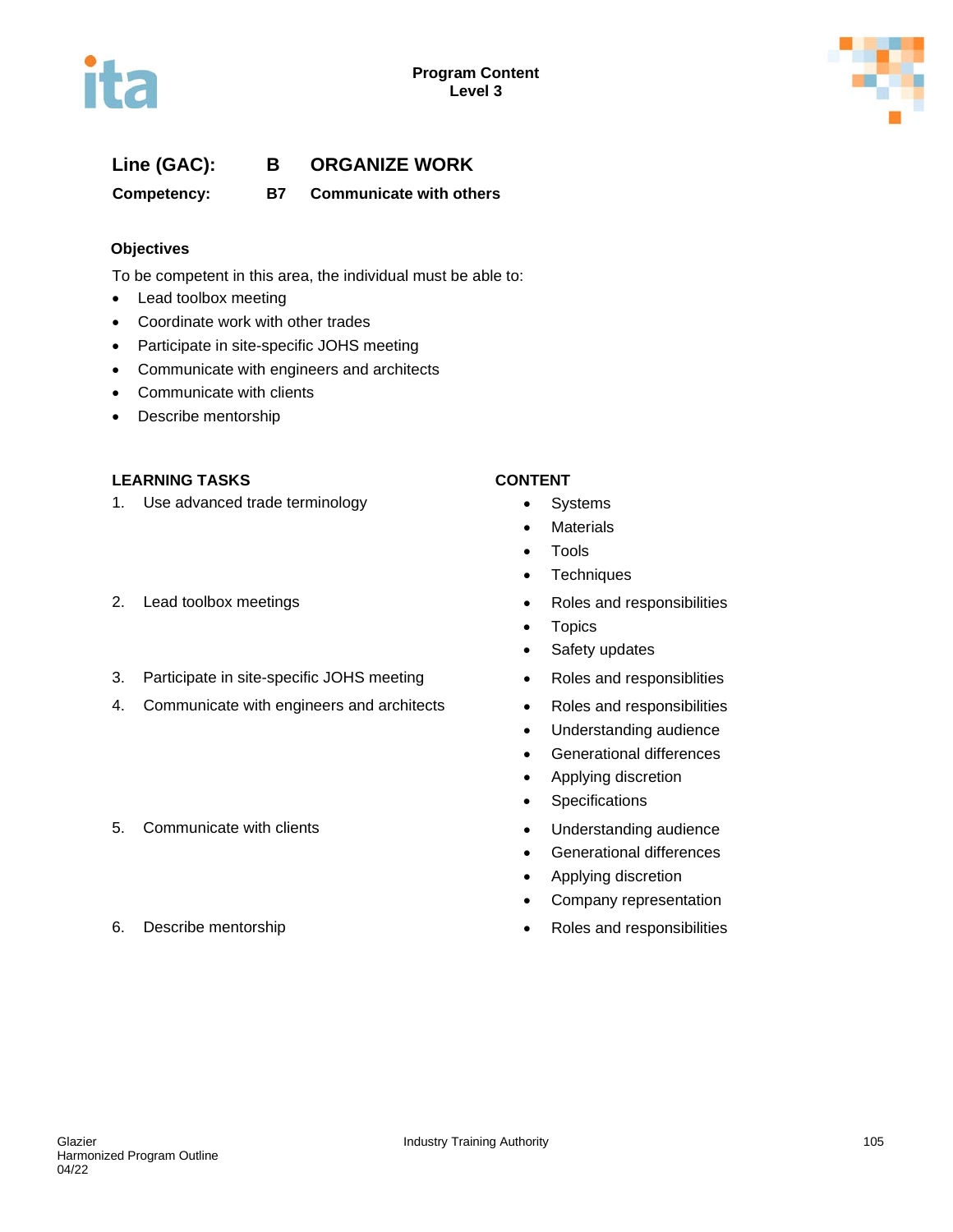**Line (GAC):** B ORGANIZE WORK

**Competency:** B7 Communicate with others

### Objectives

To be competent in this area, the individual must be able to:

- Lead toolbox meeting
- Coordinate work with other trades
- Participate in site-specific JOHS meeting
- Communicate with engineers and architects
- Communicate with clients
- Describe mentorship

| LEARNING TASKS | CONTENT |
|---|---|
| 1. Use advanced trade terminology | • Systems<br>• Materials<br>• Tools<br>• Techniques |
| 2. Lead toolbox meetings | • Roles and responsibilities<br>• Topics<br>• Safety updates |
| 3. Participate in site-specific JOHS meeting | • Roles and responsiblities |
| 4. Communicate with engineers and architects | • Roles and responsibilities<br>• Understanding audience<br>• Generational differences<br>• Applying discretion<br>• Specifications |
| 5. Communicate with clients | • Understanding audience<br>• Generational differences<br>• Applying discretion<br>• Company representation |
| 6. Describe mentorship | • Roles and responsibilities |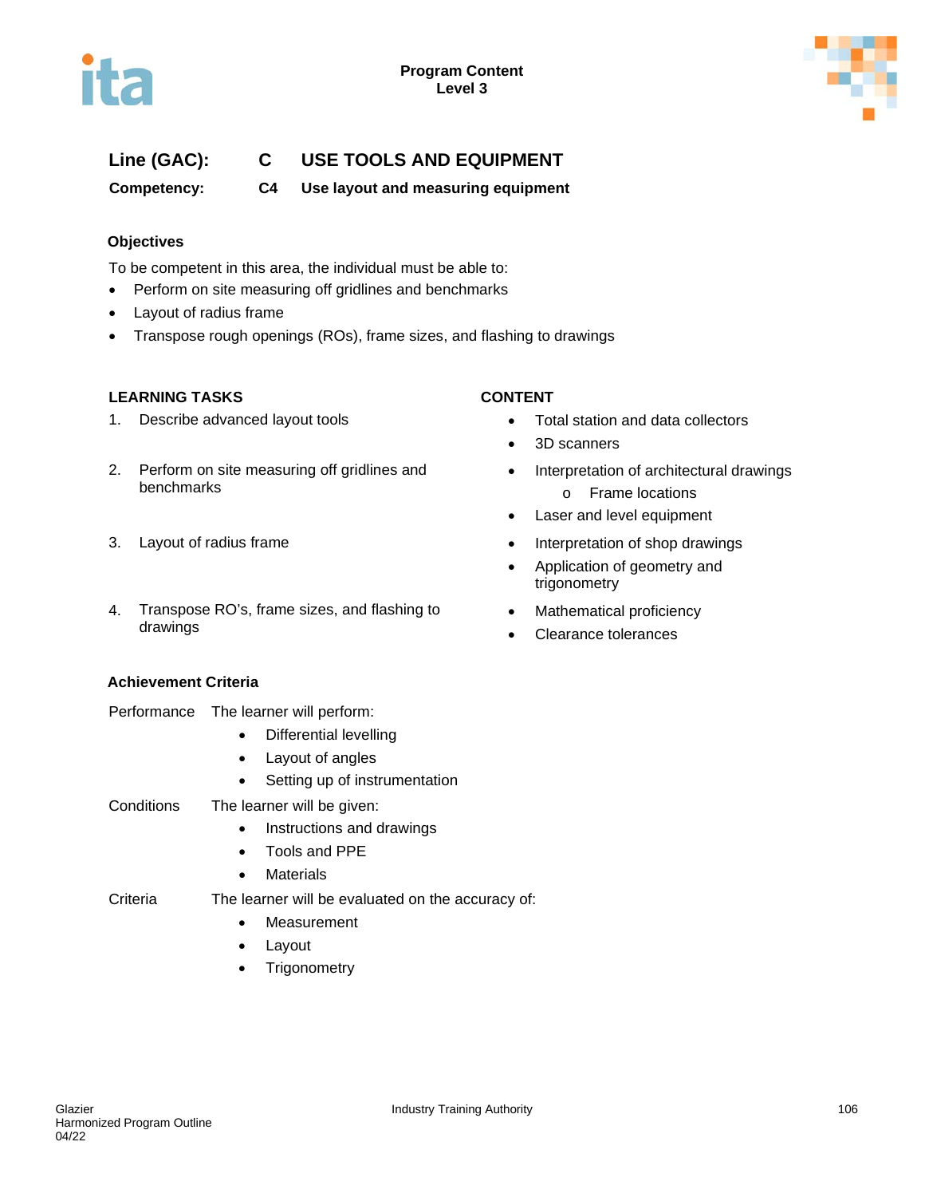**Line (GAC):** C USE TOOLS AND EQUIPMENT

**Competency:** C4 Use layout and measuring equipment

### Objectives

To be competent in this area, the individual must be able to:

- Perform on site measuring off gridlines and benchmarks
- Layout of radius frame
- Transpose rough openings (ROs), frame sizes, and flashing to drawings

| LEARNING TASKS | CONTENT |
|---|---|
| 1. Describe advanced layout tools | • Total station and data collectors<br>• 3D scanners |
| 2. Perform on site measuring off gridlines and benchmarks | • Interpretation of architectural drawings<br>&nbsp;&nbsp;&nbsp;&nbsp;o Frame locations<br>• Laser and level equipment |
| 3. Layout of radius frame | • Interpretation of shop drawings<br>• Application of geometry and trigonometry |
| 4. Transpose RO's, frame sizes, and flashing to drawings | • Mathematical proficiency<br>• Clearance tolerances |

### Achievement Criteria

Performance The learner will perform:

- Differential levelling
- Layout of angles
- Setting up of instrumentation

Conditions The learner will be given:

- Instructions and drawings
- Tools and PPE
- Materials

Criteria The learner will be evaluated on the accuracy of:

- Measurement
- Layout
- Trigonometry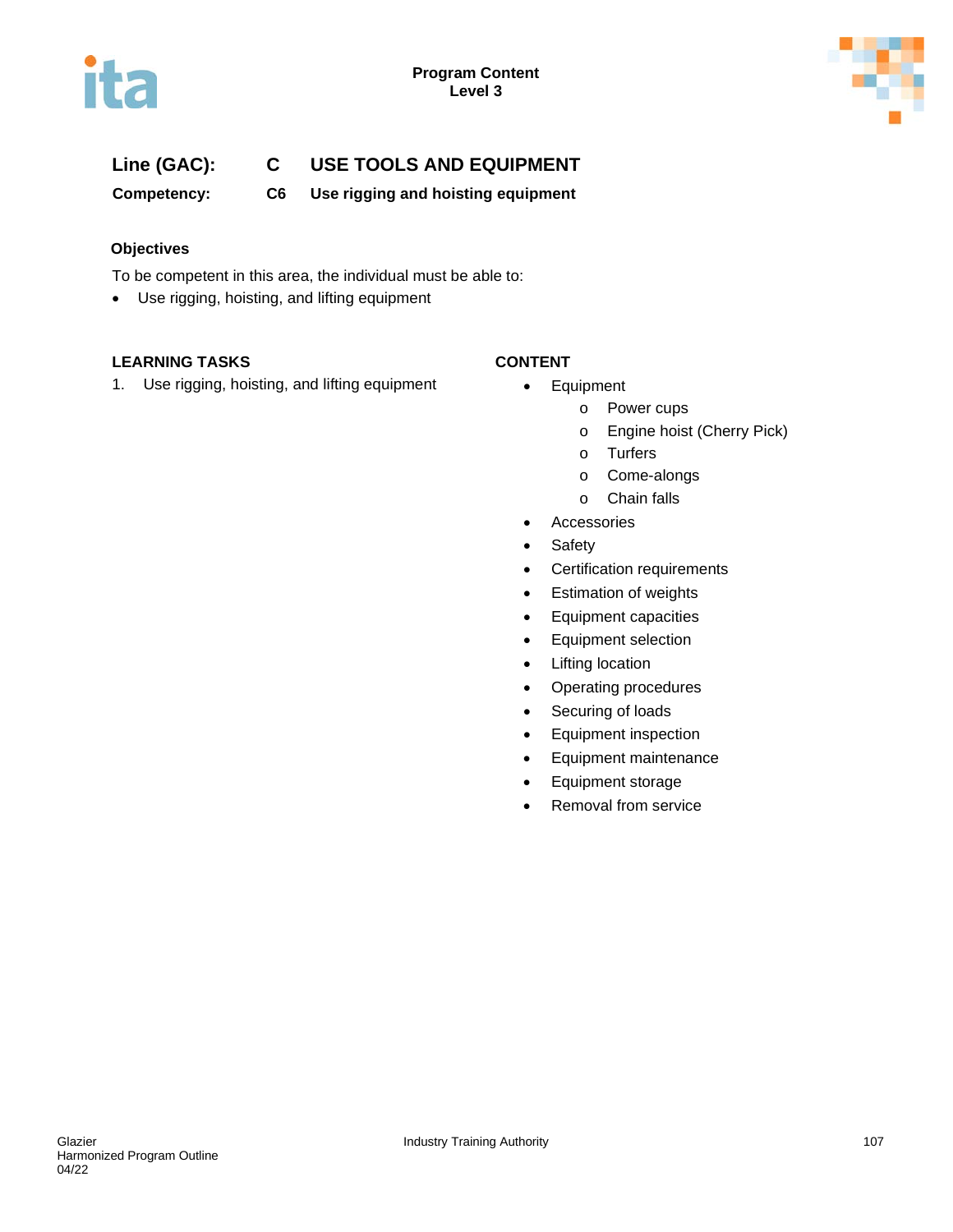**Line (GAC):** C USE TOOLS AND EQUIPMENT

**Competency:** C6 Use rigging and hoisting equipment

### Objectives

To be competent in this area, the individual must be able to:

- Use rigging, hoisting, and lifting equipment

| LEARNING TASKS | CONTENT |
|---|---|
| 1. Use rigging, hoisting, and lifting equipment | • Equipment<br>  o Power cups<br>  o Engine hoist (Cherry Pick)<br>  o Turfers<br>  o Come-alongs<br>  o Chain falls<br>• Accessories<br>• Safety<br>• Certification requirements<br>• Estimation of weights<br>• Equipment capacities<br>• Equipment selection<br>• Lifting location<br>• Operating procedures<br>• Securing of loads<br>• Equipment inspection<br>• Equipment maintenance<br>• Equipment storage<br>• Removal from service |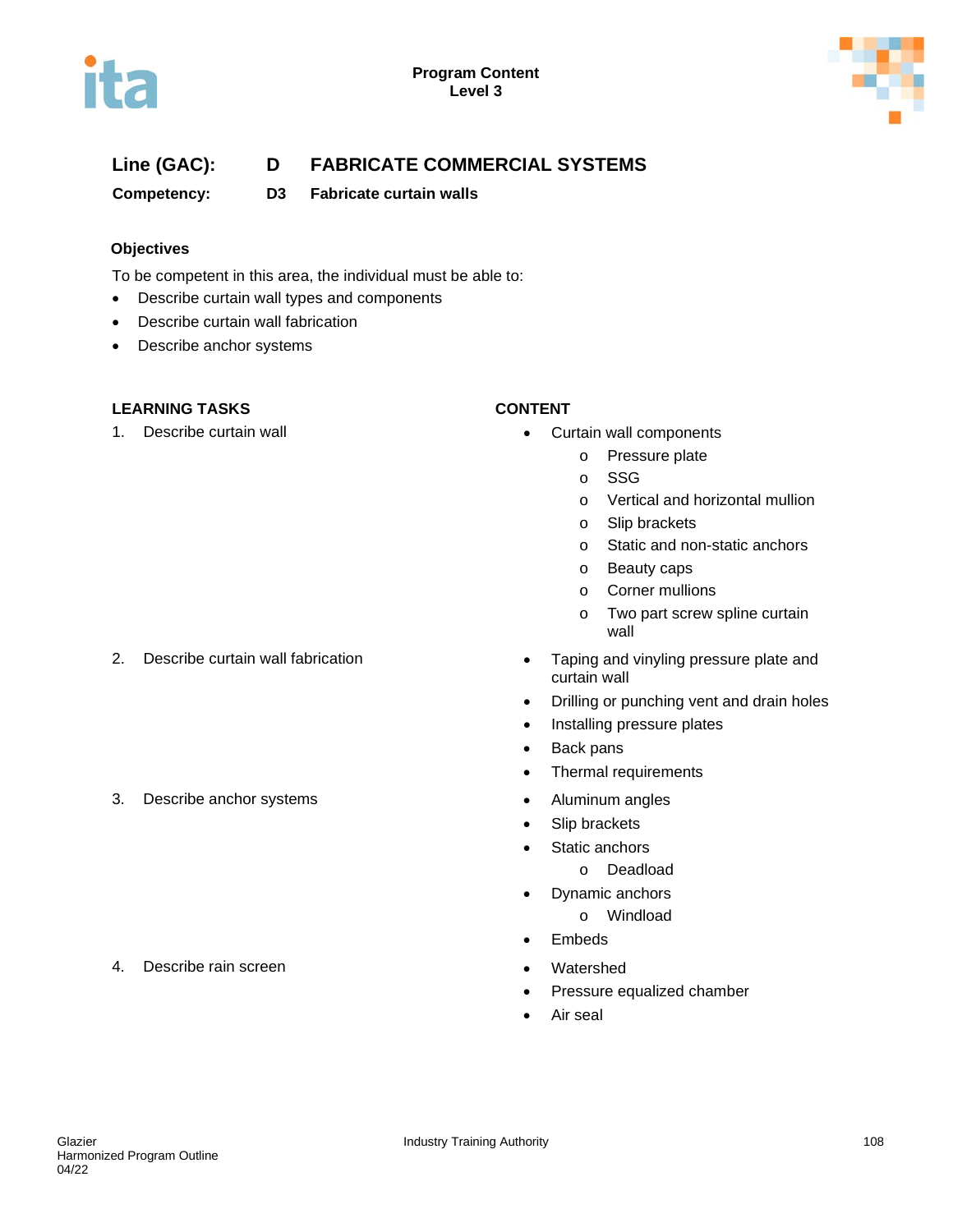Program Content
Level 3

**Line (GAC):** D FABRICATE COMMERCIAL SYSTEMS

**Competency:** D3 Fabricate curtain walls

### Objectives

To be competent in this area, the individual must be able to:

- Describe curtain wall types and components
- Describe curtain wall fabrication
- Describe anchor systems

| LEARNING TASKS | CONTENT |
| --- | --- |
| 1. Describe curtain wall | • Curtain wall components<br>o Pressure plate<br>o SSG<br>o Vertical and horizontal mullion<br>o Slip brackets<br>o Static and non-static anchors<br>o Beauty caps<br>o Corner mullions<br>o Two part screw spline curtain wall |
| 2. Describe curtain wall fabrication | • Taping and vinyling pressure plate and curtain wall<br>• Drilling or punching vent and drain holes<br>• Installing pressure plates<br>• Back pans<br>• Thermal requirements |
| 3. Describe anchor systems | • Aluminum angles<br>• Slip brackets<br>• Static anchors<br>o Deadload<br>• Dynamic anchors<br>o Windload<br>• Embeds |
| 4. Describe rain screen | • Watershed<br>• Pressure equalized chamber<br>• Air seal |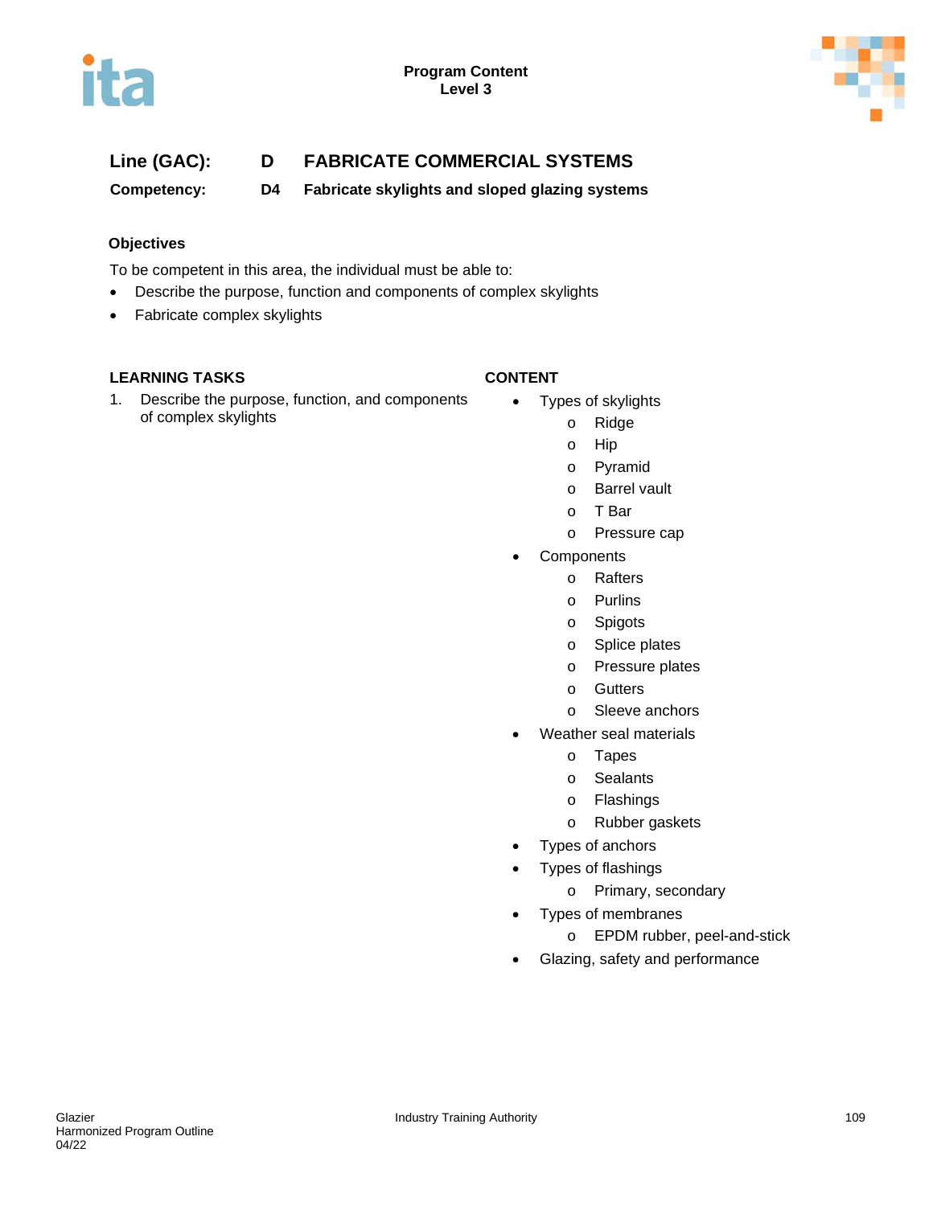**Line (GAC):** **D** **FABRICATE COMMERCIAL SYSTEMS**

**Competency:** **D4** **Fabricate skylights and sloped glazing systems**

### Objectives

To be competent in this area, the individual must be able to:

- Describe the purpose, function and components of complex skylights
- Fabricate complex skylights

| LEARNING TASKS | CONTENT |
|---|---|
| 1. Describe the purpose, function, and components of complex skylights | • Types of skylights<br>  o Ridge<br>  o Hip<br>  o Pyramid<br>  o Barrel vault<br>  o T Bar<br>  o Pressure cap<br>• Components<br>  o Rafters<br>  o Purlins<br>  o Spigots<br>  o Splice plates<br>  o Pressure plates<br>  o Gutters<br>  o Sleeve anchors<br>• Weather seal materials<br>  o Tapes<br>  o Sealants<br>  o Flashings<br>  o Rubber gaskets<br>• Types of anchors<br>• Types of flashings<br>  o Primary, secondary<br>• Types of membranes<br>  o EPDM rubber, peel-and-stick<br>• Glazing, safety and performance |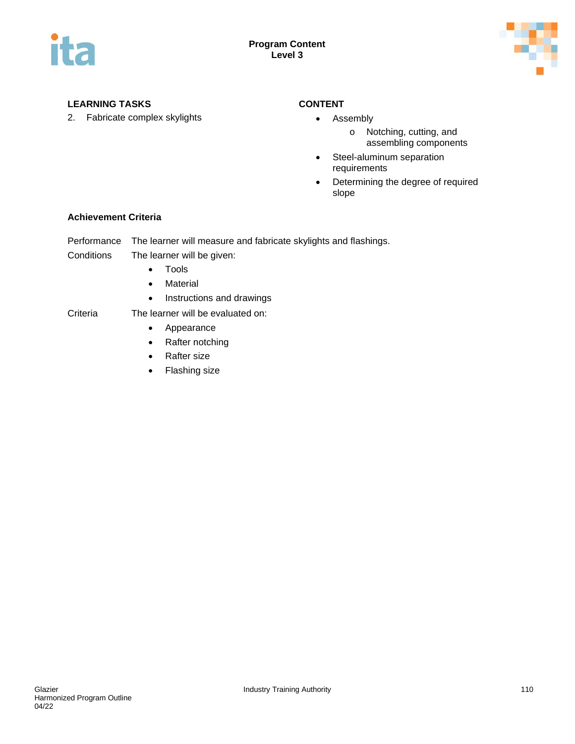| LEARNING TASKS | CONTENT |
| --- | --- |
| 2. Fabricate complex skylights | • Assembly<br>  o Notching, cutting, and assembling components<br>• Steel-aluminum separation requirements<br>• Determining the degree of required slope |

**Achievement Criteria**

Performance — The learner will measure and fabricate skylights and flashings.

Conditions — The learner will be given:

- Tools
- Material
- Instructions and drawings

Criteria — The learner will be evaluated on:

- Appearance
- Rafter notching
- Rafter size
- Flashing size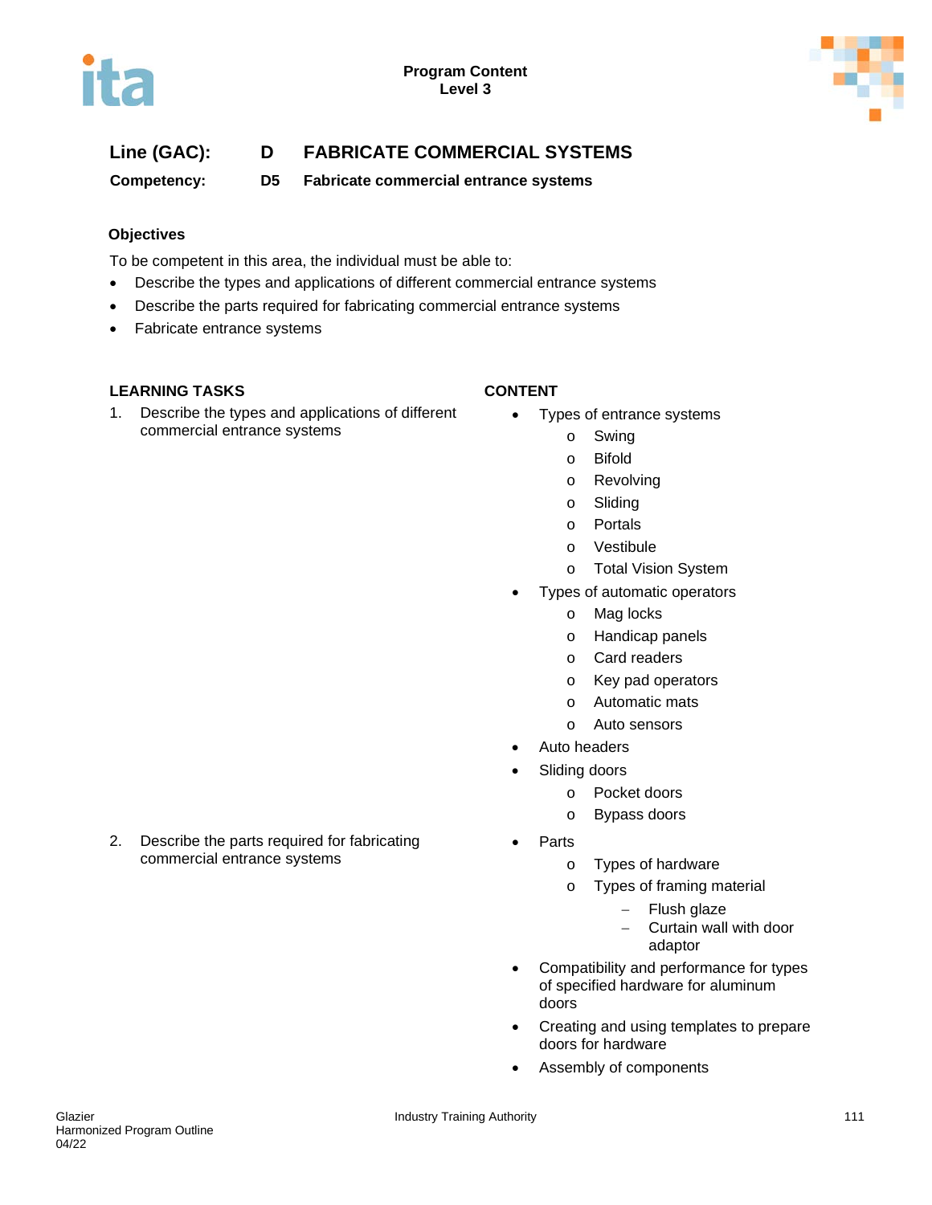**Program Content**
**Level 3**

## Line (GAC): D FABRICATE COMMERCIAL SYSTEMS

### Competency: D5 Fabricate commercial entrance systems

### Objectives

To be competent in this area, the individual must be able to:

- Describe the types and applications of different commercial entrance systems
- Describe the parts required for fabricating commercial entrance systems
- Fabricate entrance systems

| LEARNING TASKS | CONTENT |
|---|---|
| 1. Describe the types and applications of different commercial entrance systems | • Types of entrance systems<br>  o Swing<br>  o Bifold<br>  o Revolving<br>  o Sliding<br>  o Portals<br>  o Vestibule<br>  o Total Vision System<br>• Types of automatic operators<br>  o Mag locks<br>  o Handicap panels<br>  o Card readers<br>  o Key pad operators<br>  o Automatic mats<br>  o Auto sensors<br>• Auto headers<br>• Sliding doors<br>  o Pocket doors<br>  o Bypass doors |
| 2. Describe the parts required for fabricating commercial entrance systems | • Parts<br>  o Types of hardware<br>  o Types of framing material<br>    – Flush glaze<br>    – Curtain wall with door adaptor<br>• Compatibility and performance for types of specified hardware for aluminum doors<br>• Creating and using templates to prepare doors for hardware<br>• Assembly of components |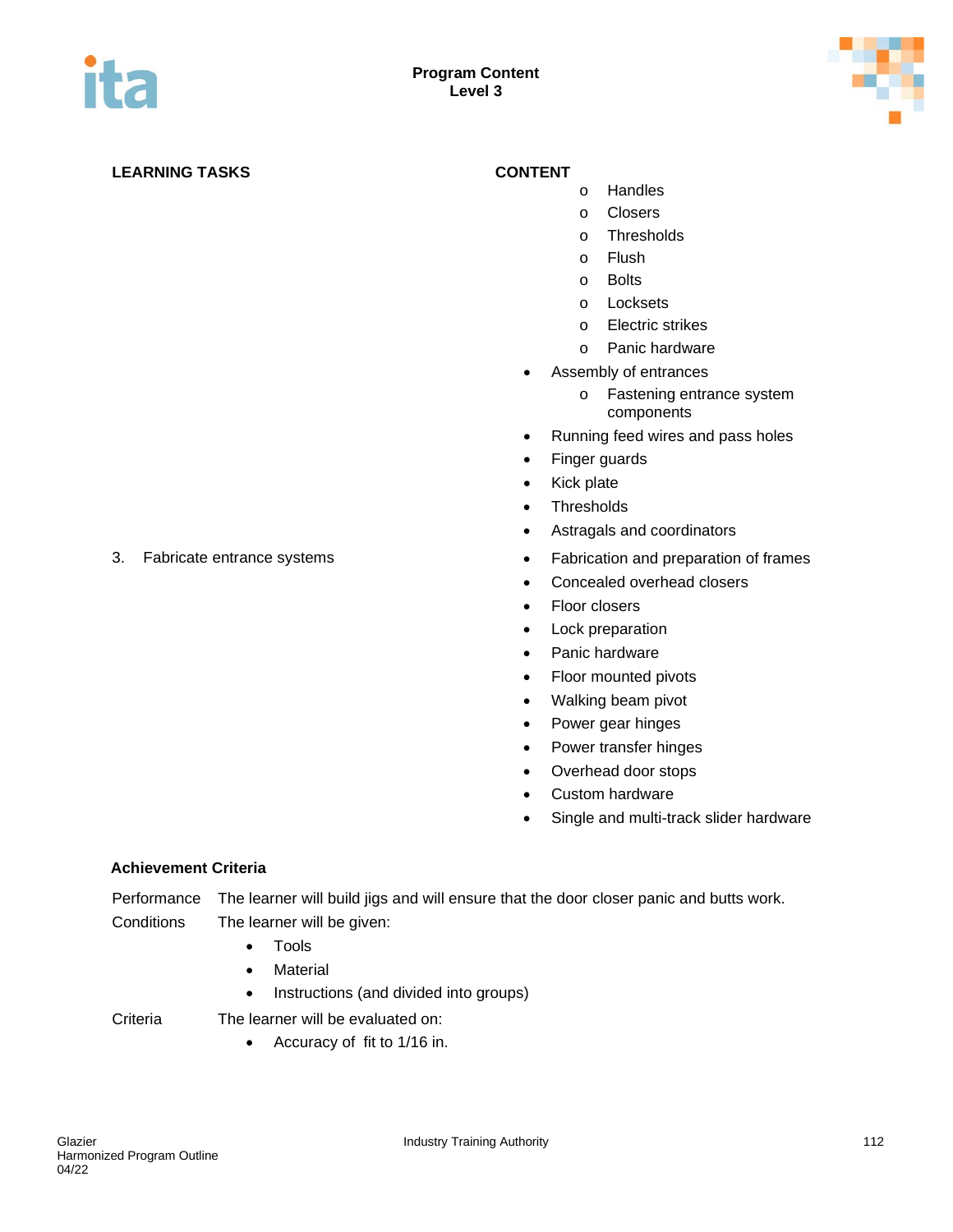**Program Content**
**Level 3**

| LEARNING TASKS | CONTENT |
|---|---|
| | o Handles<br>o Closers<br>o Thresholds<br>o Flush<br>o Bolts<br>o Locksets<br>o Electric strikes<br>o Panic hardware<br>• Assembly of entrances<br>o Fastening entrance system components<br>• Running feed wires and pass holes<br>• Finger guards<br>• Kick plate<br>• Thresholds<br>• Astragals and coordinators |
| 3. Fabricate entrance systems | • Fabrication and preparation of frames<br>• Concealed overhead closers<br>• Floor closers<br>• Lock preparation<br>• Panic hardware<br>• Floor mounted pivots<br>• Walking beam pivot<br>• Power gear hinges<br>• Power transfer hinges<br>• Overhead door stops<br>• Custom hardware<br>• Single and multi-track slider hardware |

**Achievement Criteria**

Performance The learner will build jigs and will ensure that the door closer panic and butts work.

Conditions The learner will be given:

- Tools
- Material
- Instructions (and divided into groups)

Criteria The learner will be evaluated on:

- Accuracy of fit to 1/16 in.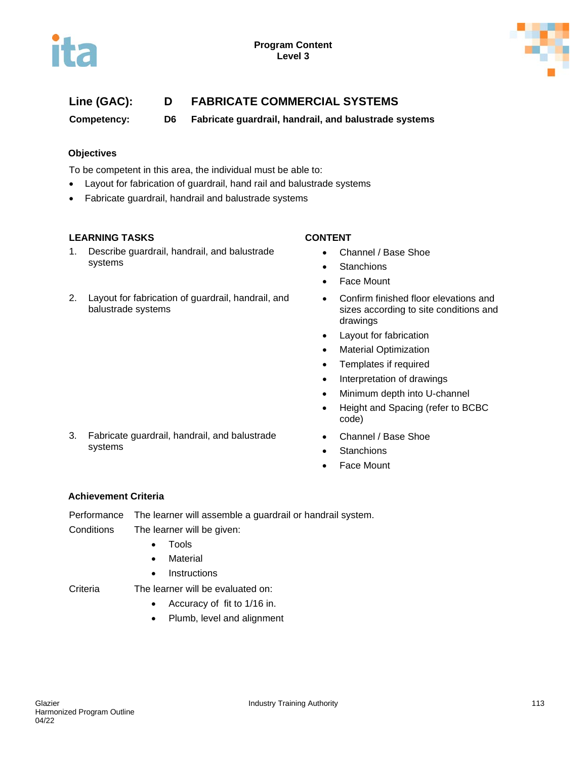**Line (GAC):** D **FABRICATE COMMERCIAL SYSTEMS**

**Competency:** D6 **Fabricate guardrail, handrail, and balustrade systems**

### Objectives

To be competent in this area, the individual must be able to:

- Layout for fabrication of guardrail, hand rail and balustrade systems
- Fabricate guardrail, handrail and balustrade systems

| LEARNING TASKS | CONTENT |
|---|---|
| 1. Describe guardrail, handrail, and balustrade systems | • Channel / Base Shoe<br>• Stanchions<br>• Face Mount |
| 2. Layout for fabrication of guardrail, handrail, and balustrade systems | • Confirm finished floor elevations and sizes according to site conditions and drawings<br>• Layout for fabrication<br>• Material Optimization<br>• Templates if required<br>• Interpretation of drawings<br>• Minimum depth into U-channel<br>• Height and Spacing (refer to BCBC code) |
| 3. Fabricate guardrail, handrail, and balustrade systems | • Channel / Base Shoe<br>• Stanchions<br>• Face Mount |

### Achievement Criteria

Performance The learner will assemble a guardrail or handrail system.

Conditions The learner will be given:

- Tools
- Material
- Instructions

Criteria The learner will be evaluated on:

- Accuracy of fit to 1/16 in.
- Plumb, level and alignment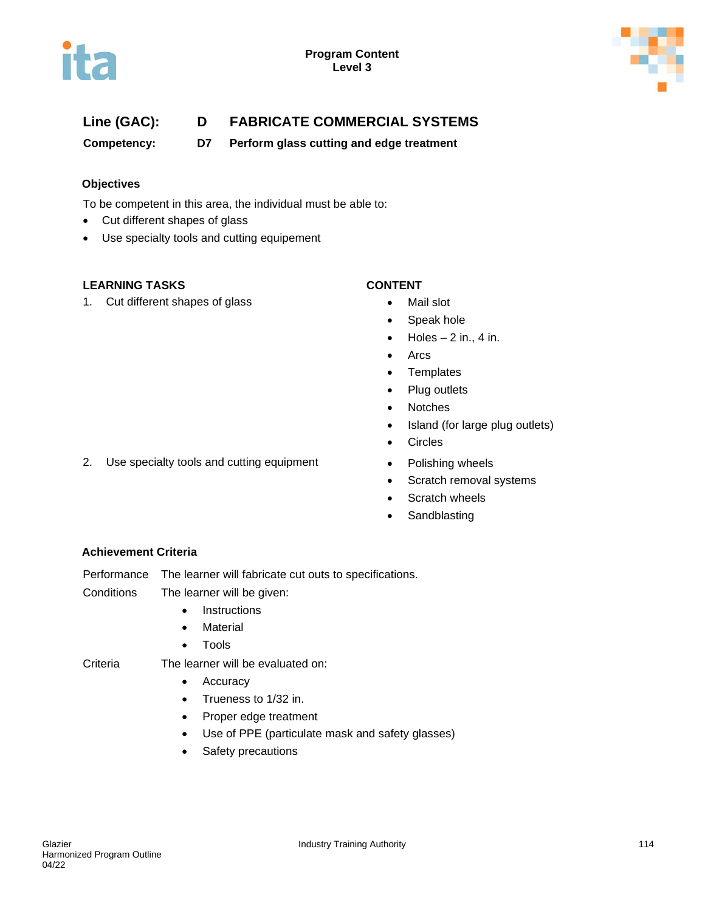**Line (GAC):** D **FABRICATE COMMERCIAL SYSTEMS**

**Competency:** D7 **Perform glass cutting and edge treatment**

### Objectives

To be competent in this area, the individual must be able to:

- Cut different shapes of glass
- Use specialty tools and cutting equipement

| LEARNING TASKS | CONTENT |
|---|---|
| 1. Cut different shapes of glass | • Mail slot<br>• Speak hole<br>• Holes – 2 in., 4 in.<br>• Arcs<br>• Templates<br>• Plug outlets<br>• Notches<br>• Island (for large plug outlets)<br>• Circles |
| 2. Use specialty tools and cutting equipment | • Polishing wheels<br>• Scratch removal systems<br>• Scratch wheels<br>• Sandblasting |

### Achievement Criteria

Performance The learner will fabricate cut outs to specifications.

Conditions The learner will be given:

- Instructions
- Material
- Tools

Criteria The learner will be evaluated on:

- Accuracy
- Trueness to 1/32 in.
- Proper edge treatment
- Use of PPE (particulate mask and safety glasses)
- Safety precautions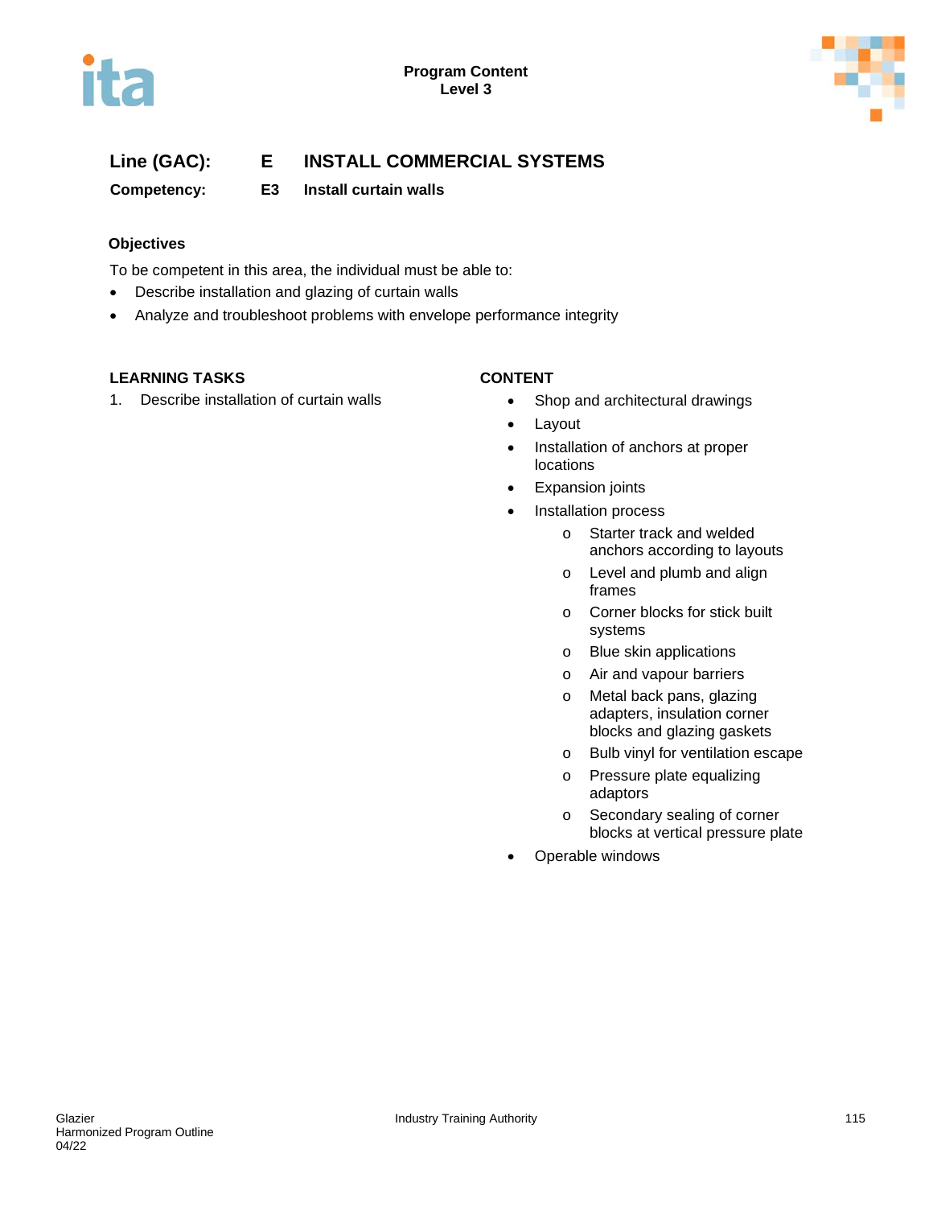**Line (GAC):** **E INSTALL COMMERCIAL SYSTEMS**

**Competency:** **E3 Install curtain walls**

### Objectives

To be competent in this area, the individual must be able to:

- Describe installation and glazing of curtain walls
- Analyze and troubleshoot problems with envelope performance integrity

| LEARNING TASKS | CONTENT |
|---|---|
| 1. Describe installation of curtain walls | • Shop and architectural drawings<br>• Layout<br>• Installation of anchors at proper locations<br>• Expansion joints<br>• Installation process<br>  o Starter track and welded anchors according to layouts<br>  o Level and plumb and align frames<br>  o Corner blocks for stick built systems<br>  o Blue skin applications<br>  o Air and vapour barriers<br>  o Metal back pans, glazing adapters, insulation corner blocks and glazing gaskets<br>  o Bulb vinyl for ventilation escape<br>  o Pressure plate equalizing adaptors<br>  o Secondary sealing of corner blocks at vertical pressure plate<br>• Operable windows |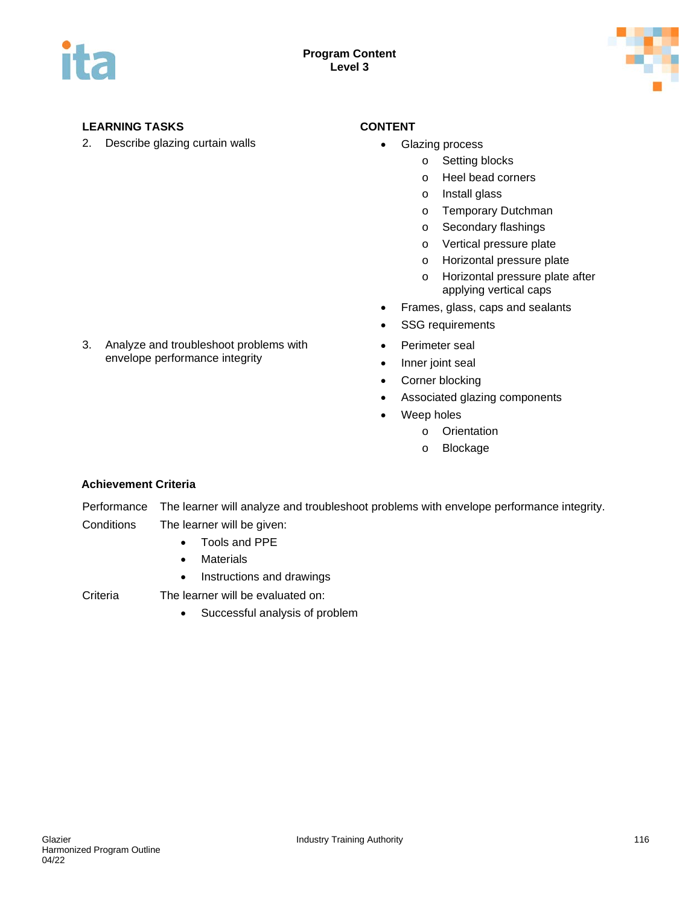**Program Content**
**Level 3**

| LEARNING TASKS | CONTENT |
|---|---|
| 2. Describe glazing curtain walls | • Glazing process<br>o Setting blocks<br>o Heel bead corners<br>o Install glass<br>o Temporary Dutchman<br>o Secondary flashings<br>o Vertical pressure plate<br>o Horizontal pressure plate<br>o Horizontal pressure plate after applying vertical caps<br>• Frames, glass, caps and sealants<br>• SSG requirements |
| 3. Analyze and troubleshoot problems with envelope performance integrity | • Perimeter seal<br>• Inner joint seal<br>• Corner blocking<br>• Associated glazing components<br>• Weep holes<br>o Orientation<br>o Blockage |

**Achievement Criteria**

Performance: The learner will analyze and troubleshoot problems with envelope performance integrity.

Conditions: The learner will be given:

- Tools and PPE
- Materials
- Instructions and drawings

Criteria: The learner will be evaluated on:

- Successful analysis of problem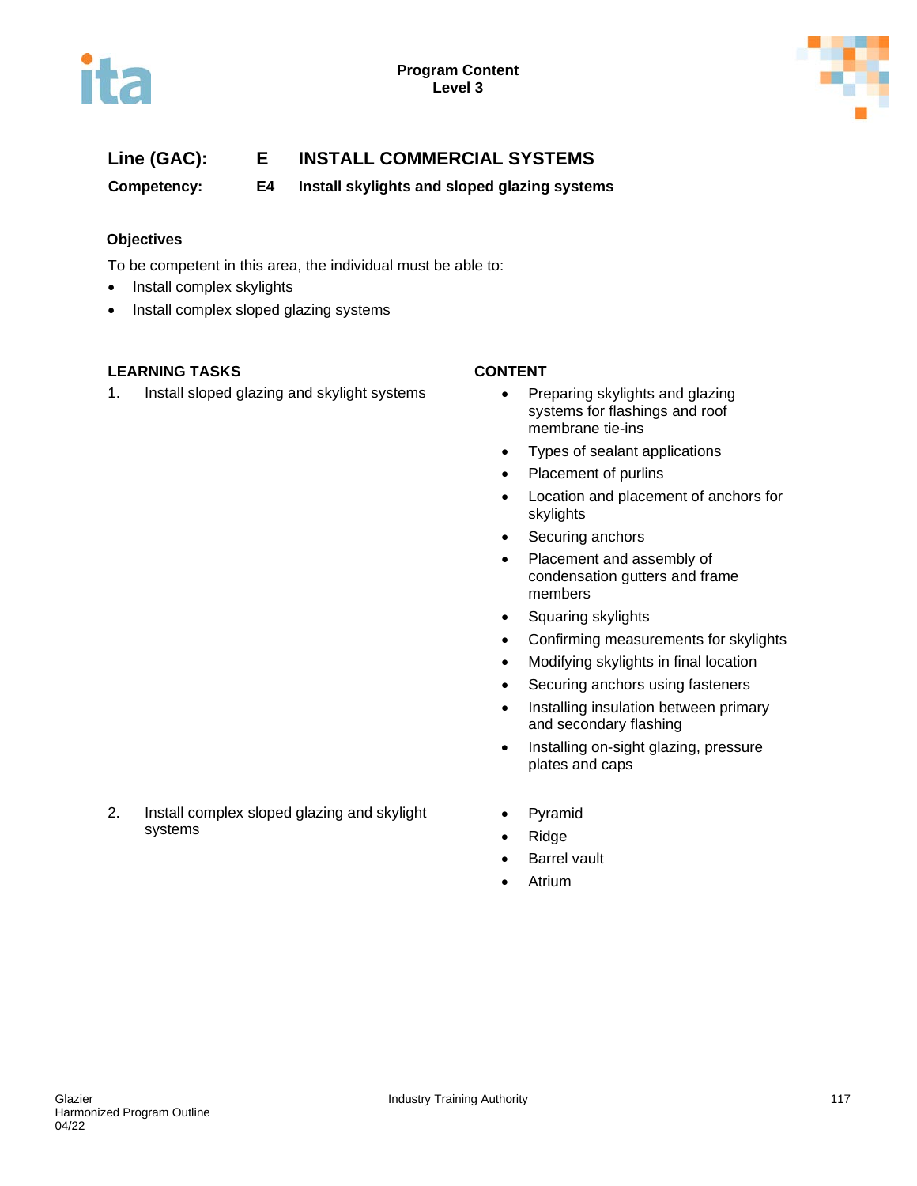**Program Content**
**Level 3**

## Line (GAC): E INSTALL COMMERCIAL SYSTEMS

**Competency: E4 Install skylights and sloped glazing systems**

### Objectives

To be competent in this area, the individual must be able to:

- Install complex skylights
- Install complex sloped glazing systems

| LEARNING TASKS | CONTENT |
|---|---|
| 1. Install sloped glazing and skylight systems | • Preparing skylights and glazing systems for flashings and roof membrane tie-ins<br>• Types of sealant applications<br>• Placement of purlins<br>• Location and placement of anchors for skylights<br>• Securing anchors<br>• Placement and assembly of condensation gutters and frame members<br>• Squaring skylights<br>• Confirming measurements for skylights<br>• Modifying skylights in final location<br>• Securing anchors using fasteners<br>• Installing insulation between primary and secondary flashing<br>• Installing on-sight glazing, pressure plates and caps |
| 2. Install complex sloped glazing and skylight systems | • Pyramid<br>• Ridge<br>• Barrel vault<br>• Atrium |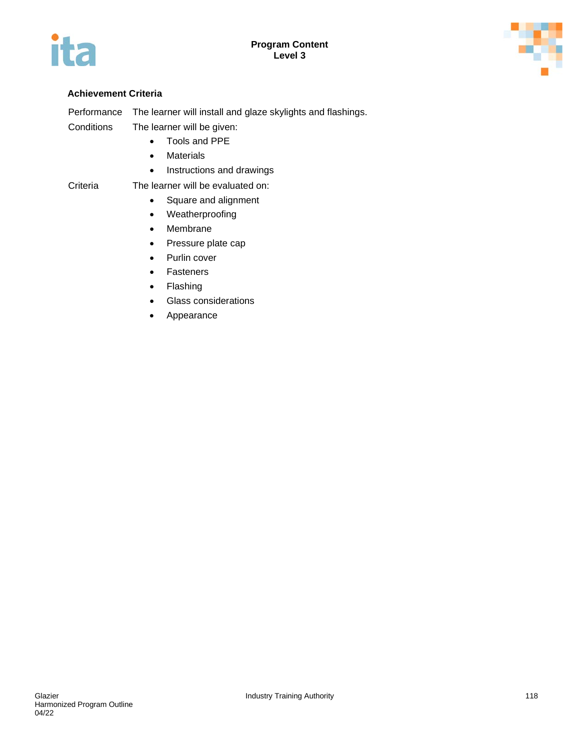### Achievement Criteria

| | |
|---|---|
| Performance | The learner will install and glaze skylights and flashings. |
| Conditions | The learner will be given:<br>• Tools and PPE<br>• Materials<br>• Instructions and drawings |
| Criteria | The learner will be evaluated on:<br>• Square and alignment<br>• Weatherproofing<br>• Membrane<br>• Pressure plate cap<br>• Purlin cover<br>• Fasteners<br>• Flashing<br>• Glass considerations<br>• Appearance |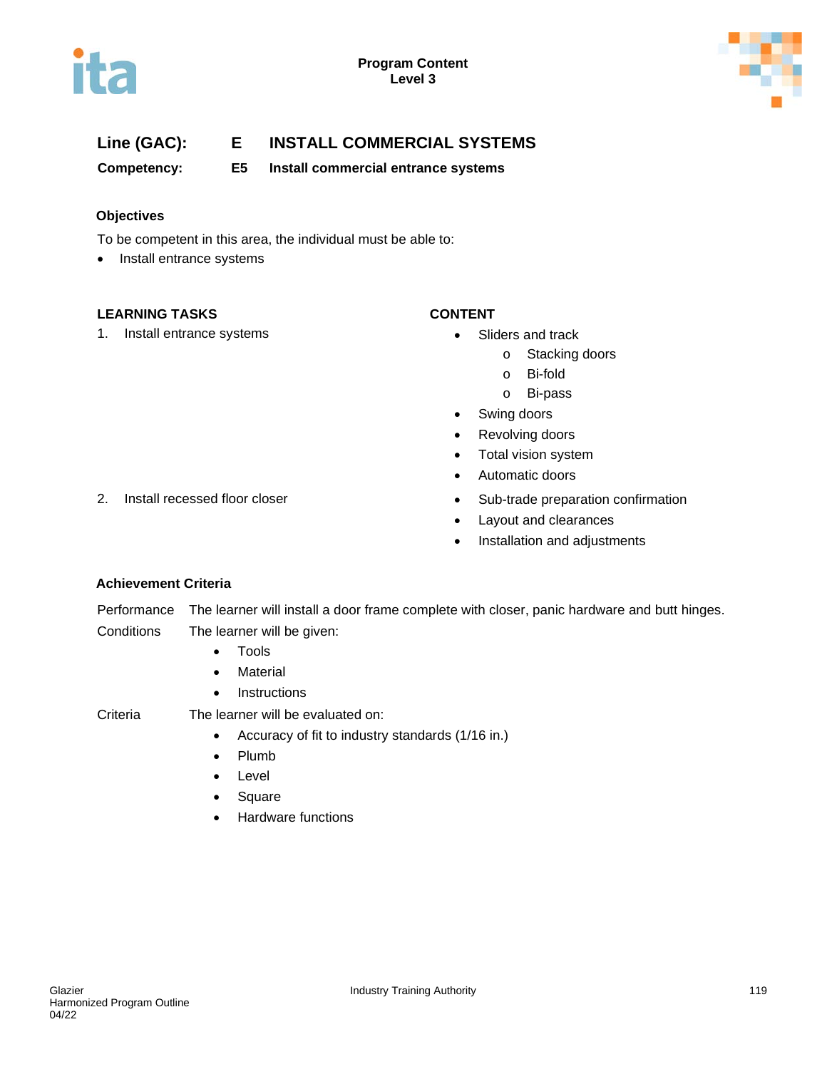**Line (GAC): E INSTALL COMMERCIAL SYSTEMS**

**Competency: E5 Install commercial entrance systems**

### Objectives

To be competent in this area, the individual must be able to:

- Install entrance systems

| LEARNING TASKS | CONTENT |
|---|---|
| 1. Install entrance systems | • Sliders and track<br>  o Stacking doors<br>  o Bi-fold<br>  o Bi-pass<br>• Swing doors<br>• Revolving doors<br>• Total vision system<br>• Automatic doors |
| 2. Install recessed floor closer | • Sub-trade preparation confirmation<br>• Layout and clearances<br>• Installation and adjustments |

### Achievement Criteria

Performance The learner will install a door frame complete with closer, panic hardware and butt hinges.

Conditions The learner will be given:

- Tools
- Material
- Instructions

Criteria The learner will be evaluated on:

- Accuracy of fit to industry standards (1/16 in.)
- Plumb
- Level
- Square
- Hardware functions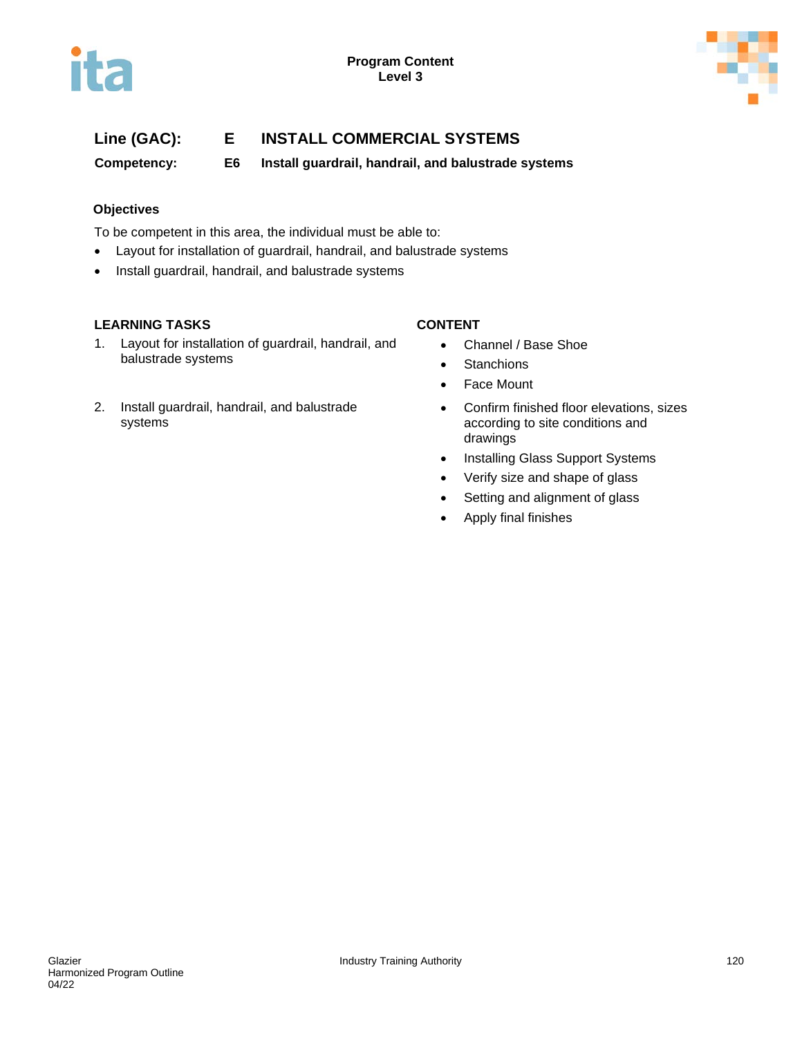**Line (GAC): E INSTALL COMMERCIAL SYSTEMS**

**Competency: E6 Install guardrail, handrail, and balustrade systems**

### Objectives

To be competent in this area, the individual must be able to:

- Layout for installation of guardrail, handrail, and balustrade systems
- Install guardrail, handrail, and balustrade systems

| LEARNING TASKS | CONTENT |
| --- | --- |
| 1. Layout for installation of guardrail, handrail, and balustrade systems | • Channel / Base Shoe<br>• Stanchions<br>• Face Mount |
| 2. Install guardrail, handrail, and balustrade systems | • Confirm finished floor elevations, sizes according to site conditions and drawings<br>• Installing Glass Support Systems<br>• Verify size and shape of glass<br>• Setting and alignment of glass<br>• Apply final finishes |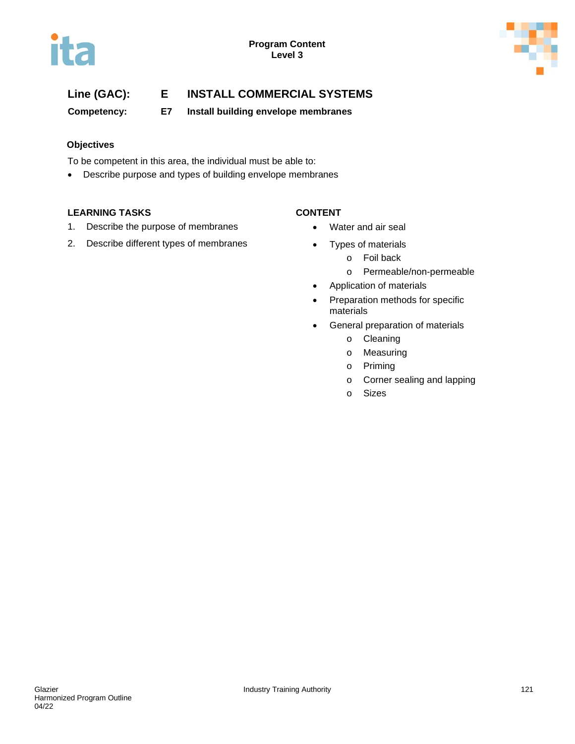**Line (GAC):** **E** **INSTALL COMMERCIAL SYSTEMS**

**Competency:** **E7** **Install building envelope membranes**

**Objectives**

To be competent in this area, the individual must be able to:

- Describe purpose and types of building envelope membranes

| LEARNING TASKS | CONTENT |
|---|---|
| 1. Describe the purpose of membranes | • Water and air seal |
| 2. Describe different types of membranes | • Types of materials<br>&nbsp;&nbsp;o Foil back<br>&nbsp;&nbsp;o Permeable/non-permeable<br>• Application of materials<br>• Preparation methods for specific materials<br>• General preparation of materials<br>&nbsp;&nbsp;o Cleaning<br>&nbsp;&nbsp;o Measuring<br>&nbsp;&nbsp;o Priming<br>&nbsp;&nbsp;o Corner sealing and lapping<br>&nbsp;&nbsp;o Sizes |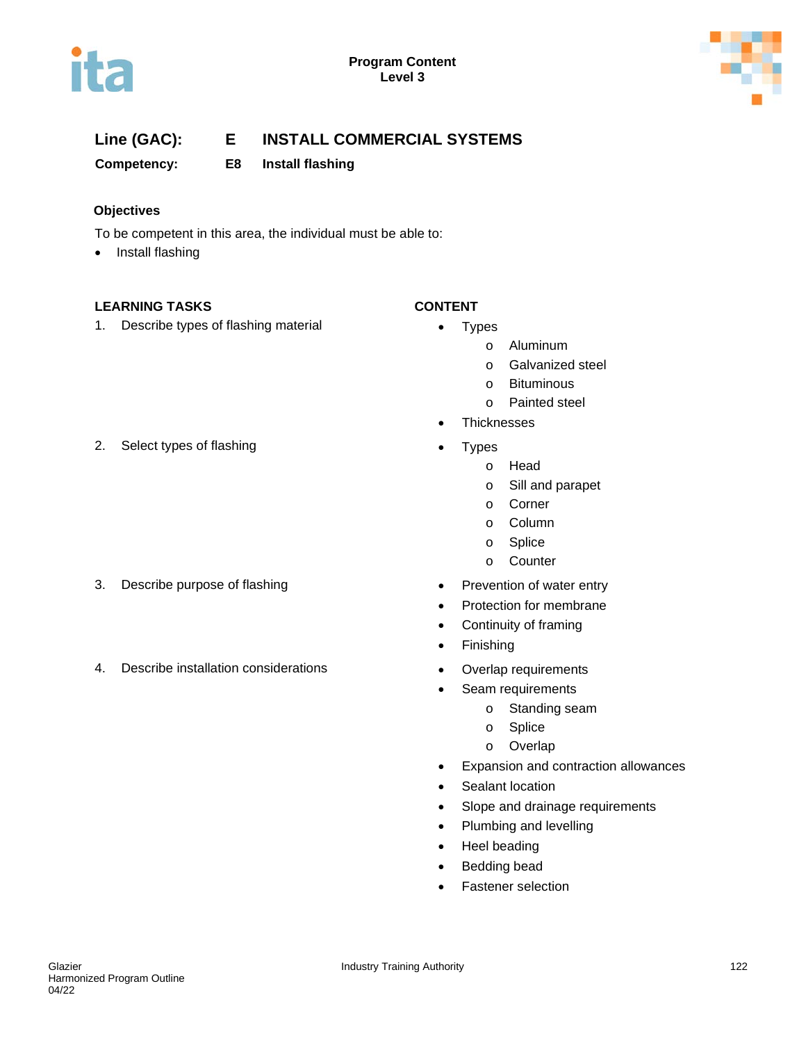**Program Content**
**Level 3**

## Line (GAC): E INSTALL COMMERCIAL SYSTEMS

**Competency: E8 Install flashing**

### Objectives

To be competent in this area, the individual must be able to:

- Install flashing

| LEARNING TASKS | CONTENT |
|---|---|
| 1. Describe types of flashing material | • Types<br>  o Aluminum<br>  o Galvanized steel<br>  o Bituminous<br>  o Painted steel<br>• Thicknesses |
| 2. Select types of flashing | • Types<br>  o Head<br>  o Sill and parapet<br>  o Corner<br>  o Column<br>  o Splice<br>  o Counter |
| 3. Describe purpose of flashing | • Prevention of water entry<br>• Protection for membrane<br>• Continuity of framing<br>• Finishing |
| 4. Describe installation considerations | • Overlap requirements<br>• Seam requirements<br>  o Standing seam<br>  o Splice<br>  o Overlap<br>• Expansion and contraction allowances<br>• Sealant location<br>• Slope and drainage requirements<br>• Plumbing and levelling<br>• Heel beading<br>• Bedding bead<br>• Fastener selection |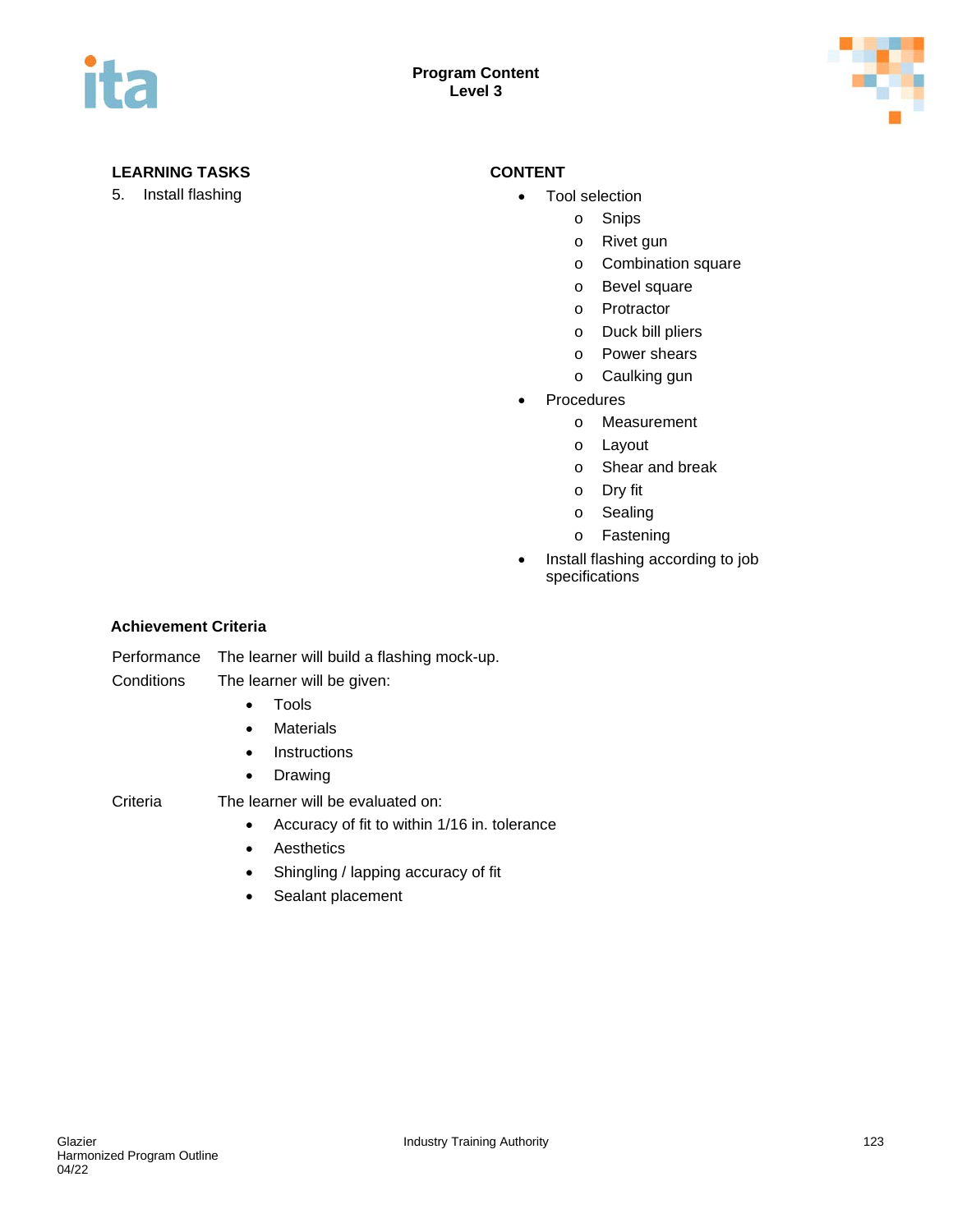| LEARNING TASKS | CONTENT |
|---|---|
| 5. Install flashing | • Tool selection<br>  o Snips<br>  o Rivet gun<br>  o Combination square<br>  o Bevel square<br>  o Protractor<br>  o Duck bill pliers<br>  o Power shears<br>  o Caulking gun<br>• Procedures<br>  o Measurement<br>  o Layout<br>  o Shear and break<br>  o Dry fit<br>  o Sealing<br>  o Fastening<br>• Install flashing according to job specifications |

**Achievement Criteria**

Performance   The learner will build a flashing mock-up.

Conditions   The learner will be given:

- Tools
- Materials
- Instructions
- Drawing

Criteria   The learner will be evaluated on:

- Accuracy of fit to within 1/16 in. tolerance
- Aesthetics
- Shingling / lapping accuracy of fit
- Sealant placement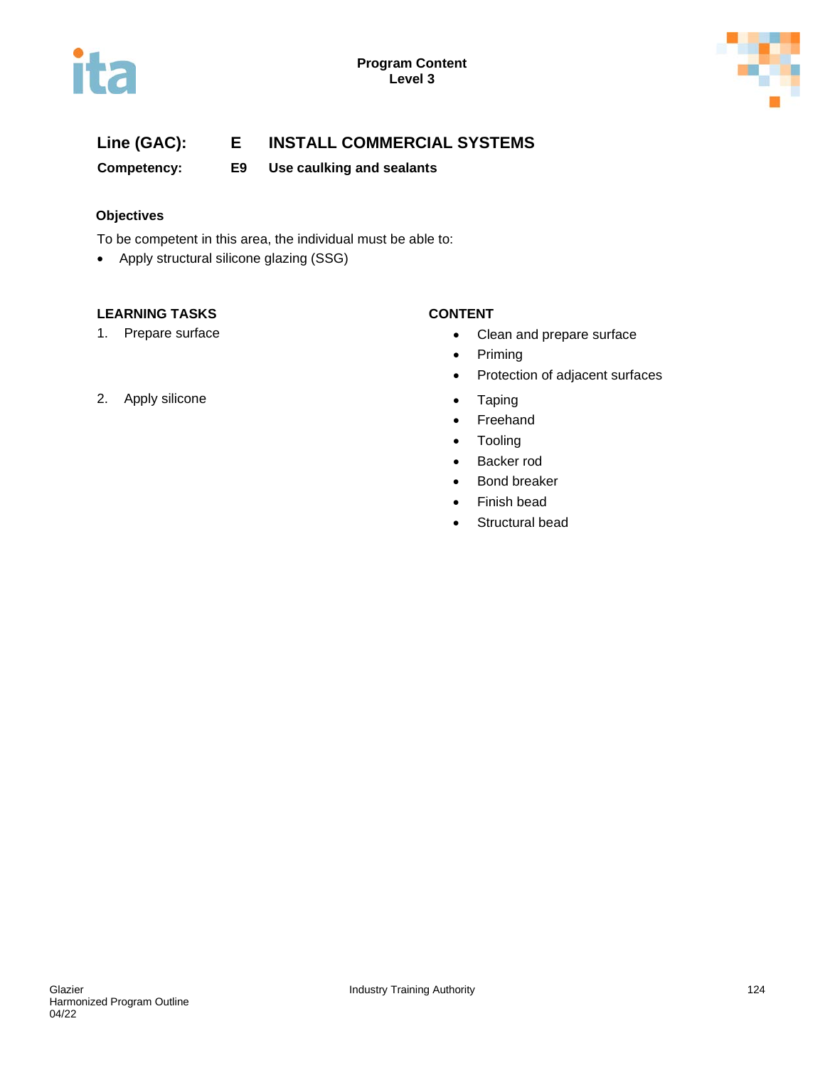**Line (GAC):** **E** **INSTALL COMMERCIAL SYSTEMS**

**Competency:** **E9** **Use caulking and sealants**

### Objectives

To be competent in this area, the individual must be able to:

- Apply structural silicone glazing (SSG)

| LEARNING TASKS | CONTENT |
|---|---|
| 1. Prepare surface | • Clean and prepare surface<br>• Priming<br>• Protection of adjacent surfaces |
| 2. Apply silicone | • Taping<br>• Freehand<br>• Tooling<br>• Backer rod<br>• Bond breaker<br>• Finish bead<br>• Structural bead |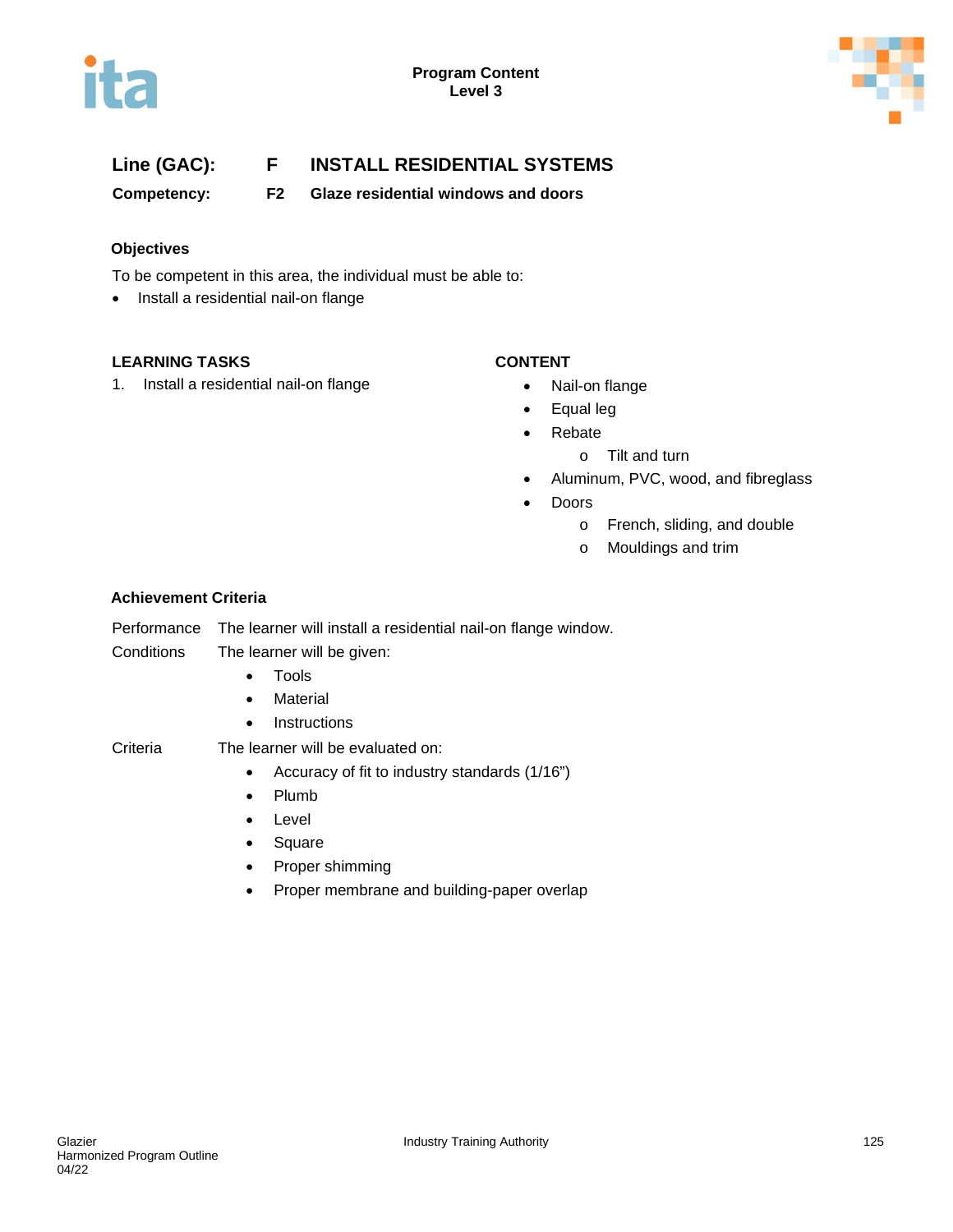**Program Content**
**Level 3**

## Line (GAC): F INSTALL RESIDENTIAL SYSTEMS

### Competency: F2 Glaze residential windows and doors

#### Objectives

To be competent in this area, the individual must be able to:

- Install a residential nail-on flange

| LEARNING TASKS | CONTENT |
| --- | --- |
| 1. Install a residential nail-on flange | • Nail-on flange<br>• Equal leg<br>• Rebate<br>    o Tilt and turn<br>• Aluminum, PVC, wood, and fibreglass<br>• Doors<br>    o French, sliding, and double<br>    o Mouldings and trim |

#### Achievement Criteria

Performance: The learner will install a residential nail-on flange window.

Conditions: The learner will be given:

- Tools
- Material
- Instructions

Criteria: The learner will be evaluated on:

- Accuracy of fit to industry standards (1/16”)
- Plumb
- Level
- Square
- Proper shimming
- Proper membrane and building-paper overlap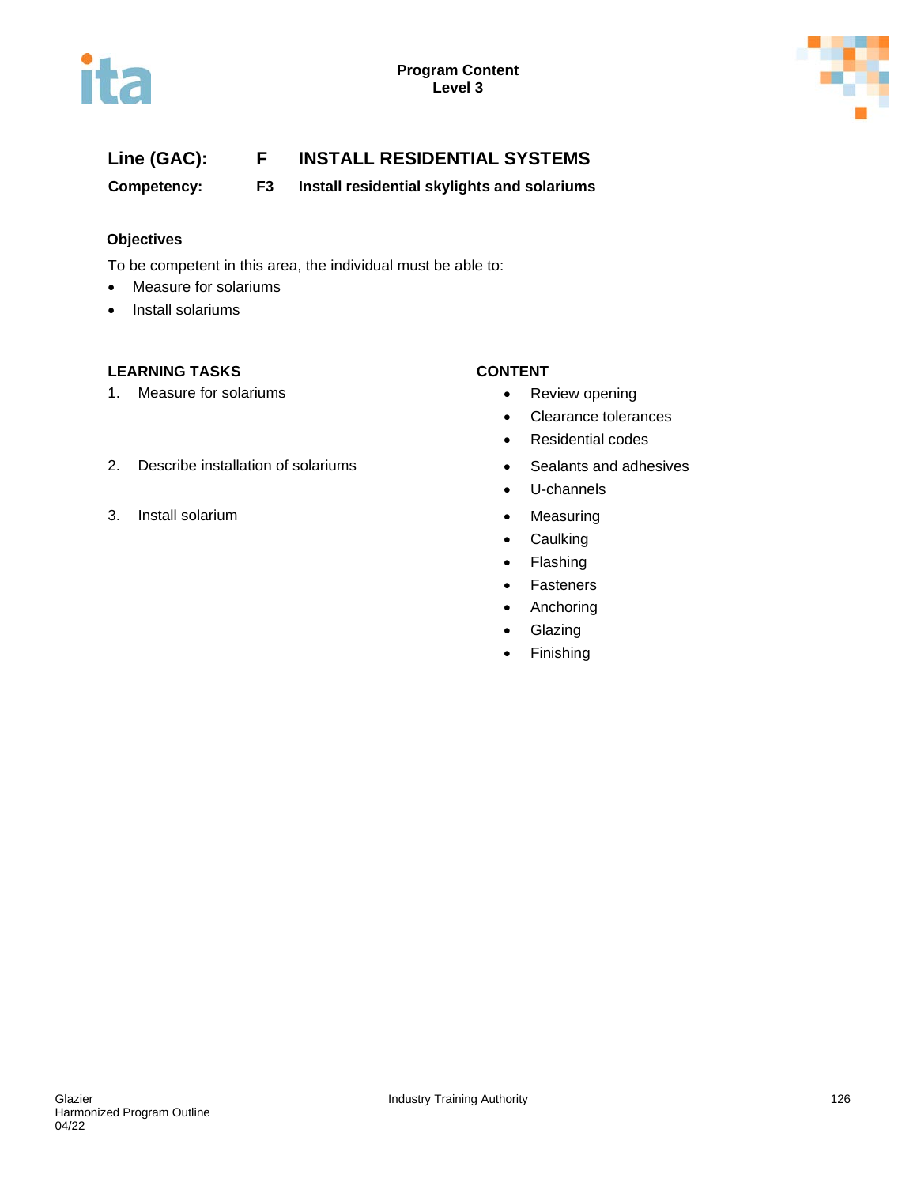## Line (GAC): F INSTALL RESIDENTIAL SYSTEMS

**Competency: F3 Install residential skylights and solariums**

### Objectives

To be competent in this area, the individual must be able to:

- Measure for solariums
- Install solariums

| LEARNING TASKS | CONTENT |
| --- | --- |
| 1. Measure for solariums | • Review opening<br>• Clearance tolerances<br>• Residential codes |
| 2. Describe installation of solariums | • Sealants and adhesives<br>• U-channels |
| 3. Install solarium | • Measuring<br>• Caulking<br>• Flashing<br>• Fasteners<br>• Anchoring<br>• Glazing<br>• Finishing |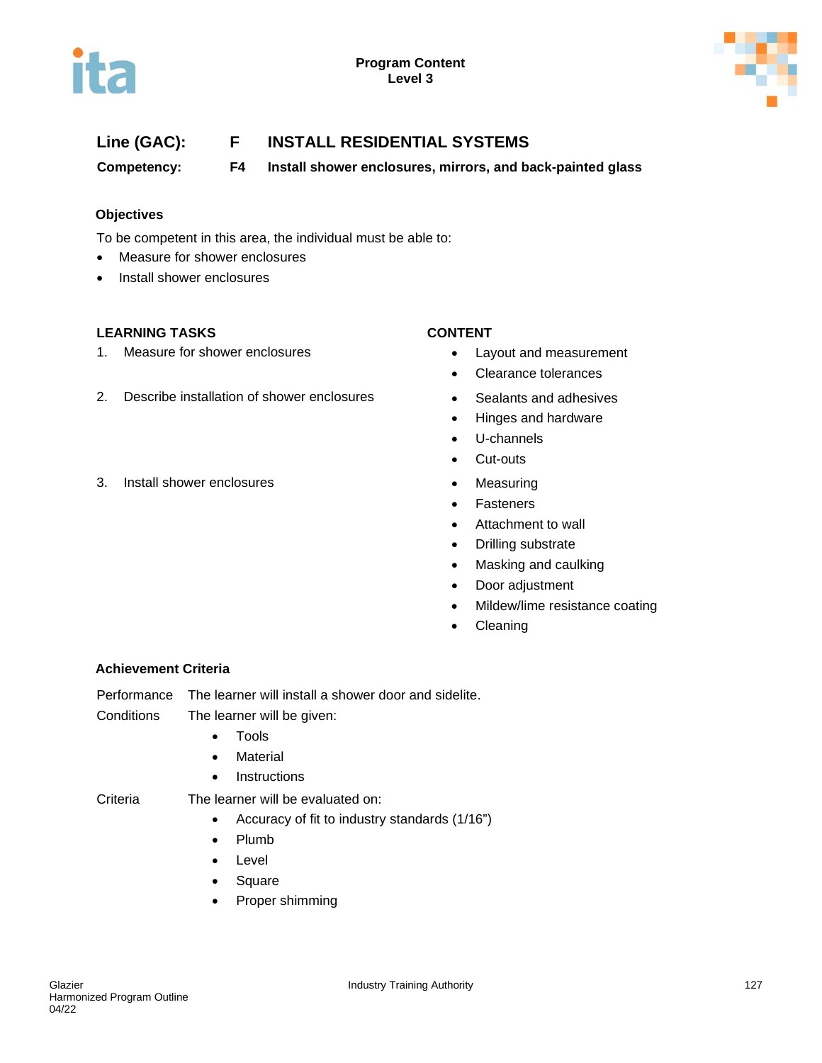**Program Content**
**Level 3**

## Line (GAC): F INSTALL RESIDENTIAL SYSTEMS

**Competency: F4 Install shower enclosures, mirrors, and back-painted glass**

### Objectives

To be competent in this area, the individual must be able to:

- Measure for shower enclosures
- Install shower enclosures

| LEARNING TASKS | CONTENT |
| --- | --- |
| 1. Measure for shower enclosures | • Layout and measurement<br>• Clearance tolerances |
| 2. Describe installation of shower enclosures | • Sealants and adhesives<br>• Hinges and hardware<br>• U-channels<br>• Cut-outs |
| 3. Install shower enclosures | • Measuring<br>• Fasteners<br>• Attachment to wall<br>• Drilling substrate<br>• Masking and caulking<br>• Door adjustment<br>• Mildew/lime resistance coating<br>• Cleaning |

### Achievement Criteria

Performance The learner will install a shower door and sidelite.

Conditions The learner will be given:

- Tools
- Material
- Instructions

Criteria The learner will be evaluated on:

- Accuracy of fit to industry standards (1/16”)
- Plumb
- Level
- Square
- Proper shimming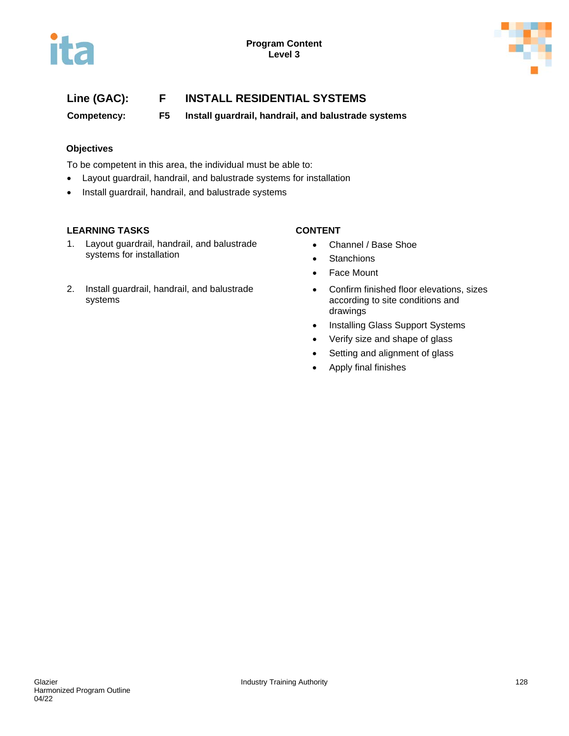**Line (GAC):** **F** **INSTALL RESIDENTIAL SYSTEMS**

**Competency:** **F5** **Install guardrail, handrail, and balustrade systems**

### Objectives

To be competent in this area, the individual must be able to:

- Layout guardrail, handrail, and balustrade systems for installation
- Install guardrail, handrail, and balustrade systems

| LEARNING TASKS | CONTENT |
|---|---|
| 1. Layout guardrail, handrail, and balustrade systems for installation | • Channel / Base Shoe<br>• Stanchions<br>• Face Mount |
| 2. Install guardrail, handrail, and balustrade systems | • Confirm finished floor elevations, sizes according to site conditions and drawings<br>• Installing Glass Support Systems<br>• Verify size and shape of glass<br>• Setting and alignment of glass<br>• Apply final finishes |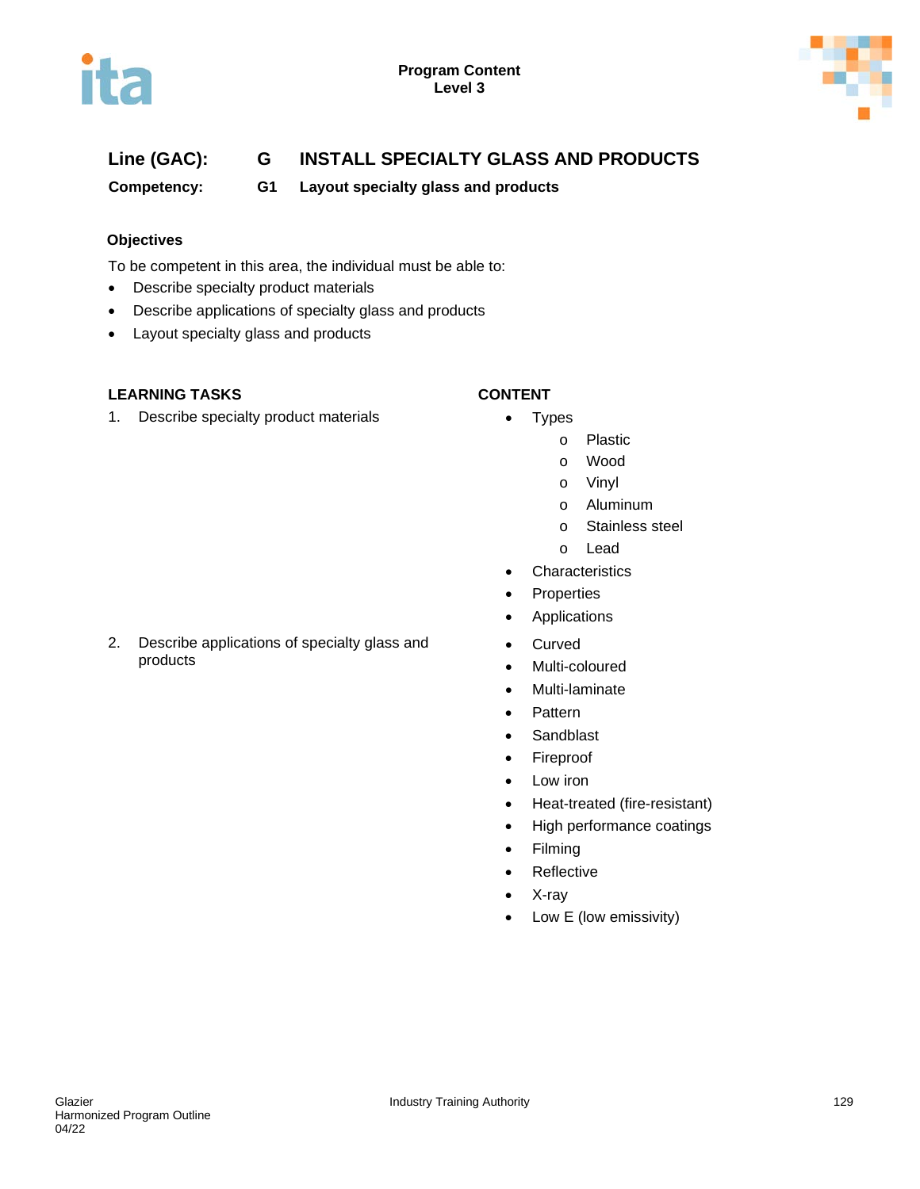**Line (GAC): G INSTALL SPECIALTY GLASS AND PRODUCTS**

**Competency: G1 Layout specialty glass and products**

**Objectives**

To be competent in this area, the individual must be able to:

- Describe specialty product materials
- Describe applications of specialty glass and products
- Layout specialty glass and products

| LEARNING TASKS | CONTENT |
|---|---|
| 1. Describe specialty product materials | • Types<br>  o Plastic<br>  o Wood<br>  o Vinyl<br>  o Aluminum<br>  o Stainless steel<br>  o Lead<br>• Characteristics<br>• Properties<br>• Applications |
| 2. Describe applications of specialty glass and products | • Curved<br>• Multi-coloured<br>• Multi-laminate<br>• Pattern<br>• Sandblast<br>• Fireproof<br>• Low iron<br>• Heat-treated (fire-resistant)<br>• High performance coatings<br>• Filming<br>• Reflective<br>• X-ray<br>• Low E (low emissivity) |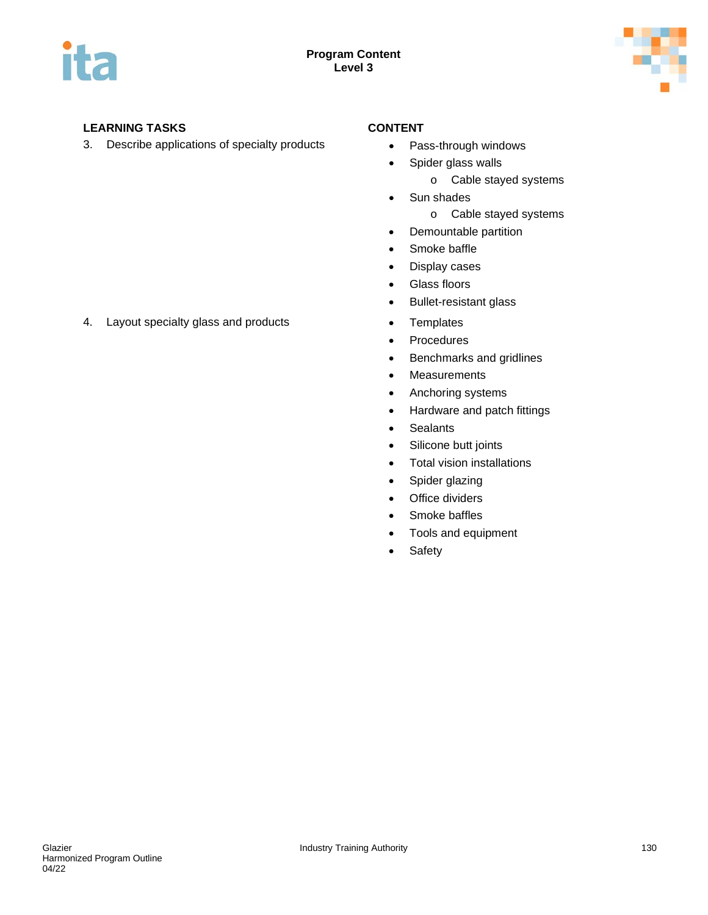**Program Content**
**Level 3**

| LEARNING TASKS | CONTENT |
| --- | --- |
| 3. Describe applications of specialty products | • Pass-through windows<br>• Spider glass walls<br>&nbsp;&nbsp;&nbsp;&nbsp;o Cable stayed systems<br>• Sun shades<br>&nbsp;&nbsp;&nbsp;&nbsp;o Cable stayed systems<br>• Demountable partition<br>• Smoke baffle<br>• Display cases<br>• Glass floors<br>• Bullet-resistant glass |
| 4. Layout specialty glass and products | • Templates<br>• Procedures<br>• Benchmarks and gridlines<br>• Measurements<br>• Anchoring systems<br>• Hardware and patch fittings<br>• Sealants<br>• Silicone butt joints<br>• Total vision installations<br>• Spider glazing<br>• Office dividers<br>• Smoke baffles<br>• Tools and equipment<br>• Safety |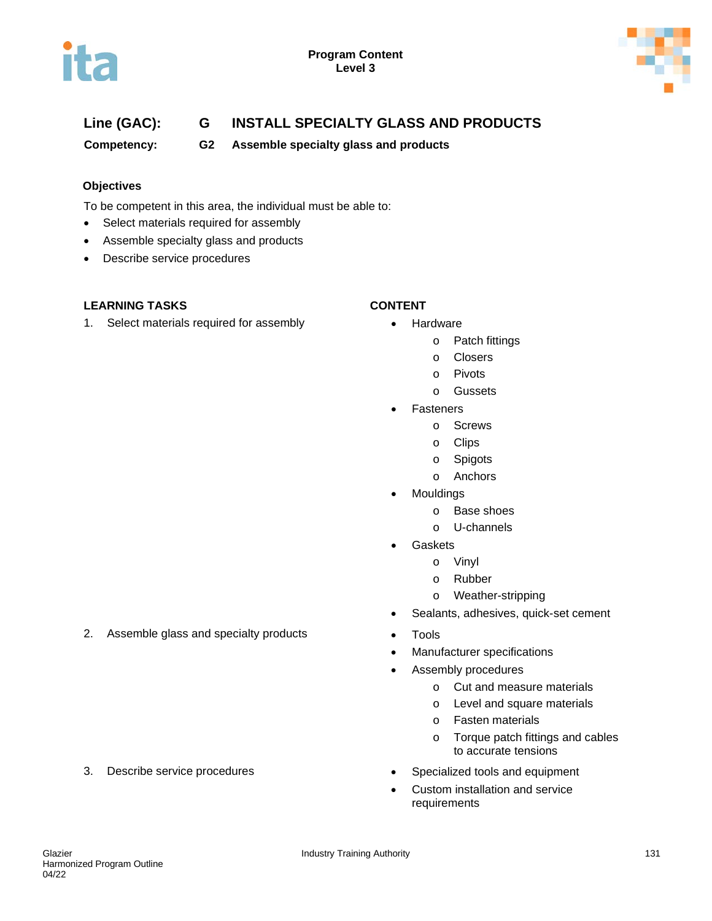**Line (GAC):** G INSTALL SPECIALTY GLASS AND PRODUCTS

**Competency:** G2 Assemble specialty glass and products

## Objectives

To be competent in this area, the individual must be able to:

- Select materials required for assembly
- Assemble specialty glass and products
- Describe service procedures

| LEARNING TASKS | CONTENT |
|---|---|
| 1. Select materials required for assembly | • Hardware<br>  o Patch fittings<br>  o Closers<br>  o Pivots<br>  o Gussets<br>• Fasteners<br>  o Screws<br>  o Clips<br>  o Spigots<br>  o Anchors<br>• Mouldings<br>  o Base shoes<br>  o U-channels<br>• Gaskets<br>  o Vinyl<br>  o Rubber<br>  o Weather-stripping<br>• Sealants, adhesives, quick-set cement |
| 2. Assemble glass and specialty products | • Tools<br>• Manufacturer specifications<br>• Assembly procedures<br>  o Cut and measure materials<br>  o Level and square materials<br>  o Fasten materials<br>  o Torque patch fittings and cables to accurate tensions |
| 3. Describe service procedures | • Specialized tools and equipment<br>• Custom installation and service requirements |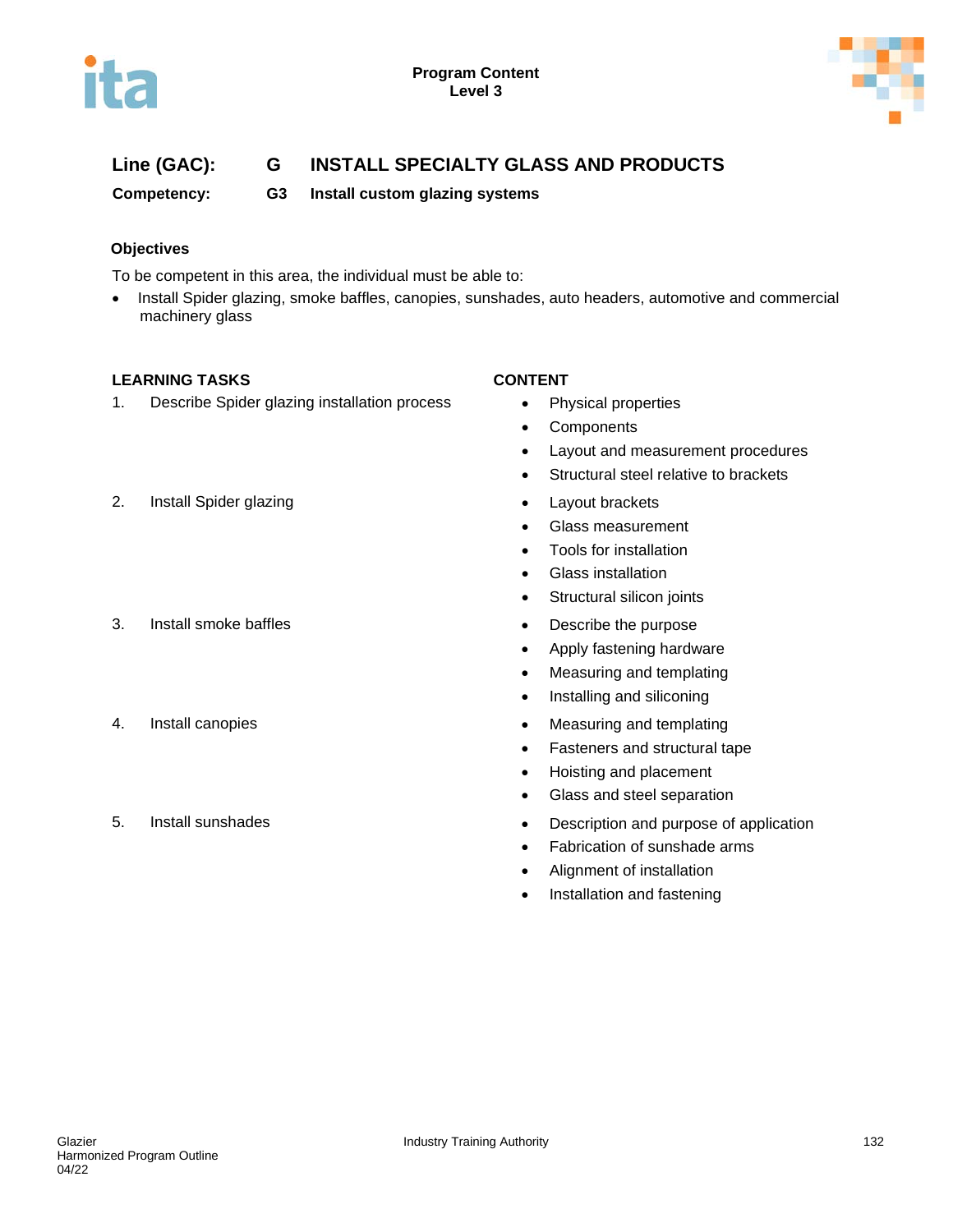**Line (GAC):** G **INSTALL SPECIALTY GLASS AND PRODUCTS**

**Competency:** G3 **Install custom glazing systems**

### Objectives

To be competent in this area, the individual must be able to:

- Install Spider glazing, smoke baffles, canopies, sunshades, auto headers, automotive and commercial machinery glass

| LEARNING TASKS | CONTENT |
|---|---|
| 1. Describe Spider glazing installation process | • Physical properties<br>• Components<br>• Layout and measurement procedures<br>• Structural steel relative to brackets |
| 2. Install Spider glazing | • Layout brackets<br>• Glass measurement<br>• Tools for installation<br>• Glass installation<br>• Structural silicon joints |
| 3. Install smoke baffles | • Describe the purpose<br>• Apply fastening hardware<br>• Measuring and templating<br>• Installing and siliconing |
| 4. Install canopies | • Measuring and templating<br>• Fasteners and structural tape<br>• Hoisting and placement<br>• Glass and steel separation |
| 5. Install sunshades | • Description and purpose of application<br>• Fabrication of sunshade arms<br>• Alignment of installation<br>• Installation and fastening |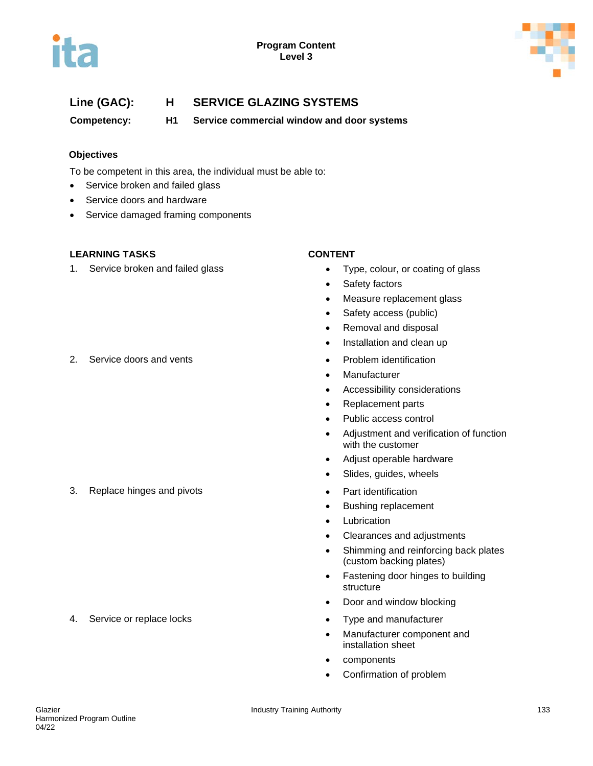**Program Content**
**Level 3**

## Line (GAC): H SERVICE GLAZING SYSTEMS

### Competency: H1 Service commercial window and door systems

### Objectives

To be competent in this area, the individual must be able to:

- Service broken and failed glass
- Service doors and hardware
- Service damaged framing components

| LEARNING TASKS | CONTENT |
|---|---|
| 1. Service broken and failed glass | • Type, colour, or coating of glass<br>• Safety factors<br>• Measure replacement glass<br>• Safety access (public)<br>• Removal and disposal<br>• Installation and clean up |
| 2. Service doors and vents | • Problem identification<br>• Manufacturer<br>• Accessibility considerations<br>• Replacement parts<br>• Public access control<br>• Adjustment and verification of function with the customer<br>• Adjust operable hardware<br>• Slides, guides, wheels |
| 3. Replace hinges and pivots | • Part identification<br>• Bushing replacement<br>• Lubrication<br>• Clearances and adjustments<br>• Shimming and reinforcing back plates (custom backing plates)<br>• Fastening door hinges to building structure<br>• Door and window blocking |
| 4. Service or replace locks | • Type and manufacturer<br>• Manufacturer component and installation sheet<br>• components<br>• Confirmation of problem |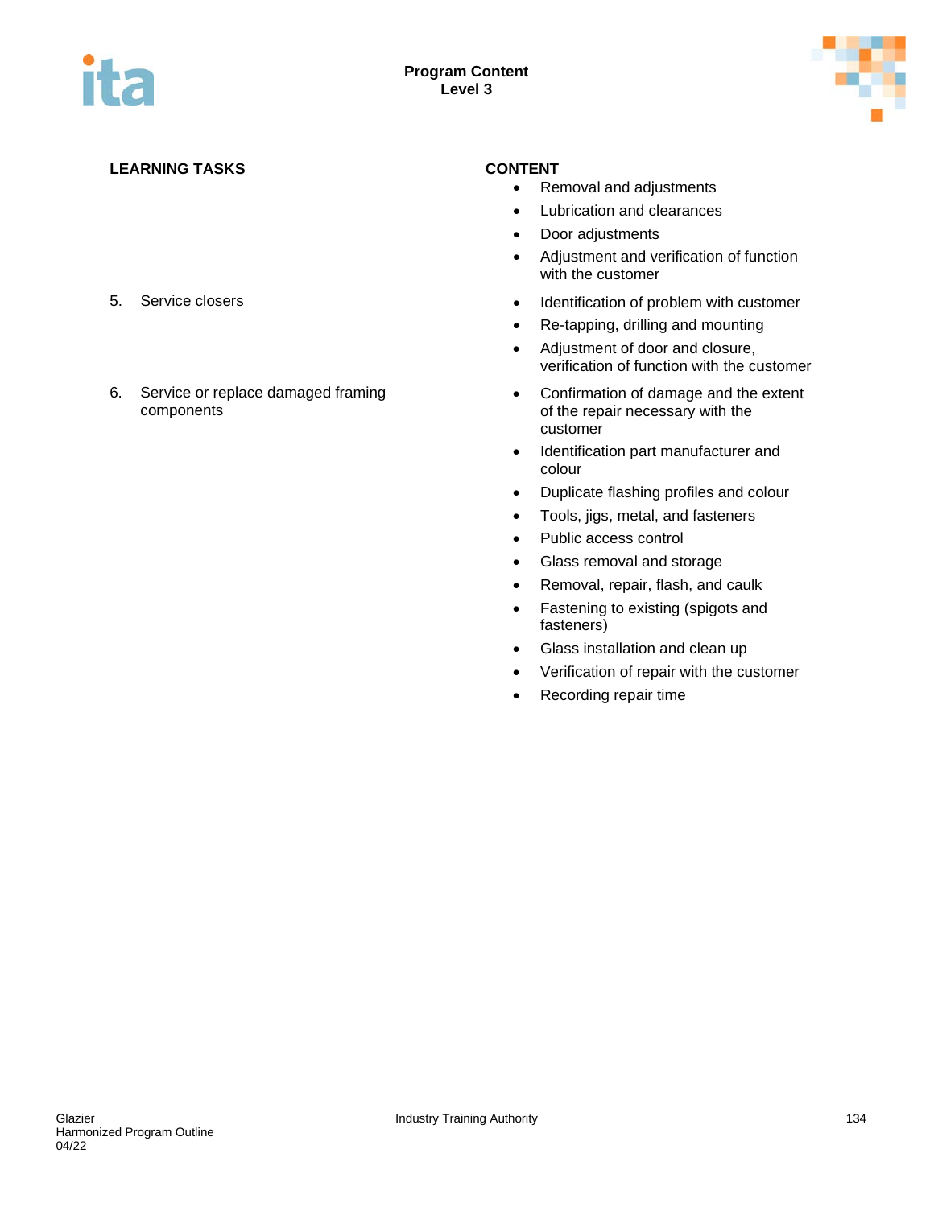**Program Content**
**Level 3**

| LEARNING TASKS | CONTENT |
|---|---|
| | • Removal and adjustments<br>• Lubrication and clearances<br>• Door adjustments<br>• Adjustment and verification of function with the customer |
| 5. Service closers | • Identification of problem with customer<br>• Re-tapping, drilling and mounting<br>• Adjustment of door and closure, verification of function with the customer |
| 6. Service or replace damaged framing components | • Confirmation of damage and the extent of the repair necessary with the customer<br>• Identification part manufacturer and colour<br>• Duplicate flashing profiles and colour<br>• Tools, jigs, metal, and fasteners<br>• Public access control<br>• Glass removal and storage<br>• Removal, repair, flash, and caulk<br>• Fastening to existing (spigots and fasteners)<br>• Glass installation and clean up<br>• Verification of repair with the customer<br>• Recording repair time |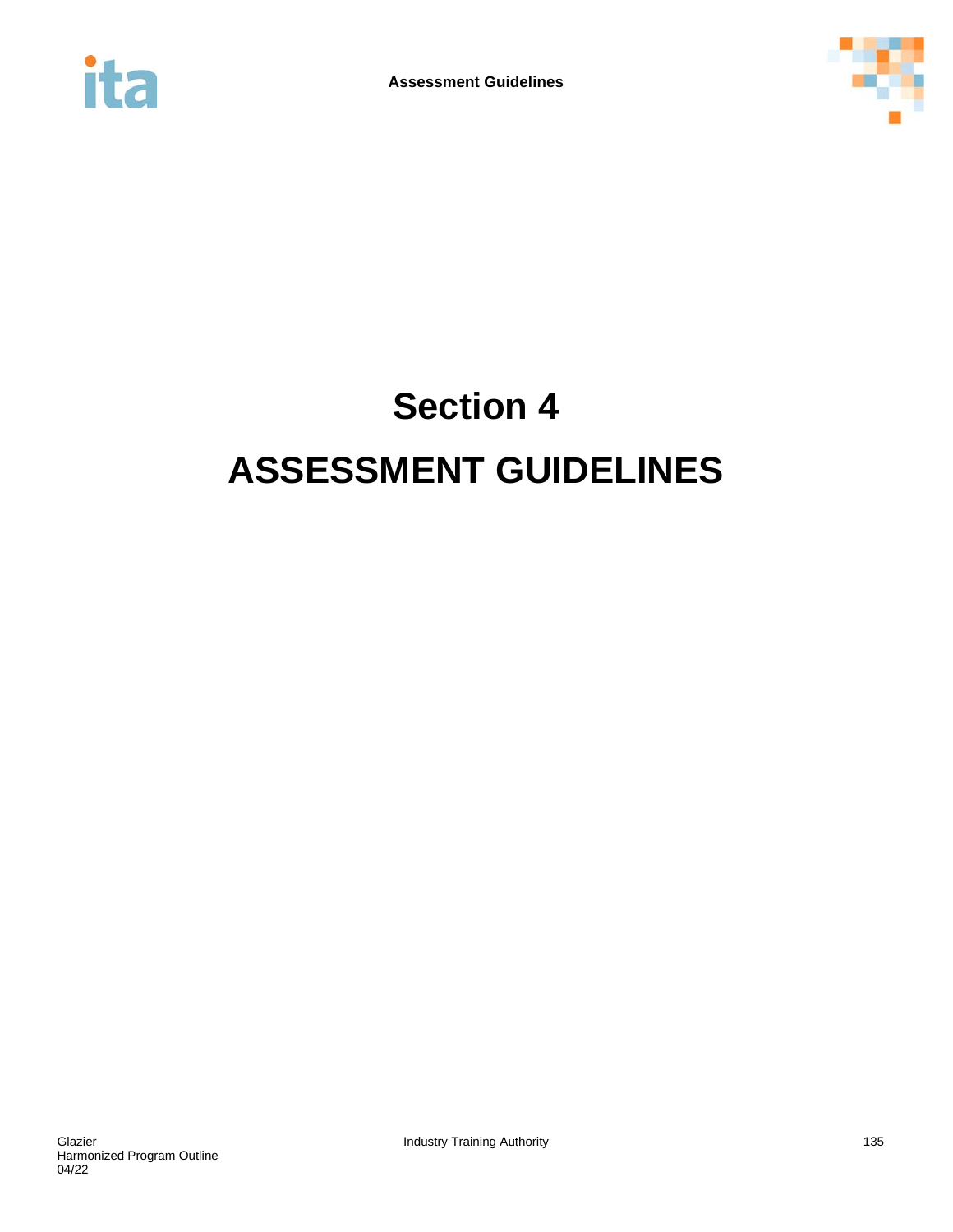# Section 4

# ASSESSMENT GUIDELINES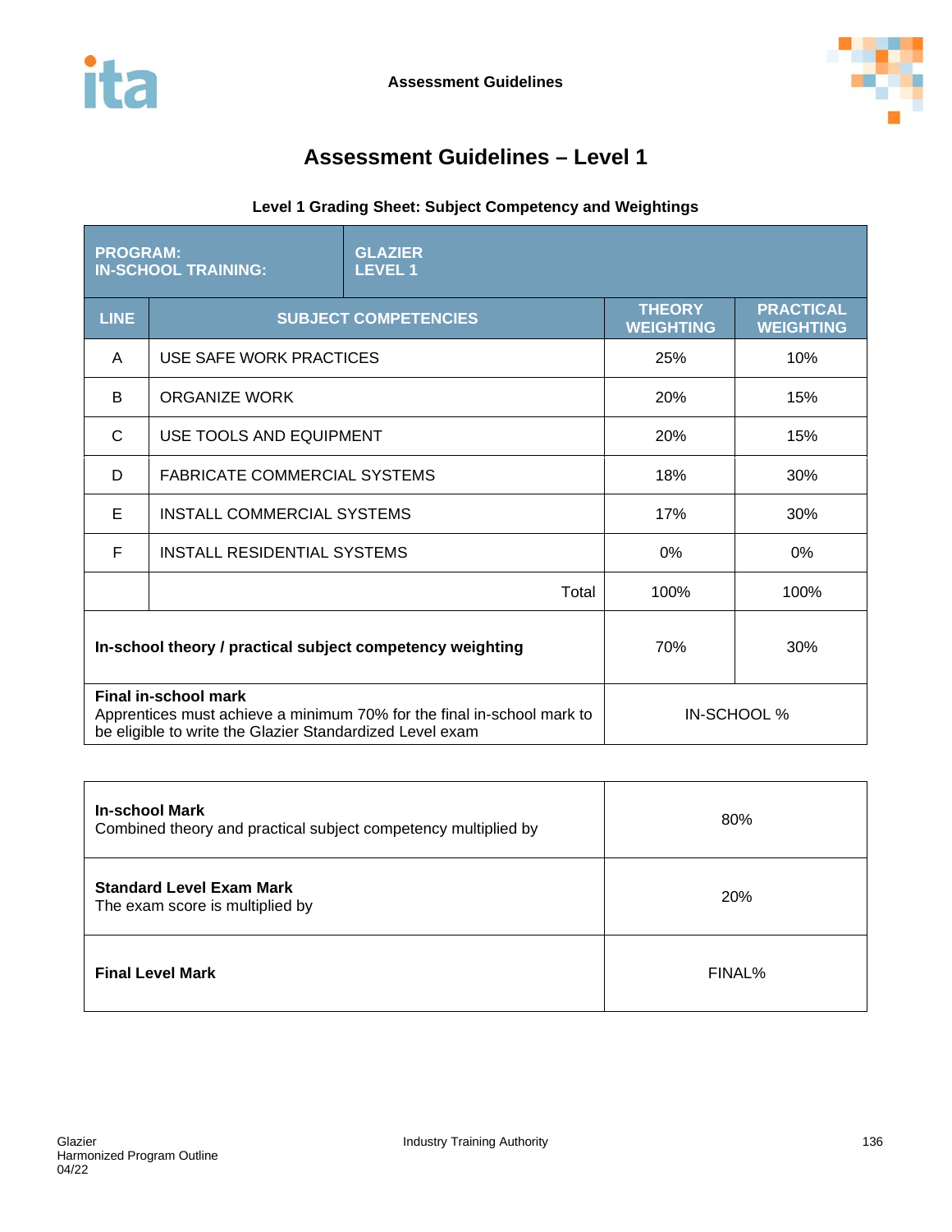# Assessment Guidelines – Level 1

### Level 1 Grading Sheet: Subject Competency and Weightings

| PROGRAM: IN-SCHOOL TRAINING: | GLAZIER LEVEL 1 | | |
|---|---|---|---|
| **LINE** | **SUBJECT COMPETENCIES** | **THEORY WEIGHTING** | **PRACTICAL WEIGHTING** |
| A | USE SAFE WORK PRACTICES | 25% | 10% |
| B | ORGANIZE WORK | 20% | 15% |
| C | USE TOOLS AND EQUIPMENT | 20% | 15% |
| D | FABRICATE COMMERCIAL SYSTEMS | 18% | 30% |
| E | INSTALL COMMERCIAL SYSTEMS | 17% | 30% |
| F | INSTALL RESIDENTIAL SYSTEMS | 0% | 0% |
| | Total | 100% | 100% |
| **In-school theory / practical subject competency weighting** | | 70% | 30% |
| **Final in-school mark** Apprentices must achieve a minimum 70% for the final in-school mark to be eligible to write the Glazier Standardized Level exam | | IN-SCHOOL % | |

| | |
|---|---|
| **In-school Mark** Combined theory and practical subject competency multiplied by | 80% |
| **Standard Level Exam Mark** The exam score is multiplied by | 20% |
| **Final Level Mark** | FINAL% |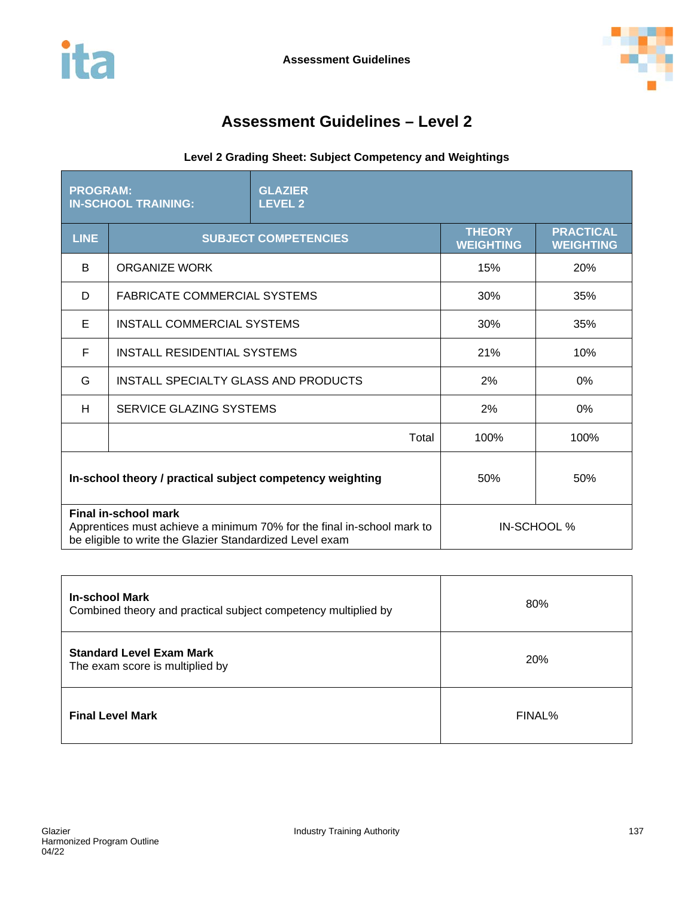# Assessment Guidelines – Level 2

**Level 2 Grading Sheet: Subject Competency and Weightings**

| PROGRAM: IN-SCHOOL TRAINING: | GLAZIER LEVEL 2 | | |
|---|---|---|---|
| **LINE** | **SUBJECT COMPETENCIES** | **THEORY WEIGHTING** | **PRACTICAL WEIGHTING** |
| B | ORGANIZE WORK | 15% | 20% |
| D | FABRICATE COMMERCIAL SYSTEMS | 30% | 35% |
| E | INSTALL COMMERCIAL SYSTEMS | 30% | 35% |
| F | INSTALL RESIDENTIAL SYSTEMS | 21% | 10% |
| G | INSTALL SPECIALTY GLASS AND PRODUCTS | 2% | 0% |
| H | SERVICE GLAZING SYSTEMS | 2% | 0% |
| | Total | 100% | 100% |
| **In-school theory / practical subject competency weighting** | | 50% | 50% |
| **Final in-school mark** Apprentices must achieve a minimum 70% for the final in-school mark to be eligible to write the Glazier Standardized Level exam | | IN-SCHOOL % | |

| | |
|---|---|
| **In-school Mark** Combined theory and practical subject competency multiplied by | 80% |
| **Standard Level Exam Mark** The exam score is multiplied by | 20% |
| **Final Level Mark** | FINAL% |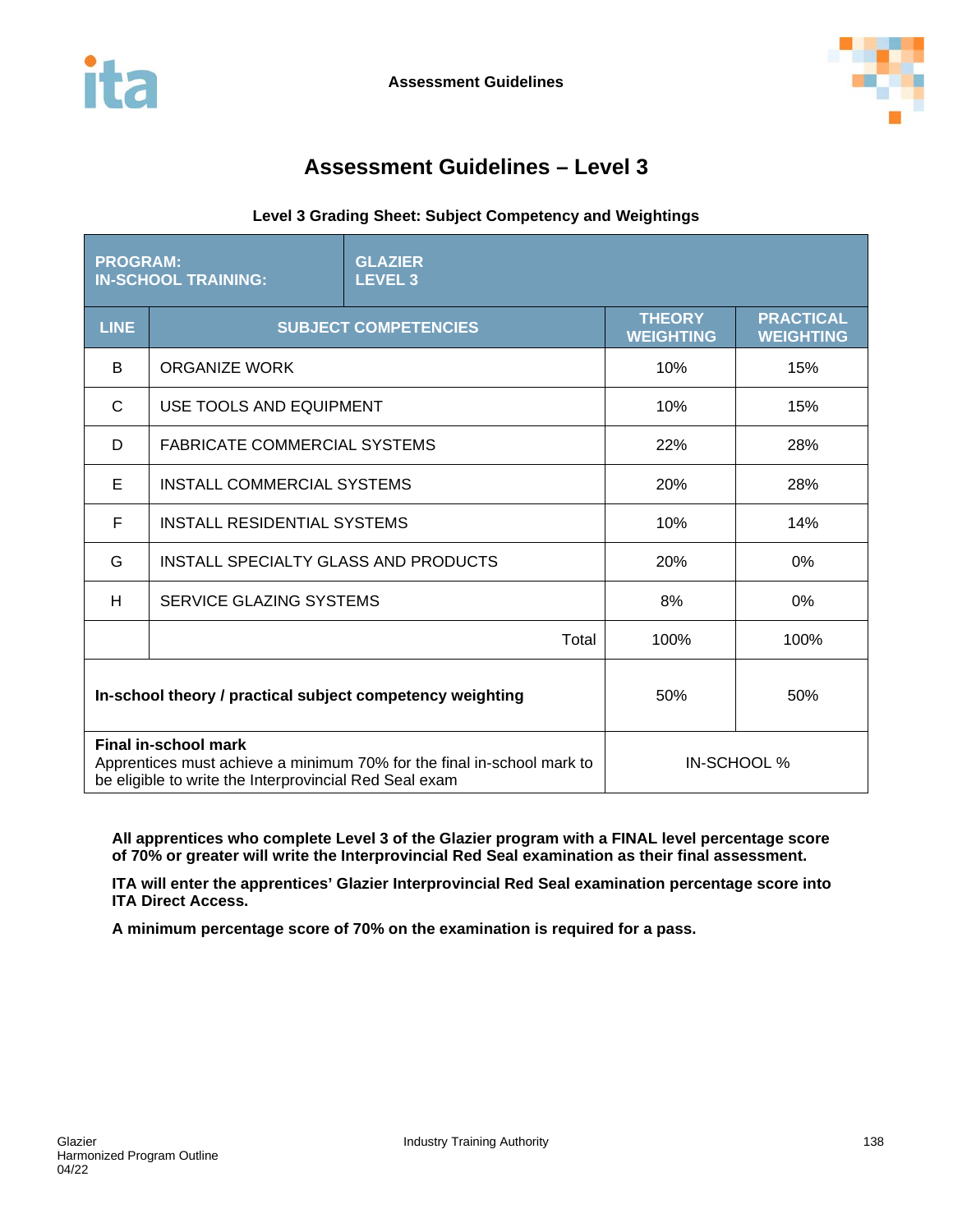# Assessment Guidelines – Level 3

**Level 3 Grading Sheet: Subject Competency and Weightings**

| **PROGRAM:**<br>**IN-SCHOOL TRAINING:** | **GLAZIER**<br>**LEVEL 3** | | |
|---|---|---|---|
| **LINE** | **SUBJECT COMPETENCIES** | **THEORY WEIGHTING** | **PRACTICAL WEIGHTING** |
| B | ORGANIZE WORK | 10% | 15% |
| C | USE TOOLS AND EQUIPMENT | 10% | 15% |
| D | FABRICATE COMMERCIAL SYSTEMS | 22% | 28% |
| E | INSTALL COMMERCIAL SYSTEMS | 20% | 28% |
| F | INSTALL RESIDENTIAL SYSTEMS | 10% | 14% |
| G | INSTALL SPECIALTY GLASS AND PRODUCTS | 20% | 0% |
| H | SERVICE GLAZING SYSTEMS | 8% | 0% |
| | Total | 100% | 100% |
| **In-school theory / practical subject competency weighting** | | 50% | 50% |
| **Final in-school mark**<br>Apprentices must achieve a minimum 70% for the final in-school mark to be eligible to write the Interprovincial Red Seal exam | | IN-SCHOOL % | |

**All apprentices who complete Level 3 of the Glazier program with a FINAL level percentage score of 70% or greater will write the Interprovincial Red Seal examination as their final assessment.**

**ITA will enter the apprentices' Glazier Interprovincial Red Seal examination percentage score into ITA Direct Access.**

**A minimum percentage score of 70% on the examination is required for a pass.**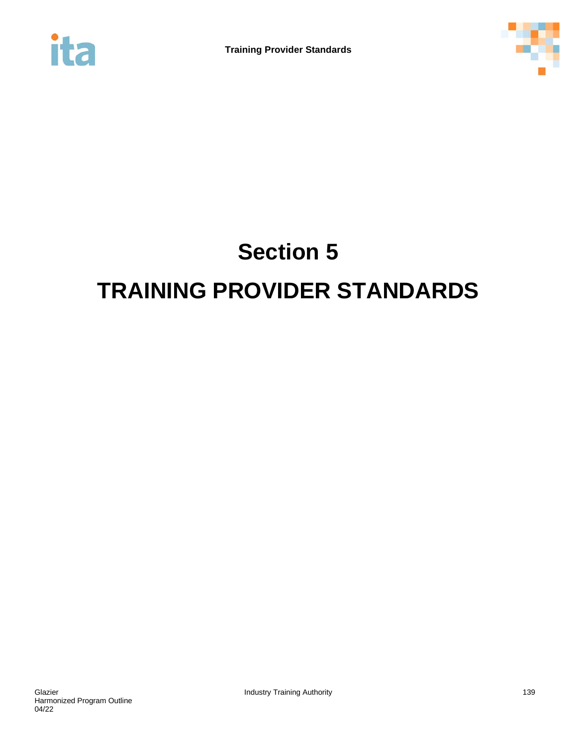# Section 5

# TRAINING PROVIDER STANDARDS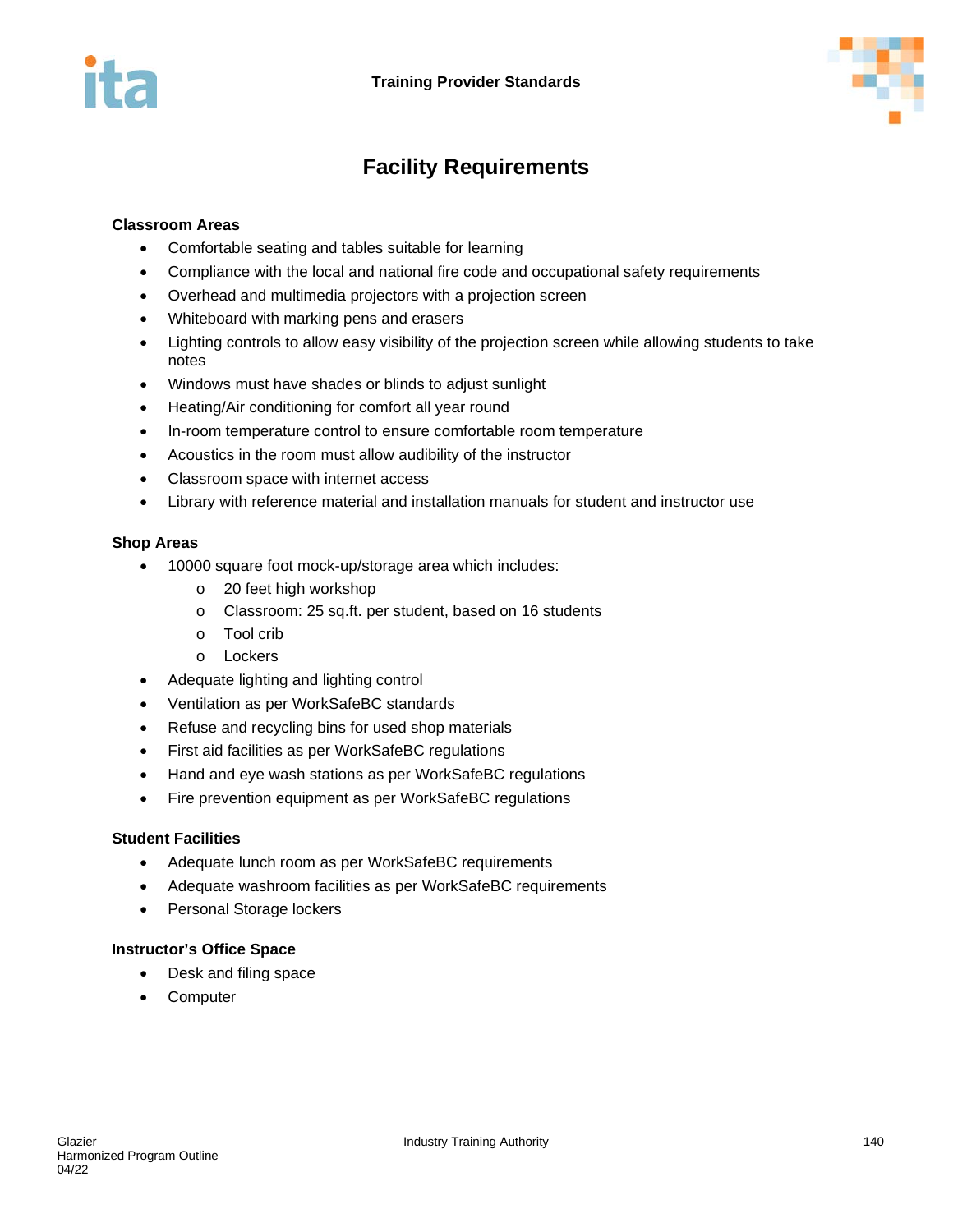# Facility Requirements

## Classroom Areas

- Comfortable seating and tables suitable for learning
- Compliance with the local and national fire code and occupational safety requirements
- Overhead and multimedia projectors with a projection screen
- Whiteboard with marking pens and erasers
- Lighting controls to allow easy visibility of the projection screen while allowing students to take notes
- Windows must have shades or blinds to adjust sunlight
- Heating/Air conditioning for comfort all year round
- In-room temperature control to ensure comfortable room temperature
- Acoustics in the room must allow audibility of the instructor
- Classroom space with internet access
- Library with reference material and installation manuals for student and instructor use

## Shop Areas

- 10000 square foot mock-up/storage area which includes:
    - 20 feet high workshop
    - Classroom: 25 sq.ft. per student, based on 16 students
    - Tool crib
    - Lockers
- Adequate lighting and lighting control
- Ventilation as per WorkSafeBC standards
- Refuse and recycling bins for used shop materials
- First aid facilities as per WorkSafeBC regulations
- Hand and eye wash stations as per WorkSafeBC regulations
- Fire prevention equipment as per WorkSafeBC regulations

## Student Facilities

- Adequate lunch room as per WorkSafeBC requirements
- Adequate washroom facilities as per WorkSafeBC requirements
- Personal Storage lockers

## Instructor's Office Space

- Desk and filing space
- Computer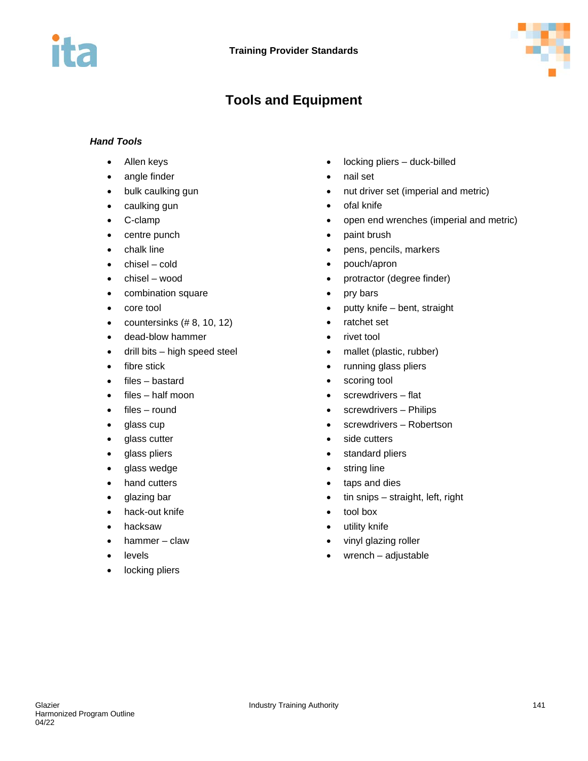# Tools and Equipment

***Hand Tools***

- Allen keys
- angle finder
- bulk caulking gun
- caulking gun
- C-clamp
- centre punch
- chalk line
- chisel – cold
- chisel – wood
- combination square
- core tool
- countersinks (# 8, 10, 12)
- dead-blow hammer
- drill bits – high speed steel
- fibre stick
- files – bastard
- files – half moon
- files – round
- glass cup
- glass cutter
- glass pliers
- glass wedge
- hand cutters
- glazing bar
- hack-out knife
- hacksaw
- hammer – claw
- levels
- locking pliers
- locking pliers – duck-billed
- nail set
- nut driver set (imperial and metric)
- ofal knife
- open end wrenches (imperial and metric)
- paint brush
- pens, pencils, markers
- pouch/apron
- protractor (degree finder)
- pry bars
- putty knife – bent, straight
- ratchet set
- rivet tool
- mallet (plastic, rubber)
- running glass pliers
- scoring tool
- screwdrivers – flat
- screwdrivers – Philips
- screwdrivers – Robertson
- side cutters
- standard pliers
- string line
- taps and dies
- tin snips – straight, left, right
- tool box
- utility knife
- vinyl glazing roller
- wrench – adjustable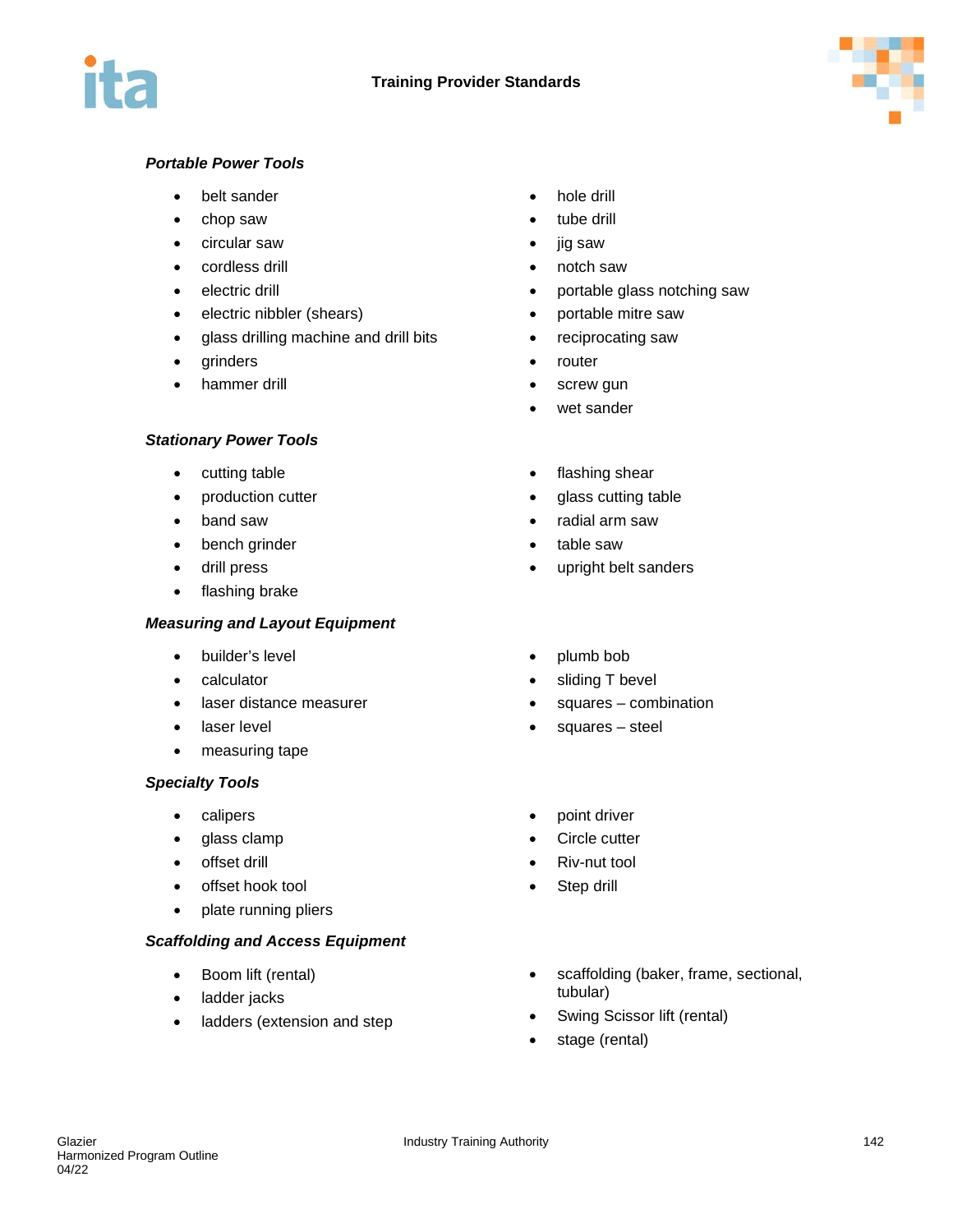### *Portable Power Tools*

- belt sander
- chop saw
- circular saw
- cordless drill
- electric drill
- electric nibbler (shears)
- glass drilling machine and drill bits
- grinders
- hammer drill
- hole drill
- tube drill
- jig saw
- notch saw
- portable glass notching saw
- portable mitre saw
- reciprocating saw
- router
- screw gun
- wet sander

### *Stationary Power Tools*

- cutting table
- production cutter
- band saw
- bench grinder
- drill press
- flashing brake
- flashing shear
- glass cutting table
- radial arm saw
- table saw
- upright belt sanders

### *Measuring and Layout Equipment*

- builder's level
- calculator
- laser distance measurer
- laser level
- measuring tape
- plumb bob
- sliding T bevel
- squares – combination
- squares – steel

### *Specialty Tools*

- calipers
- glass clamp
- offset drill
- offset hook tool
- plate running pliers
- point driver
- Circle cutter
- Riv-nut tool
- Step drill

### *Scaffolding and Access Equipment*

- Boom lift (rental)
- ladder jacks
- ladders (extension and step
- scaffolding (baker, frame, sectional, tubular)
- Swing Scissor lift (rental)
- stage (rental)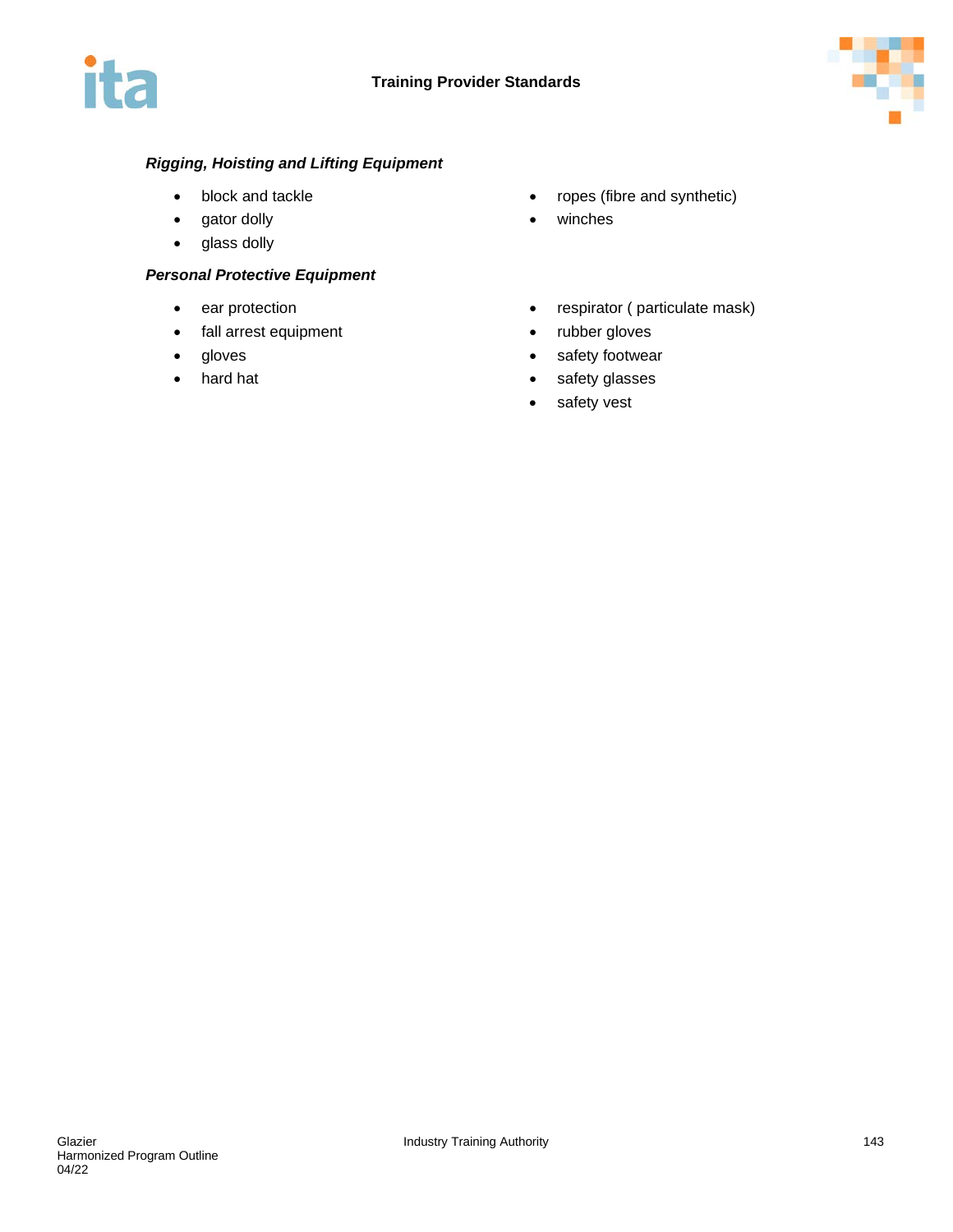***Rigging, Hoisting and Lifting Equipment***

- block and tackle
- gator dolly
- glass dolly
- ropes (fibre and synthetic)
- winches

***Personal Protective Equipment***

- ear protection
- fall arrest equipment
- gloves
- hard hat
- respirator ( particulate mask)
- rubber gloves
- safety footwear
- safety glasses
- safety vest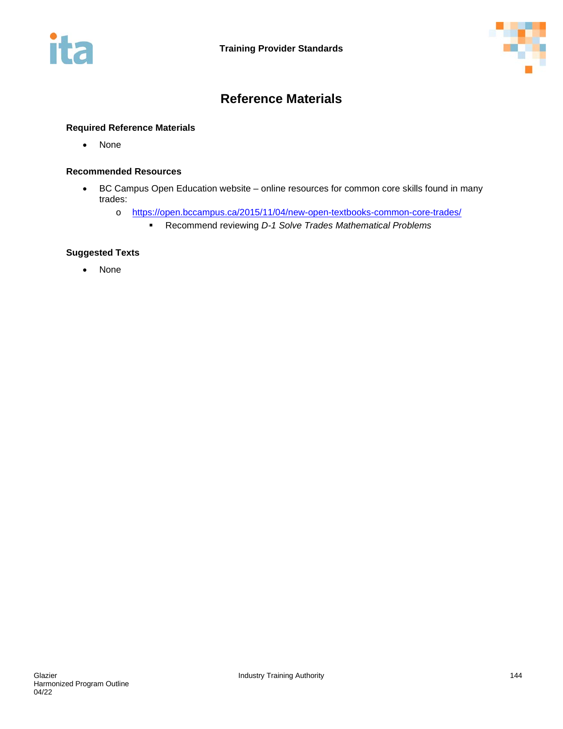# Reference Materials

**Required Reference Materials**

- None

**Recommended Resources**

- BC Campus Open Education website – online resources for common core skills found in many trades:
  - https://open.bccampus.ca/2015/11/04/new-open-textbooks-common-core-trades/
    - Recommend reviewing *D-1 Solve Trades Mathematical Problems*

**Suggested Texts**

- None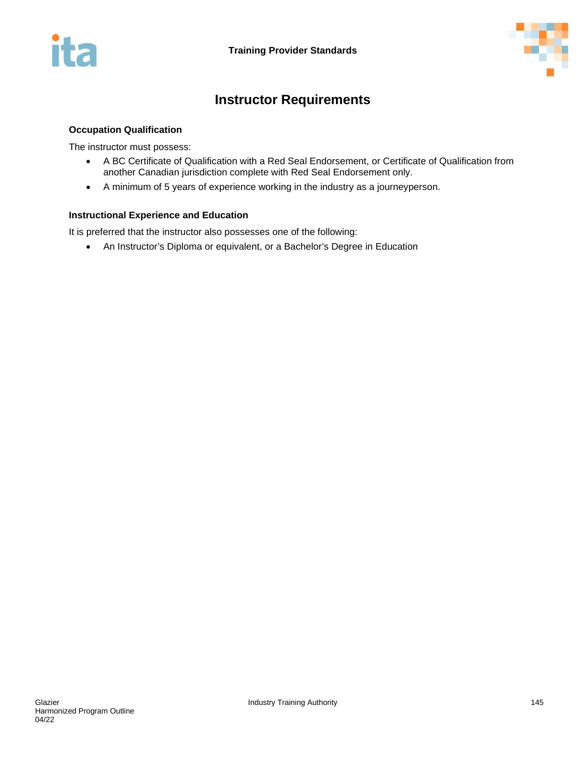# Instructor Requirements

### Occupation Qualification

The instructor must possess:

- A BC Certificate of Qualification with a Red Seal Endorsement, or Certificate of Qualification from another Canadian jurisdiction complete with Red Seal Endorsement only.
- A minimum of 5 years of experience working in the industry as a journeyperson.

### Instructional Experience and Education

It is preferred that the instructor also possesses one of the following:

- An Instructor's Diploma or equivalent, or a Bachelor's Degree in Education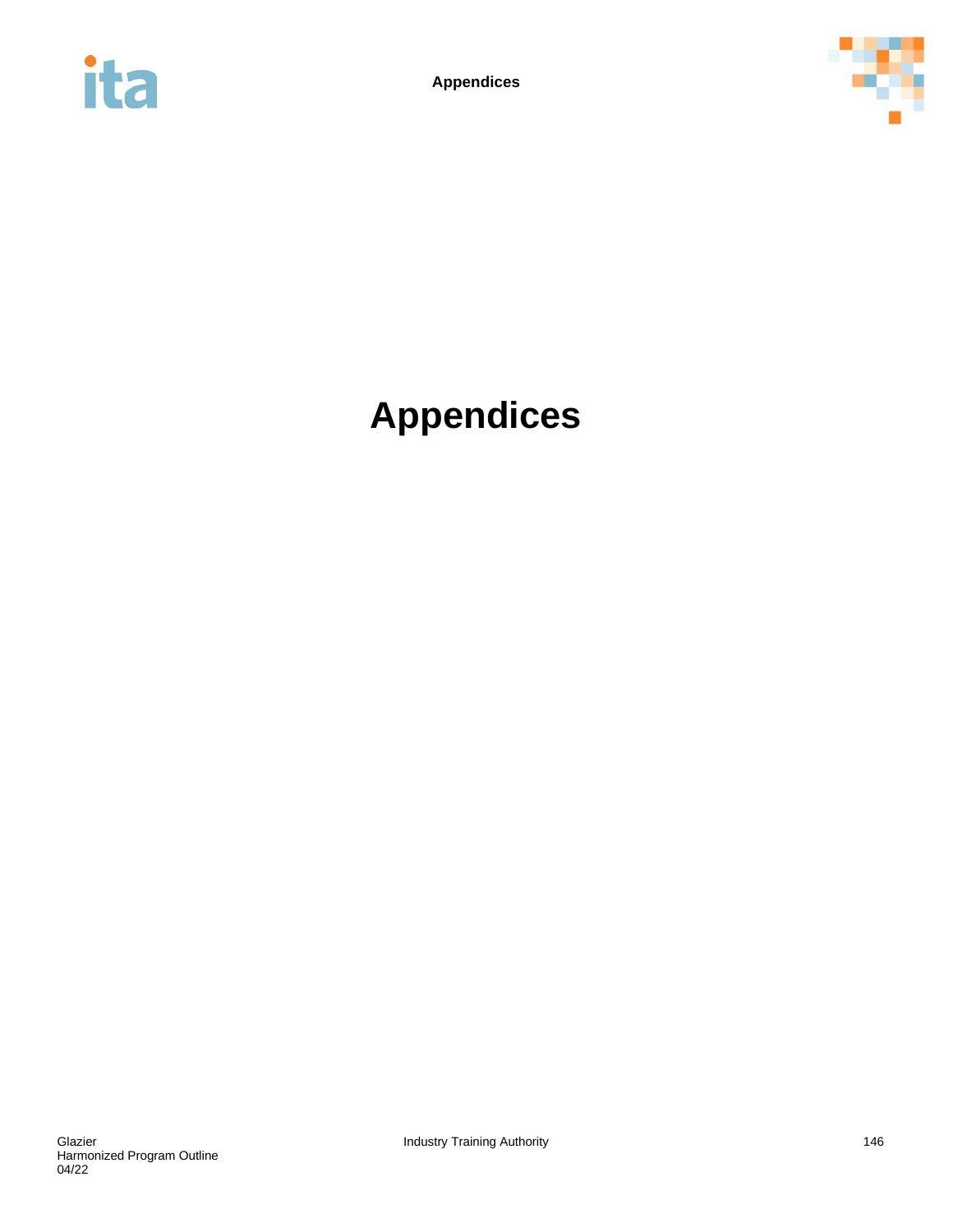# Appendices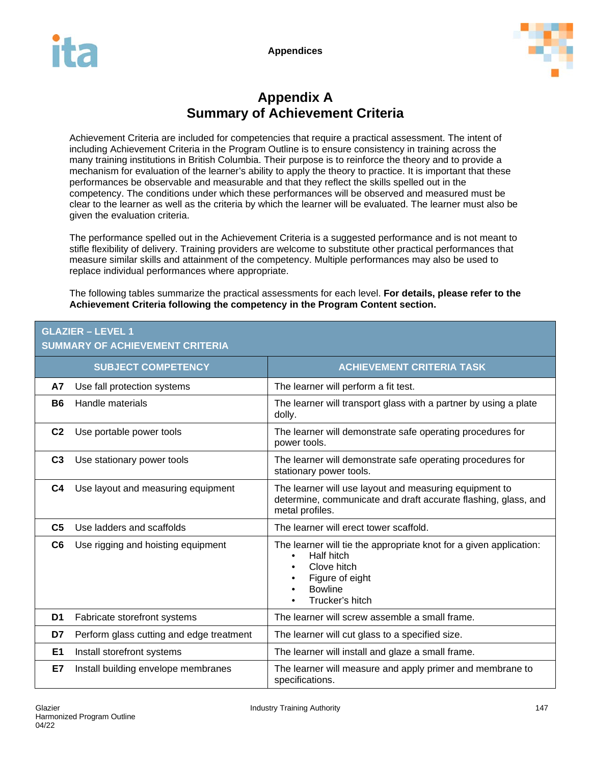# Appendix A
# Summary of Achievement Criteria

Achievement Criteria are included for competencies that require a practical assessment. The intent of including Achievement Criteria in the Program Outline is to ensure consistency in training across the many training institutions in British Columbia. Their purpose is to reinforce the theory and to provide a mechanism for evaluation of the learner's ability to apply the theory to practice. It is important that these performances be observable and measurable and that they reflect the skills spelled out in the competency. The conditions under which these performances will be observed and measured must be clear to the learner as well as the criteria by which the learner will be evaluated. The learner must also be given the evaluation criteria.

The performance spelled out in the Achievement Criteria is a suggested performance and is not meant to stifle flexibility of delivery. Training providers are welcome to substitute other practical performances that measure similar skills and attainment of the competency. Multiple performances may also be used to replace individual performances where appropriate.

The following tables summarize the practical assessments for each level. **For details, please refer to the Achievement Criteria following the competency in the Program Content section.**

**GLAZIER – LEVEL 1**
**SUMMARY OF ACHIEVEMENT CRITERIA**

| SUBJECT COMPETENCY | | ACHIEVEMENT CRITERIA TASK |
|---|---|---|
| **A7** | Use fall protection systems | The learner will perform a fit test. |
| **B6** | Handle materials | The learner will transport glass with a partner by using a plate dolly. |
| **C2** | Use portable power tools | The learner will demonstrate safe operating procedures for power tools. |
| **C3** | Use stationary power tools | The learner will demonstrate safe operating procedures for stationary power tools. |
| **C4** | Use layout and measuring equipment | The learner will use layout and measuring equipment to determine, communicate and draft accurate flashing, glass, and metal profiles. |
| **C5** | Use ladders and scaffolds | The learner will erect tower scaffold. |
| **C6** | Use rigging and hoisting equipment | The learner will tie the appropriate knot for a given application:<br>• Half hitch<br>• Clove hitch<br>• Figure of eight<br>• Bowline<br>• Trucker's hitch |
| **D1** | Fabricate storefront systems | The learner will screw assemble a small frame. |
| **D7** | Perform glass cutting and edge treatment | The learner will cut glass to a specified size. |
| **E1** | Install storefront systems | The learner will install and glaze a small frame. |
| **E7** | Install building envelope membranes | The learner will measure and apply primer and membrane to specifications. |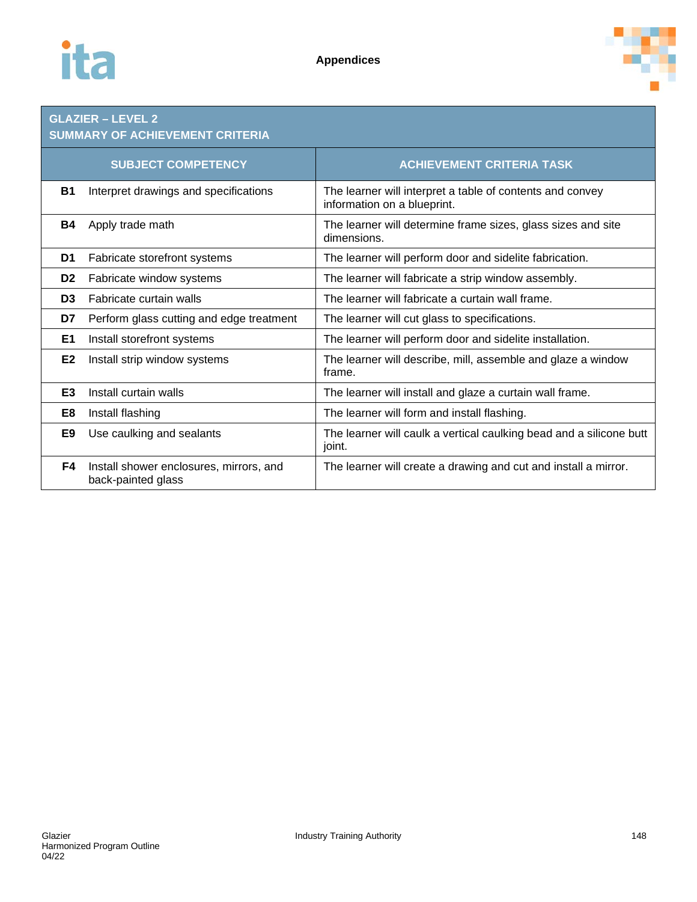## GLAZIER – LEVEL 2
## SUMMARY OF ACHIEVEMENT CRITERIA

| SUBJECT COMPETENCY | | ACHIEVEMENT CRITERIA TASK |
|---|---|---|
| **B1** | Interpret drawings and specifications | The learner will interpret a table of contents and convey information on a blueprint. |
| **B4** | Apply trade math | The learner will determine frame sizes, glass sizes and site dimensions. |
| **D1** | Fabricate storefront systems | The learner will perform door and sidelite fabrication. |
| **D2** | Fabricate window systems | The learner will fabricate a strip window assembly. |
| **D3** | Fabricate curtain walls | The learner will fabricate a curtain wall frame. |
| **D7** | Perform glass cutting and edge treatment | The learner will cut glass to specifications. |
| **E1** | Install storefront systems | The learner will perform door and sidelite installation. |
| **E2** | Install strip window systems | The learner will describe, mill, assemble and glaze a window frame. |
| **E3** | Install curtain walls | The learner will install and glaze a curtain wall frame. |
| **E8** | Install flashing | The learner will form and install flashing. |
| **E9** | Use caulking and sealants | The learner will caulk a vertical caulking bead and a silicone butt joint. |
| **F4** | Install shower enclosures, mirrors, and back-painted glass | The learner will create a drawing and cut and install a mirror. |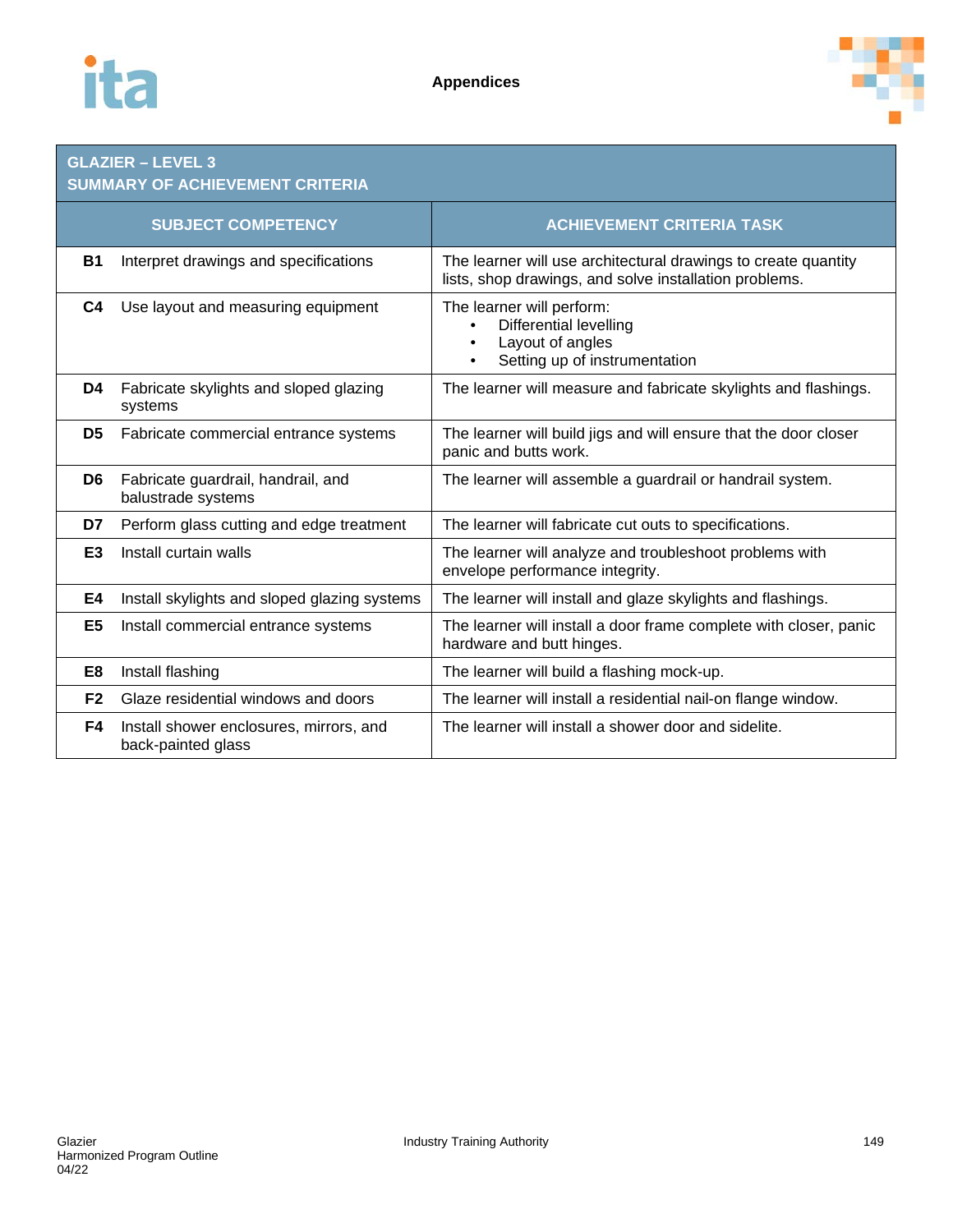## GLAZIER – LEVEL 3
## SUMMARY OF ACHIEVEMENT CRITERIA

| SUBJECT COMPETENCY | | ACHIEVEMENT CRITERIA TASK |
|---|---|---|
| **B1** | Interpret drawings and specifications | The learner will use architectural drawings to create quantity lists, shop drawings, and solve installation problems. |
| **C4** | Use layout and measuring equipment | The learner will perform:<br>• Differential levelling<br>• Layout of angles<br>• Setting up of instrumentation |
| **D4** | Fabricate skylights and sloped glazing systems | The learner will measure and fabricate skylights and flashings. |
| **D5** | Fabricate commercial entrance systems | The learner will build jigs and will ensure that the door closer panic and butts work. |
| **D6** | Fabricate guardrail, handrail, and balustrade systems | The learner will assemble a guardrail or handrail system. |
| **D7** | Perform glass cutting and edge treatment | The learner will fabricate cut outs to specifications. |
| **E3** | Install curtain walls | The learner will analyze and troubleshoot problems with envelope performance integrity. |
| **E4** | Install skylights and sloped glazing systems | The learner will install and glaze skylights and flashings. |
| **E5** | Install commercial entrance systems | The learner will install a door frame complete with closer, panic hardware and butt hinges. |
| **E8** | Install flashing | The learner will build a flashing mock-up. |
| **F2** | Glaze residential windows and doors | The learner will install a residential nail-on flange window. |
| **F4** | Install shower enclosures, mirrors, and back-painted glass | The learner will install a shower door and sidelite. |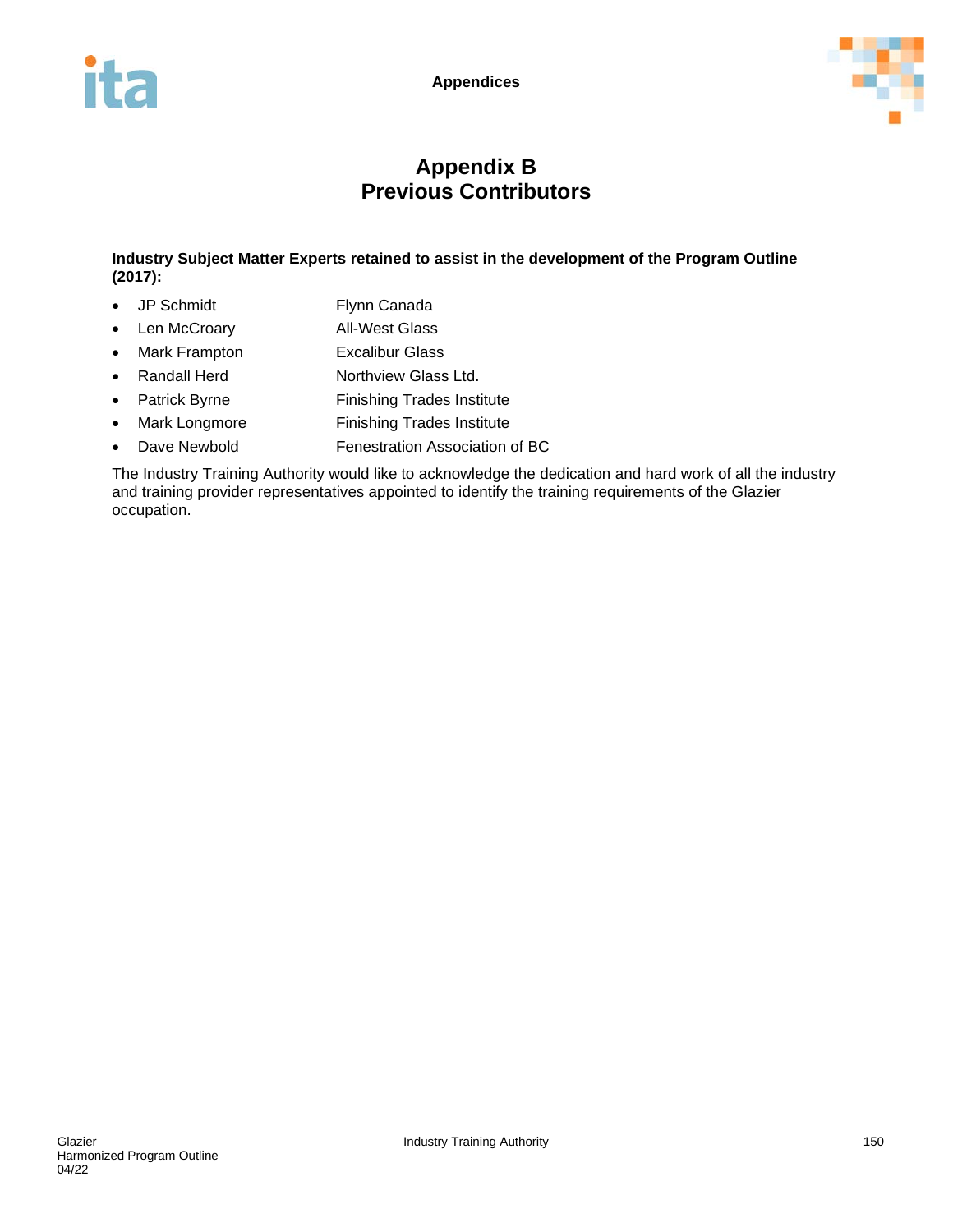# Appendix B
# Previous Contributors

**Industry Subject Matter Experts retained to assist in the development of the Program Outline (2017):**

- JP Schmidt Flynn Canada
- Len McCroary All-West Glass
- Mark Frampton Excalibur Glass
- Randall Herd Northview Glass Ltd.
- Patrick Byrne Finishing Trades Institute
- Mark Longmore Finishing Trades Institute
- Dave Newbold Fenestration Association of BC

The Industry Training Authority would like to acknowledge the dedication and hard work of all the industry and training provider representatives appointed to identify the training requirements of the Glazier occupation.